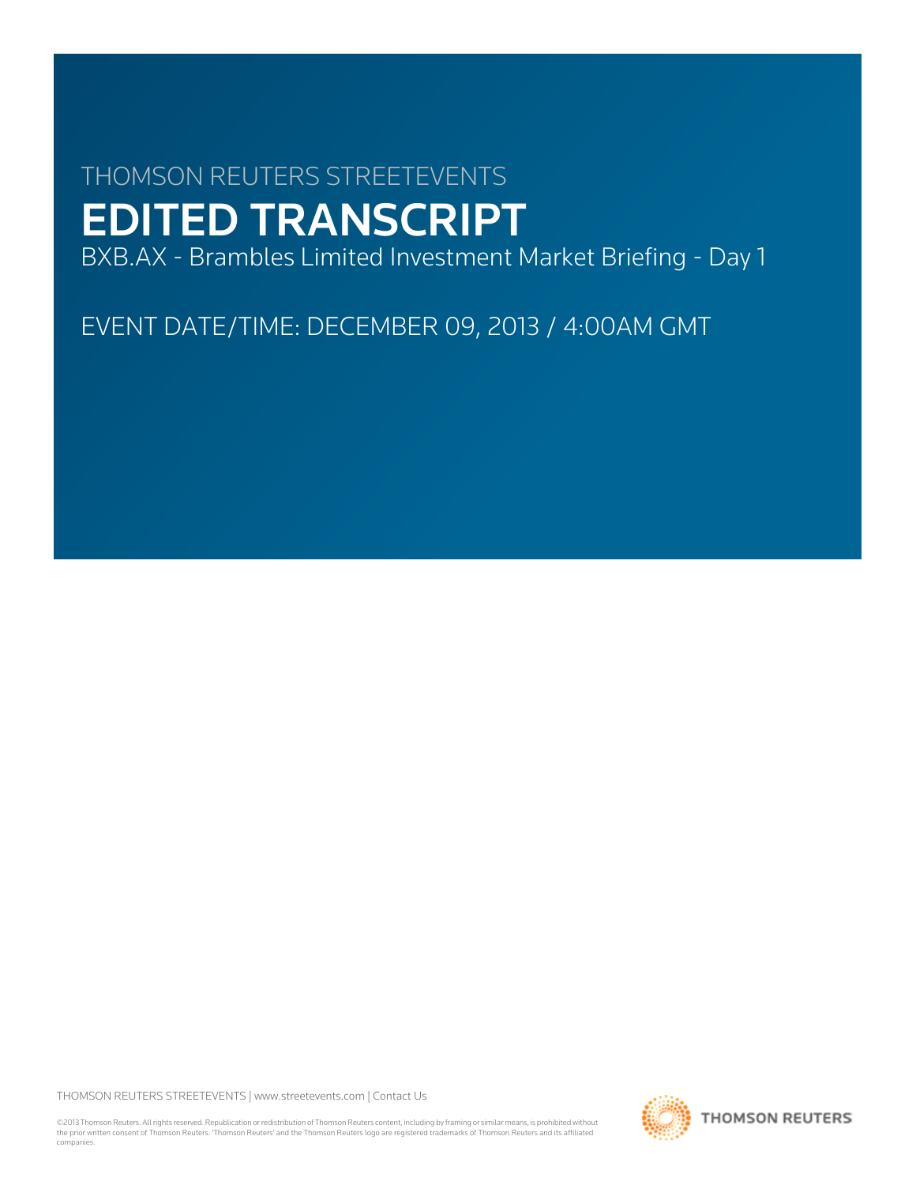THOMSON REUTERS STREETEVENTS

# EDITED TRANSCRIPT

BXB.AX - Brambles Limited Investment Market Briefing - Day 1

EVENT DATE/TIME: DECEMBER 09, 2013 / 4:00AM GMT

THOMSON REUTERS STREETEVENTS | www.streetevents.com | Contact Us

©2013 Thomson Reuters. All rights reserved. Republication or redistribution of Thomson Reuters content, including by framing or similar means, is prohibited without the prior written consent of Thomson Reuters. 'Thomson Reuters' and the Thomson Reuters logo are registered trademarks of Thomson Reuters and its affiliated companies.

THOMSON REUTERS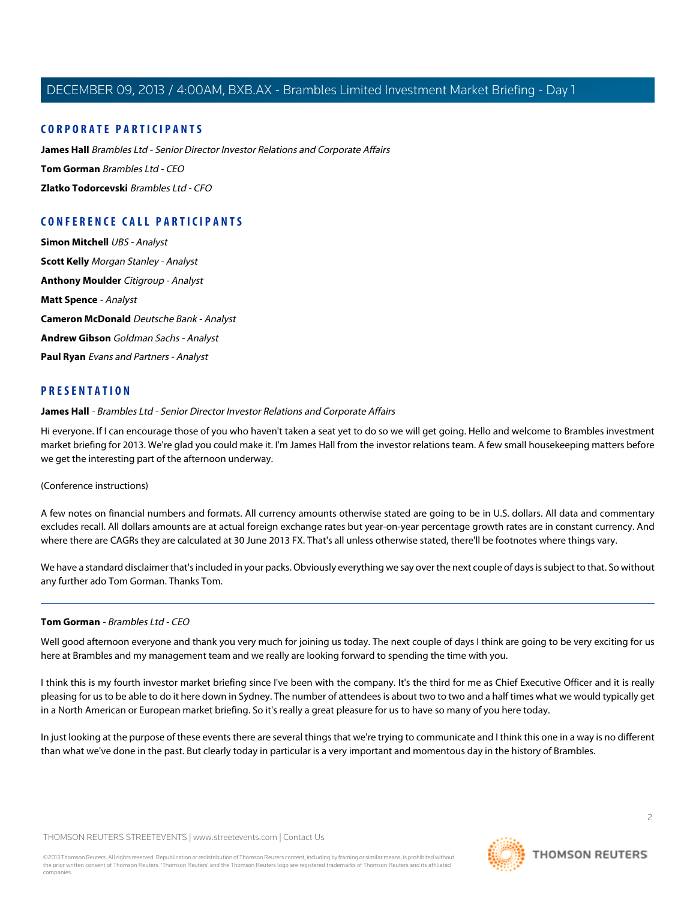## CORPORATE PARTICIPANTS

**James Hall** *Brambles Ltd - Senior Director Investor Relations and Corporate Affairs*

**Tom Gorman** *Brambles Ltd - CEO*

**Zlatko Todorcevski** *Brambles Ltd - CFO*

## CONFERENCE CALL PARTICIPANTS

**Simon Mitchell** *UBS - Analyst*

**Scott Kelly** *Morgan Stanley - Analyst*

**Anthony Moulder** *Citigroup - Analyst*

**Matt Spence** *- Analyst*

**Cameron McDonald** *Deutsche Bank - Analyst*

**Andrew Gibson** *Goldman Sachs - Analyst*

**Paul Ryan** *Evans and Partners - Analyst*

## PRESENTATION

**James Hall** *- Brambles Ltd - Senior Director Investor Relations and Corporate Affairs*

Hi everyone. If I can encourage those of you who haven't taken a seat yet to do so we will get going. Hello and welcome to Brambles investment market briefing for 2013. We're glad you could make it. I'm James Hall from the investor relations team. A few small housekeeping matters before we get the interesting part of the afternoon underway.

(Conference instructions)

A few notes on financial numbers and formats. All currency amounts otherwise stated are going to be in U.S. dollars. All data and commentary excludes recall. All dollars amounts are at actual foreign exchange rates but year-on-year percentage growth rates are in constant currency. And where there are CAGRs they are calculated at 30 June 2013 FX. That's all unless otherwise stated, there'll be footnotes where things vary.

We have a standard disclaimer that's included in your packs. Obviously everything we say over the next couple of days is subject to that. So without any further ado Tom Gorman. Thanks Tom.

---

**Tom Gorman** *- Brambles Ltd - CEO*

Well good afternoon everyone and thank you very much for joining us today. The next couple of days I think are going to be very exciting for us here at Brambles and my management team and we really are looking forward to spending the time with you.

I think this is my fourth investor market briefing since I've been with the company. It's the third for me as Chief Executive Officer and it is really pleasing for us to be able to do it here down in Sydney. The number of attendees is about two to two and a half times what we would typically get in a North American or European market briefing. So it's really a great pleasure for us to have so many of you here today.

In just looking at the purpose of these events there are several things that we're trying to communicate and I think this one in a way is no different than what we've done in the past. But clearly today in particular is a very important and momentous day in the history of Brambles.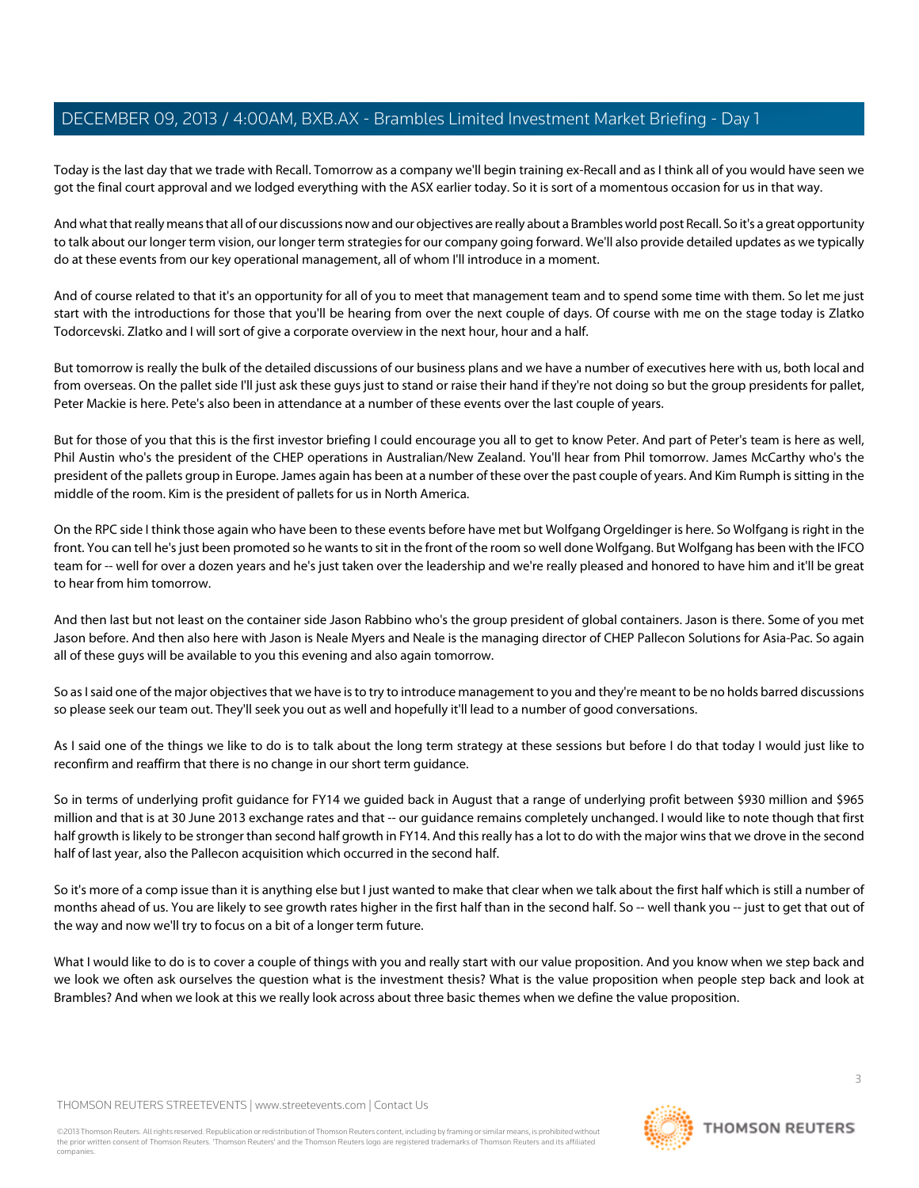Today is the last day that we trade with Recall. Tomorrow as a company we'll begin training ex-Recall and as I think all of you would have seen we got the final court approval and we lodged everything with the ASX earlier today. So it is sort of a momentous occasion for us in that way.

And what that really means that all of our discussions now and our objectives are really about a Brambles world post Recall. So it's a great opportunity to talk about our longer term vision, our longer term strategies for our company going forward. We'll also provide detailed updates as we typically do at these events from our key operational management, all of whom I'll introduce in a moment.

And of course related to that it's an opportunity for all of you to meet that management team and to spend some time with them. So let me just start with the introductions for those that you'll be hearing from over the next couple of days. Of course with me on the stage today is Zlatko Todorcevski. Zlatko and I will sort of give a corporate overview in the next hour, hour and a half.

But tomorrow is really the bulk of the detailed discussions of our business plans and we have a number of executives here with us, both local and from overseas. On the pallet side I'll just ask these guys just to stand or raise their hand if they're not doing so but the group presidents for pallet, Peter Mackie is here. Pete's also been in attendance at a number of these events over the last couple of years.

But for those of you that this is the first investor briefing I could encourage you all to get to know Peter. And part of Peter's team is here as well, Phil Austin who's the president of the CHEP operations in Australian/New Zealand. You'll hear from Phil tomorrow. James McCarthy who's the president of the pallets group in Europe. James again has been at a number of these over the past couple of years. And Kim Rumph is sitting in the middle of the room. Kim is the president of pallets for us in North America.

On the RPC side I think those again who have been to these events before have met but Wolfgang Orgeldinger is here. So Wolfgang is right in the front. You can tell he's just been promoted so he wants to sit in the front of the room so well done Wolfgang. But Wolfgang has been with the IFCO team for -- well for over a dozen years and he's just taken over the leadership and we're really pleased and honored to have him and it'll be great to hear from him tomorrow.

And then last but not least on the container side Jason Rabbino who's the group president of global containers. Jason is there. Some of you met Jason before. And then also here with Jason is Neale Myers and Neale is the managing director of CHEP Pallecon Solutions for Asia-Pac. So again all of these guys will be available to you this evening and also again tomorrow.

So as I said one of the major objectives that we have is to try to introduce management to you and they're meant to be no holds barred discussions so please seek our team out. They'll seek you out as well and hopefully it'll lead to a number of good conversations.

As I said one of the things we like to do is to talk about the long term strategy at these sessions but before I do that today I would just like to reconfirm and reaffirm that there is no change in our short term guidance.

So in terms of underlying profit guidance for FY14 we guided back in August that a range of underlying profit between $930 million and $965 million and that is at 30 June 2013 exchange rates and that -- our guidance remains completely unchanged. I would like to note though that first half growth is likely to be stronger than second half growth in FY14. And this really has a lot to do with the major wins that we drove in the second half of last year, also the Pallecon acquisition which occurred in the second half.

So it's more of a comp issue than it is anything else but I just wanted to make that clear when we talk about the first half which is still a number of months ahead of us. You are likely to see growth rates higher in the first half than in the second half. So -- well thank you -- just to get that out of the way and now we'll try to focus on a bit of a longer term future.

What I would like to do is to cover a couple of things with you and really start with our value proposition. And you know when we step back and we look we often ask ourselves the question what is the investment thesis? What is the value proposition when people step back and look at Brambles? And when we look at this we really look across about three basic themes when we define the value proposition.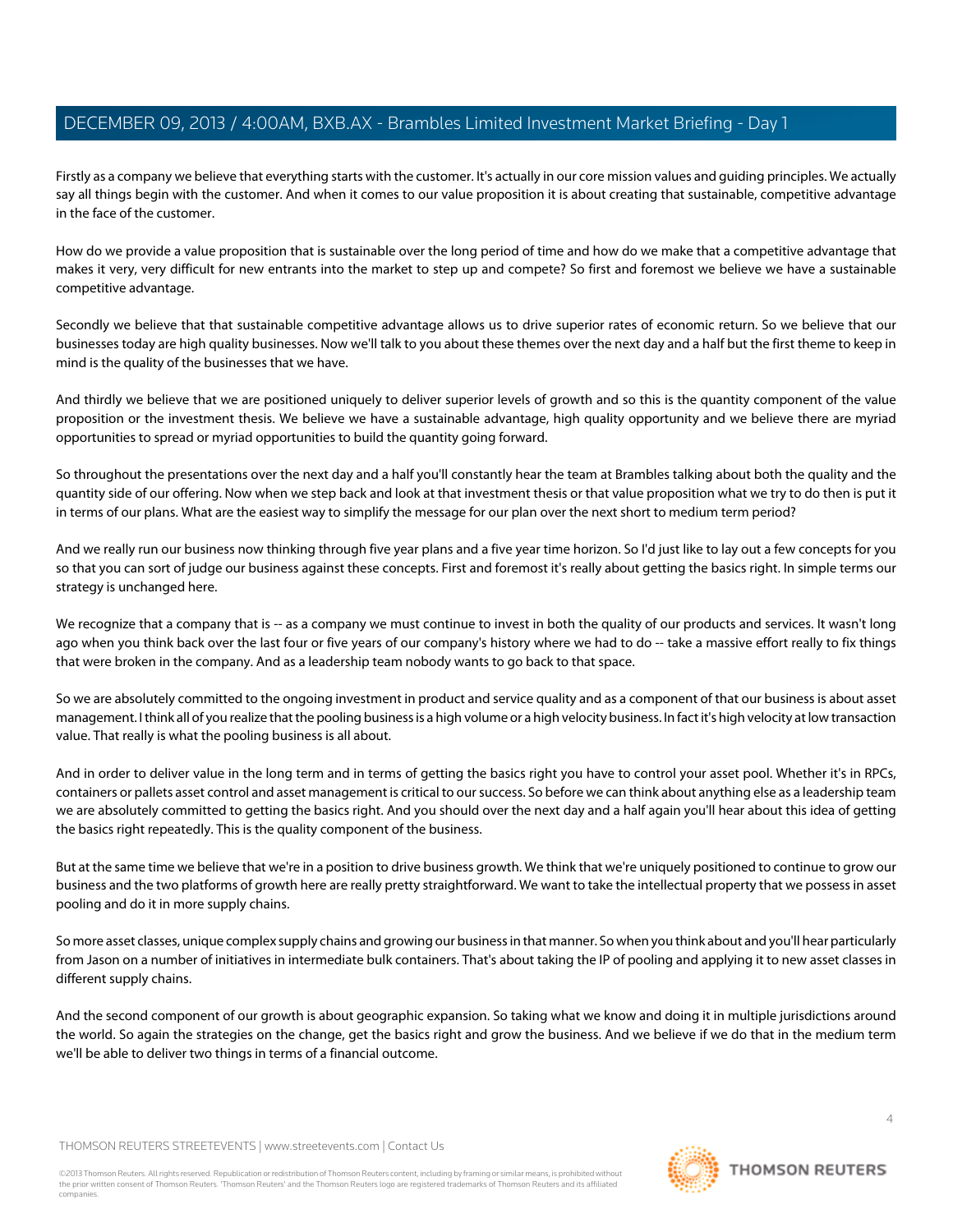Firstly as a company we believe that everything starts with the customer. It's actually in our core mission values and guiding principles. We actually say all things begin with the customer. And when it comes to our value proposition it is about creating that sustainable, competitive advantage in the face of the customer.

How do we provide a value proposition that is sustainable over the long period of time and how do we make that a competitive advantage that makes it very, very difficult for new entrants into the market to step up and compete? So first and foremost we believe we have a sustainable competitive advantage.

Secondly we believe that that sustainable competitive advantage allows us to drive superior rates of economic return. So we believe that our businesses today are high quality businesses. Now we'll talk to you about these themes over the next day and a half but the first theme to keep in mind is the quality of the businesses that we have.

And thirdly we believe that we are positioned uniquely to deliver superior levels of growth and so this is the quantity component of the value proposition or the investment thesis. We believe we have a sustainable advantage, high quality opportunity and we believe there are myriad opportunities to spread or myriad opportunities to build the quantity going forward.

So throughout the presentations over the next day and a half you'll constantly hear the team at Brambles talking about both the quality and the quantity side of our offering. Now when we step back and look at that investment thesis or that value proposition what we try to do then is put it in terms of our plans. What are the easiest way to simplify the message for our plan over the next short to medium term period?

And we really run our business now thinking through five year plans and a five year time horizon. So I'd just like to lay out a few concepts for you so that you can sort of judge our business against these concepts. First and foremost it's really about getting the basics right. In simple terms our strategy is unchanged here.

We recognize that a company that is -- as a company we must continue to invest in both the quality of our products and services. It wasn't long ago when you think back over the last four or five years of our company's history where we had to do -- take a massive effort really to fix things that were broken in the company. And as a leadership team nobody wants to go back to that space.

So we are absolutely committed to the ongoing investment in product and service quality and as a component of that our business is about asset management. I think all of you realize that the pooling business is a high volume or a high velocity business. In fact it's high velocity at low transaction value. That really is what the pooling business is all about.

And in order to deliver value in the long term and in terms of getting the basics right you have to control your asset pool. Whether it's in RPCs, containers or pallets asset control and asset management is critical to our success. So before we can think about anything else as a leadership team we are absolutely committed to getting the basics right. And you should over the next day and a half again you'll hear about this idea of getting the basics right repeatedly. This is the quality component of the business.

But at the same time we believe that we're in a position to drive business growth. We think that we're uniquely positioned to continue to grow our business and the two platforms of growth here are really pretty straightforward. We want to take the intellectual property that we possess in asset pooling and do it in more supply chains.

So more asset classes, unique complex supply chains and growing our business in that manner. So when you think about and you'll hear particularly from Jason on a number of initiatives in intermediate bulk containers. That's about taking the IP of pooling and applying it to new asset classes in different supply chains.

And the second component of our growth is about geographic expansion. So taking what we know and doing it in multiple jurisdictions around the world. So again the strategies on the change, get the basics right and grow the business. And we believe if we do that in the medium term we'll be able to deliver two things in terms of a financial outcome.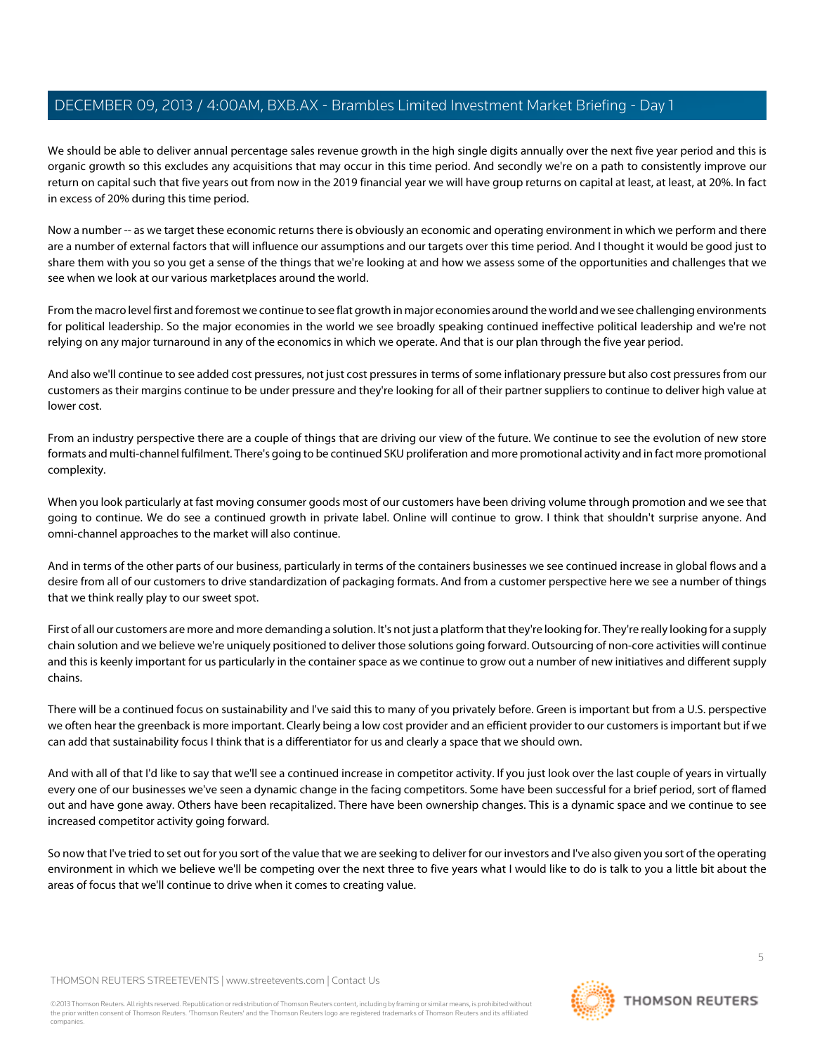We should be able to deliver annual percentage sales revenue growth in the high single digits annually over the next five year period and this is organic growth so this excludes any acquisitions that may occur in this time period. And secondly we're on a path to consistently improve our return on capital such that five years out from now in the 2019 financial year we will have group returns on capital at least, at least, at 20%. In fact in excess of 20% during this time period.

Now a number -- as we target these economic returns there is obviously an economic and operating environment in which we perform and there are a number of external factors that will influence our assumptions and our targets over this time period. And I thought it would be good just to share them with you so you get a sense of the things that we're looking at and how we assess some of the opportunities and challenges that we see when we look at our various marketplaces around the world.

From the macro level first and foremost we continue to see flat growth in major economies around the world and we see challenging environments for political leadership. So the major economies in the world we see broadly speaking continued ineffective political leadership and we're not relying on any major turnaround in any of the economics in which we operate. And that is our plan through the five year period.

And also we'll continue to see added cost pressures, not just cost pressures in terms of some inflationary pressure but also cost pressures from our customers as their margins continue to be under pressure and they're looking for all of their partner suppliers to continue to deliver high value at lower cost.

From an industry perspective there are a couple of things that are driving our view of the future. We continue to see the evolution of new store formats and multi-channel fulfilment. There's going to be continued SKU proliferation and more promotional activity and in fact more promotional complexity.

When you look particularly at fast moving consumer goods most of our customers have been driving volume through promotion and we see that going to continue. We do see a continued growth in private label. Online will continue to grow. I think that shouldn't surprise anyone. And omni-channel approaches to the market will also continue.

And in terms of the other parts of our business, particularly in terms of the containers businesses we see continued increase in global flows and a desire from all of our customers to drive standardization of packaging formats. And from a customer perspective here we see a number of things that we think really play to our sweet spot.

First of all our customers are more and more demanding a solution. It's not just a platform that they're looking for. They're really looking for a supply chain solution and we believe we're uniquely positioned to deliver those solutions going forward. Outsourcing of non-core activities will continue and this is keenly important for us particularly in the container space as we continue to grow out a number of new initiatives and different supply chains.

There will be a continued focus on sustainability and I've said this to many of you privately before. Green is important but from a U.S. perspective we often hear the greenback is more important. Clearly being a low cost provider and an efficient provider to our customers is important but if we can add that sustainability focus I think that is a differentiator for us and clearly a space that we should own.

And with all of that I'd like to say that we'll see a continued increase in competitor activity. If you just look over the last couple of years in virtually every one of our businesses we've seen a dynamic change in the facing competitors. Some have been successful for a brief period, sort of flamed out and have gone away. Others have been recapitalized. There have been ownership changes. This is a dynamic space and we continue to see increased competitor activity going forward.

So now that I've tried to set out for you sort of the value that we are seeking to deliver for our investors and I've also given you sort of the operating environment in which we believe we'll be competing over the next three to five years what I would like to do is talk to you a little bit about the areas of focus that we'll continue to drive when it comes to creating value.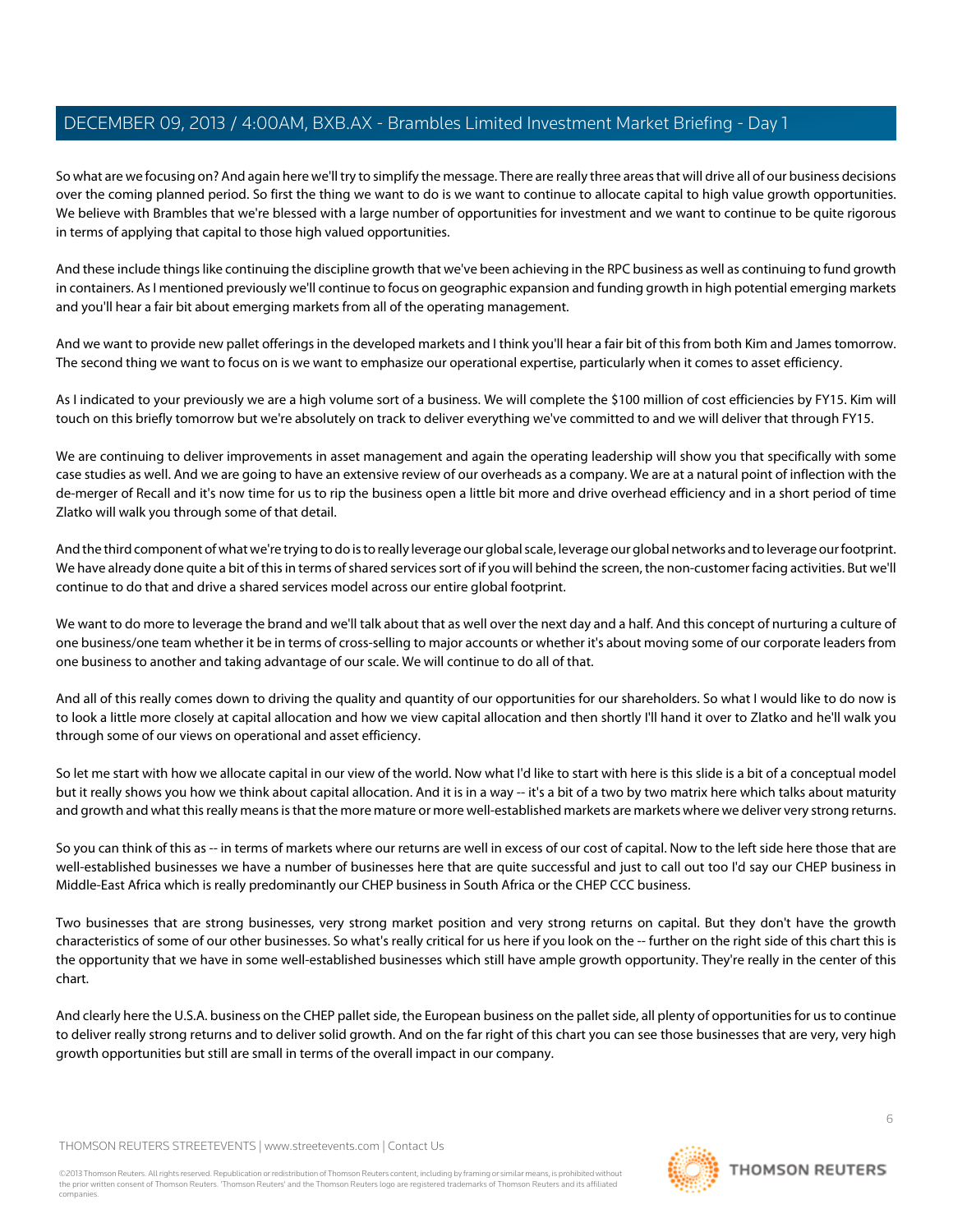So what are we focusing on? And again here we'll try to simplify the message. There are really three areas that will drive all of our business decisions over the coming planned period. So first the thing we want to do is we want to continue to allocate capital to high value growth opportunities. We believe with Brambles that we're blessed with a large number of opportunities for investment and we want to continue to be quite rigorous in terms of applying that capital to those high valued opportunities.

And these include things like continuing the discipline growth that we've been achieving in the RPC business as well as continuing to fund growth in containers. As I mentioned previously we'll continue to focus on geographic expansion and funding growth in high potential emerging markets and you'll hear a fair bit about emerging markets from all of the operating management.

And we want to provide new pallet offerings in the developed markets and I think you'll hear a fair bit of this from both Kim and James tomorrow. The second thing we want to focus on is we want to emphasize our operational expertise, particularly when it comes to asset efficiency.

As I indicated to your previously we are a high volume sort of a business. We will complete the $100 million of cost efficiencies by FY15. Kim will touch on this briefly tomorrow but we're absolutely on track to deliver everything we've committed to and we will deliver that through FY15.

We are continuing to deliver improvements in asset management and again the operating leadership will show you that specifically with some case studies as well. And we are going to have an extensive review of our overheads as a company. We are at a natural point of inflection with the de-merger of Recall and it's now time for us to rip the business open a little bit more and drive overhead efficiency and in a short period of time Zlatko will walk you through some of that detail.

And the third component of what we're trying to do is to really leverage our global scale, leverage our global networks and to leverage our footprint. We have already done quite a bit of this in terms of shared services sort of if you will behind the screen, the non-customer facing activities. But we'll continue to do that and drive a shared services model across our entire global footprint.

We want to do more to leverage the brand and we'll talk about that as well over the next day and a half. And this concept of nurturing a culture of one business/one team whether it be in terms of cross-selling to major accounts or whether it's about moving some of our corporate leaders from one business to another and taking advantage of our scale. We will continue to do all of that.

And all of this really comes down to driving the quality and quantity of our opportunities for our shareholders. So what I would like to do now is to look a little more closely at capital allocation and how we view capital allocation and then shortly I'll hand it over to Zlatko and he'll walk you through some of our views on operational and asset efficiency.

So let me start with how we allocate capital in our view of the world. Now what I'd like to start with here is this slide is a bit of a conceptual model but it really shows you how we think about capital allocation. And it is in a way -- it's a bit of a two by two matrix here which talks about maturity and growth and what this really means is that the more mature or more well-established markets are markets where we deliver very strong returns.

So you can think of this as -- in terms of markets where our returns are well in excess of our cost of capital. Now to the left side here those that are well-established businesses we have a number of businesses here that are quite successful and just to call out too I'd say our CHEP business in Middle-East Africa which is really predominantly our CHEP business in South Africa or the CHEP CCC business.

Two businesses that are strong businesses, very strong market position and very strong returns on capital. But they don't have the growth characteristics of some of our other businesses. So what's really critical for us here if you look on the -- further on the right side of this chart this is the opportunity that we have in some well-established businesses which still have ample growth opportunity. They're really in the center of this chart.

And clearly here the U.S.A. business on the CHEP pallet side, the European business on the pallet side, all plenty of opportunities for us to continue to deliver really strong returns and to deliver solid growth. And on the far right of this chart you can see those businesses that are very, very high growth opportunities but still are small in terms of the overall impact in our company.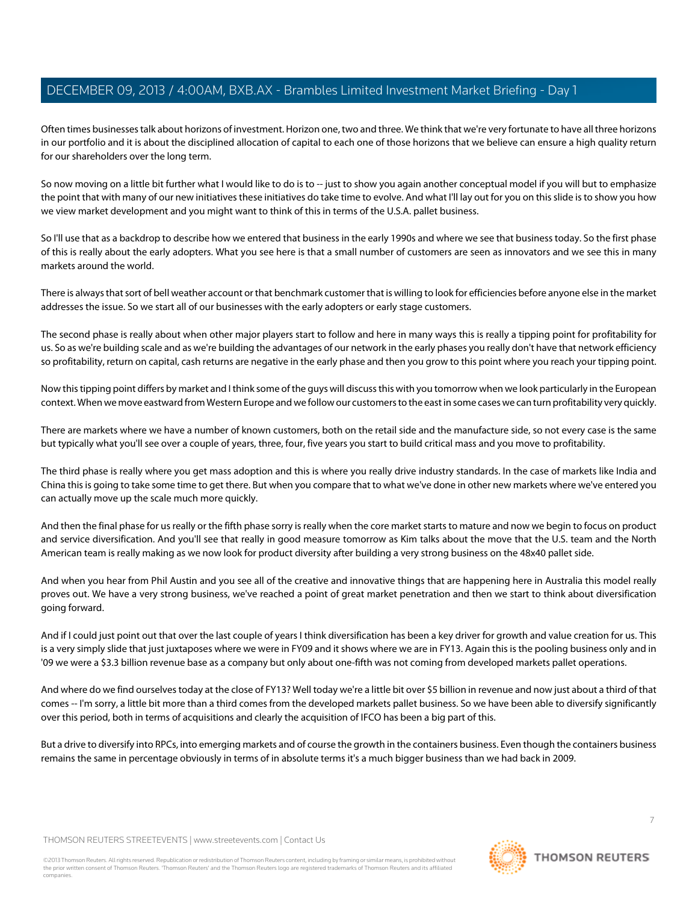Often times businesses talk about horizons of investment. Horizon one, two and three. We think that we're very fortunate to have all three horizons in our portfolio and it is about the disciplined allocation of capital to each one of those horizons that we believe can ensure a high quality return for our shareholders over the long term.

So now moving on a little bit further what I would like to do is to -- just to show you again another conceptual model if you will but to emphasize the point that with many of our new initiatives these initiatives do take time to evolve. And what I'll lay out for you on this slide is to show you how we view market development and you might want to think of this in terms of the U.S.A. pallet business.

So I'll use that as a backdrop to describe how we entered that business in the early 1990s and where we see that business today. So the first phase of this is really about the early adopters. What you see here is that a small number of customers are seen as innovators and we see this in many markets around the world.

There is always that sort of bell weather account or that benchmark customer that is willing to look for efficiencies before anyone else in the market addresses the issue. So we start all of our businesses with the early adopters or early stage customers.

The second phase is really about when other major players start to follow and here in many ways this is really a tipping point for profitability for us. So as we're building scale and as we're building the advantages of our network in the early phases you really don't have that network efficiency so profitability, return on capital, cash returns are negative in the early phase and then you grow to this point where you reach your tipping point.

Now this tipping point differs by market and I think some of the guys will discuss this with you tomorrow when we look particularly in the European context. When we move eastward from Western Europe and we follow our customers to the east in some cases we can turn profitability very quickly.

There are markets where we have a number of known customers, both on the retail side and the manufacture side, so not every case is the same but typically what you'll see over a couple of years, three, four, five years you start to build critical mass and you move to profitability.

The third phase is really where you get mass adoption and this is where you really drive industry standards. In the case of markets like India and China this is going to take some time to get there. But when you compare that to what we've done in other new markets where we've entered you can actually move up the scale much more quickly.

And then the final phase for us really or the fifth phase sorry is really when the core market starts to mature and now we begin to focus on product and service diversification. And you'll see that really in good measure tomorrow as Kim talks about the move that the U.S. team and the North American team is really making as we now look for product diversity after building a very strong business on the 48x40 pallet side.

And when you hear from Phil Austin and you see all of the creative and innovative things that are happening here in Australia this model really proves out. We have a very strong business, we've reached a point of great market penetration and then we start to think about diversification going forward.

And if I could just point out that over the last couple of years I think diversification has been a key driver for growth and value creation for us. This is a very simply slide that just juxtaposes where we were in FY09 and it shows where we are in FY13. Again this is the pooling business only and in '09 we were a $3.3 billion revenue base as a company but only about one-fifth was not coming from developed markets pallet operations.

And where do we find ourselves today at the close of FY13? Well today we're a little bit over $5 billion in revenue and now just about a third of that comes -- I'm sorry, a little bit more than a third comes from the developed markets pallet business. So we have been able to diversify significantly over this period, both in terms of acquisitions and clearly the acquisition of IFCO has been a big part of this.

But a drive to diversify into RPCs, into emerging markets and of course the growth in the containers business. Even though the containers business remains the same in percentage obviously in terms of in absolute terms it's a much bigger business than we had back in 2009.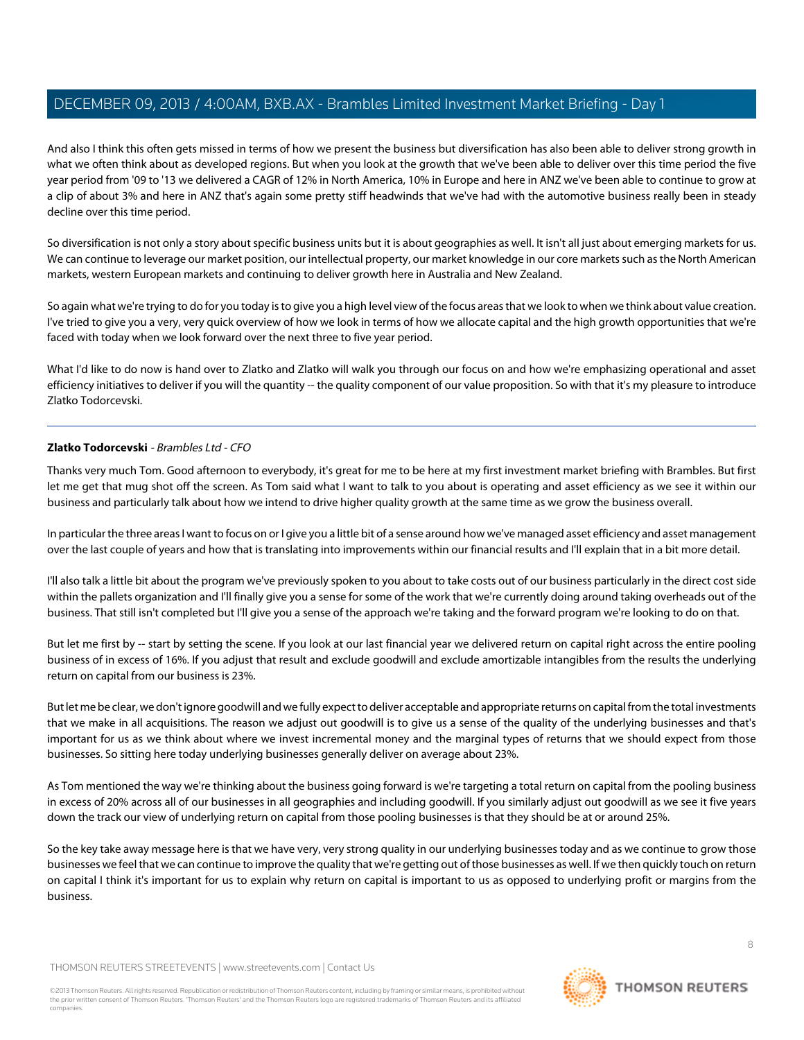And also I think this often gets missed in terms of how we present the business but diversification has also been able to deliver strong growth in what we often think about as developed regions. But when you look at the growth that we've been able to deliver over this time period the five year period from '09 to '13 we delivered a CAGR of 12% in North America, 10% in Europe and here in ANZ we've been able to continue to grow at a clip of about 3% and here in ANZ that's again some pretty stiff headwinds that we've had with the automotive business really been in steady decline over this time period.

So diversification is not only a story about specific business units but it is about geographies as well. It isn't all just about emerging markets for us. We can continue to leverage our market position, our intellectual property, our market knowledge in our core markets such as the North American markets, western European markets and continuing to deliver growth here in Australia and New Zealand.

So again what we're trying to do for you today is to give you a high level view of the focus areas that we look to when we think about value creation. I've tried to give you a very, very quick overview of how we look in terms of how we allocate capital and the high growth opportunities that we're faced with today when we look forward over the next three to five year period.

What I'd like to do now is hand over to Zlatko and Zlatko will walk you through our focus on and how we're emphasizing operational and asset efficiency initiatives to deliver if you will the quantity -- the quality component of our value proposition. So with that it's my pleasure to introduce Zlatko Todorcevski.

---

**Zlatko Todorcevski** - *Brambles Ltd - CFO*

Thanks very much Tom. Good afternoon to everybody, it's great for me to be here at my first investment market briefing with Brambles. But first let me get that mug shot off the screen. As Tom said what I want to talk to you about is operating and asset efficiency as we see it within our business and particularly talk about how we intend to drive higher quality growth at the same time as we grow the business overall.

In particular the three areas I want to focus on or I give you a little bit of a sense around how we've managed asset efficiency and asset management over the last couple of years and how that is translating into improvements within our financial results and I'll explain that in a bit more detail.

I'll also talk a little bit about the program we've previously spoken to you about to take costs out of our business particularly in the direct cost side within the pallets organization and I'll finally give you a sense for some of the work that we're currently doing around taking overheads out of the business. That still isn't completed but I'll give you a sense of the approach we're taking and the forward program we're looking to do on that.

But let me first by -- start by setting the scene. If you look at our last financial year we delivered return on capital right across the entire pooling business of in excess of 16%. If you adjust that result and exclude goodwill and exclude amortizable intangibles from the results the underlying return on capital from our business is 23%.

But let me be clear, we don't ignore goodwill and we fully expect to deliver acceptable and appropriate returns on capital from the total investments that we make in all acquisitions. The reason we adjust out goodwill is to give us a sense of the quality of the underlying businesses and that's important for us as we think about where we invest incremental money and the marginal types of returns that we should expect from those businesses. So sitting here today underlying businesses generally deliver on average about 23%.

As Tom mentioned the way we're thinking about the business going forward is we're targeting a total return on capital from the pooling business in excess of 20% across all of our businesses in all geographies and including goodwill. If you similarly adjust out goodwill as we see it five years down the track our view of underlying return on capital from those pooling businesses is that they should be at or around 25%.

So the key take away message here is that we have very, very strong quality in our underlying businesses today and as we continue to grow those businesses we feel that we can continue to improve the quality that we're getting out of those businesses as well. If we then quickly touch on return on capital I think it's important for us to explain why return on capital is important to us as opposed to underlying profit or margins from the business.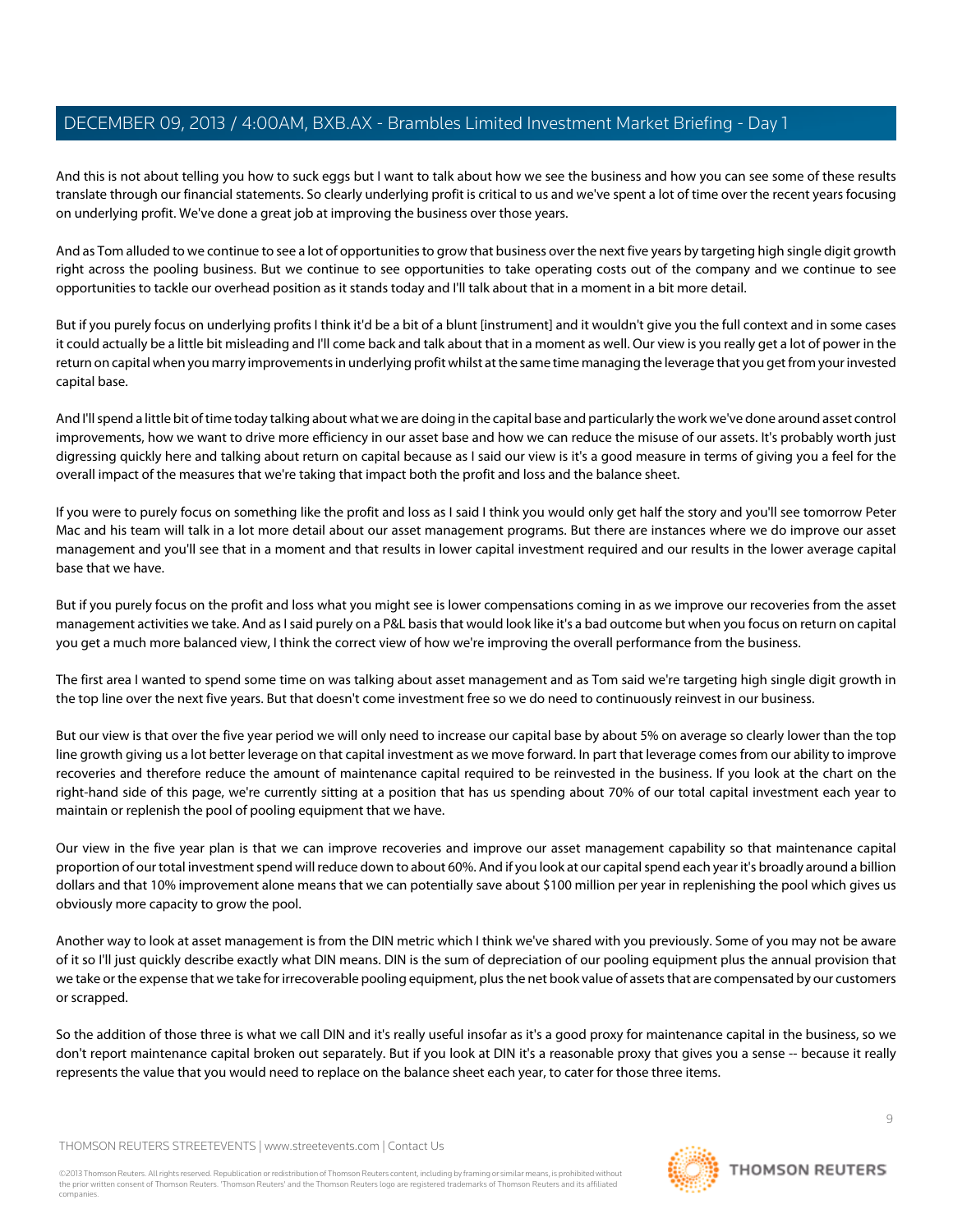And this is not about telling you how to suck eggs but I want to talk about how we see the business and how you can see some of these results translate through our financial statements. So clearly underlying profit is critical to us and we've spent a lot of time over the recent years focusing on underlying profit. We've done a great job at improving the business over those years.

And as Tom alluded to we continue to see a lot of opportunities to grow that business over the next five years by targeting high single digit growth right across the pooling business. But we continue to see opportunities to take operating costs out of the company and we continue to see opportunities to tackle our overhead position as it stands today and I'll talk about that in a moment in a bit more detail.

But if you purely focus on underlying profits I think it'd be a bit of a blunt [instrument] and it wouldn't give you the full context and in some cases it could actually be a little bit misleading and I'll come back and talk about that in a moment as well. Our view is you really get a lot of power in the return on capital when you marry improvements in underlying profit whilst at the same time managing the leverage that you get from your invested capital base.

And I'll spend a little bit of time today talking about what we are doing in the capital base and particularly the work we've done around asset control improvements, how we want to drive more efficiency in our asset base and how we can reduce the misuse of our assets. It's probably worth just digressing quickly here and talking about return on capital because as I said our view is it's a good measure in terms of giving you a feel for the overall impact of the measures that we're taking that impact both the profit and loss and the balance sheet.

If you were to purely focus on something like the profit and loss as I said I think you would only get half the story and you'll see tomorrow Peter Mac and his team will talk in a lot more detail about our asset management programs. But there are instances where we do improve our asset management and you'll see that in a moment and that results in lower capital investment required and our results in the lower average capital base that we have.

But if you purely focus on the profit and loss what you might see is lower compensations coming in as we improve our recoveries from the asset management activities we take. And as I said purely on a P&L basis that would look like it's a bad outcome but when you focus on return on capital you get a much more balanced view, I think the correct view of how we're improving the overall performance from the business.

The first area I wanted to spend some time on was talking about asset management and as Tom said we're targeting high single digit growth in the top line over the next five years. But that doesn't come investment free so we do need to continuously reinvest in our business.

But our view is that over the five year period we will only need to increase our capital base by about 5% on average so clearly lower than the top line growth giving us a lot better leverage on that capital investment as we move forward. In part that leverage comes from our ability to improve recoveries and therefore reduce the amount of maintenance capital required to be reinvested in the business. If you look at the chart on the right-hand side of this page, we're currently sitting at a position that has us spending about 70% of our total capital investment each year to maintain or replenish the pool of pooling equipment that we have.

Our view in the five year plan is that we can improve recoveries and improve our asset management capability so that maintenance capital proportion of our total investment spend will reduce down to about 60%. And if you look at our capital spend each year it's broadly around a billion dollars and that 10% improvement alone means that we can potentially save about $100 million per year in replenishing the pool which gives us obviously more capacity to grow the pool.

Another way to look at asset management is from the DIN metric which I think we've shared with you previously. Some of you may not be aware of it so I'll just quickly describe exactly what DIN means. DIN is the sum of depreciation of our pooling equipment plus the annual provision that we take or the expense that we take for irrecoverable pooling equipment, plus the net book value of assets that are compensated by our customers or scrapped.

So the addition of those three is what we call DIN and it's really useful insofar as it's a good proxy for maintenance capital in the business, so we don't report maintenance capital broken out separately. But if you look at DIN it's a reasonable proxy that gives you a sense -- because it really represents the value that you would need to replace on the balance sheet each year, to cater for those three items.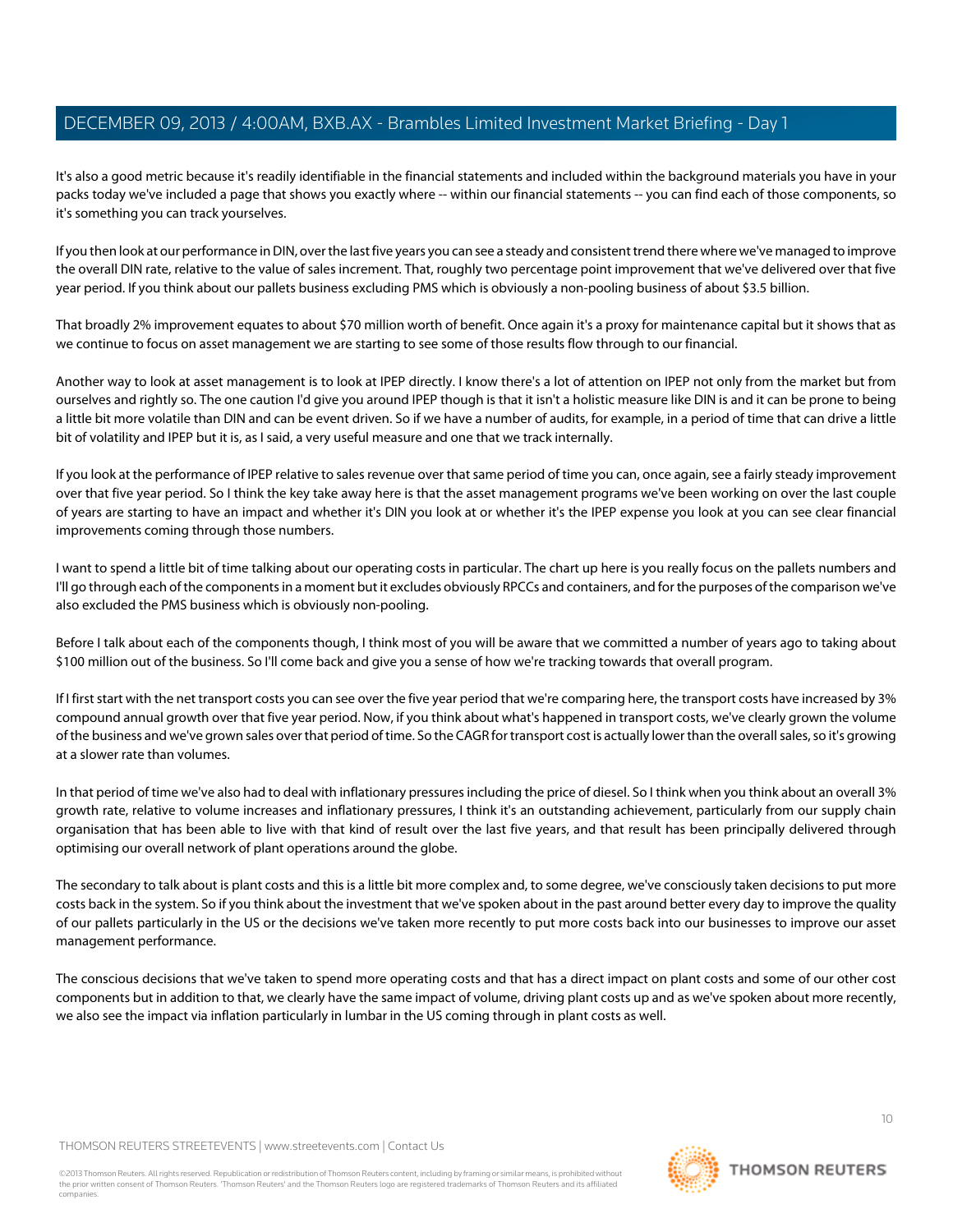It's also a good metric because it's readily identifiable in the financial statements and included within the background materials you have in your packs today we've included a page that shows you exactly where -- within our financial statements -- you can find each of those components, so it's something you can track yourselves.

If you then look at our performance in DIN, over the last five years you can see a steady and consistent trend there where we've managed to improve the overall DIN rate, relative to the value of sales increment. That, roughly two percentage point improvement that we've delivered over that five year period. If you think about our pallets business excluding PMS which is obviously a non-pooling business of about $3.5 billion.

That broadly 2% improvement equates to about $70 million worth of benefit. Once again it's a proxy for maintenance capital but it shows that as we continue to focus on asset management we are starting to see some of those results flow through to our financial.

Another way to look at asset management is to look at IPEP directly. I know there's a lot of attention on IPEP not only from the market but from ourselves and rightly so. The one caution I'd give you around IPEP though is that it isn't a holistic measure like DIN is and it can be prone to being a little bit more volatile than DIN and can be event driven. So if we have a number of audits, for example, in a period of time that can drive a little bit of volatility and IPEP but it is, as I said, a very useful measure and one that we track internally.

If you look at the performance of IPEP relative to sales revenue over that same period of time you can, once again, see a fairly steady improvement over that five year period. So I think the key take away here is that the asset management programs we've been working on over the last couple of years are starting to have an impact and whether it's DIN you look at or whether it's the IPEP expense you look at you can see clear financial improvements coming through those numbers.

I want to spend a little bit of time talking about our operating costs in particular. The chart up here is you really focus on the pallets numbers and I'll go through each of the components in a moment but it excludes obviously RPCCs and containers, and for the purposes of the comparison we've also excluded the PMS business which is obviously non-pooling.

Before I talk about each of the components though, I think most of you will be aware that we committed a number of years ago to taking about $100 million out of the business. So I'll come back and give you a sense of how we're tracking towards that overall program.

If I first start with the net transport costs you can see over the five year period that we're comparing here, the transport costs have increased by 3% compound annual growth over that five year period. Now, if you think about what's happened in transport costs, we've clearly grown the volume of the business and we've grown sales over that period of time. So the CAGR for transport cost is actually lower than the overall sales, so it's growing at a slower rate than volumes.

In that period of time we've also had to deal with inflationary pressures including the price of diesel. So I think when you think about an overall 3% growth rate, relative to volume increases and inflationary pressures, I think it's an outstanding achievement, particularly from our supply chain organisation that has been able to live with that kind of result over the last five years, and that result has been principally delivered through optimising our overall network of plant operations around the globe.

The secondary to talk about is plant costs and this is a little bit more complex and, to some degree, we've consciously taken decisions to put more costs back in the system. So if you think about the investment that we've spoken about in the past around better every day to improve the quality of our pallets particularly in the US or the decisions we've taken more recently to put more costs back into our businesses to improve our asset management performance.

The conscious decisions that we've taken to spend more operating costs and that has a direct impact on plant costs and some of our other cost components but in addition to that, we clearly have the same impact of volume, driving plant costs up and as we've spoken about more recently, we also see the impact via inflation particularly in lumbar in the US coming through in plant costs as well.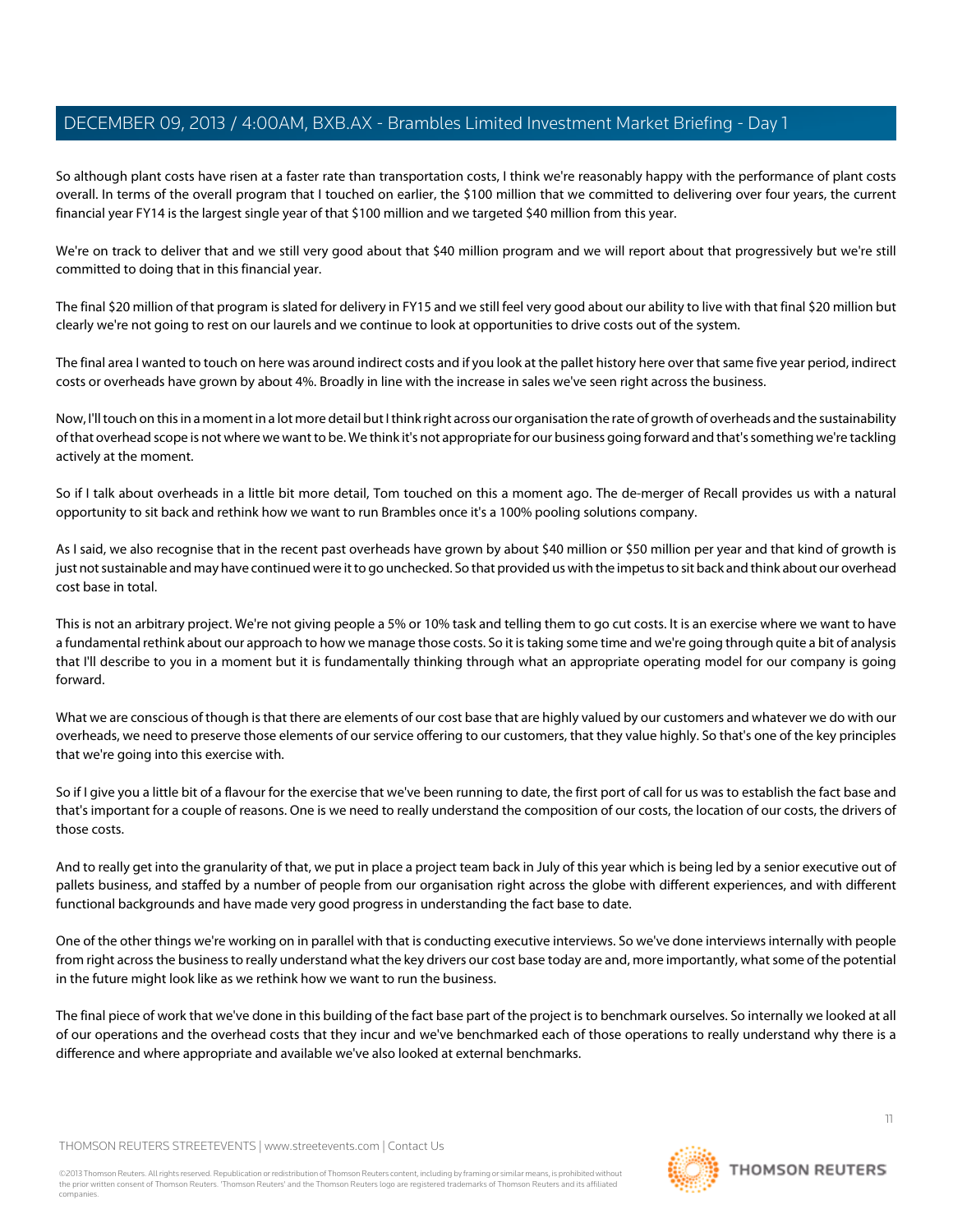So although plant costs have risen at a faster rate than transportation costs, I think we're reasonably happy with the performance of plant costs overall. In terms of the overall program that I touched on earlier, the $100 million that we committed to delivering over four years, the current financial year FY14 is the largest single year of that $100 million and we targeted $40 million from this year.

We're on track to deliver that and we still very good about that $40 million program and we will report about that progressively but we're still committed to doing that in this financial year.

The final $20 million of that program is slated for delivery in FY15 and we still feel very good about our ability to live with that final $20 million but clearly we're not going to rest on our laurels and we continue to look at opportunities to drive costs out of the system.

The final area I wanted to touch on here was around indirect costs and if you look at the pallet history here over that same five year period, indirect costs or overheads have grown by about 4%. Broadly in line with the increase in sales we've seen right across the business.

Now, I'll touch on this in a moment in a lot more detail but I think right across our organisation the rate of growth of overheads and the sustainability of that overhead scope is not where we want to be. We think it's not appropriate for our business going forward and that's something we're tackling actively at the moment.

So if I talk about overheads in a little bit more detail, Tom touched on this a moment ago. The de-merger of Recall provides us with a natural opportunity to sit back and rethink how we want to run Brambles once it's a 100% pooling solutions company.

As I said, we also recognise that in the recent past overheads have grown by about $40 million or $50 million per year and that kind of growth is just not sustainable and may have continued were it to go unchecked. So that provided us with the impetus to sit back and think about our overhead cost base in total.

This is not an arbitrary project. We're not giving people a 5% or 10% task and telling them to go cut costs. It is an exercise where we want to have a fundamental rethink about our approach to how we manage those costs. So it is taking some time and we're going through quite a bit of analysis that I'll describe to you in a moment but it is fundamentally thinking through what an appropriate operating model for our company is going forward.

What we are conscious of though is that there are elements of our cost base that are highly valued by our customers and whatever we do with our overheads, we need to preserve those elements of our service offering to our customers, that they value highly. So that's one of the key principles that we're going into this exercise with.

So if I give you a little bit of a flavour for the exercise that we've been running to date, the first port of call for us was to establish the fact base and that's important for a couple of reasons. One is we need to really understand the composition of our costs, the location of our costs, the drivers of those costs.

And to really get into the granularity of that, we put in place a project team back in July of this year which is being led by a senior executive out of pallets business, and staffed by a number of people from our organisation right across the globe with different experiences, and with different functional backgrounds and have made very good progress in understanding the fact base to date.

One of the other things we're working on in parallel with that is conducting executive interviews. So we've done interviews internally with people from right across the business to really understand what the key drivers our cost base today are and, more importantly, what some of the potential in the future might look like as we rethink how we want to run the business.

The final piece of work that we've done in this building of the fact base part of the project is to benchmark ourselves. So internally we looked at all of our operations and the overhead costs that they incur and we've benchmarked each of those operations to really understand why there is a difference and where appropriate and available we've also looked at external benchmarks.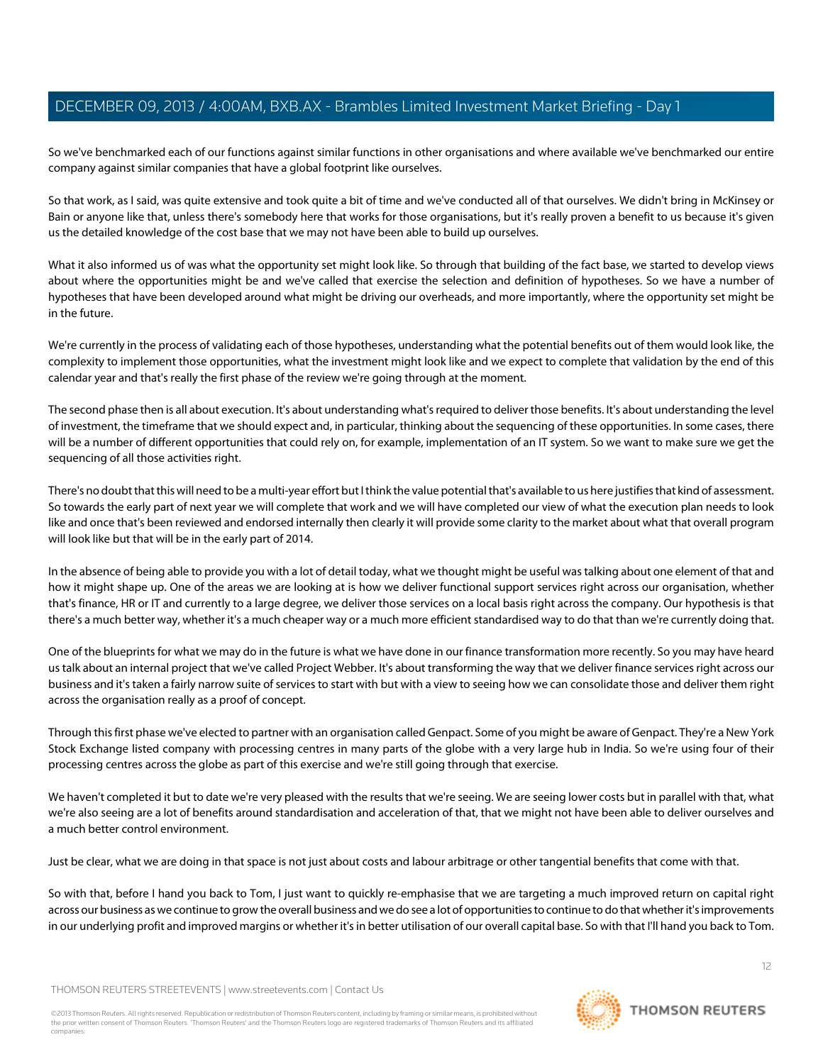So we've benchmarked each of our functions against similar functions in other organisations and where available we've benchmarked our entire company against similar companies that have a global footprint like ourselves.

So that work, as I said, was quite extensive and took quite a bit of time and we've conducted all of that ourselves. We didn't bring in McKinsey or Bain or anyone like that, unless there's somebody here that works for those organisations, but it's really proven a benefit to us because it's given us the detailed knowledge of the cost base that we may not have been able to build up ourselves.

What it also informed us of was what the opportunity set might look like. So through that building of the fact base, we started to develop views about where the opportunities might be and we've called that exercise the selection and definition of hypotheses. So we have a number of hypotheses that have been developed around what might be driving our overheads, and more importantly, where the opportunity set might be in the future.

We're currently in the process of validating each of those hypotheses, understanding what the potential benefits out of them would look like, the complexity to implement those opportunities, what the investment might look like and we expect to complete that validation by the end of this calendar year and that's really the first phase of the review we're going through at the moment.

The second phase then is all about execution. It's about understanding what's required to deliver those benefits. It's about understanding the level of investment, the timeframe that we should expect and, in particular, thinking about the sequencing of these opportunities. In some cases, there will be a number of different opportunities that could rely on, for example, implementation of an IT system. So we want to make sure we get the sequencing of all those activities right.

There's no doubt that this will need to be a multi-year effort but I think the value potential that's available to us here justifies that kind of assessment. So towards the early part of next year we will complete that work and we will have completed our view of what the execution plan needs to look like and once that's been reviewed and endorsed internally then clearly it will provide some clarity to the market about what that overall program will look like but that will be in the early part of 2014.

In the absence of being able to provide you with a lot of detail today, what we thought might be useful was talking about one element of that and how it might shape up. One of the areas we are looking at is how we deliver functional support services right across our organisation, whether that's finance, HR or IT and currently to a large degree, we deliver those services on a local basis right across the company. Our hypothesis is that there's a much better way, whether it's a much cheaper way or a much more efficient standardised way to do that than we're currently doing that.

One of the blueprints for what we may do in the future is what we have done in our finance transformation more recently. So you may have heard us talk about an internal project that we've called Project Webber. It's about transforming the way that we deliver finance services right across our business and it's taken a fairly narrow suite of services to start with but with a view to seeing how we can consolidate those and deliver them right across the organisation really as a proof of concept.

Through this first phase we've elected to partner with an organisation called Genpact. Some of you might be aware of Genpact. They're a New York Stock Exchange listed company with processing centres in many parts of the globe with a very large hub in India. So we're using four of their processing centres across the globe as part of this exercise and we're still going through that exercise.

We haven't completed it but to date we're very pleased with the results that we're seeing. We are seeing lower costs but in parallel with that, what we're also seeing are a lot of benefits around standardisation and acceleration of that, that we might not have been able to deliver ourselves and a much better control environment.

Just be clear, what we are doing in that space is not just about costs and labour arbitrage or other tangential benefits that come with that.

So with that, before I hand you back to Tom, I just want to quickly re-emphasise that we are targeting a much improved return on capital right across our business as we continue to grow the overall business and we do see a lot of opportunities to continue to do that whether it's improvements in our underlying profit and improved margins or whether it's in better utilisation of our overall capital base. So with that I'll hand you back to Tom.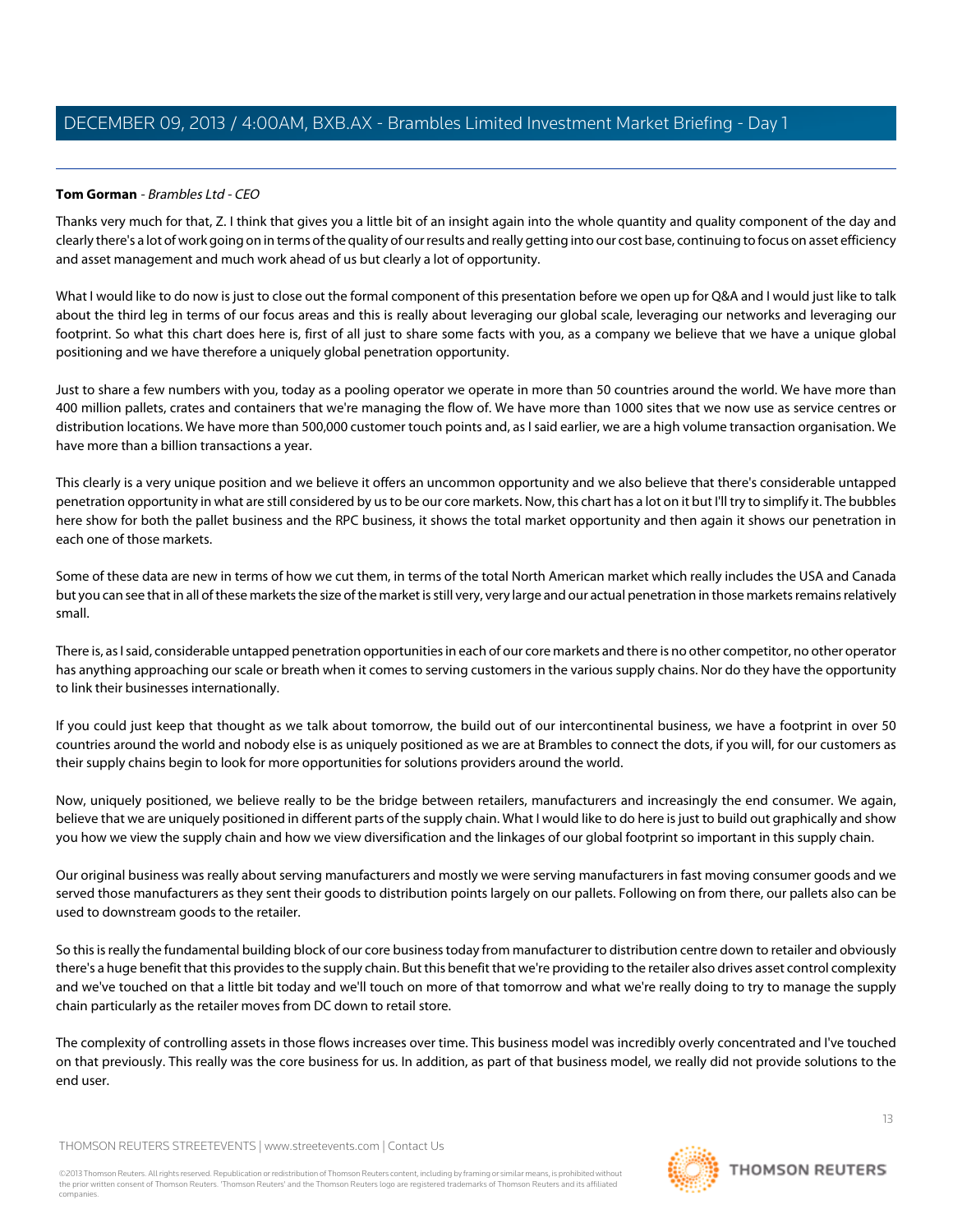**Tom Gorman** - *Brambles Ltd - CEO*

Thanks very much for that, Z. I think that gives you a little bit of an insight again into the whole quantity and quality component of the day and clearly there's a lot of work going on in terms of the quality of our results and really getting into our cost base, continuing to focus on asset efficiency and asset management and much work ahead of us but clearly a lot of opportunity.

What I would like to do now is just to close out the formal component of this presentation before we open up for Q&A and I would just like to talk about the third leg in terms of our focus areas and this is really about leveraging our global scale, leveraging our networks and leveraging our footprint. So what this chart does here is, first of all just to share some facts with you, as a company we believe that we have a unique global positioning and we have therefore a uniquely global penetration opportunity.

Just to share a few numbers with you, today as a pooling operator we operate in more than 50 countries around the world. We have more than 400 million pallets, crates and containers that we're managing the flow of. We have more than 1000 sites that we now use as service centres or distribution locations. We have more than 500,000 customer touch points and, as I said earlier, we are a high volume transaction organisation. We have more than a billion transactions a year.

This clearly is a very unique position and we believe it offers an uncommon opportunity and we also believe that there's considerable untapped penetration opportunity in what are still considered by us to be our core markets. Now, this chart has a lot on it but I'll try to simplify it. The bubbles here show for both the pallet business and the RPC business, it shows the total market opportunity and then again it shows our penetration in each one of those markets.

Some of these data are new in terms of how we cut them, in terms of the total North American market which really includes the USA and Canada but you can see that in all of these markets the size of the market is still very, very large and our actual penetration in those markets remains relatively small.

There is, as I said, considerable untapped penetration opportunities in each of our core markets and there is no other competitor, no other operator has anything approaching our scale or breath when it comes to serving customers in the various supply chains. Nor do they have the opportunity to link their businesses internationally.

If you could just keep that thought as we talk about tomorrow, the build out of our intercontinental business, we have a footprint in over 50 countries around the world and nobody else is as uniquely positioned as we are at Brambles to connect the dots, if you will, for our customers as their supply chains begin to look for more opportunities for solutions providers around the world.

Now, uniquely positioned, we believe really to be the bridge between retailers, manufacturers and increasingly the end consumer. We again, believe that we are uniquely positioned in different parts of the supply chain. What I would like to do here is just to build out graphically and show you how we view the supply chain and how we view diversification and the linkages of our global footprint so important in this supply chain.

Our original business was really about serving manufacturers and mostly we were serving manufacturers in fast moving consumer goods and we served those manufacturers as they sent their goods to distribution points largely on our pallets. Following on from there, our pallets also can be used to downstream goods to the retailer.

So this is really the fundamental building block of our core business today from manufacturer to distribution centre down to retailer and obviously there's a huge benefit that this provides to the supply chain. But this benefit that we're providing to the retailer also drives asset control complexity and we've touched on that a little bit today and we'll touch on more of that tomorrow and what we're really doing to try to manage the supply chain particularly as the retailer moves from DC down to retail store.

The complexity of controlling assets in those flows increases over time. This business model was incredibly overly concentrated and I've touched on that previously. This really was the core business for us. In addition, as part of that business model, we really did not provide solutions to the end user.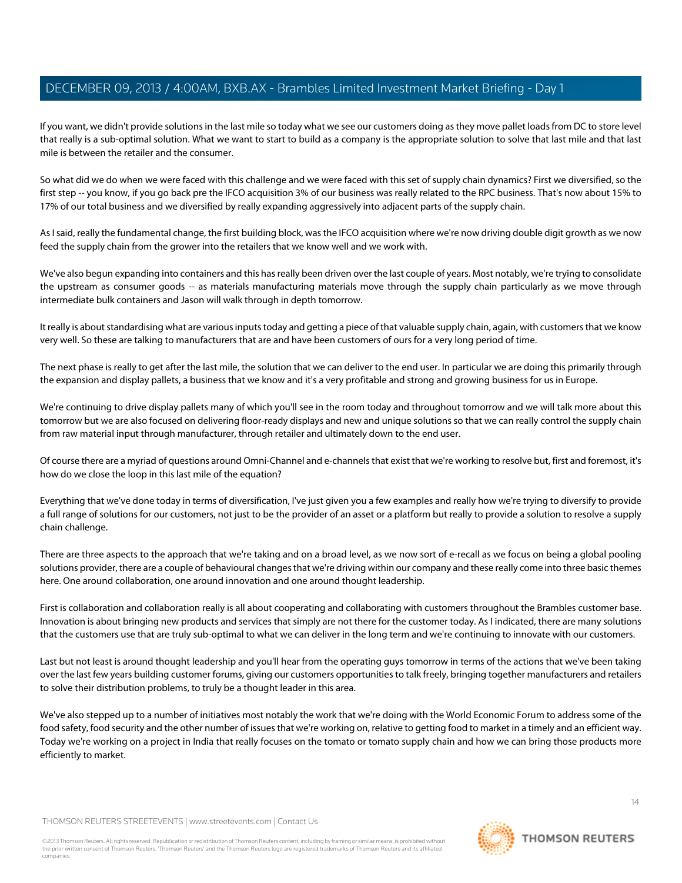If you want, we didn't provide solutions in the last mile so today what we see our customers doing as they move pallet loads from DC to store level that really is a sub-optimal solution. What we want to start to build as a company is the appropriate solution to solve that last mile and that last mile is between the retailer and the consumer.

So what did we do when we were faced with this challenge and we were faced with this set of supply chain dynamics? First we diversified, so the first step -- you know, if you go back pre the IFCO acquisition 3% of our business was really related to the RPC business. That's now about 15% to 17% of our total business and we diversified by really expanding aggressively into adjacent parts of the supply chain.

As I said, really the fundamental change, the first building block, was the IFCO acquisition where we're now driving double digit growth as we now feed the supply chain from the grower into the retailers that we know well and we work with.

We've also begun expanding into containers and this has really been driven over the last couple of years. Most notably, we're trying to consolidate the upstream as consumer goods -- as materials manufacturing materials move through the supply chain particularly as we move through intermediate bulk containers and Jason will walk through in depth tomorrow.

It really is about standardising what are various inputs today and getting a piece of that valuable supply chain, again, with customers that we know very well. So these are talking to manufacturers that are and have been customers of ours for a very long period of time.

The next phase is really to get after the last mile, the solution that we can deliver to the end user. In particular we are doing this primarily through the expansion and display pallets, a business that we know and it's a very profitable and strong and growing business for us in Europe.

We're continuing to drive display pallets many of which you'll see in the room today and throughout tomorrow and we will talk more about this tomorrow but we are also focused on delivering floor-ready displays and new and unique solutions so that we can really control the supply chain from raw material input through manufacturer, through retailer and ultimately down to the end user.

Of course there are a myriad of questions around Omni-Channel and e-channels that exist that we're working to resolve but, first and foremost, it's how do we close the loop in this last mile of the equation?

Everything that we've done today in terms of diversification, I've just given you a few examples and really how we're trying to diversify to provide a full range of solutions for our customers, not just to be the provider of an asset or a platform but really to provide a solution to resolve a supply chain challenge.

There are three aspects to the approach that we're taking and on a broad level, as we now sort of e-recall as we focus on being a global pooling solutions provider, there are a couple of behavioural changes that we're driving within our company and these really come into three basic themes here. One around collaboration, one around innovation and one around thought leadership.

First is collaboration and collaboration really is all about cooperating and collaborating with customers throughout the Brambles customer base. Innovation is about bringing new products and services that simply are not there for the customer today. As I indicated, there are many solutions that the customers use that are truly sub-optimal to what we can deliver in the long term and we're continuing to innovate with our customers.

Last but not least is around thought leadership and you'll hear from the operating guys tomorrow in terms of the actions that we've been taking over the last few years building customer forums, giving our customers opportunities to talk freely, bringing together manufacturers and retailers to solve their distribution problems, to truly be a thought leader in this area.

We've also stepped up to a number of initiatives most notably the work that we're doing with the World Economic Forum to address some of the food safety, food security and the other number of issues that we're working on, relative to getting food to market in a timely and an efficient way. Today we're working on a project in India that really focuses on the tomato or tomato supply chain and how we can bring those products more efficiently to market.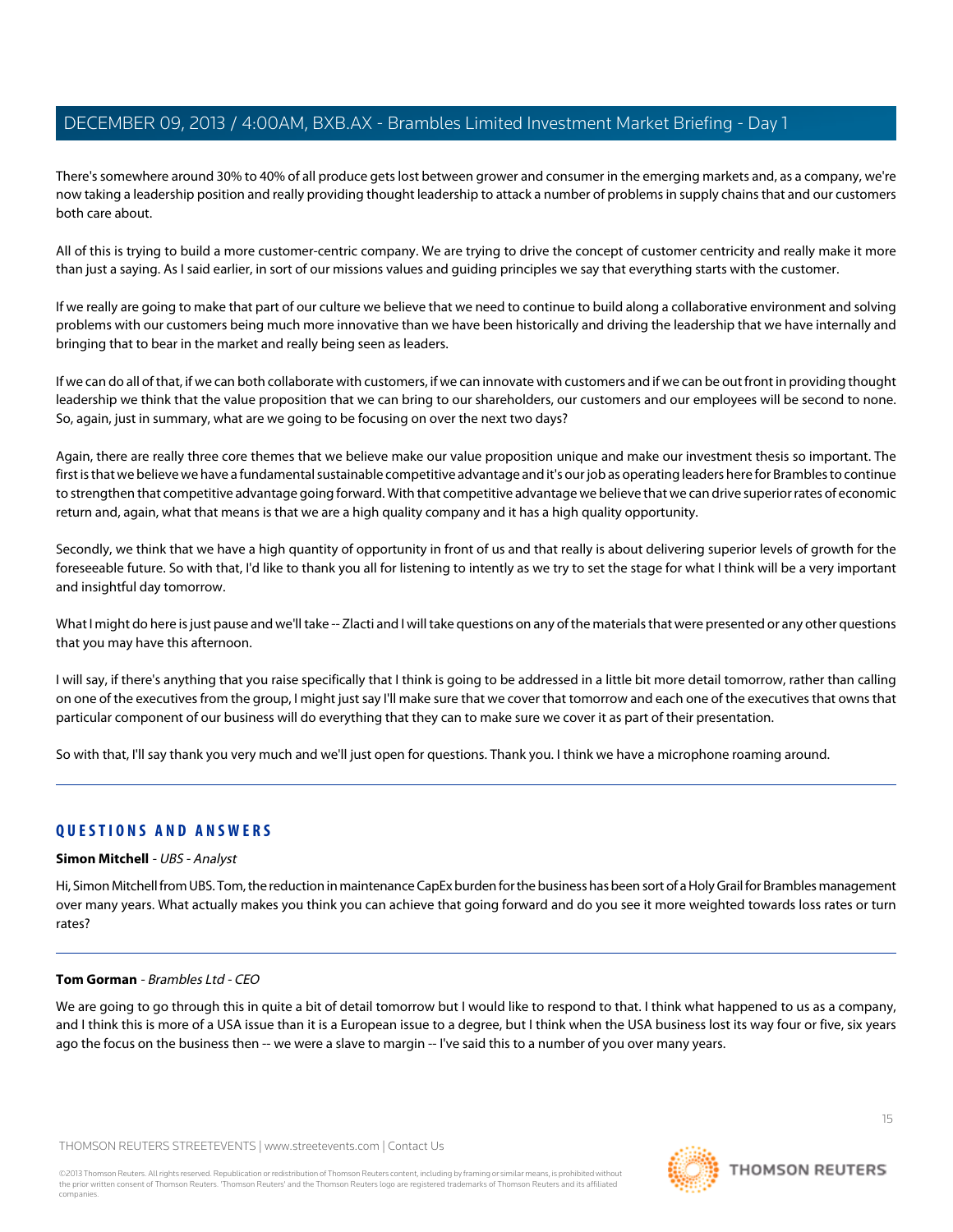There's somewhere around 30% to 40% of all produce gets lost between grower and consumer in the emerging markets and, as a company, we're now taking a leadership position and really providing thought leadership to attack a number of problems in supply chains that and our customers both care about.

All of this is trying to build a more customer-centric company. We are trying to drive the concept of customer centricity and really make it more than just a saying. As I said earlier, in sort of our missions values and guiding principles we say that everything starts with the customer.

If we really are going to make that part of our culture we believe that we need to continue to build along a collaborative environment and solving problems with our customers being much more innovative than we have been historically and driving the leadership that we have internally and bringing that to bear in the market and really being seen as leaders.

If we can do all of that, if we can both collaborate with customers, if we can innovate with customers and if we can be out front in providing thought leadership we think that the value proposition that we can bring to our shareholders, our customers and our employees will be second to none. So, again, just in summary, what are we going to be focusing on over the next two days?

Again, there are really three core themes that we believe make our value proposition unique and make our investment thesis so important. The first is that we believe we have a fundamental sustainable competitive advantage and it's our job as operating leaders here for Brambles to continue to strengthen that competitive advantage going forward. With that competitive advantage we believe that we can drive superior rates of economic return and, again, what that means is that we are a high quality company and it has a high quality opportunity.

Secondly, we think that we have a high quantity of opportunity in front of us and that really is about delivering superior levels of growth for the foreseeable future. So with that, I'd like to thank you all for listening to intently as we try to set the stage for what I think will be a very important and insightful day tomorrow.

What I might do here is just pause and we'll take -- Zlacti and I will take questions on any of the materials that were presented or any other questions that you may have this afternoon.

I will say, if there's anything that you raise specifically that I think is going to be addressed in a little bit more detail tomorrow, rather than calling on one of the executives from the group, I might just say I'll make sure that we cover that tomorrow and each one of the executives that owns that particular component of our business will do everything that they can to make sure we cover it as part of their presentation.

So with that, I'll say thank you very much and we'll just open for questions. Thank you. I think we have a microphone roaming around.

---

## QUESTIONS AND ANSWERS

**Simon Mitchell** - *UBS - Analyst*

Hi, Simon Mitchell from UBS. Tom, the reduction in maintenance CapEx burden for the business has been sort of a Holy Grail for Brambles management over many years. What actually makes you think you can achieve that going forward and do you see it more weighted towards loss rates or turn rates?

---

**Tom Gorman** - *Brambles Ltd - CEO*

We are going to go through this in quite a bit of detail tomorrow but I would like to respond to that. I think what happened to us as a company, and I think this is more of a USA issue than it is a European issue to a degree, but I think when the USA business lost its way four or five, six years ago the focus on the business then -- we were a slave to margin -- I've said this to a number of you over many years.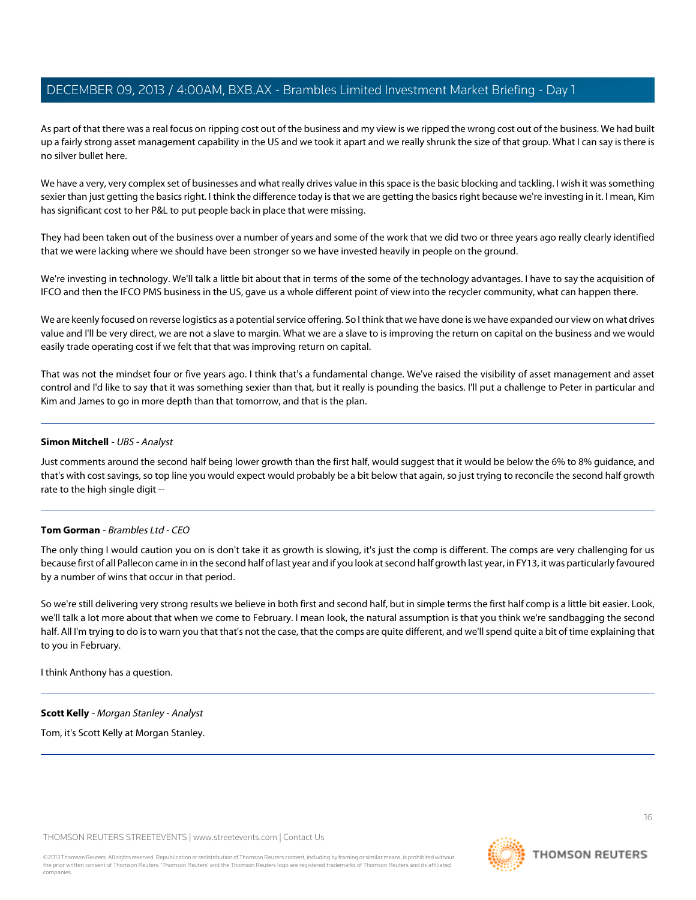As part of that there was a real focus on ripping cost out of the business and my view is we ripped the wrong cost out of the business. We had built up a fairly strong asset management capability in the US and we took it apart and we really shrunk the size of that group. What I can say is there is no silver bullet here.

We have a very, very complex set of businesses and what really drives value in this space is the basic blocking and tackling. I wish it was something sexier than just getting the basics right. I think the difference today is that we are getting the basics right because we're investing in it. I mean, Kim has significant cost to her P&L to put people back in place that were missing.

They had been taken out of the business over a number of years and some of the work that we did two or three years ago really clearly identified that we were lacking where we should have been stronger so we have invested heavily in people on the ground.

We're investing in technology. We'll talk a little bit about that in terms of the some of the technology advantages. I have to say the acquisition of IFCO and then the IFCO PMS business in the US, gave us a whole different point of view into the recycler community, what can happen there.

We are keenly focused on reverse logistics as a potential service offering. So I think that we have done is we have expanded our view on what drives value and I'll be very direct, we are not a slave to margin. What we are a slave to is improving the return on capital on the business and we would easily trade operating cost if we felt that that was improving return on capital.

That was not the mindset four or five years ago. I think that's a fundamental change. We've raised the visibility of asset management and asset control and I'd like to say that it was something sexier than that, but it really is pounding the basics. I'll put a challenge to Peter in particular and Kim and James to go in more depth than that tomorrow, and that is the plan.

---

**Simon Mitchell** - *UBS - Analyst*

Just comments around the second half being lower growth than the first half, would suggest that it would be below the 6% to 8% guidance, and that's with cost savings, so top line you would expect would probably be a bit below that again, so just trying to reconcile the second half growth rate to the high single digit --

---

**Tom Gorman** - *Brambles Ltd - CEO*

The only thing I would caution you on is don't take it as growth is slowing, it's just the comp is different. The comps are very challenging for us because first of all Pallecon came in in the second half of last year and if you look at second half growth last year, in FY13, it was particularly favoured by a number of wins that occur in that period.

So we're still delivering very strong results we believe in both first and second half, but in simple terms the first half comp is a little bit easier. Look, we'll talk a lot more about that when we come to February. I mean look, the natural assumption is that you think we're sandbagging the second half. All I'm trying to do is to warn you that that's not the case, that the comps are quite different, and we'll spend quite a bit of time explaining that to you in February.

I think Anthony has a question.

---

**Scott Kelly** - *Morgan Stanley - Analyst*

Tom, it's Scott Kelly at Morgan Stanley.

---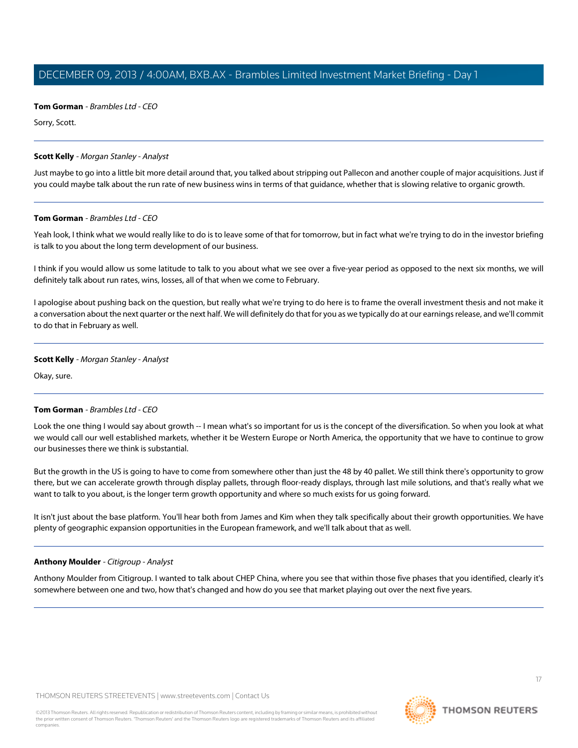**Tom Gorman** - *Brambles Ltd - CEO*

Sorry, Scott.

---

**Scott Kelly** - *Morgan Stanley - Analyst*

Just maybe to go into a little bit more detail around that, you talked about stripping out Pallecon and another couple of major acquisitions. Just if you could maybe talk about the run rate of new business wins in terms of that guidance, whether that is slowing relative to organic growth.

---

**Tom Gorman** - *Brambles Ltd - CEO*

Yeah look, I think what we would really like to do is to leave some of that for tomorrow, but in fact what we're trying to do in the investor briefing is talk to you about the long term development of our business.

I think if you would allow us some latitude to talk to you about what we see over a five-year period as opposed to the next six months, we will definitely talk about run rates, wins, losses, all of that when we come to February.

I apologise about pushing back on the question, but really what we're trying to do here is to frame the overall investment thesis and not make it a conversation about the next quarter or the next half. We will definitely do that for you as we typically do at our earnings release, and we'll commit to do that in February as well.

---

**Scott Kelly** - *Morgan Stanley - Analyst*

Okay, sure.

---

**Tom Gorman** - *Brambles Ltd - CEO*

Look the one thing I would say about growth -- I mean what's so important for us is the concept of the diversification. So when you look at what we would call our well established markets, whether it be Western Europe or North America, the opportunity that we have to continue to grow our businesses there we think is substantial.

But the growth in the US is going to have to come from somewhere other than just the 48 by 40 pallet. We still think there's opportunity to grow there, but we can accelerate growth through display pallets, through floor-ready displays, through last mile solutions, and that's really what we want to talk to you about, is the longer term growth opportunity and where so much exists for us going forward.

It isn't just about the base platform. You'll hear both from James and Kim when they talk specifically about their growth opportunities. We have plenty of geographic expansion opportunities in the European framework, and we'll talk about that as well.

---

**Anthony Moulder** - *Citigroup - Analyst*

Anthony Moulder from Citigroup. I wanted to talk about CHEP China, where you see that within those five phases that you identified, clearly it's somewhere between one and two, how that's changed and how do you see that market playing out over the next five years.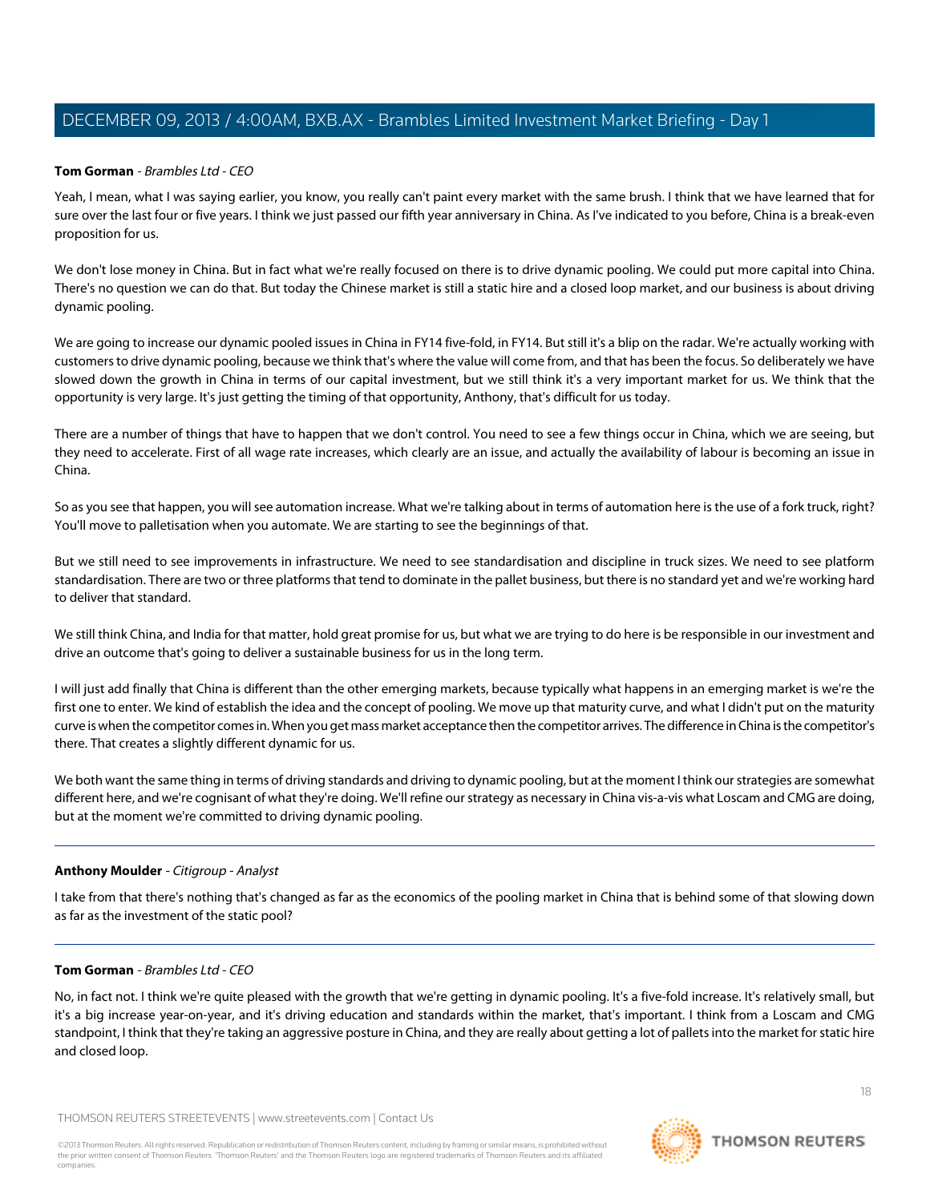**Tom Gorman** - *Brambles Ltd - CEO*

Yeah, I mean, what I was saying earlier, you know, you really can't paint every market with the same brush. I think that we have learned that for sure over the last four or five years. I think we just passed our fifth year anniversary in China. As I've indicated to you before, China is a break-even proposition for us.

We don't lose money in China. But in fact what we're really focused on there is to drive dynamic pooling. We could put more capital into China. There's no question we can do that. But today the Chinese market is still a static hire and a closed loop market, and our business is about driving dynamic pooling.

We are going to increase our dynamic pooled issues in China in FY14 five-fold, in FY14. But still it's a blip on the radar. We're actually working with customers to drive dynamic pooling, because we think that's where the value will come from, and that has been the focus. So deliberately we have slowed down the growth in China in terms of our capital investment, but we still think it's a very important market for us. We think that the opportunity is very large. It's just getting the timing of that opportunity, Anthony, that's difficult for us today.

There are a number of things that have to happen that we don't control. You need to see a few things occur in China, which we are seeing, but they need to accelerate. First of all wage rate increases, which clearly are an issue, and actually the availability of labour is becoming an issue in China.

So as you see that happen, you will see automation increase. What we're talking about in terms of automation here is the use of a fork truck, right? You'll move to palletisation when you automate. We are starting to see the beginnings of that.

But we still need to see improvements in infrastructure. We need to see standardisation and discipline in truck sizes. We need to see platform standardisation. There are two or three platforms that tend to dominate in the pallet business, but there is no standard yet and we're working hard to deliver that standard.

We still think China, and India for that matter, hold great promise for us, but what we are trying to do here is be responsible in our investment and drive an outcome that's going to deliver a sustainable business for us in the long term.

I will just add finally that China is different than the other emerging markets, because typically what happens in an emerging market is we're the first one to enter. We kind of establish the idea and the concept of pooling. We move up that maturity curve, and what I didn't put on the maturity curve is when the competitor comes in. When you get mass market acceptance then the competitor arrives. The difference in China is the competitor's there. That creates a slightly different dynamic for us.

We both want the same thing in terms of driving standards and driving to dynamic pooling, but at the moment I think our strategies are somewhat different here, and we're cognisant of what they're doing. We'll refine our strategy as necessary in China vis-a-vis what Loscam and CMG are doing, but at the moment we're committed to driving dynamic pooling.

---

**Anthony Moulder** - *Citigroup - Analyst*

I take from that there's nothing that's changed as far as the economics of the pooling market in China that is behind some of that slowing down as far as the investment of the static pool?

---

**Tom Gorman** - *Brambles Ltd - CEO*

No, in fact not. I think we're quite pleased with the growth that we're getting in dynamic pooling. It's a five-fold increase. It's relatively small, but it's a big increase year-on-year, and it's driving education and standards within the market, that's important. I think from a Loscam and CMG standpoint, I think that they're taking an aggressive posture in China, and they are really about getting a lot of pallets into the market for static hire and closed loop.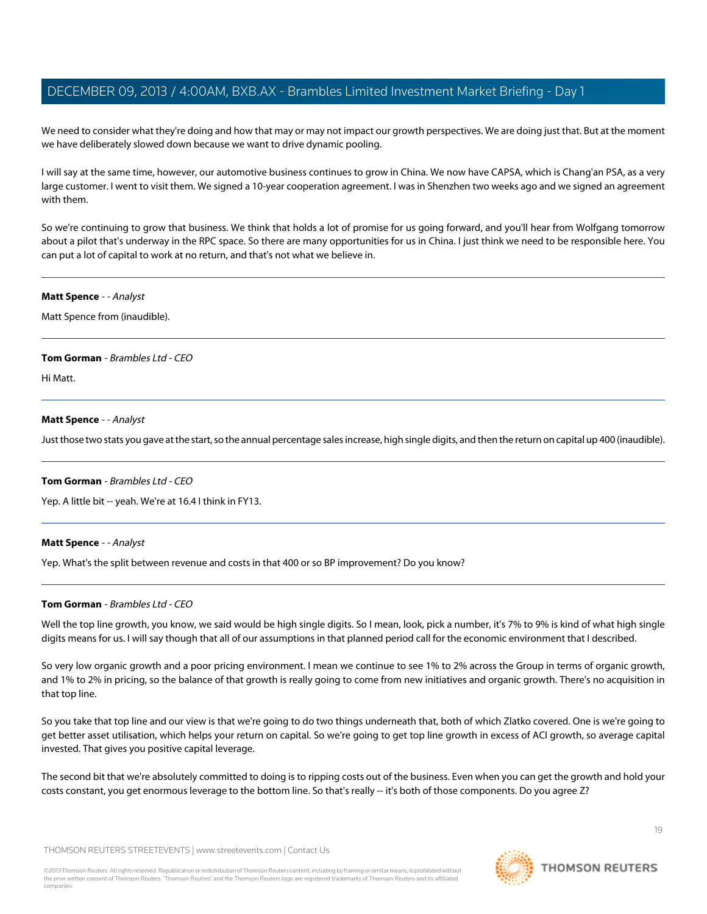We need to consider what they're doing and how that may or may not impact our growth perspectives. We are doing just that. But at the moment we have deliberately slowed down because we want to drive dynamic pooling.

I will say at the same time, however, our automotive business continues to grow in China. We now have CAPSA, which is Chang'an PSA, as a very large customer. I went to visit them. We signed a 10-year cooperation agreement. I was in Shenzhen two weeks ago and we signed an agreement with them.

So we're continuing to grow that business. We think that holds a lot of promise for us going forward, and you'll hear from Wolfgang tomorrow about a pilot that's underway in the RPC space. So there are many opportunities for us in China. I just think we need to be responsible here. You can put a lot of capital to work at no return, and that's not what we believe in.

---

**Matt Spence** - - *Analyst*

Matt Spence from (inaudible).

---

**Tom Gorman** - *Brambles Ltd - CEO*

Hi Matt.

---

**Matt Spence** - - *Analyst*

Just those two stats you gave at the start, so the annual percentage sales increase, high single digits, and then the return on capital up 400 (inaudible).

---

**Tom Gorman** - *Brambles Ltd - CEO*

Yep. A little bit -- yeah. We're at 16.4 I think in FY13.

---

**Matt Spence** - - *Analyst*

Yep. What's the split between revenue and costs in that 400 or so BP improvement? Do you know?

---

**Tom Gorman** - *Brambles Ltd - CEO*

Well the top line growth, you know, we said would be high single digits. So I mean, look, pick a number, it's 7% to 9% is kind of what high single digits means for us. I will say though that all of our assumptions in that planned period call for the economic environment that I described.

So very low organic growth and a poor pricing environment. I mean we continue to see 1% to 2% across the Group in terms of organic growth, and 1% to 2% in pricing, so the balance of that growth is really going to come from new initiatives and organic growth. There's no acquisition in that top line.

So you take that top line and our view is that we're going to do two things underneath that, both of which Zlatko covered. One is we're going to get better asset utilisation, which helps your return on capital. So we're going to get top line growth in excess of ACI growth, so average capital invested. That gives you positive capital leverage.

The second bit that we're absolutely committed to doing is to ripping costs out of the business. Even when you can get the growth and hold your costs constant, you get enormous leverage to the bottom line. So that's really -- it's both of those components. Do you agree Z?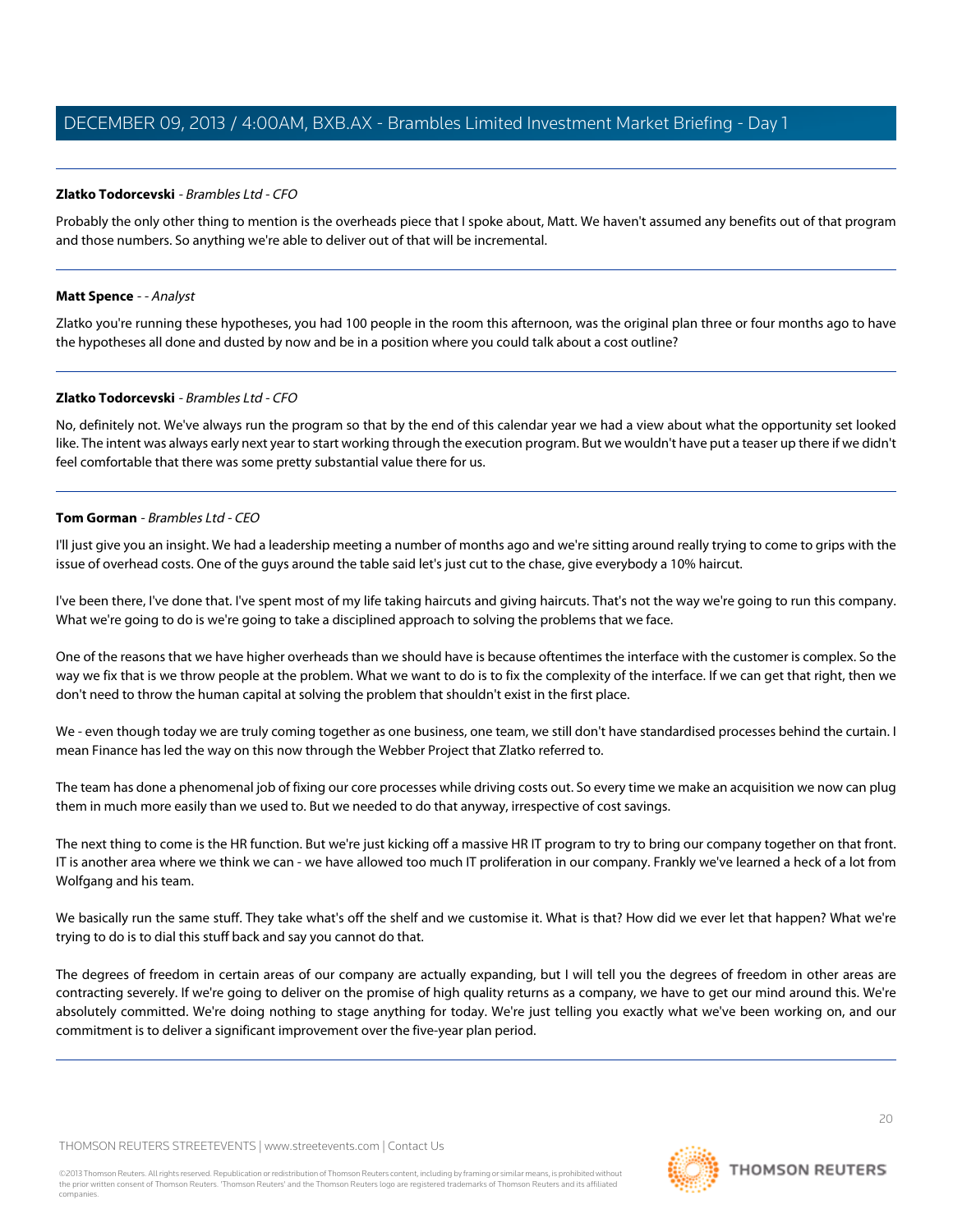**Zlatko Todorcevski** - *Brambles Ltd - CFO*

Probably the only other thing to mention is the overheads piece that I spoke about, Matt. We haven't assumed any benefits out of that program and those numbers. So anything we're able to deliver out of that will be incremental.

---

**Matt Spence** - *- Analyst*

Zlatko you're running these hypotheses, you had 100 people in the room this afternoon, was the original plan three or four months ago to have the hypotheses all done and dusted by now and be in a position where you could talk about a cost outline?

---

**Zlatko Todorcevski** - *Brambles Ltd - CFO*

No, definitely not. We've always run the program so that by the end of this calendar year we had a view about what the opportunity set looked like. The intent was always early next year to start working through the execution program. But we wouldn't have put a teaser up there if we didn't feel comfortable that there was some pretty substantial value there for us.

---

**Tom Gorman** - *Brambles Ltd - CEO*

I'll just give you an insight. We had a leadership meeting a number of months ago and we're sitting around really trying to come to grips with the issue of overhead costs. One of the guys around the table said let's just cut to the chase, give everybody a 10% haircut.

I've been there, I've done that. I've spent most of my life taking haircuts and giving haircuts. That's not the way we're going to run this company. What we're going to do is we're going to take a disciplined approach to solving the problems that we face.

One of the reasons that we have higher overheads than we should have is because oftentimes the interface with the customer is complex. So the way we fix that is we throw people at the problem. What we want to do is to fix the complexity of the interface. If we can get that right, then we don't need to throw the human capital at solving the problem that shouldn't exist in the first place.

We - even though today we are truly coming together as one business, one team, we still don't have standardised processes behind the curtain. I mean Finance has led the way on this now through the Webber Project that Zlatko referred to.

The team has done a phenomenal job of fixing our core processes while driving costs out. So every time we make an acquisition we now can plug them in much more easily than we used to. But we needed to do that anyway, irrespective of cost savings.

The next thing to come is the HR function. But we're just kicking off a massive HR IT program to try to bring our company together on that front. IT is another area where we think we can - we have allowed too much IT proliferation in our company. Frankly we've learned a heck of a lot from Wolfgang and his team.

We basically run the same stuff. They take what's off the shelf and we customise it. What is that? How did we ever let that happen? What we're trying to do is to dial this stuff back and say you cannot do that.

The degrees of freedom in certain areas of our company are actually expanding, but I will tell you the degrees of freedom in other areas are contracting severely. If we're going to deliver on the promise of high quality returns as a company, we have to get our mind around this. We're absolutely committed. We're doing nothing to stage anything for today. We're just telling you exactly what we've been working on, and our commitment is to deliver a significant improvement over the five-year plan period.

---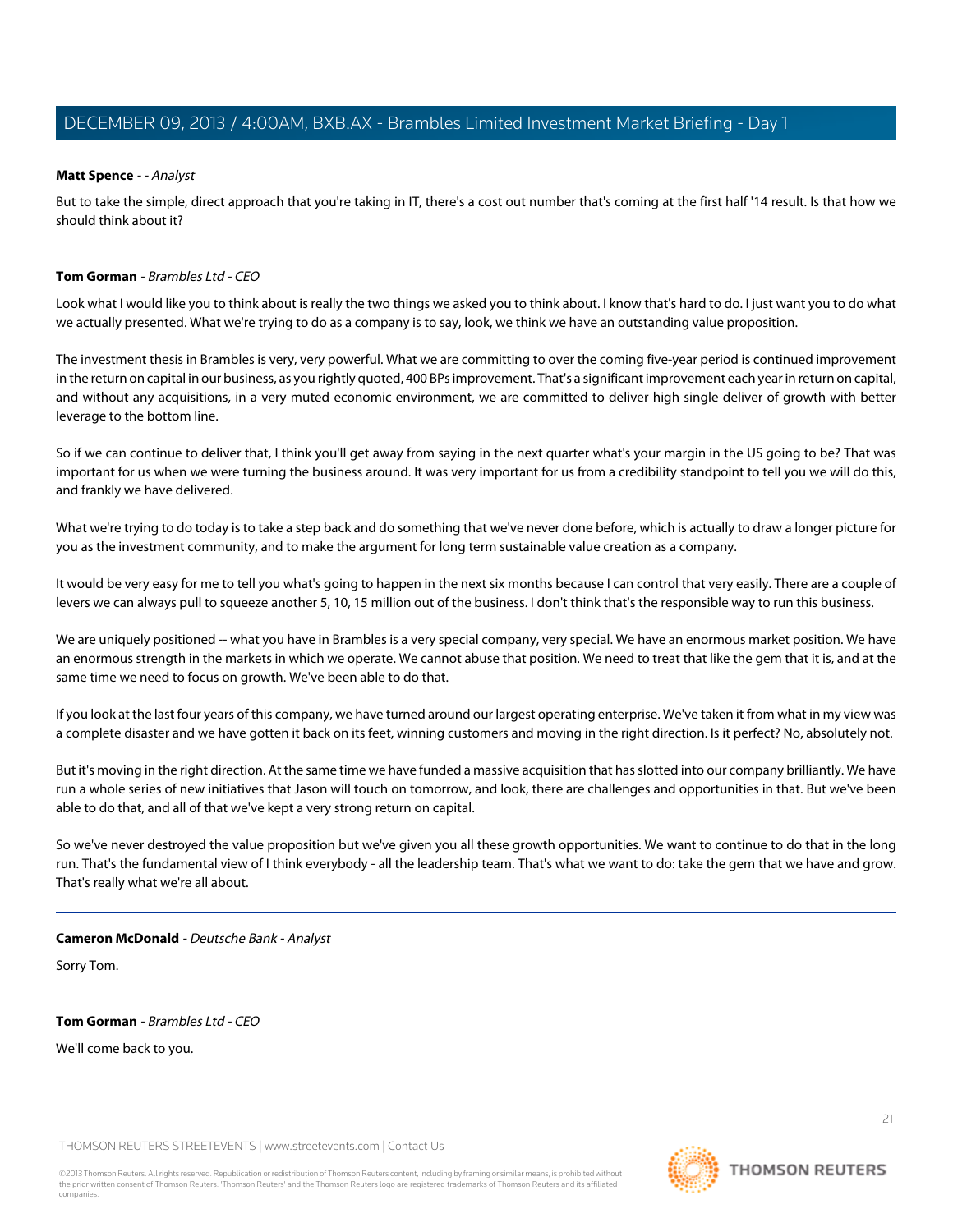**Matt Spence** - - *Analyst*

But to take the simple, direct approach that you're taking in IT, there's a cost out number that's coming at the first half '14 result. Is that how we should think about it?

---

**Tom Gorman** - *Brambles Ltd - CEO*

Look what I would like you to think about is really the two things we asked you to think about. I know that's hard to do. I just want you to do what we actually presented. What we're trying to do as a company is to say, look, we think we have an outstanding value proposition.

The investment thesis in Brambles is very, very powerful. What we are committing to over the coming five-year period is continued improvement in the return on capital in our business, as you rightly quoted, 400 BPs improvement. That's a significant improvement each year in return on capital, and without any acquisitions, in a very muted economic environment, we are committed to deliver high single deliver of growth with better leverage to the bottom line.

So if we can continue to deliver that, I think you'll get away from saying in the next quarter what's your margin in the US going to be? That was important for us when we were turning the business around. It was very important for us from a credibility standpoint to tell you we will do this, and frankly we have delivered.

What we're trying to do today is to take a step back and do something that we've never done before, which is actually to draw a longer picture for you as the investment community, and to make the argument for long term sustainable value creation as a company.

It would be very easy for me to tell you what's going to happen in the next six months because I can control that very easily. There are a couple of levers we can always pull to squeeze another 5, 10, 15 million out of the business. I don't think that's the responsible way to run this business.

We are uniquely positioned -- what you have in Brambles is a very special company, very special. We have an enormous market position. We have an enormous strength in the markets in which we operate. We cannot abuse that position. We need to treat that like the gem that it is, and at the same time we need to focus on growth. We've been able to do that.

If you look at the last four years of this company, we have turned around our largest operating enterprise. We've taken it from what in my view was a complete disaster and we have gotten it back on its feet, winning customers and moving in the right direction. Is it perfect? No, absolutely not.

But it's moving in the right direction. At the same time we have funded a massive acquisition that has slotted into our company brilliantly. We have run a whole series of new initiatives that Jason will touch on tomorrow, and look, there are challenges and opportunities in that. But we've been able to do that, and all of that we've kept a very strong return on capital.

So we've never destroyed the value proposition but we've given you all these growth opportunities. We want to continue to do that in the long run. That's the fundamental view of I think everybody - all the leadership team. That's what we want to do: take the gem that we have and grow. That's really what we're all about.

---

**Cameron McDonald** - *Deutsche Bank - Analyst*

Sorry Tom.

---

**Tom Gorman** - *Brambles Ltd - CEO*

We'll come back to you.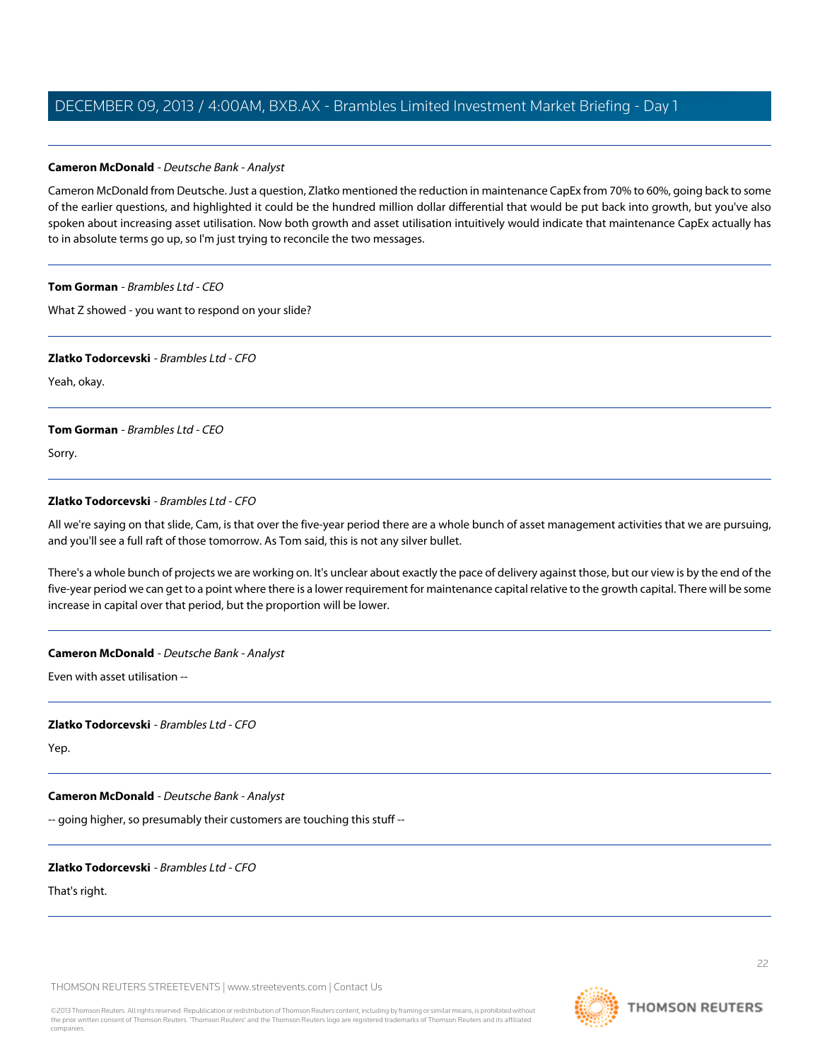**Cameron McDonald** - *Deutsche Bank - Analyst*

Cameron McDonald from Deutsche. Just a question, Zlatko mentioned the reduction in maintenance CapEx from 70% to 60%, going back to some of the earlier questions, and highlighted it could be the hundred million dollar differential that would be put back into growth, but you've also spoken about increasing asset utilisation. Now both growth and asset utilisation intuitively would indicate that maintenance CapEx actually has to in absolute terms go up, so I'm just trying to reconcile the two messages.

---

**Tom Gorman** - *Brambles Ltd - CEO*

What Z showed - you want to respond on your slide?

---

**Zlatko Todorcevski** - *Brambles Ltd - CFO*

Yeah, okay.

---

**Tom Gorman** - *Brambles Ltd - CEO*

Sorry.

---

**Zlatko Todorcevski** - *Brambles Ltd - CFO*

All we're saying on that slide, Cam, is that over the five-year period there are a whole bunch of asset management activities that we are pursuing, and you'll see a full raft of those tomorrow. As Tom said, this is not any silver bullet.

There's a whole bunch of projects we are working on. It's unclear about exactly the pace of delivery against those, but our view is by the end of the five-year period we can get to a point where there is a lower requirement for maintenance capital relative to the growth capital. There will be some increase in capital over that period, but the proportion will be lower.

---

**Cameron McDonald** - *Deutsche Bank - Analyst*

Even with asset utilisation --

---

**Zlatko Todorcevski** - *Brambles Ltd - CFO*

Yep.

---

**Cameron McDonald** - *Deutsche Bank - Analyst*

-- going higher, so presumably their customers are touching this stuff --

---

**Zlatko Todorcevski** - *Brambles Ltd - CFO*

That's right.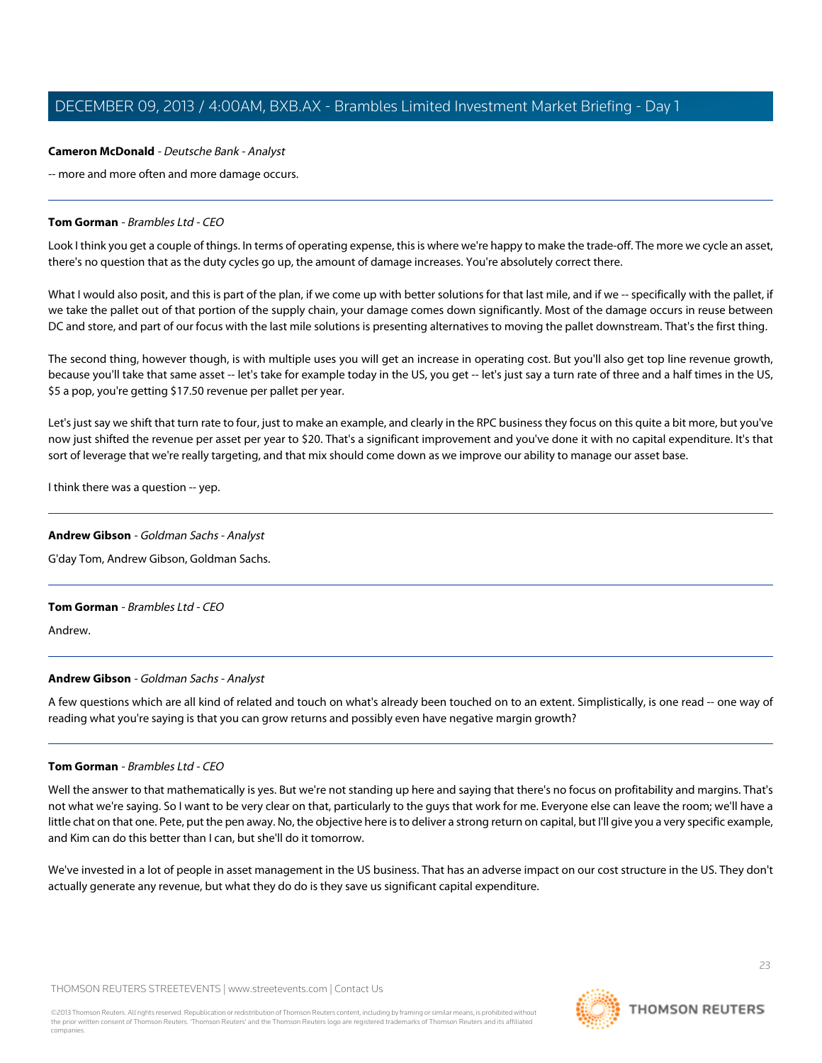**Cameron McDonald** - *Deutsche Bank - Analyst*

-- more and more often and more damage occurs.

---

**Tom Gorman** - *Brambles Ltd - CEO*

Look I think you get a couple of things. In terms of operating expense, this is where we're happy to make the trade-off. The more we cycle an asset, there's no question that as the duty cycles go up, the amount of damage increases. You're absolutely correct there.

What I would also posit, and this is part of the plan, if we come up with better solutions for that last mile, and if we -- specifically with the pallet, if we take the pallet out of that portion of the supply chain, your damage comes down significantly. Most of the damage occurs in reuse between DC and store, and part of our focus with the last mile solutions is presenting alternatives to moving the pallet downstream. That's the first thing.

The second thing, however though, is with multiple uses you will get an increase in operating cost. But you'll also get top line revenue growth, because you'll take that same asset -- let's take for example today in the US, you get -- let's just say a turn rate of three and a half times in the US, $5 a pop, you're getting $17.50 revenue per pallet per year.

Let's just say we shift that turn rate to four, just to make an example, and clearly in the RPC business they focus on this quite a bit more, but you've now just shifted the revenue per asset per year to $20. That's a significant improvement and you've done it with no capital expenditure. It's that sort of leverage that we're really targeting, and that mix should come down as we improve our ability to manage our asset base.

I think there was a question -- yep.

---

**Andrew Gibson** - *Goldman Sachs - Analyst*

G'day Tom, Andrew Gibson, Goldman Sachs.

---

**Tom Gorman** - *Brambles Ltd - CEO*

Andrew.

---

**Andrew Gibson** - *Goldman Sachs - Analyst*

A few questions which are all kind of related and touch on what's already been touched on to an extent. Simplistically, is one read -- one way of reading what you're saying is that you can grow returns and possibly even have negative margin growth?

---

**Tom Gorman** - *Brambles Ltd - CEO*

Well the answer to that mathematically is yes. But we're not standing up here and saying that there's no focus on profitability and margins. That's not what we're saying. So I want to be very clear on that, particularly to the guys that work for me. Everyone else can leave the room; we'll have a little chat on that one. Pete, put the pen away. No, the objective here is to deliver a strong return on capital, but I'll give you a very specific example, and Kim can do this better than I can, but she'll do it tomorrow.

We've invested in a lot of people in asset management in the US business. That has an adverse impact on our cost structure in the US. They don't actually generate any revenue, but what they do do is they save us significant capital expenditure.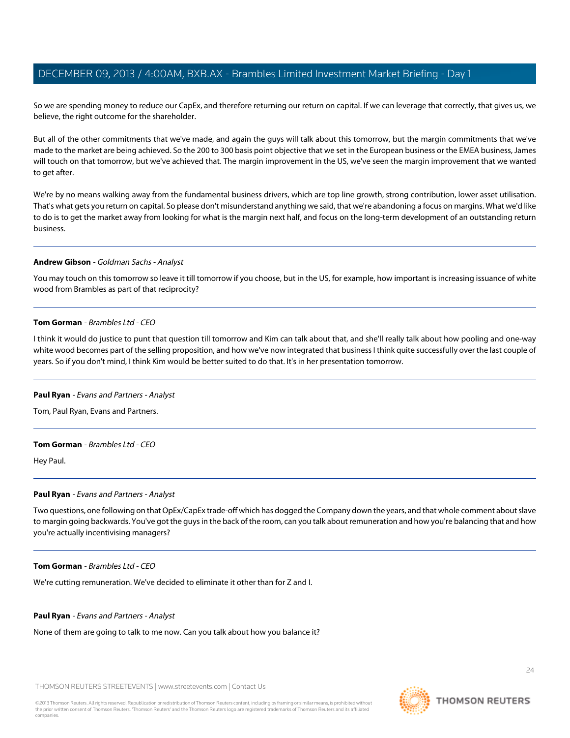So we are spending money to reduce our CapEx, and therefore returning our return on capital. If we can leverage that correctly, that gives us, we believe, the right outcome for the shareholder.

But all of the other commitments that we've made, and again the guys will talk about this tomorrow, but the margin commitments that we've made to the market are being achieved. So the 200 to 300 basis point objective that we set in the European business or the EMEA business, James will touch on that tomorrow, but we've achieved that. The margin improvement in the US, we've seen the margin improvement that we wanted to get after.

We're by no means walking away from the fundamental business drivers, which are top line growth, strong contribution, lower asset utilisation. That's what gets you return on capital. So please don't misunderstand anything we said, that we're abandoning a focus on margins. What we'd like to do is to get the market away from looking for what is the margin next half, and focus on the long-term development of an outstanding return business.

---

**Andrew Gibson** - *Goldman Sachs - Analyst*

You may touch on this tomorrow so leave it till tomorrow if you choose, but in the US, for example, how important is increasing issuance of white wood from Brambles as part of that reciprocity?

---

**Tom Gorman** - *Brambles Ltd - CEO*

I think it would do justice to punt that question till tomorrow and Kim can talk about that, and she'll really talk about how pooling and one-way white wood becomes part of the selling proposition, and how we've now integrated that business I think quite successfully over the last couple of years. So if you don't mind, I think Kim would be better suited to do that. It's in her presentation tomorrow.

---

**Paul Ryan** - *Evans and Partners - Analyst*

Tom, Paul Ryan, Evans and Partners.

---

**Tom Gorman** - *Brambles Ltd - CEO*

Hey Paul.

---

**Paul Ryan** - *Evans and Partners - Analyst*

Two questions, one following on that OpEx/CapEx trade-off which has dogged the Company down the years, and that whole comment about slave to margin going backwards. You've got the guys in the back of the room, can you talk about remuneration and how you're balancing that and how you're actually incentivising managers?

---

**Tom Gorman** - *Brambles Ltd - CEO*

We're cutting remuneration. We've decided to eliminate it other than for Z and I.

---

**Paul Ryan** - *Evans and Partners - Analyst*

None of them are going to talk to me now. Can you talk about how you balance it?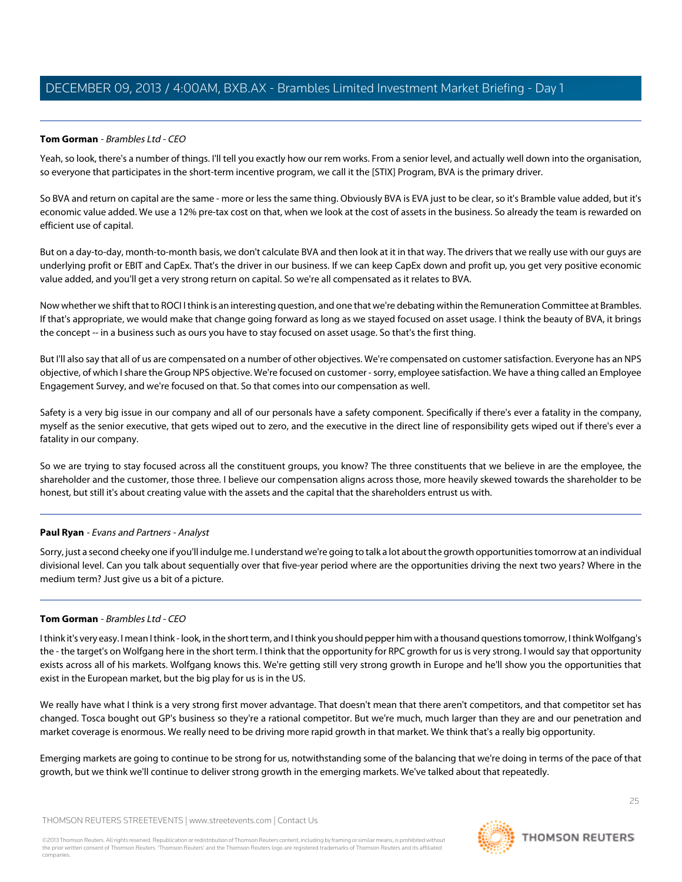**Tom Gorman** - *Brambles Ltd - CEO*

Yeah, so look, there's a number of things. I'll tell you exactly how our rem works. From a senior level, and actually well down into the organisation, so everyone that participates in the short-term incentive program, we call it the [STIX] Program, BVA is the primary driver.

So BVA and return on capital are the same - more or less the same thing. Obviously BVA is EVA just to be clear, so it's Bramble value added, but it's economic value added. We use a 12% pre-tax cost on that, when we look at the cost of assets in the business. So already the team is rewarded on efficient use of capital.

But on a day-to-day, month-to-month basis, we don't calculate BVA and then look at it in that way. The drivers that we really use with our guys are underlying profit or EBIT and CapEx. That's the driver in our business. If we can keep CapEx down and profit up, you get very positive economic value added, and you'll get a very strong return on capital. So we're all compensated as it relates to BVA.

Now whether we shift that to ROCI I think is an interesting question, and one that we're debating within the Remuneration Committee at Brambles. If that's appropriate, we would make that change going forward as long as we stayed focused on asset usage. I think the beauty of BVA, it brings the concept -- in a business such as ours you have to stay focused on asset usage. So that's the first thing.

But I'll also say that all of us are compensated on a number of other objectives. We're compensated on customer satisfaction. Everyone has an NPS objective, of which I share the Group NPS objective. We're focused on customer - sorry, employee satisfaction. We have a thing called an Employee Engagement Survey, and we're focused on that. So that comes into our compensation as well.

Safety is a very big issue in our company and all of our personals have a safety component. Specifically if there's ever a fatality in the company, myself as the senior executive, that gets wiped out to zero, and the executive in the direct line of responsibility gets wiped out if there's ever a fatality in our company.

So we are trying to stay focused across all the constituent groups, you know? The three constituents that we believe in are the employee, the shareholder and the customer, those three. I believe our compensation aligns across those, more heavily skewed towards the shareholder to be honest, but still it's about creating value with the assets and the capital that the shareholders entrust us with.

---

**Paul Ryan** - *Evans and Partners - Analyst*

Sorry, just a second cheeky one if you'll indulge me. I understand we're going to talk a lot about the growth opportunities tomorrow at an individual divisional level. Can you talk about sequentially over that five-year period where are the opportunities driving the next two years? Where in the medium term? Just give us a bit of a picture.

---

**Tom Gorman** - *Brambles Ltd - CEO*

I think it's very easy. I mean I think - look, in the short term, and I think you should pepper him with a thousand questions tomorrow, I think Wolfgang's the - the target's on Wolfgang here in the short term. I think that the opportunity for RPC growth for us is very strong. I would say that opportunity exists across all of his markets. Wolfgang knows this. We're getting still very strong growth in Europe and he'll show you the opportunities that exist in the European market, but the big play for us is in the US.

We really have what I think is a very strong first mover advantage. That doesn't mean that there aren't competitors, and that competitor set has changed. Tosca bought out GP's business so they're a rational competitor. But we're much, much larger than they are and our penetration and market coverage is enormous. We really need to be driving more rapid growth in that market. We think that's a really big opportunity.

Emerging markets are going to continue to be strong for us, notwithstanding some of the balancing that we're doing in terms of the pace of that growth, but we think we'll continue to deliver strong growth in the emerging markets. We've talked about that repeatedly.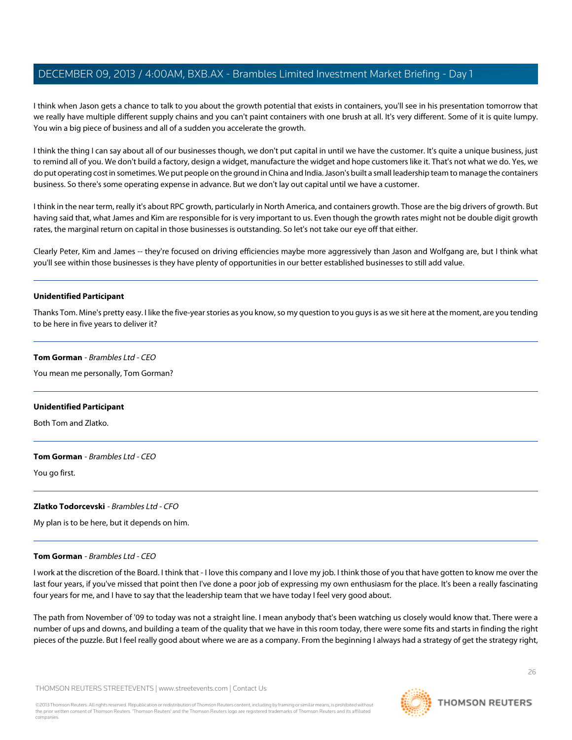I think when Jason gets a chance to talk to you about the growth potential that exists in containers, you'll see in his presentation tomorrow that we really have multiple different supply chains and you can't paint containers with one brush at all. It's very different. Some of it is quite lumpy. You win a big piece of business and all of a sudden you accelerate the growth.

I think the thing I can say about all of our businesses though, we don't put capital in until we have the customer. It's quite a unique business, just to remind all of you. We don't build a factory, design a widget, manufacture the widget and hope customers like it. That's not what we do. Yes, we do put operating cost in sometimes. We put people on the ground in China and India. Jason's built a small leadership team to manage the containers business. So there's some operating expense in advance. But we don't lay out capital until we have a customer.

I think in the near term, really it's about RPC growth, particularly in North America, and containers growth. Those are the big drivers of growth. But having said that, what James and Kim are responsible for is very important to us. Even though the growth rates might not be double digit growth rates, the marginal return on capital in those businesses is outstanding. So let's not take our eye off that either.

Clearly Peter, Kim and James -- they're focused on driving efficiencies maybe more aggressively than Jason and Wolfgang are, but I think what you'll see within those businesses is they have plenty of opportunities in our better established businesses to still add value.

---

**Unidentified Participant**

Thanks Tom. Mine's pretty easy. I like the five-year stories as you know, so my question to you guys is as we sit here at the moment, are you tending to be here in five years to deliver it?

---

**Tom Gorman** - *Brambles Ltd - CEO*

You mean me personally, Tom Gorman?

---

**Unidentified Participant**

Both Tom and Zlatko.

---

**Tom Gorman** - *Brambles Ltd - CEO*

You go first.

---

**Zlatko Todorcevski** - *Brambles Ltd - CFO*

My plan is to be here, but it depends on him.

---

**Tom Gorman** - *Brambles Ltd - CEO*

I work at the discretion of the Board. I think that - I love this company and I love my job. I think those of you that have gotten to know me over the last four years, if you've missed that point then I've done a poor job of expressing my own enthusiasm for the place. It's been a really fascinating four years for me, and I have to say that the leadership team that we have today I feel very good about.

The path from November of '09 to today was not a straight line. I mean anybody that's been watching us closely would know that. There were a number of ups and downs, and building a team of the quality that we have in this room today, there were some fits and starts in finding the right pieces of the puzzle. But I feel really good about where we are as a company. From the beginning I always had a strategy of get the strategy right,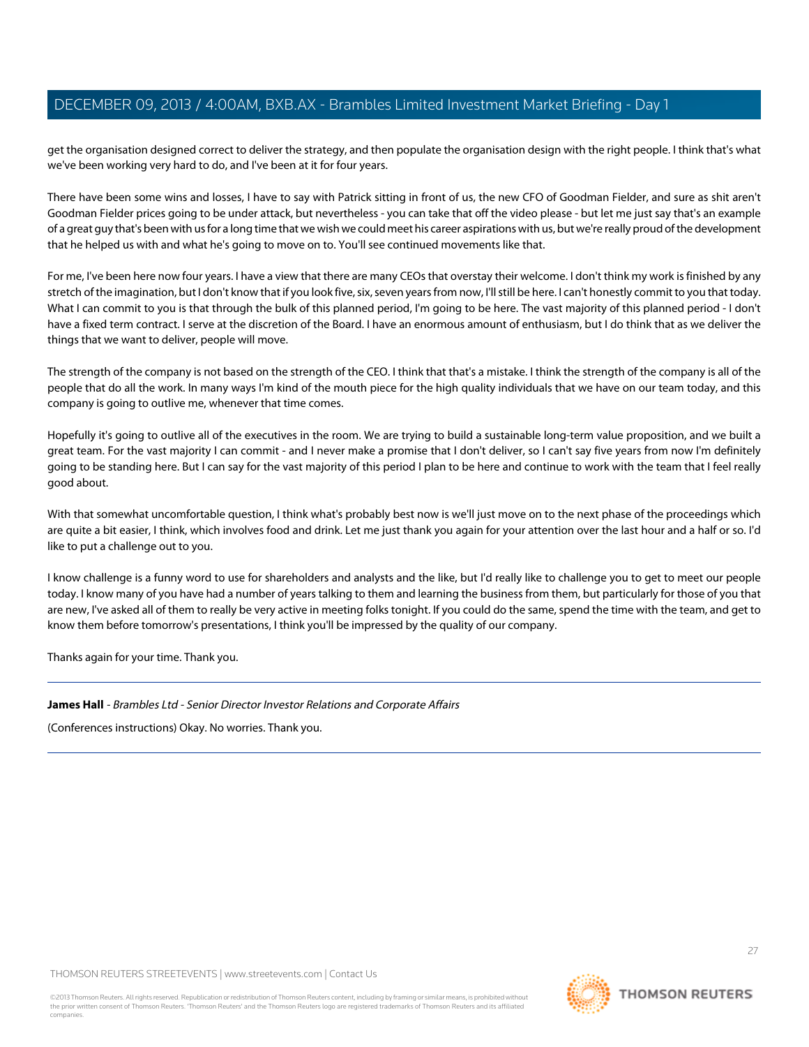get the organisation designed correct to deliver the strategy, and then populate the organisation design with the right people. I think that's what we've been working very hard to do, and I've been at it for four years.

There have been some wins and losses, I have to say with Patrick sitting in front of us, the new CFO of Goodman Fielder, and sure as shit aren't Goodman Fielder prices going to be under attack, but nevertheless - you can take that off the video please - but let me just say that's an example of a great guy that's been with us for a long time that we wish we could meet his career aspirations with us, but we're really proud of the development that he helped us with and what he's going to move on to. You'll see continued movements like that.

For me, I've been here now four years. I have a view that there are many CEOs that overstay their welcome. I don't think my work is finished by any stretch of the imagination, but I don't know that if you look five, six, seven years from now, I'll still be here. I can't honestly commit to you that today. What I can commit to you is that through the bulk of this planned period, I'm going to be here. The vast majority of this planned period - I don't have a fixed term contract. I serve at the discretion of the Board. I have an enormous amount of enthusiasm, but I do think that as we deliver the things that we want to deliver, people will move.

The strength of the company is not based on the strength of the CEO. I think that that's a mistake. I think the strength of the company is all of the people that do all the work. In many ways I'm kind of the mouth piece for the high quality individuals that we have on our team today, and this company is going to outlive me, whenever that time comes.

Hopefully it's going to outlive all of the executives in the room. We are trying to build a sustainable long-term value proposition, and we built a great team. For the vast majority I can commit - and I never make a promise that I don't deliver, so I can't say five years from now I'm definitely going to be standing here. But I can say for the vast majority of this period I plan to be here and continue to work with the team that I feel really good about.

With that somewhat uncomfortable question, I think what's probably best now is we'll just move on to the next phase of the proceedings which are quite a bit easier, I think, which involves food and drink. Let me just thank you again for your attention over the last hour and a half or so. I'd like to put a challenge out to you.

I know challenge is a funny word to use for shareholders and analysts and the like, but I'd really like to challenge you to get to meet our people today. I know many of you have had a number of years talking to them and learning the business from them, but particularly for those of you that are new, I've asked all of them to really be very active in meeting folks tonight. If you could do the same, spend the time with the team, and get to know them before tomorrow's presentations, I think you'll be impressed by the quality of our company.

Thanks again for your time. Thank you.

---

**James Hall** - *Brambles Ltd - Senior Director Investor Relations and Corporate Affairs*

(Conferences instructions) Okay. No worries. Thank you.

---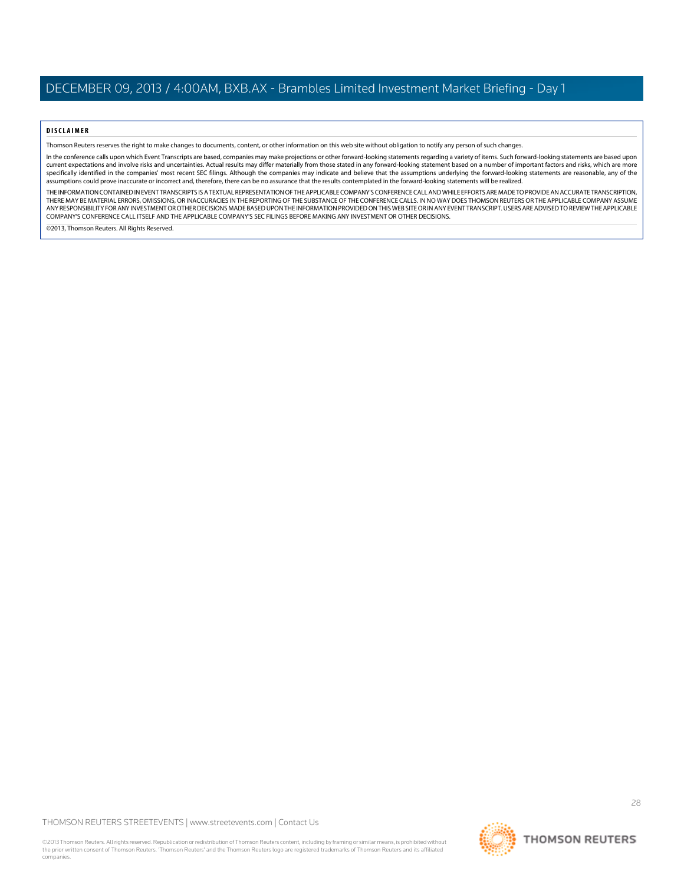**DISCLAIMER**

Thomson Reuters reserves the right to make changes to documents, content, or other information on this web site without obligation to notify any person of such changes.

In the conference calls upon which Event Transcripts are based, companies may make projections or other forward-looking statements regarding a variety of items. Such forward-looking statements are based upon current expectations and involve risks and uncertainties. Actual results may differ materially from those stated in any forward-looking statement based on a number of important factors and risks, which are more specifically identified in the companies' most recent SEC filings. Although the companies may indicate and believe that the assumptions underlying the forward-looking statements are reasonable, any of the assumptions could prove inaccurate or incorrect and, therefore, there can be no assurance that the results contemplated in the forward-looking statements will be realized.

THE INFORMATION CONTAINED IN EVENT TRANSCRIPTS IS A TEXTUAL REPRESENTATION OF THE APPLICABLE COMPANY'S CONFERENCE CALL AND WHILE EFFORTS ARE MADE TO PROVIDE AN ACCURATE TRANSCRIPTION, THERE MAY BE MATERIAL ERRORS, OMISSIONS, OR INACCURACIES IN THE REPORTING OF THE SUBSTANCE OF THE CONFERENCE CALLS. IN NO WAY DOES THOMSON REUTERS OR THE APPLICABLE COMPANY ASSUME ANY RESPONSIBILITY FOR ANY INVESTMENT OR OTHER DECISIONS MADE BASED UPON THE INFORMATION PROVIDED ON THIS WEB SITE OR IN ANY EVENT TRANSCRIPT. USERS ARE ADVISED TO REVIEW THE APPLICABLE COMPANY'S CONFERENCE CALL ITSELF AND THE APPLICABLE COMPANY'S SEC FILINGS BEFORE MAKING ANY INVESTMENT OR OTHER DECISIONS.

©2013, Thomson Reuters. All Rights Reserved.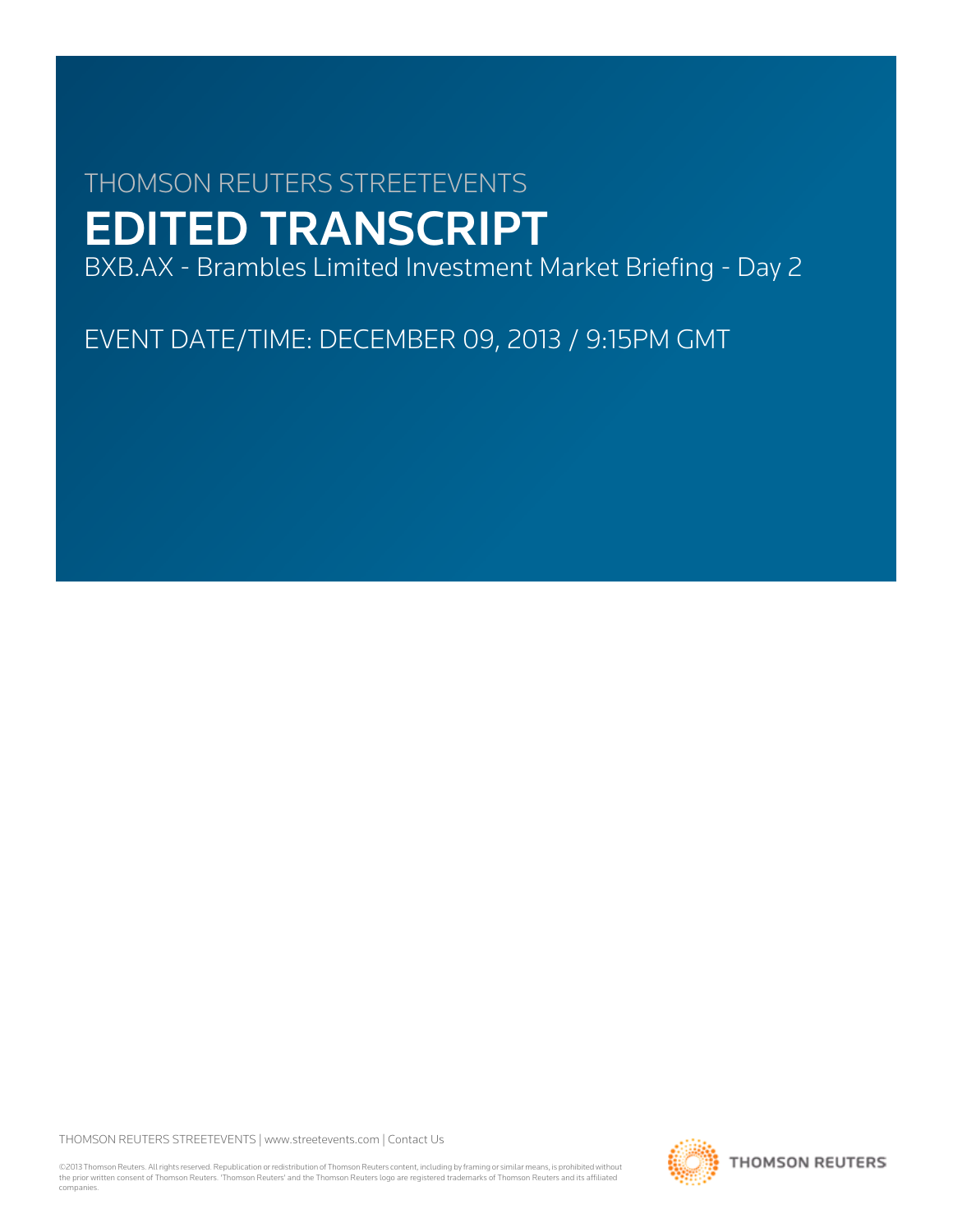THOMSON REUTERS STREETEVENTS

# EDITED TRANSCRIPT

BXB.AX - Brambles Limited Investment Market Briefing - Day 2

EVENT DATE/TIME: DECEMBER 09, 2013 / 9:15PM GMT

THOMSON REUTERS STREETEVENTS | www.streetevents.com | Contact Us

©2013 Thomson Reuters. All rights reserved. Republication or redistribution of Thomson Reuters content, including by framing or similar means, is prohibited without the prior written consent of Thomson Reuters. 'Thomson Reuters' and the Thomson Reuters logo are registered trademarks of Thomson Reuters and its affiliated companies.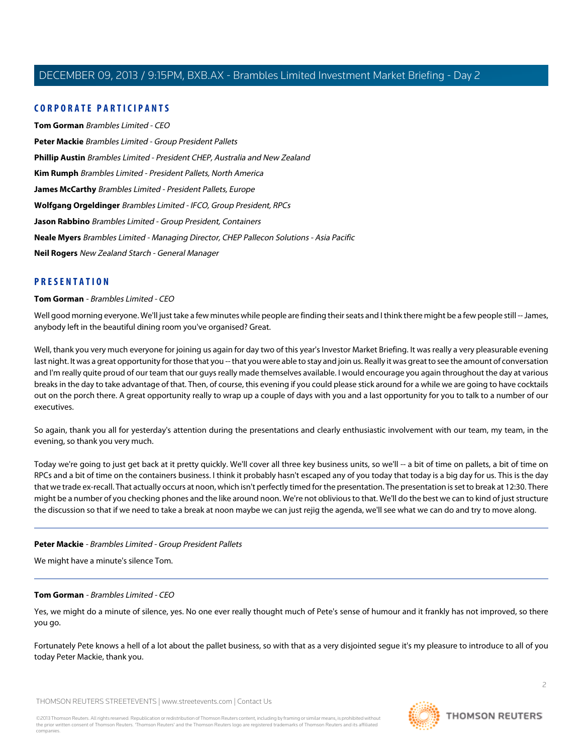## CORPORATE PARTICIPANTS

**Tom Gorman** *Brambles Limited - CEO*

**Peter Mackie** *Brambles Limited - Group President Pallets*

**Phillip Austin** *Brambles Limited - President CHEP, Australia and New Zealand*

**Kim Rumph** *Brambles Limited - President Pallets, North America*

**James McCarthy** *Brambles Limited - President Pallets, Europe*

**Wolfgang Orgeldinger** *Brambles Limited - IFCO, Group President, RPCs*

**Jason Rabbino** *Brambles Limited - Group President, Containers*

**Neale Myers** *Brambles Limited - Managing Director, CHEP Pallecon Solutions - Asia Pacific*

**Neil Rogers** *New Zealand Starch - General Manager*

## PRESENTATION

**Tom Gorman** - *Brambles Limited - CEO*

Well good morning everyone. We'll just take a few minutes while people are finding their seats and I think there might be a few people still -- James, anybody left in the beautiful dining room you've organised? Great.

Well, thank you very much everyone for joining us again for day two of this year's Investor Market Briefing. It was really a very pleasurable evening last night. It was a great opportunity for those that you -- that you were able to stay and join us. Really it was great to see the amount of conversation and I'm really quite proud of our team that our guys really made themselves available. I would encourage you again throughout the day at various breaks in the day to take advantage of that. Then, of course, this evening if you could please stick around for a while we are going to have cocktails out on the porch there. A great opportunity really to wrap up a couple of days with you and a last opportunity for you to talk to a number of our executives.

So again, thank you all for yesterday's attention during the presentations and clearly enthusiastic involvement with our team, my team, in the evening, so thank you very much.

Today we're going to just get back at it pretty quickly. We'll cover all three key business units, so we'll -- a bit of time on pallets, a bit of time on RPCs and a bit of time on the containers business. I think it probably hasn't escaped any of you today that today is a big day for us. This is the day that we trade ex-recall. That actually occurs at noon, which isn't perfectly timed for the presentation. The presentation is set to break at 12:30. There might be a number of you checking phones and the like around noon. We're not oblivious to that. We'll do the best we can to kind of just structure the discussion so that if we need to take a break at noon maybe we can just rejig the agenda, we'll see what we can do and try to move along.

---

**Peter Mackie** - *Brambles Limited - Group President Pallets*

We might have a minute's silence Tom.

---

**Tom Gorman** - *Brambles Limited - CEO*

Yes, we might do a minute of silence, yes. No one ever really thought much of Pete's sense of humour and it frankly has not improved, so there you go.

Fortunately Pete knows a hell of a lot about the pallet business, so with that as a very disjointed segue it's my pleasure to introduce to all of you today Peter Mackie, thank you.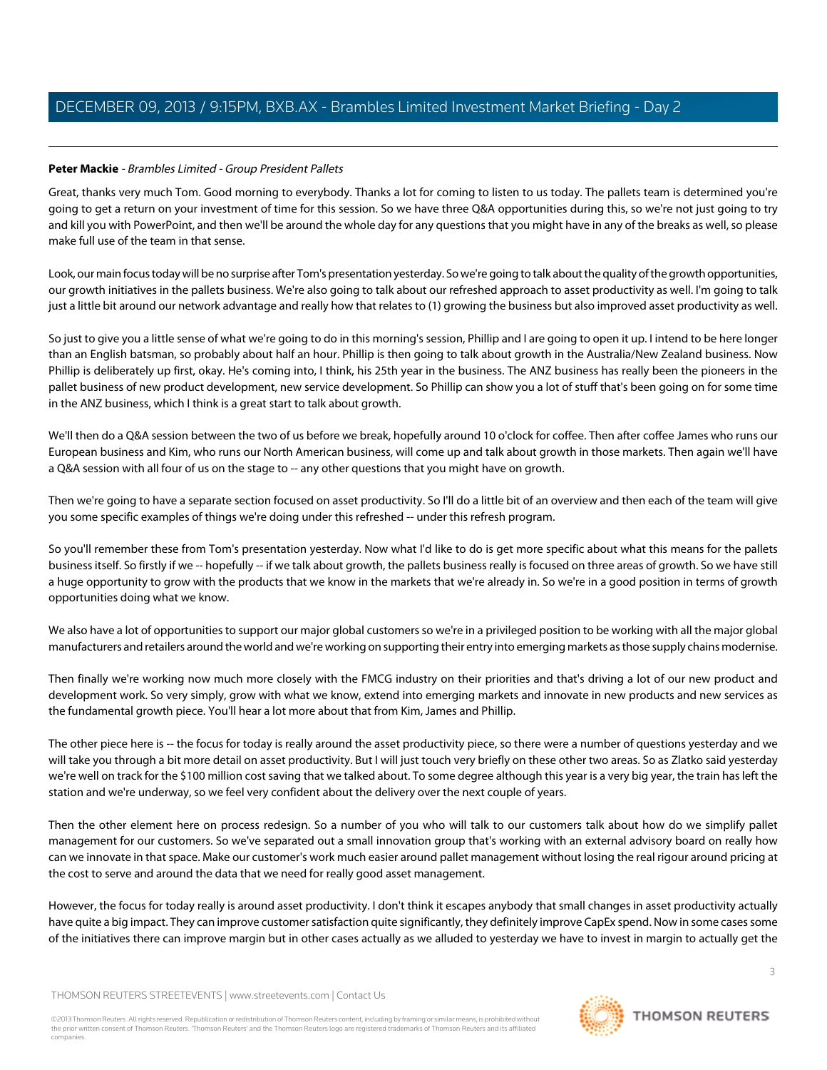**Peter Mackie** - *Brambles Limited - Group President Pallets*

Great, thanks very much Tom. Good morning to everybody. Thanks a lot for coming to listen to us today. The pallets team is determined you're going to get a return on your investment of time for this session. So we have three Q&A opportunities during this, so we're not just going to try and kill you with PowerPoint, and then we'll be around the whole day for any questions that you might have in any of the breaks as well, so please make full use of the team in that sense.

Look, our main focus today will be no surprise after Tom's presentation yesterday. So we're going to talk about the quality of the growth opportunities, our growth initiatives in the pallets business. We're also going to talk about our refreshed approach to asset productivity as well. I'm going to talk just a little bit around our network advantage and really how that relates to (1) growing the business but also improved asset productivity as well.

So just to give you a little sense of what we're going to do in this morning's session, Phillip and I are going to open it up. I intend to be here longer than an English batsman, so probably about half an hour. Phillip is then going to talk about growth in the Australia/New Zealand business. Now Phillip is deliberately up first, okay. He's coming into, I think, his 25th year in the business. The ANZ business has really been the pioneers in the pallet business of new product development, new service development. So Phillip can show you a lot of stuff that's been going on for some time in the ANZ business, which I think is a great start to talk about growth.

We'll then do a Q&A session between the two of us before we break, hopefully around 10 o'clock for coffee. Then after coffee James who runs our European business and Kim, who runs our North American business, will come up and talk about growth in those markets. Then again we'll have a Q&A session with all four of us on the stage to -- any other questions that you might have on growth.

Then we're going to have a separate section focused on asset productivity. So I'll do a little bit of an overview and then each of the team will give you some specific examples of things we're doing under this refreshed -- under this refresh program.

So you'll remember these from Tom's presentation yesterday. Now what I'd like to do is get more specific about what this means for the pallets business itself. So firstly if we -- hopefully -- if we talk about growth, the pallets business really is focused on three areas of growth. So we have still a huge opportunity to grow with the products that we know in the markets that we're already in. So we're in a good position in terms of growth opportunities doing what we know.

We also have a lot of opportunities to support our major global customers so we're in a privileged position to be working with all the major global manufacturers and retailers around the world and we're working on supporting their entry into emerging markets as those supply chains modernise.

Then finally we're working now much more closely with the FMCG industry on their priorities and that's driving a lot of our new product and development work. So very simply, grow with what we know, extend into emerging markets and innovate in new products and new services as the fundamental growth piece. You'll hear a lot more about that from Kim, James and Phillip.

The other piece here is -- the focus for today is really around the asset productivity piece, so there were a number of questions yesterday and we will take you through a bit more detail on asset productivity. But I will just touch very briefly on these other two areas. So as Zlatko said yesterday we're well on track for the $100 million cost saving that we talked about. To some degree although this year is a very big year, the train has left the station and we're underway, so we feel very confident about the delivery over the next couple of years.

Then the other element here on process redesign. So a number of you who will talk to our customers talk about how do we simplify pallet management for our customers. So we've separated out a small innovation group that's working with an external advisory board on really how can we innovate in that space. Make our customer's work much easier around pallet management without losing the real rigour around pricing at the cost to serve and around the data that we need for really good asset management.

However, the focus for today really is around asset productivity. I don't think it escapes anybody that small changes in asset productivity actually have quite a big impact. They can improve customer satisfaction quite significantly, they definitely improve CapEx spend. Now in some cases some of the initiatives there can improve margin but in other cases actually as we alluded to yesterday we have to invest in margin to actually get the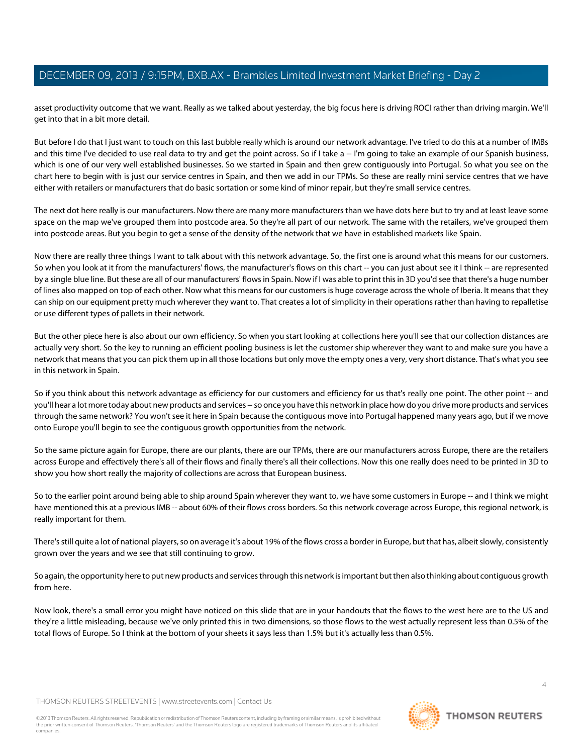asset productivity outcome that we want. Really as we talked about yesterday, the big focus here is driving ROCI rather than driving margin. We'll get into that in a bit more detail.

But before I do that I just want to touch on this last bubble really which is around our network advantage. I've tried to do this at a number of IMBs and this time I've decided to use real data to try and get the point across. So if I take a -- I'm going to take an example of our Spanish business, which is one of our very well established businesses. So we started in Spain and then grew contiguously into Portugal. So what you see on the chart here to begin with is just our service centres in Spain, and then we add in our TPMs. So these are really mini service centres that we have either with retailers or manufacturers that do basic sortation or some kind of minor repair, but they're small service centres.

The next dot here really is our manufacturers. Now there are many more manufacturers than we have dots here but to try and at least leave some space on the map we've grouped them into postcode area. So they're all part of our network. The same with the retailers, we've grouped them into postcode areas. But you begin to get a sense of the density of the network that we have in established markets like Spain.

Now there are really three things I want to talk about with this network advantage. So, the first one is around what this means for our customers. So when you look at it from the manufacturers' flows, the manufacturer's flows on this chart -- you can just about see it I think -- are represented by a single blue line. But these are all of our manufacturers' flows in Spain. Now if I was able to print this in 3D you'd see that there's a huge number of lines also mapped on top of each other. Now what this means for our customers is huge coverage across the whole of Iberia. It means that they can ship on our equipment pretty much wherever they want to. That creates a lot of simplicity in their operations rather than having to repalletise or use different types of pallets in their network.

But the other piece here is also about our own efficiency. So when you start looking at collections here you'll see that our collection distances are actually very short. So the key to running an efficient pooling business is let the customer ship wherever they want to and make sure you have a network that means that you can pick them up in all those locations but only move the empty ones a very, very short distance. That's what you see in this network in Spain.

So if you think about this network advantage as efficiency for our customers and efficiency for us that's really one point. The other point -- and you'll hear a lot more today about new products and services -- so once you have this network in place how do you drive more products and services through the same network? You won't see it here in Spain because the contiguous move into Portugal happened many years ago, but if we move onto Europe you'll begin to see the contiguous growth opportunities from the network.

So the same picture again for Europe, there are our plants, there are our TPMs, there are our manufacturers across Europe, there are the retailers across Europe and effectively there's all of their flows and finally there's all their collections. Now this one really does need to be printed in 3D to show you how short really the majority of collections are across that European business.

So to the earlier point around being able to ship around Spain wherever they want to, we have some customers in Europe -- and I think we might have mentioned this at a previous IMB -- about 60% of their flows cross borders. So this network coverage across Europe, this regional network, is really important for them.

There's still quite a lot of national players, so on average it's about 19% of the flows cross a border in Europe, but that has, albeit slowly, consistently grown over the years and we see that still continuing to grow.

So again, the opportunity here to put new products and services through this network is important but then also thinking about contiguous growth from here.

Now look, there's a small error you might have noticed on this slide that are in your handouts that the flows to the west here are to the US and they're a little misleading, because we've only printed this in two dimensions, so those flows to the west actually represent less than 0.5% of the total flows of Europe. So I think at the bottom of your sheets it says less than 1.5% but it's actually less than 0.5%.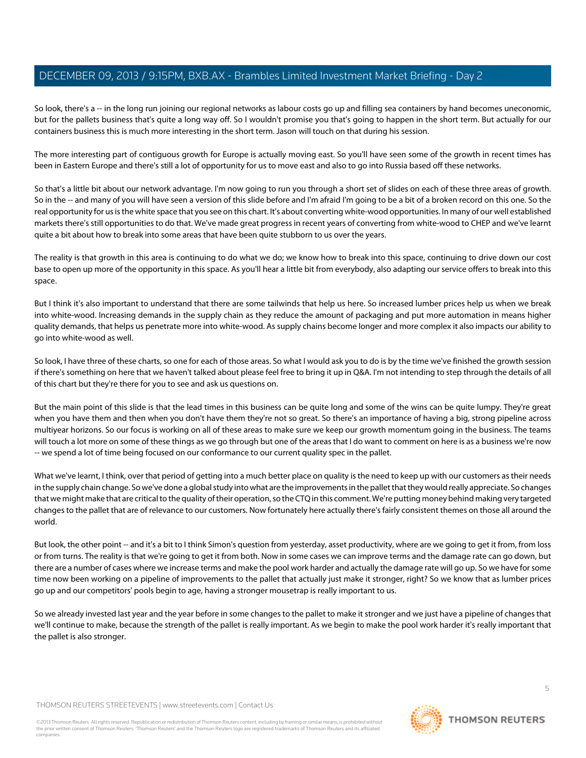So look, there's a -- in the long run joining our regional networks as labour costs go up and filling sea containers by hand becomes uneconomic, but for the pallets business that's quite a long way off. So I wouldn't promise you that's going to happen in the short term. But actually for our containers business this is much more interesting in the short term. Jason will touch on that during his session.

The more interesting part of contiguous growth for Europe is actually moving east. So you'll have seen some of the growth in recent times has been in Eastern Europe and there's still a lot of opportunity for us to move east and also to go into Russia based off these networks.

So that's a little bit about our network advantage. I'm now going to run you through a short set of slides on each of these three areas of growth. So in the -- and many of you will have seen a version of this slide before and I'm afraid I'm going to be a bit of a broken record on this one. So the real opportunity for us is the white space that you see on this chart. It's about converting white-wood opportunities. In many of our well established markets there's still opportunities to do that. We've made great progress in recent years of converting from white-wood to CHEP and we've learnt quite a bit about how to break into some areas that have been quite stubborn to us over the years.

The reality is that growth in this area is continuing to do what we do; we know how to break into this space, continuing to drive down our cost base to open up more of the opportunity in this space. As you'll hear a little bit from everybody, also adapting our service offers to break into this space.

But I think it's also important to understand that there are some tailwinds that help us here. So increased lumber prices help us when we break into white-wood. Increasing demands in the supply chain as they reduce the amount of packaging and put more automation in means higher quality demands, that helps us penetrate more into white-wood. As supply chains become longer and more complex it also impacts our ability to go into white-wood as well.

So look, I have three of these charts, so one for each of those areas. So what I would ask you to do is by the time we've finished the growth session if there's something on here that we haven't talked about please feel free to bring it up in Q&A. I'm not intending to step through the details of all of this chart but they're there for you to see and ask us questions on.

But the main point of this slide is that the lead times in this business can be quite long and some of the wins can be quite lumpy. They're great when you have them and then when you don't have them they're not so great. So there's an importance of having a big, strong pipeline across multiyear horizons. So our focus is working on all of these areas to make sure we keep our growth momentum going in the business. The teams will touch a lot more on some of these things as we go through but one of the areas that I do want to comment on here is as a business we're now -- we spend a lot of time being focused on our conformance to our current quality spec in the pallet.

What we've learnt, I think, over that period of getting into a much better place on quality is the need to keep up with our customers as their needs in the supply chain change. So we've done a global study into what are the improvements in the pallet that they would really appreciate. So changes that we might make that are critical to the quality of their operation, so the CTQ in this comment. We're putting money behind making very targeted changes to the pallet that are of relevance to our customers. Now fortunately here actually there's fairly consistent themes on those all around the world.

But look, the other point -- and it's a bit to I think Simon's question from yesterday, asset productivity, where are we going to get it from, from loss or from turns. The reality is that we're going to get it from both. Now in some cases we can improve terms and the damage rate can go down, but there are a number of cases where we increase terms and make the pool work harder and actually the damage rate will go up. So we have for some time now been working on a pipeline of improvements to the pallet that actually just make it stronger, right? So we know that as lumber prices go up and our competitors' pools begin to age, having a stronger mousetrap is really important to us.

So we already invested last year and the year before in some changes to the pallet to make it stronger and we just have a pipeline of changes that we'll continue to make, because the strength of the pallet is really important. As we begin to make the pool work harder it's really important that the pallet is also stronger.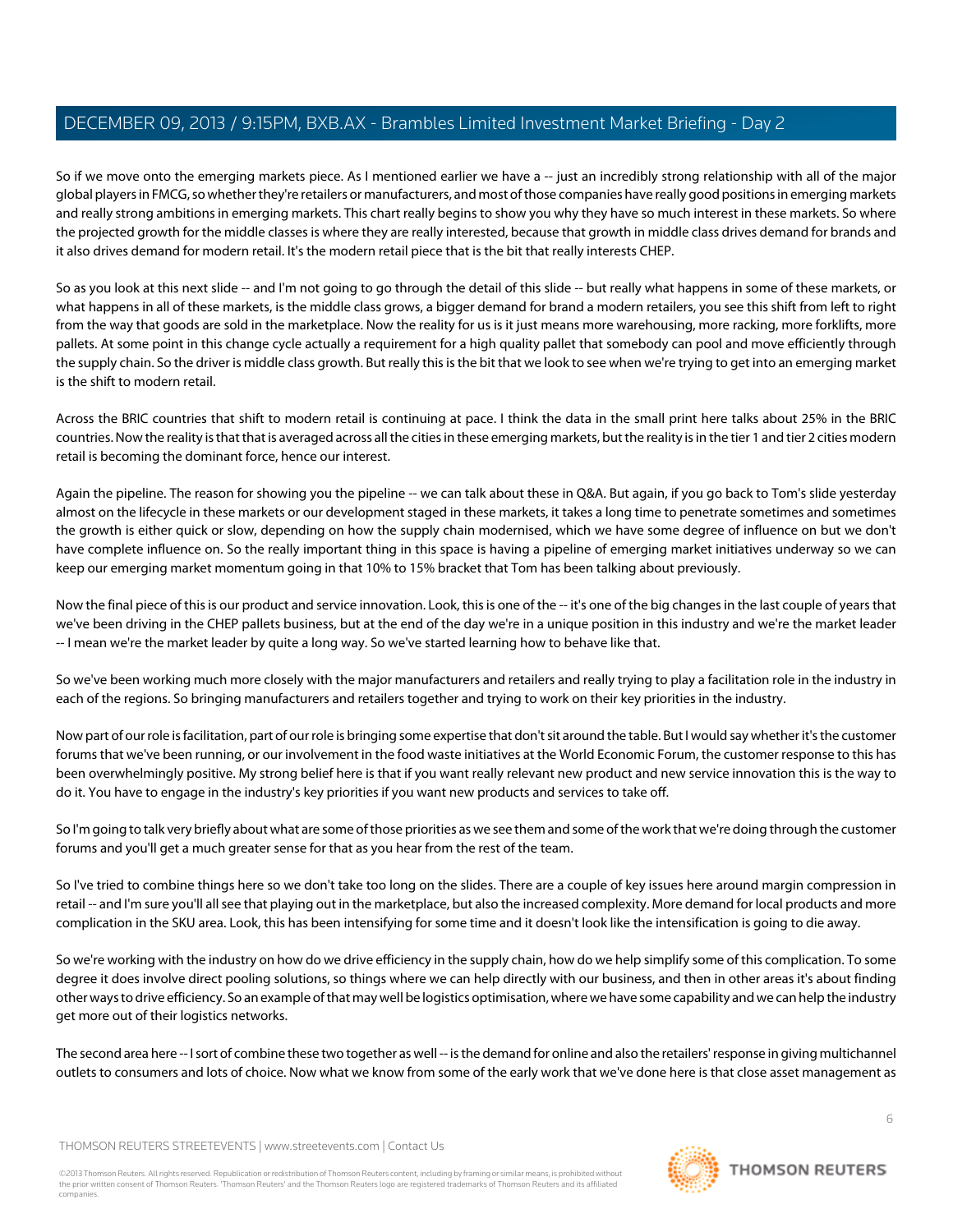So if we move onto the emerging markets piece. As I mentioned earlier we have a -- just an incredibly strong relationship with all of the major global players in FMCG, so whether they're retailers or manufacturers, and most of those companies have really good positions in emerging markets and really strong ambitions in emerging markets. This chart really begins to show you why they have so much interest in these markets. So where the projected growth for the middle classes is where they are really interested, because that growth in middle class drives demand for brands and it also drives demand for modern retail. It's the modern retail piece that is the bit that really interests CHEP.

So as you look at this next slide -- and I'm not going to go through the detail of this slide -- but really what happens in some of these markets, or what happens in all of these markets, is the middle class grows, a bigger demand for brand a modern retailers, you see this shift from left to right from the way that goods are sold in the marketplace. Now the reality for us is it just means more warehousing, more racking, more forklifts, more pallets. At some point in this change cycle actually a requirement for a high quality pallet that somebody can pool and move efficiently through the supply chain. So the driver is middle class growth. But really this is the bit that we look to see when we're trying to get into an emerging market is the shift to modern retail.

Across the BRIC countries that shift to modern retail is continuing at pace. I think the data in the small print here talks about 25% in the BRIC countries. Now the reality is that that is averaged across all the cities in these emerging markets, but the reality is in the tier 1 and tier 2 cities modern retail is becoming the dominant force, hence our interest.

Again the pipeline. The reason for showing you the pipeline -- we can talk about these in Q&A. But again, if you go back to Tom's slide yesterday almost on the lifecycle in these markets or our development staged in these markets, it takes a long time to penetrate sometimes and sometimes the growth is either quick or slow, depending on how the supply chain modernised, which we have some degree of influence on but we don't have complete influence on. So the really important thing in this space is having a pipeline of emerging market initiatives underway so we can keep our emerging market momentum going in that 10% to 15% bracket that Tom has been talking about previously.

Now the final piece of this is our product and service innovation. Look, this is one of the -- it's one of the big changes in the last couple of years that we've been driving in the CHEP pallets business, but at the end of the day we're in a unique position in this industry and we're the market leader -- I mean we're the market leader by quite a long way. So we've started learning how to behave like that.

So we've been working much more closely with the major manufacturers and retailers and really trying to play a facilitation role in the industry in each of the regions. So bringing manufacturers and retailers together and trying to work on their key priorities in the industry.

Now part of our role is facilitation, part of our role is bringing some expertise that don't sit around the table. But I would say whether it's the customer forums that we've been running, or our involvement in the food waste initiatives at the World Economic Forum, the customer response to this has been overwhelmingly positive. My strong belief here is that if you want really relevant new product and new service innovation this is the way to do it. You have to engage in the industry's key priorities if you want new products and services to take off.

So I'm going to talk very briefly about what are some of those priorities as we see them and some of the work that we're doing through the customer forums and you'll get a much greater sense for that as you hear from the rest of the team.

So I've tried to combine things here so we don't take too long on the slides. There are a couple of key issues here around margin compression in retail -- and I'm sure you'll all see that playing out in the marketplace, but also the increased complexity. More demand for local products and more complication in the SKU area. Look, this has been intensifying for some time and it doesn't look like the intensification is going to die away.

So we're working with the industry on how do we drive efficiency in the supply chain, how do we help simplify some of this complication. To some degree it does involve direct pooling solutions, so things where we can help directly with our business, and then in other areas it's about finding other ways to drive efficiency. So an example of that may well be logistics optimisation, where we have some capability and we can help the industry get more out of their logistics networks.

The second area here -- I sort of combine these two together as well -- is the demand for online and also the retailers' response in giving multichannel outlets to consumers and lots of choice. Now what we know from some of the early work that we've done here is that close asset management as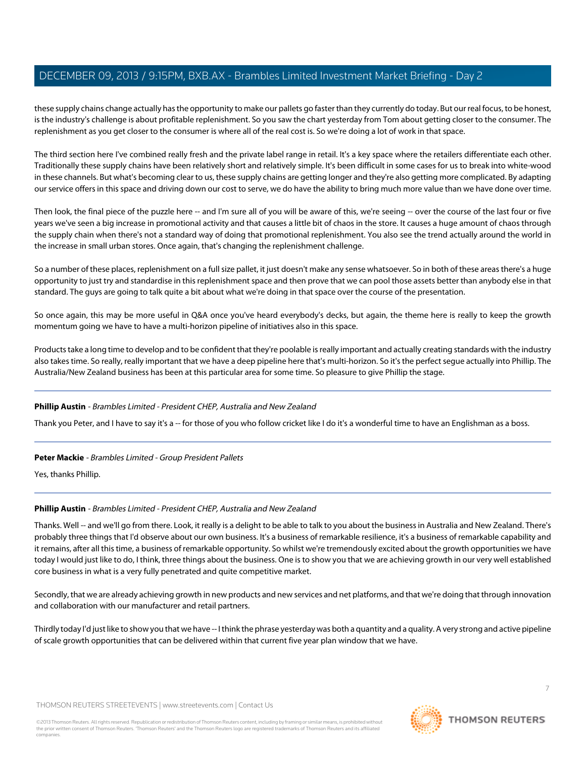these supply chains change actually has the opportunity to make our pallets go faster than they currently do today. But our real focus, to be honest, is the industry's challenge is about profitable replenishment. So you saw the chart yesterday from Tom about getting closer to the consumer. The replenishment as you get closer to the consumer is where all of the real cost is. So we're doing a lot of work in that space.

The third section here I've combined really fresh and the private label range in retail. It's a key space where the retailers differentiate each other. Traditionally these supply chains have been relatively short and relatively simple. It's been difficult in some cases for us to break into white-wood in these channels. But what's becoming clear to us, these supply chains are getting longer and they're also getting more complicated. By adapting our service offers in this space and driving down our cost to serve, we do have the ability to bring much more value than we have done over time.

Then look, the final piece of the puzzle here -- and I'm sure all of you will be aware of this, we're seeing -- over the course of the last four or five years we've seen a big increase in promotional activity and that causes a little bit of chaos in the store. It causes a huge amount of chaos through the supply chain when there's not a standard way of doing that promotional replenishment. You also see the trend actually around the world in the increase in small urban stores. Once again, that's changing the replenishment challenge.

So a number of these places, replenishment on a full size pallet, it just doesn't make any sense whatsoever. So in both of these areas there's a huge opportunity to just try and standardise in this replenishment space and then prove that we can pool those assets better than anybody else in that standard. The guys are going to talk quite a bit about what we're doing in that space over the course of the presentation.

So once again, this may be more useful in Q&A once you've heard everybody's decks, but again, the theme here is really to keep the growth momentum going we have to have a multi-horizon pipeline of initiatives also in this space.

Products take a long time to develop and to be confident that they're poolable is really important and actually creating standards with the industry also takes time. So really, really important that we have a deep pipeline here that's multi-horizon. So it's the perfect segue actually into Phillip. The Australia/New Zealand business has been at this particular area for some time. So pleasure to give Phillip the stage.

---

**Phillip Austin** - *Brambles Limited - President CHEP, Australia and New Zealand*

Thank you Peter, and I have to say it's a -- for those of you who follow cricket like I do it's a wonderful time to have an Englishman as a boss.

---

**Peter Mackie** - *Brambles Limited - Group President Pallets*

Yes, thanks Phillip.

---

**Phillip Austin** - *Brambles Limited - President CHEP, Australia and New Zealand*

Thanks. Well -- and we'll go from there. Look, it really is a delight to be able to talk to you about the business in Australia and New Zealand. There's probably three things that I'd observe about our own business. It's a business of remarkable resilience, it's a business of remarkable capability and it remains, after all this time, a business of remarkable opportunity. So whilst we're tremendously excited about the growth opportunities we have today I would just like to do, I think, three things about the business. One is to show you that we are achieving growth in our very well established core business in what is a very fully penetrated and quite competitive market.

Secondly, that we are already achieving growth in new products and new services and net platforms, and that we're doing that through innovation and collaboration with our manufacturer and retail partners.

Thirdly today I'd just like to show you that we have -- I think the phrase yesterday was both a quantity and a quality. A very strong and active pipeline of scale growth opportunities that can be delivered within that current five year plan window that we have.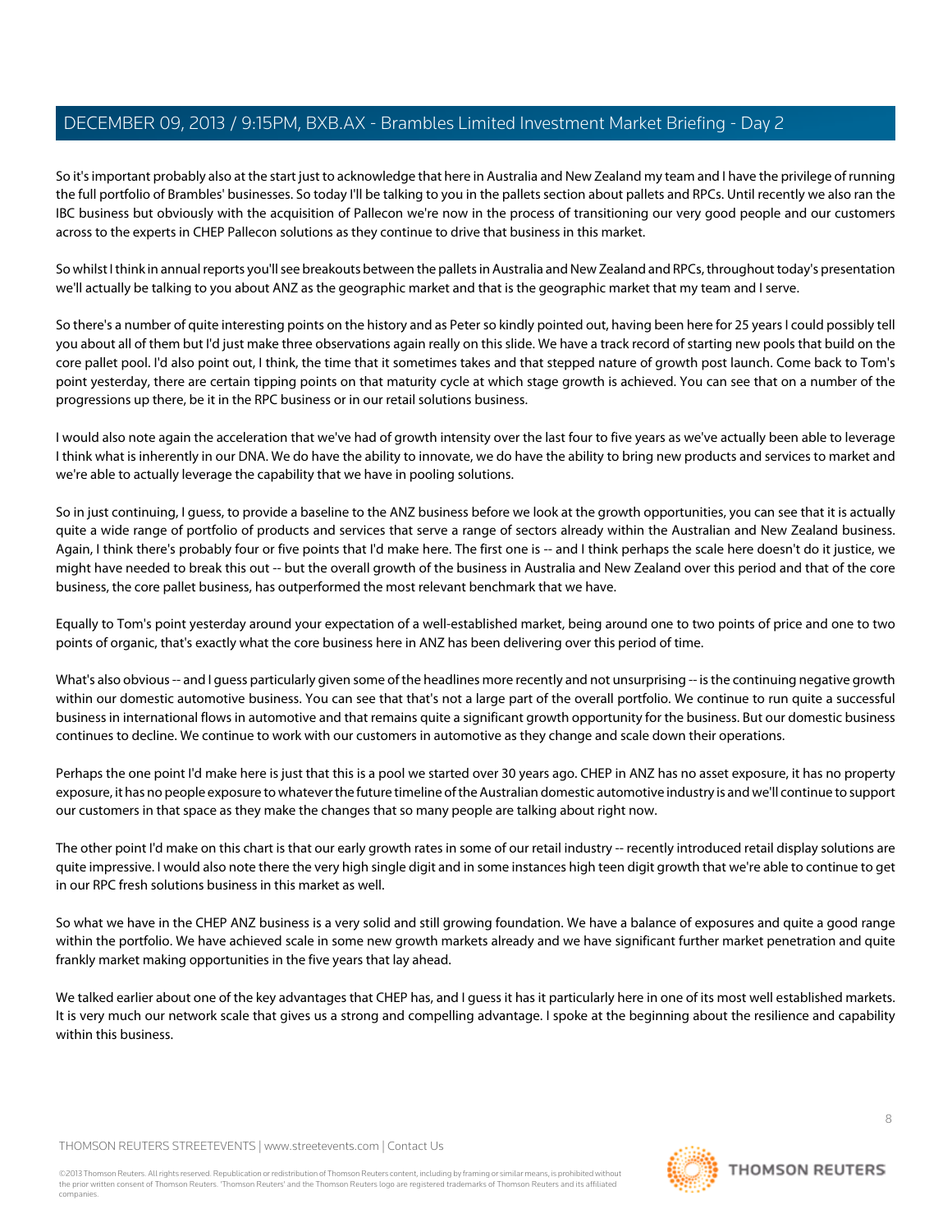So it's important probably also at the start just to acknowledge that here in Australia and New Zealand my team and I have the privilege of running the full portfolio of Brambles' businesses. So today I'll be talking to you in the pallets section about pallets and RPCs. Until recently we also ran the IBC business but obviously with the acquisition of Pallecon we're now in the process of transitioning our very good people and our customers across to the experts in CHEP Pallecon solutions as they continue to drive that business in this market.

So whilst I think in annual reports you'll see breakouts between the pallets in Australia and New Zealand and RPCs, throughout today's presentation we'll actually be talking to you about ANZ as the geographic market and that is the geographic market that my team and I serve.

So there's a number of quite interesting points on the history and as Peter so kindly pointed out, having been here for 25 years I could possibly tell you about all of them but I'd just make three observations again really on this slide. We have a track record of starting new pools that build on the core pallet pool. I'd also point out, I think, the time that it sometimes takes and that stepped nature of growth post launch. Come back to Tom's point yesterday, there are certain tipping points on that maturity cycle at which stage growth is achieved. You can see that on a number of the progressions up there, be it in the RPC business or in our retail solutions business.

I would also note again the acceleration that we've had of growth intensity over the last four to five years as we've actually been able to leverage I think what is inherently in our DNA. We do have the ability to innovate, we do have the ability to bring new products and services to market and we're able to actually leverage the capability that we have in pooling solutions.

So in just continuing, I guess, to provide a baseline to the ANZ business before we look at the growth opportunities, you can see that it is actually quite a wide range of portfolio of products and services that serve a range of sectors already within the Australian and New Zealand business. Again, I think there's probably four or five points that I'd make here. The first one is -- and I think perhaps the scale here doesn't do it justice, we might have needed to break this out -- but the overall growth of the business in Australia and New Zealand over this period and that of the core business, the core pallet business, has outperformed the most relevant benchmark that we have.

Equally to Tom's point yesterday around your expectation of a well-established market, being around one to two points of price and one to two points of organic, that's exactly what the core business here in ANZ has been delivering over this period of time.

What's also obvious -- and I guess particularly given some of the headlines more recently and not unsurprising -- is the continuing negative growth within our domestic automotive business. You can see that that's not a large part of the overall portfolio. We continue to run quite a successful business in international flows in automotive and that remains quite a significant growth opportunity for the business. But our domestic business continues to decline. We continue to work with our customers in automotive as they change and scale down their operations.

Perhaps the one point I'd make here is just that this is a pool we started over 30 years ago. CHEP in ANZ has no asset exposure, it has no property exposure, it has no people exposure to whatever the future timeline of the Australian domestic automotive industry is and we'll continue to support our customers in that space as they make the changes that so many people are talking about right now.

The other point I'd make on this chart is that our early growth rates in some of our retail industry -- recently introduced retail display solutions are quite impressive. I would also note there the very high single digit and in some instances high teen digit growth that we're able to continue to get in our RPC fresh solutions business in this market as well.

So what we have in the CHEP ANZ business is a very solid and still growing foundation. We have a balance of exposures and quite a good range within the portfolio. We have achieved scale in some new growth markets already and we have significant further market penetration and quite frankly market making opportunities in the five years that lay ahead.

We talked earlier about one of the key advantages that CHEP has, and I guess it has it particularly here in one of its most well established markets. It is very much our network scale that gives us a strong and compelling advantage. I spoke at the beginning about the resilience and capability within this business.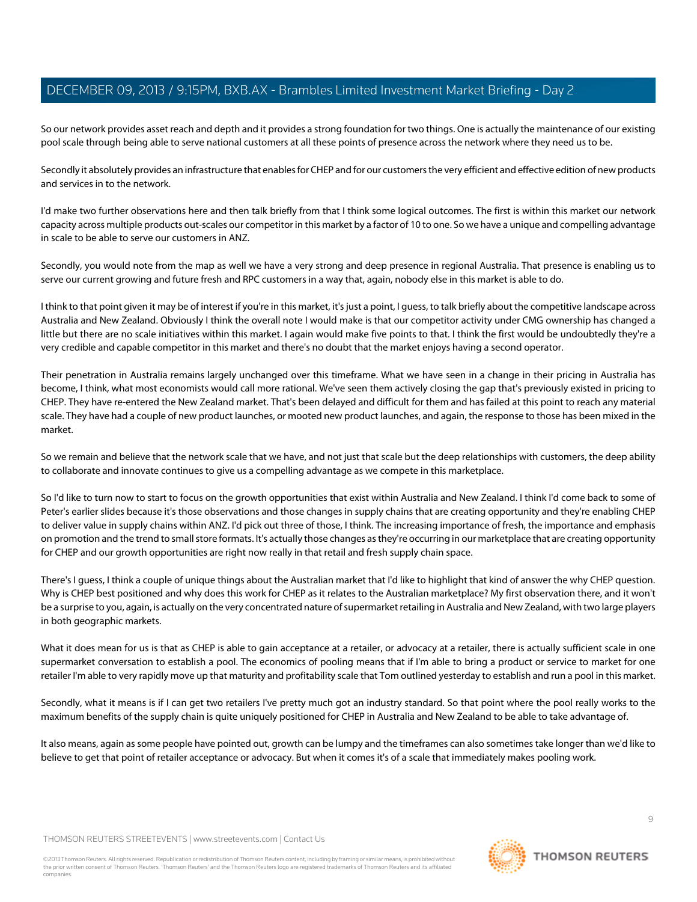So our network provides asset reach and depth and it provides a strong foundation for two things. One is actually the maintenance of our existing pool scale through being able to serve national customers at all these points of presence across the network where they need us to be.

Secondly it absolutely provides an infrastructure that enables for CHEP and for our customers the very efficient and effective edition of new products and services in to the network.

I'd make two further observations here and then talk briefly from that I think some logical outcomes. The first is within this market our network capacity across multiple products out-scales our competitor in this market by a factor of 10 to one. So we have a unique and compelling advantage in scale to be able to serve our customers in ANZ.

Secondly, you would note from the map as well we have a very strong and deep presence in regional Australia. That presence is enabling us to serve our current growing and future fresh and RPC customers in a way that, again, nobody else in this market is able to do.

I think to that point given it may be of interest if you're in this market, it's just a point, I guess, to talk briefly about the competitive landscape across Australia and New Zealand. Obviously I think the overall note I would make is that our competitor activity under CMG ownership has changed a little but there are no scale initiatives within this market. I again would make five points to that. I think the first would be undoubtedly they're a very credible and capable competitor in this market and there's no doubt that the market enjoys having a second operator.

Their penetration in Australia remains largely unchanged over this timeframe. What we have seen in a change in their pricing in Australia has become, I think, what most economists would call more rational. We've seen them actively closing the gap that's previously existed in pricing to CHEP. They have re-entered the New Zealand market. That's been delayed and difficult for them and has failed at this point to reach any material scale. They have had a couple of new product launches, or mooted new product launches, and again, the response to those has been mixed in the market.

So we remain and believe that the network scale that we have, and not just that scale but the deep relationships with customers, the deep ability to collaborate and innovate continues to give us a compelling advantage as we compete in this marketplace.

So I'd like to turn now to start to focus on the growth opportunities that exist within Australia and New Zealand. I think I'd come back to some of Peter's earlier slides because it's those observations and those changes in supply chains that are creating opportunity and they're enabling CHEP to deliver value in supply chains within ANZ. I'd pick out three of those, I think. The increasing importance of fresh, the importance and emphasis on promotion and the trend to small store formats. It's actually those changes as they're occurring in our marketplace that are creating opportunity for CHEP and our growth opportunities are right now really in that retail and fresh supply chain space.

There's I guess, I think a couple of unique things about the Australian market that I'd like to highlight that kind of answer the why CHEP question. Why is CHEP best positioned and why does this work for CHEP as it relates to the Australian marketplace? My first observation there, and it won't be a surprise to you, again, is actually on the very concentrated nature of supermarket retailing in Australia and New Zealand, with two large players in both geographic markets.

What it does mean for us is that as CHEP is able to gain acceptance at a retailer, or advocacy at a retailer, there is actually sufficient scale in one supermarket conversation to establish a pool. The economics of pooling means that if I'm able to bring a product or service to market for one retailer I'm able to very rapidly move up that maturity and profitability scale that Tom outlined yesterday to establish and run a pool in this market.

Secondly, what it means is if I can get two retailers I've pretty much got an industry standard. So that point where the pool really works to the maximum benefits of the supply chain is quite uniquely positioned for CHEP in Australia and New Zealand to be able to take advantage of.

It also means, again as some people have pointed out, growth can be lumpy and the timeframes can also sometimes take longer than we'd like to believe to get that point of retailer acceptance or advocacy. But when it comes it's of a scale that immediately makes pooling work.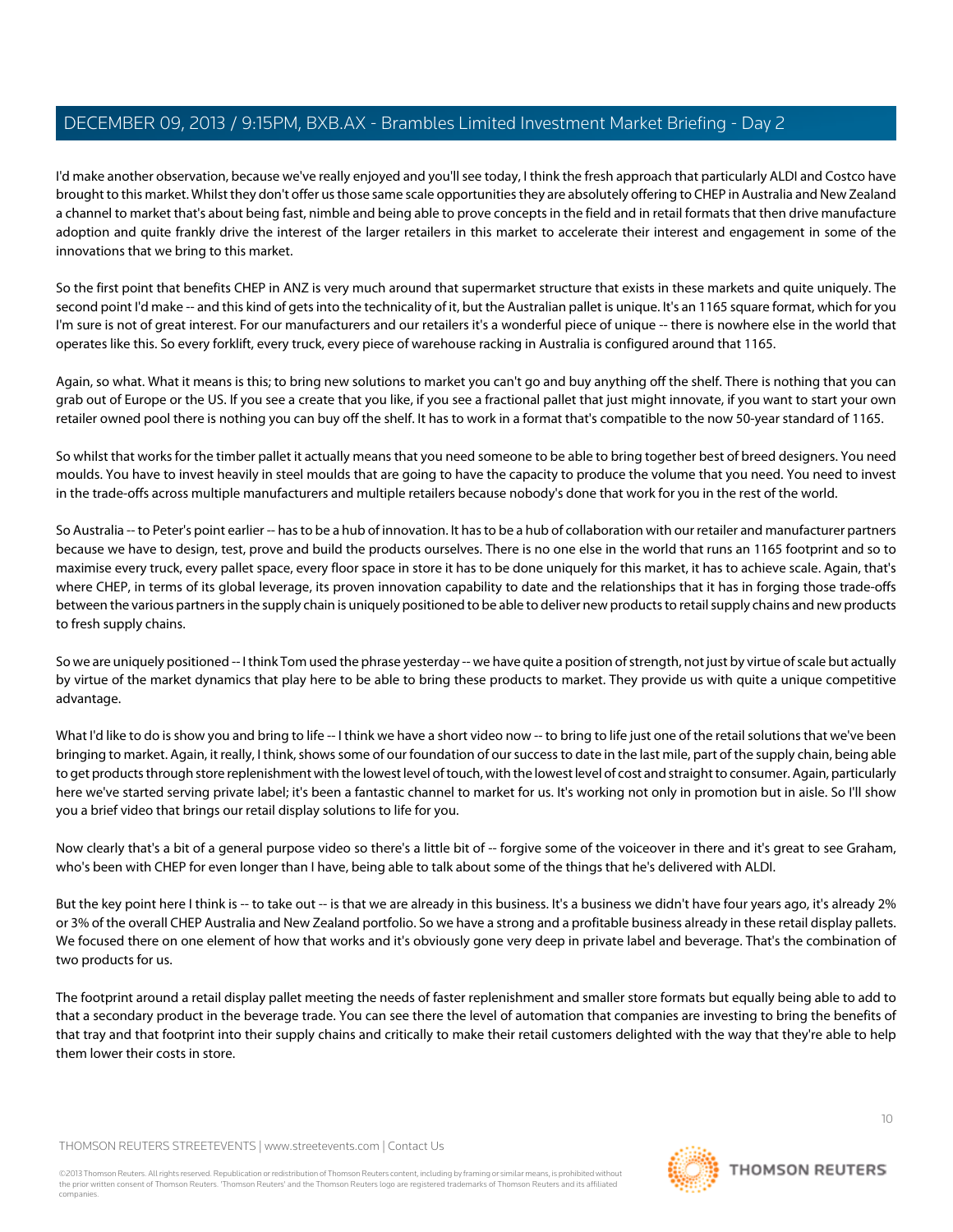I'd make another observation, because we've really enjoyed and you'll see today, I think the fresh approach that particularly ALDI and Costco have brought to this market. Whilst they don't offer us those same scale opportunities they are absolutely offering to CHEP in Australia and New Zealand a channel to market that's about being fast, nimble and being able to prove concepts in the field and in retail formats that then drive manufacture adoption and quite frankly drive the interest of the larger retailers in this market to accelerate their interest and engagement in some of the innovations that we bring to this market.

So the first point that benefits CHEP in ANZ is very much around that supermarket structure that exists in these markets and quite uniquely. The second point I'd make -- and this kind of gets into the technicality of it, but the Australian pallet is unique. It's an 1165 square format, which for you I'm sure is not of great interest. For our manufacturers and our retailers it's a wonderful piece of unique -- there is nowhere else in the world that operates like this. So every forklift, every truck, every piece of warehouse racking in Australia is configured around that 1165.

Again, so what. What it means is this; to bring new solutions to market you can't go and buy anything off the shelf. There is nothing that you can grab out of Europe or the US. If you see a create that you like, if you see a fractional pallet that just might innovate, if you want to start your own retailer owned pool there is nothing you can buy off the shelf. It has to work in a format that's compatible to the now 50-year standard of 1165.

So whilst that works for the timber pallet it actually means that you need someone to be able to bring together best of breed designers. You need moulds. You have to invest heavily in steel moulds that are going to have the capacity to produce the volume that you need. You need to invest in the trade-offs across multiple manufacturers and multiple retailers because nobody's done that work for you in the rest of the world.

So Australia -- to Peter's point earlier -- has to be a hub of innovation. It has to be a hub of collaboration with our retailer and manufacturer partners because we have to design, test, prove and build the products ourselves. There is no one else in the world that runs an 1165 footprint and so to maximise every truck, every pallet space, every floor space in store it has to be done uniquely for this market, it has to achieve scale. Again, that's where CHEP, in terms of its global leverage, its proven innovation capability to date and the relationships that it has in forging those trade-offs between the various partners in the supply chain is uniquely positioned to be able to deliver new products to retail supply chains and new products to fresh supply chains.

So we are uniquely positioned -- I think Tom used the phrase yesterday -- we have quite a position of strength, not just by virtue of scale but actually by virtue of the market dynamics that play here to be able to bring these products to market. They provide us with quite a unique competitive advantage.

What I'd like to do is show you and bring to life -- I think we have a short video now -- to bring to life just one of the retail solutions that we've been bringing to market. Again, it really, I think, shows some of our foundation of our success to date in the last mile, part of the supply chain, being able to get products through store replenishment with the lowest level of touch, with the lowest level of cost and straight to consumer. Again, particularly here we've started serving private label; it's been a fantastic channel to market for us. It's working not only in promotion but in aisle. So I'll show you a brief video that brings our retail display solutions to life for you.

Now clearly that's a bit of a general purpose video so there's a little bit of -- forgive some of the voiceover in there and it's great to see Graham, who's been with CHEP for even longer than I have, being able to talk about some of the things that he's delivered with ALDI.

But the key point here I think is -- to take out -- is that we are already in this business. It's a business we didn't have four years ago, it's already 2% or 3% of the overall CHEP Australia and New Zealand portfolio. So we have a strong and a profitable business already in these retail display pallets. We focused there on one element of how that works and it's obviously gone very deep in private label and beverage. That's the combination of two products for us.

The footprint around a retail display pallet meeting the needs of faster replenishment and smaller store formats but equally being able to add to that a secondary product in the beverage trade. You can see there the level of automation that companies are investing to bring the benefits of that tray and that footprint into their supply chains and critically to make their retail customers delighted with the way that they're able to help them lower their costs in store.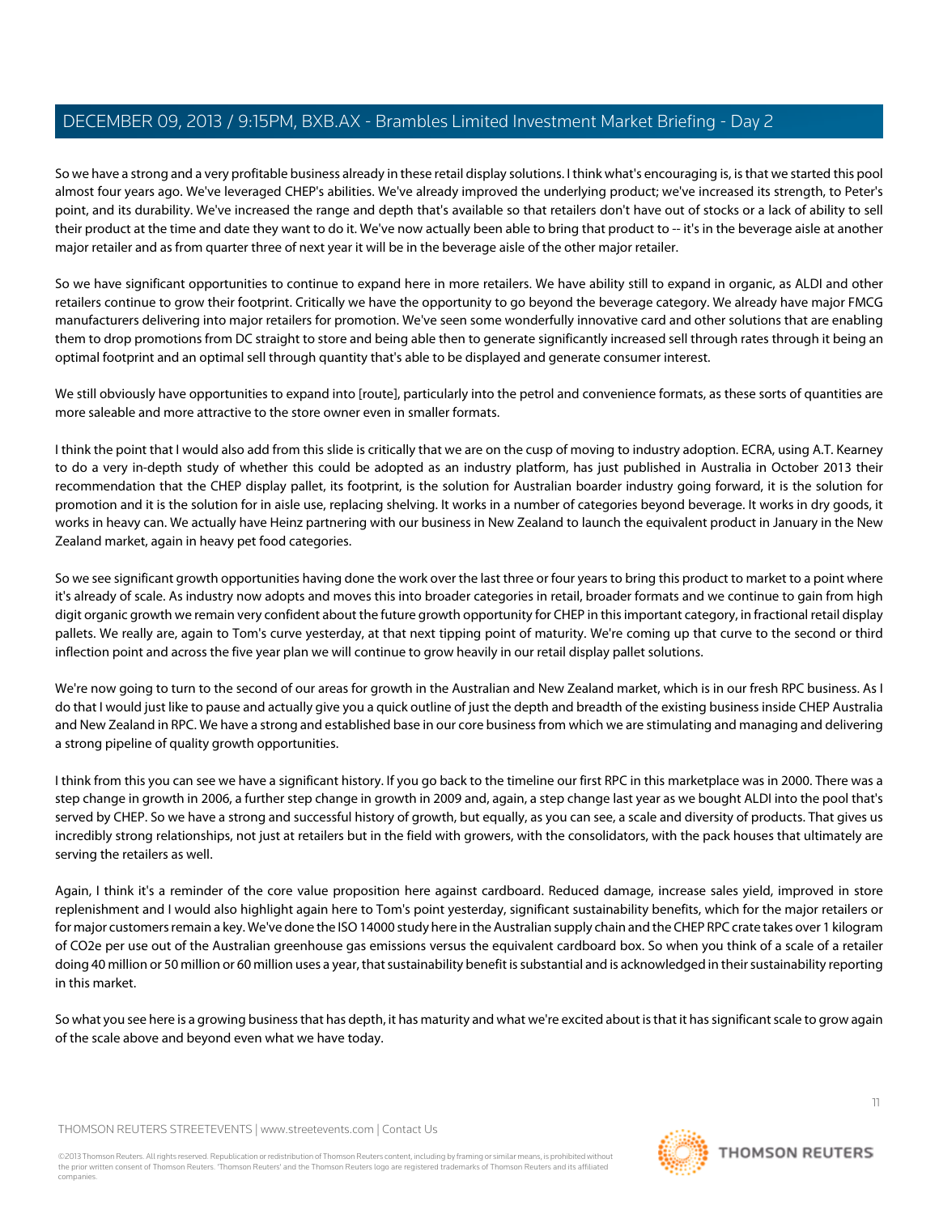So we have a strong and a very profitable business already in these retail display solutions. I think what's encouraging is, is that we started this pool almost four years ago. We've leveraged CHEP's abilities. We've already improved the underlying product; we've increased its strength, to Peter's point, and its durability. We've increased the range and depth that's available so that retailers don't have out of stocks or a lack of ability to sell their product at the time and date they want to do it. We've now actually been able to bring that product to -- it's in the beverage aisle at another major retailer and as from quarter three of next year it will be in the beverage aisle of the other major retailer.

So we have significant opportunities to continue to expand here in more retailers. We have ability still to expand in organic, as ALDI and other retailers continue to grow their footprint. Critically we have the opportunity to go beyond the beverage category. We already have major FMCG manufacturers delivering into major retailers for promotion. We've seen some wonderfully innovative card and other solutions that are enabling them to drop promotions from DC straight to store and being able then to generate significantly increased sell through rates through it being an optimal footprint and an optimal sell through quantity that's able to be displayed and generate consumer interest.

We still obviously have opportunities to expand into [route], particularly into the petrol and convenience formats, as these sorts of quantities are more saleable and more attractive to the store owner even in smaller formats.

I think the point that I would also add from this slide is critically that we are on the cusp of moving to industry adoption. ECRA, using A.T. Kearney to do a very in-depth study of whether this could be adopted as an industry platform, has just published in Australia in October 2013 their recommendation that the CHEP display pallet, its footprint, is the solution for Australian boarder industry going forward, it is the solution for promotion and it is the solution for in aisle use, replacing shelving. It works in a number of categories beyond beverage. It works in dry goods, it works in heavy can. We actually have Heinz partnering with our business in New Zealand to launch the equivalent product in January in the New Zealand market, again in heavy pet food categories.

So we see significant growth opportunities having done the work over the last three or four years to bring this product to market to a point where it's already of scale. As industry now adopts and moves this into broader categories in retail, broader formats and we continue to gain from high digit organic growth we remain very confident about the future growth opportunity for CHEP in this important category, in fractional retail display pallets. We really are, again to Tom's curve yesterday, at that next tipping point of maturity. We're coming up that curve to the second or third inflection point and across the five year plan we will continue to grow heavily in our retail display pallet solutions.

We're now going to turn to the second of our areas for growth in the Australian and New Zealand market, which is in our fresh RPC business. As I do that I would just like to pause and actually give you a quick outline of just the depth and breadth of the existing business inside CHEP Australia and New Zealand in RPC. We have a strong and established base in our core business from which we are stimulating and managing and delivering a strong pipeline of quality growth opportunities.

I think from this you can see we have a significant history. If you go back to the timeline our first RPC in this marketplace was in 2000. There was a step change in growth in 2006, a further step change in growth in 2009 and, again, a step change last year as we bought ALDI into the pool that's served by CHEP. So we have a strong and successful history of growth, but equally, as you can see, a scale and diversity of products. That gives us incredibly strong relationships, not just at retailers but in the field with growers, with the consolidators, with the pack houses that ultimately are serving the retailers as well.

Again, I think it's a reminder of the core value proposition here against cardboard. Reduced damage, increase sales yield, improved in store replenishment and I would also highlight again here to Tom's point yesterday, significant sustainability benefits, which for the major retailers or for major customers remain a key. We've done the ISO 14000 study here in the Australian supply chain and the CHEP RPC crate takes over 1 kilogram of CO2e per use out of the Australian greenhouse gas emissions versus the equivalent cardboard box. So when you think of a scale of a retailer doing 40 million or 50 million or 60 million uses a year, that sustainability benefit is substantial and is acknowledged in their sustainability reporting in this market.

So what you see here is a growing business that has depth, it has maturity and what we're excited about is that it has significant scale to grow again of the scale above and beyond even what we have today.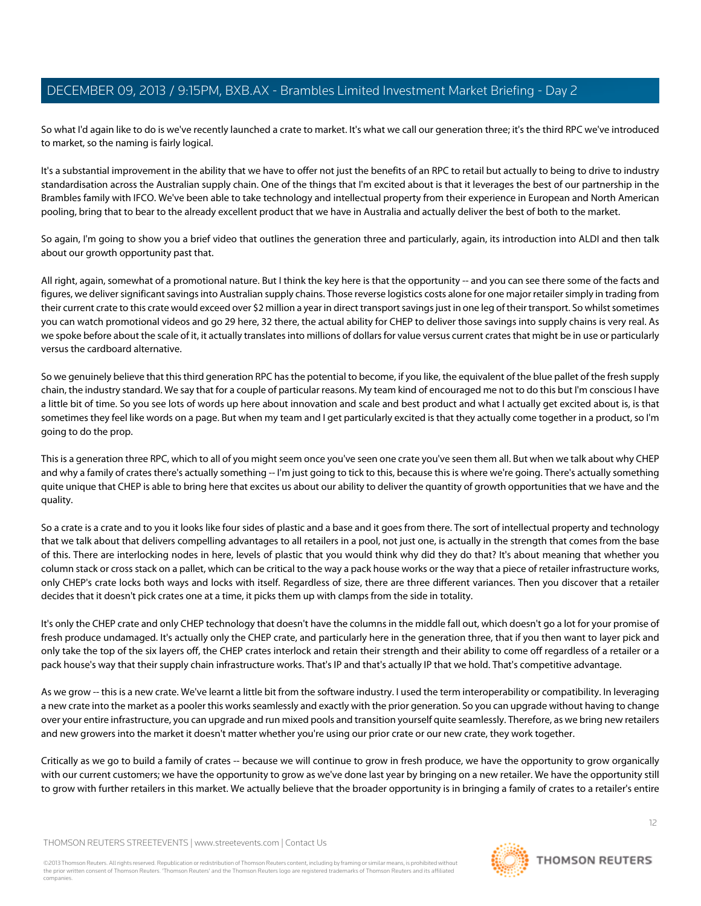So what I'd again like to do is we've recently launched a crate to market. It's what we call our generation three; it's the third RPC we've introduced to market, so the naming is fairly logical.

It's a substantial improvement in the ability that we have to offer not just the benefits of an RPC to retail but actually to being to drive to industry standardisation across the Australian supply chain. One of the things that I'm excited about is that it leverages the best of our partnership in the Brambles family with IFCO. We've been able to take technology and intellectual property from their experience in European and North American pooling, bring that to bear to the already excellent product that we have in Australia and actually deliver the best of both to the market.

So again, I'm going to show you a brief video that outlines the generation three and particularly, again, its introduction into ALDI and then talk about our growth opportunity past that.

All right, again, somewhat of a promotional nature. But I think the key here is that the opportunity -- and you can see there some of the facts and figures, we deliver significant savings into Australian supply chains. Those reverse logistics costs alone for one major retailer simply in trading from their current crate to this crate would exceed over $2 million a year in direct transport savings just in one leg of their transport. So whilst sometimes you can watch promotional videos and go 29 here, 32 there, the actual ability for CHEP to deliver those savings into supply chains is very real. As we spoke before about the scale of it, it actually translates into millions of dollars for value versus current crates that might be in use or particularly versus the cardboard alternative.

So we genuinely believe that this third generation RPC has the potential to become, if you like, the equivalent of the blue pallet of the fresh supply chain, the industry standard. We say that for a couple of particular reasons. My team kind of encouraged me not to do this but I'm conscious I have a little bit of time. So you see lots of words up here about innovation and scale and best product and what I actually get excited about is, is that sometimes they feel like words on a page. But when my team and I get particularly excited is that they actually come together in a product, so I'm going to do the prop.

This is a generation three RPC, which to all of you might seem once you've seen one crate you've seen them all. But when we talk about why CHEP and why a family of crates there's actually something -- I'm just going to tick to this, because this is where we're going. There's actually something quite unique that CHEP is able to bring here that excites us about our ability to deliver the quantity of growth opportunities that we have and the quality.

So a crate is a crate and to you it looks like four sides of plastic and a base and it goes from there. The sort of intellectual property and technology that we talk about that delivers compelling advantages to all retailers in a pool, not just one, is actually in the strength that comes from the base of this. There are interlocking nodes in here, levels of plastic that you would think why did they do that? It's about meaning that whether you column stack or cross stack on a pallet, which can be critical to the way a pack house works or the way that a piece of retailer infrastructure works, only CHEP's crate locks both ways and locks with itself. Regardless of size, there are three different variances. Then you discover that a retailer decides that it doesn't pick crates one at a time, it picks them up with clamps from the side in totality.

It's only the CHEP crate and only CHEP technology that doesn't have the columns in the middle fall out, which doesn't go a lot for your promise of fresh produce undamaged. It's actually only the CHEP crate, and particularly here in the generation three, that if you then want to layer pick and only take the top of the six layers off, the CHEP crates interlock and retain their strength and their ability to come off regardless of a retailer or a pack house's way that their supply chain infrastructure works. That's IP and that's actually IP that we hold. That's competitive advantage.

As we grow -- this is a new crate. We've learnt a little bit from the software industry. I used the term interoperability or compatibility. In leveraging a new crate into the market as a pooler this works seamlessly and exactly with the prior generation. So you can upgrade without having to change over your entire infrastructure, you can upgrade and run mixed pools and transition yourself quite seamlessly. Therefore, as we bring new retailers and new growers into the market it doesn't matter whether you're using our prior crate or our new crate, they work together.

Critically as we go to build a family of crates -- because we will continue to grow in fresh produce, we have the opportunity to grow organically with our current customers; we have the opportunity to grow as we've done last year by bringing on a new retailer. We have the opportunity still to grow with further retailers in this market. We actually believe that the broader opportunity is in bringing a family of crates to a retailer's entire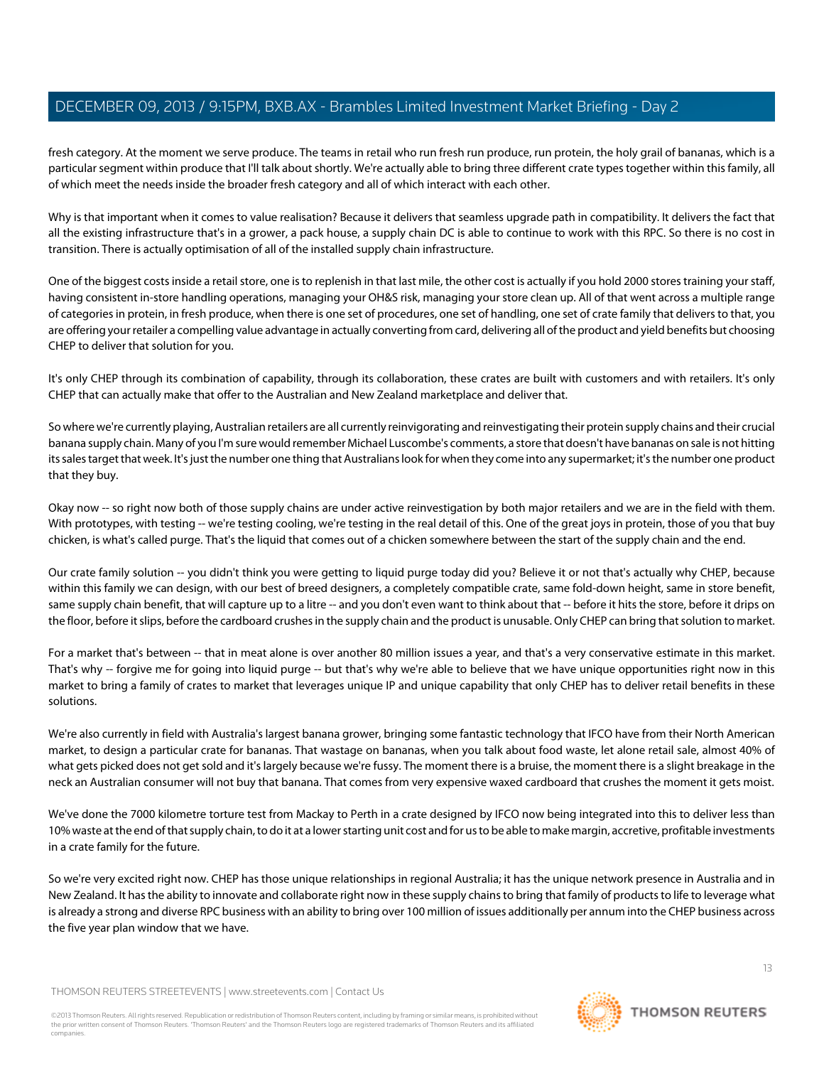fresh category. At the moment we serve produce. The teams in retail who run fresh run produce, run protein, the holy grail of bananas, which is a particular segment within produce that I'll talk about shortly. We're actually able to bring three different crate types together within this family, all of which meet the needs inside the broader fresh category and all of which interact with each other.

Why is that important when it comes to value realisation? Because it delivers that seamless upgrade path in compatibility. It delivers the fact that all the existing infrastructure that's in a grower, a pack house, a supply chain DC is able to continue to work with this RPC. So there is no cost in transition. There is actually optimisation of all of the installed supply chain infrastructure.

One of the biggest costs inside a retail store, one is to replenish in that last mile, the other cost is actually if you hold 2000 stores training your staff, having consistent in-store handling operations, managing your OH&S risk, managing your store clean up. All of that went across a multiple range of categories in protein, in fresh produce, when there is one set of procedures, one set of handling, one set of crate family that delivers to that, you are offering your retailer a compelling value advantage in actually converting from card, delivering all of the product and yield benefits but choosing CHEP to deliver that solution for you.

It's only CHEP through its combination of capability, through its collaboration, these crates are built with customers and with retailers. It's only CHEP that can actually make that offer to the Australian and New Zealand marketplace and deliver that.

So where we're currently playing, Australian retailers are all currently reinvigorating and reinvestigating their protein supply chains and their crucial banana supply chain. Many of you I'm sure would remember Michael Luscombe's comments, a store that doesn't have bananas on sale is not hitting its sales target that week. It's just the number one thing that Australians look for when they come into any supermarket; it's the number one product that they buy.

Okay now -- so right now both of those supply chains are under active reinvestigation by both major retailers and we are in the field with them. With prototypes, with testing -- we're testing cooling, we're testing in the real detail of this. One of the great joys in protein, those of you that buy chicken, is what's called purge. That's the liquid that comes out of a chicken somewhere between the start of the supply chain and the end.

Our crate family solution -- you didn't think you were getting to liquid purge today did you? Believe it or not that's actually why CHEP, because within this family we can design, with our best of breed designers, a completely compatible crate, same fold-down height, same in store benefit, same supply chain benefit, that will capture up to a litre -- and you don't even want to think about that -- before it hits the store, before it drips on the floor, before it slips, before the cardboard crushes in the supply chain and the product is unusable. Only CHEP can bring that solution to market.

For a market that's between -- that in meat alone is over another 80 million issues a year, and that's a very conservative estimate in this market. That's why -- forgive me for going into liquid purge -- but that's why we're able to believe that we have unique opportunities right now in this market to bring a family of crates to market that leverages unique IP and unique capability that only CHEP has to deliver retail benefits in these solutions.

We're also currently in field with Australia's largest banana grower, bringing some fantastic technology that IFCO have from their North American market, to design a particular crate for bananas. That wastage on bananas, when you talk about food waste, let alone retail sale, almost 40% of what gets picked does not get sold and it's largely because we're fussy. The moment there is a bruise, the moment there is a slight breakage in the neck an Australian consumer will not buy that banana. That comes from very expensive waxed cardboard that crushes the moment it gets moist.

We've done the 7000 kilometre torture test from Mackay to Perth in a crate designed by IFCO now being integrated into this to deliver less than 10% waste at the end of that supply chain, to do it at a lower starting unit cost and for us to be able to make margin, accretive, profitable investments in a crate family for the future.

So we're very excited right now. CHEP has those unique relationships in regional Australia; it has the unique network presence in Australia and in New Zealand. It has the ability to innovate and collaborate right now in these supply chains to bring that family of products to life to leverage what is already a strong and diverse RPC business with an ability to bring over 100 million of issues additionally per annum into the CHEP business across the five year plan window that we have.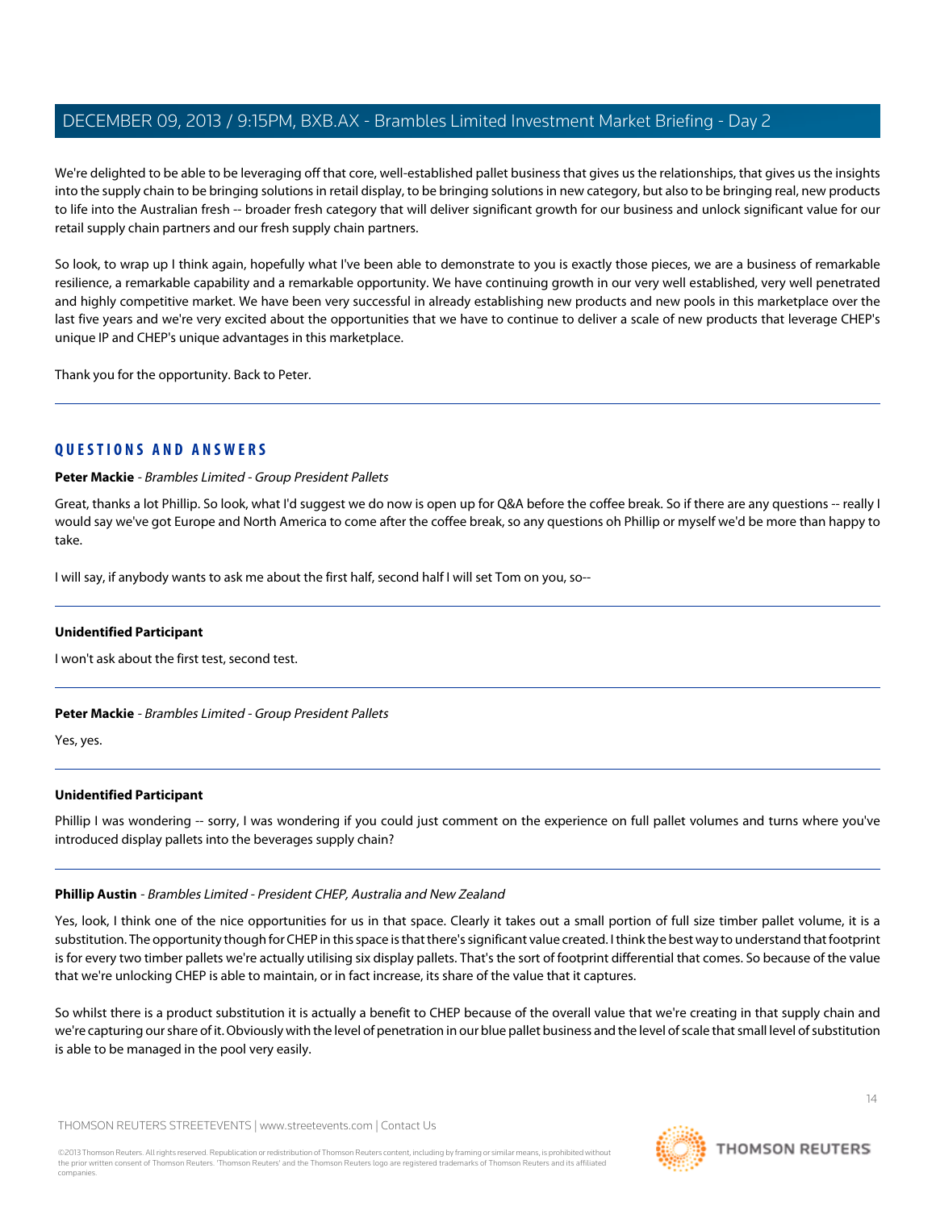We're delighted to be able to be leveraging off that core, well-established pallet business that gives us the relationships, that gives us the insights into the supply chain to be bringing solutions in retail display, to be bringing solutions in new category, but also to be bringing real, new products to life into the Australian fresh -- broader fresh category that will deliver significant growth for our business and unlock significant value for our retail supply chain partners and our fresh supply chain partners.

So look, to wrap up I think again, hopefully what I've been able to demonstrate to you is exactly those pieces, we are a business of remarkable resilience, a remarkable capability and a remarkable opportunity. We have continuing growth in our very well established, very well penetrated and highly competitive market. We have been very successful in already establishing new products and new pools in this marketplace over the last five years and we're very excited about the opportunities that we have to continue to deliver a scale of new products that leverage CHEP's unique IP and CHEP's unique advantages in this marketplace.

Thank you for the opportunity. Back to Peter.

## QUESTIONS AND ANSWERS

**Peter Mackie** - *Brambles Limited - Group President Pallets*

Great, thanks a lot Phillip. So look, what I'd suggest we do now is open up for Q&A before the coffee break. So if there are any questions -- really I would say we've got Europe and North America to come after the coffee break, so any questions oh Phillip or myself we'd be more than happy to take.

I will say, if anybody wants to ask me about the first half, second half I will set Tom on you, so--

**Unidentified Participant**

I won't ask about the first test, second test.

**Peter Mackie** - *Brambles Limited - Group President Pallets*

Yes, yes.

**Unidentified Participant**

Phillip I was wondering -- sorry, I was wondering if you could just comment on the experience on full pallet volumes and turns where you've introduced display pallets into the beverages supply chain?

**Phillip Austin** - *Brambles Limited - President CHEP, Australia and New Zealand*

Yes, look, I think one of the nice opportunities for us in that space. Clearly it takes out a small portion of full size timber pallet volume, it is a substitution. The opportunity though for CHEP in this space is that there's significant value created. I think the best way to understand that footprint is for every two timber pallets we're actually utilising six display pallets. That's the sort of footprint differential that comes. So because of the value that we're unlocking CHEP is able to maintain, or in fact increase, its share of the value that it captures.

So whilst there is a product substitution it is actually a benefit to CHEP because of the overall value that we're creating in that supply chain and we're capturing our share of it. Obviously with the level of penetration in our blue pallet business and the level of scale that small level of substitution is able to be managed in the pool very easily.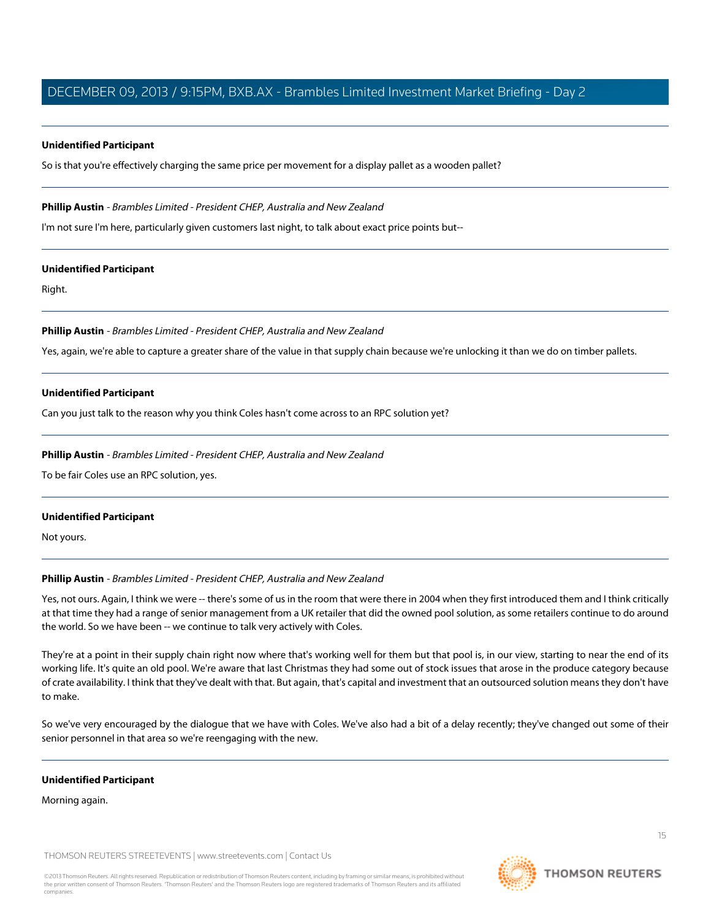**Unidentified Participant**

So is that you're effectively charging the same price per movement for a display pallet as a wooden pallet?

---

**Phillip Austin** - *Brambles Limited - President CHEP, Australia and New Zealand*

I'm not sure I'm here, particularly given customers last night, to talk about exact price points but--

---

**Unidentified Participant**

Right.

---

**Phillip Austin** - *Brambles Limited - President CHEP, Australia and New Zealand*

Yes, again, we're able to capture a greater share of the value in that supply chain because we're unlocking it than we do on timber pallets.

---

**Unidentified Participant**

Can you just talk to the reason why you think Coles hasn't come across to an RPC solution yet?

---

**Phillip Austin** - *Brambles Limited - President CHEP, Australia and New Zealand*

To be fair Coles use an RPC solution, yes.

---

**Unidentified Participant**

Not yours.

---

**Phillip Austin** - *Brambles Limited - President CHEP, Australia and New Zealand*

Yes, not ours. Again, I think we were -- there's some of us in the room that were there in 2004 when they first introduced them and I think critically at that time they had a range of senior management from a UK retailer that did the owned pool solution, as some retailers continue to do around the world. So we have been -- we continue to talk very actively with Coles.

They're at a point in their supply chain right now where that's working well for them but that pool is, in our view, starting to near the end of its working life. It's quite an old pool. We're aware that last Christmas they had some out of stock issues that arose in the produce category because of crate availability. I think that they've dealt with that. But again, that's capital and investment that an outsourced solution means they don't have to make.

So we've very encouraged by the dialogue that we have with Coles. We've also had a bit of a delay recently; they've changed out some of their senior personnel in that area so we're reengaging with the new.

---

**Unidentified Participant**

Morning again.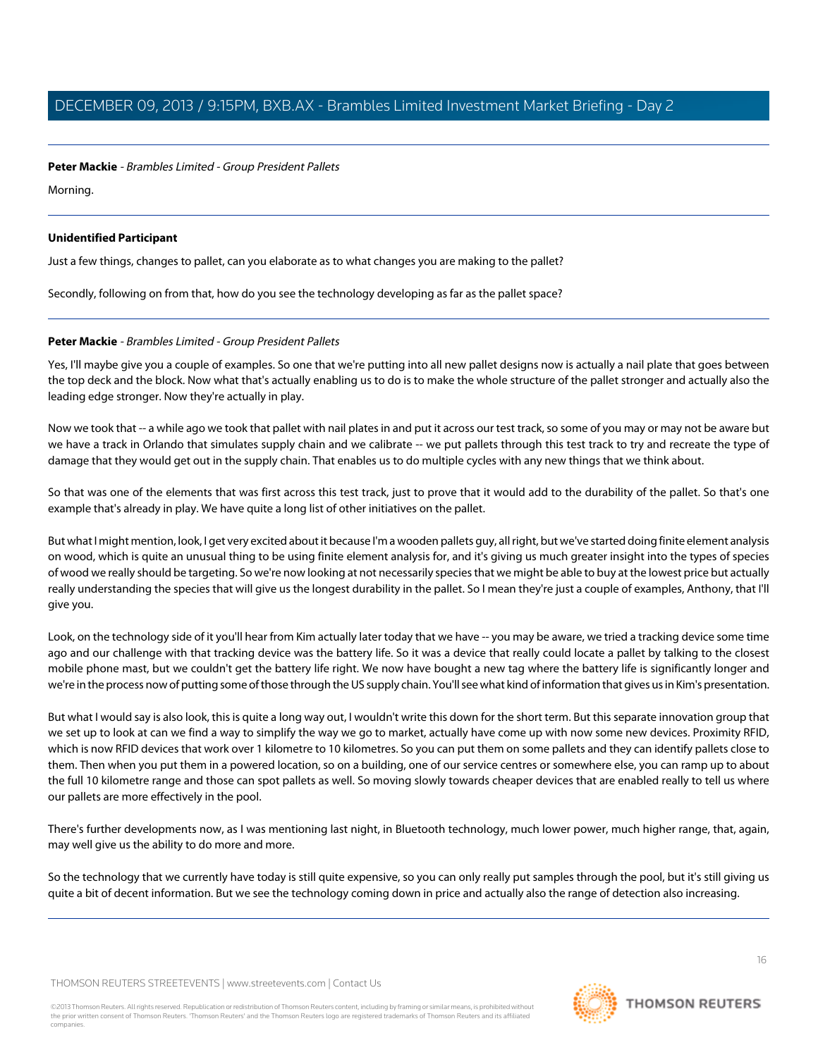**Peter Mackie** - *Brambles Limited - Group President Pallets*

Morning.

---

**Unidentified Participant**

Just a few things, changes to pallet, can you elaborate as to what changes you are making to the pallet?

Secondly, following on from that, how do you see the technology developing as far as the pallet space?

---

**Peter Mackie** - *Brambles Limited - Group President Pallets*

Yes, I'll maybe give you a couple of examples. So one that we're putting into all new pallet designs now is actually a nail plate that goes between the top deck and the block. Now what that's actually enabling us to do is to make the whole structure of the pallet stronger and actually also the leading edge stronger. Now they're actually in play.

Now we took that -- a while ago we took that pallet with nail plates in and put it across our test track, so some of you may or may not be aware but we have a track in Orlando that simulates supply chain and we calibrate -- we put pallets through this test track to try and recreate the type of damage that they would get out in the supply chain. That enables us to do multiple cycles with any new things that we think about.

So that was one of the elements that was first across this test track, just to prove that it would add to the durability of the pallet. So that's one example that's already in play. We have quite a long list of other initiatives on the pallet.

But what I might mention, look, I get very excited about it because I'm a wooden pallets guy, all right, but we've started doing finite element analysis on wood, which is quite an unusual thing to be using finite element analysis for, and it's giving us much greater insight into the types of species of wood we really should be targeting. So we're now looking at not necessarily species that we might be able to buy at the lowest price but actually really understanding the species that will give us the longest durability in the pallet. So I mean they're just a couple of examples, Anthony, that I'll give you.

Look, on the technology side of it you'll hear from Kim actually later today that we have -- you may be aware, we tried a tracking device some time ago and our challenge with that tracking device was the battery life. So it was a device that really could locate a pallet by talking to the closest mobile phone mast, but we couldn't get the battery life right. We now have bought a new tag where the battery life is significantly longer and we're in the process now of putting some of those through the US supply chain. You'll see what kind of information that gives us in Kim's presentation.

But what I would say is also look, this is quite a long way out, I wouldn't write this down for the short term. But this separate innovation group that we set up to look at can we find a way to simplify the way we go to market, actually have come up with now some new devices. Proximity RFID, which is now RFID devices that work over 1 kilometre to 10 kilometres. So you can put them on some pallets and they can identify pallets close to them. Then when you put them in a powered location, so on a building, one of our service centres or somewhere else, you can ramp up to about the full 10 kilometre range and those can spot pallets as well. So moving slowly towards cheaper devices that are enabled really to tell us where our pallets are more effectively in the pool.

There's further developments now, as I was mentioning last night, in Bluetooth technology, much lower power, much higher range, that, again, may well give us the ability to do more and more.

So the technology that we currently have today is still quite expensive, so you can only really put samples through the pool, but it's still giving us quite a bit of decent information. But we see the technology coming down in price and actually also the range of detection also increasing.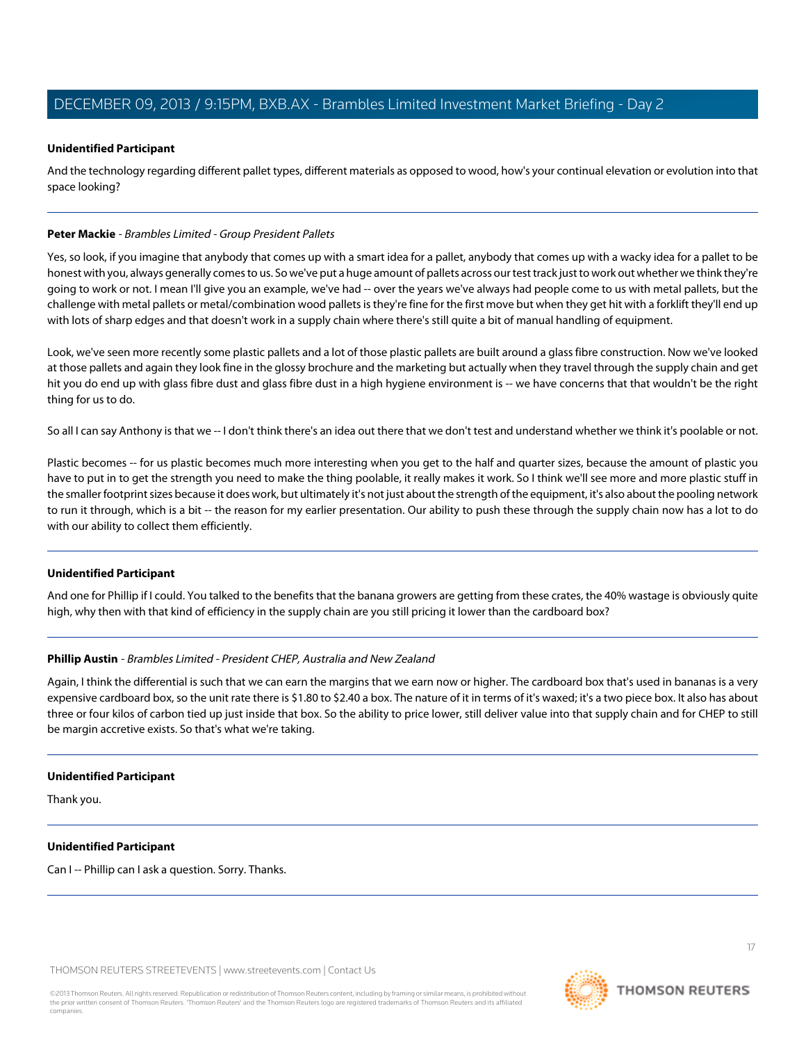**Unidentified Participant**

And the technology regarding different pallet types, different materials as opposed to wood, how's your continual elevation or evolution into that space looking?

---

**Peter Mackie** - *Brambles Limited - Group President Pallets*

Yes, so look, if you imagine that anybody that comes up with a smart idea for a pallet, anybody that comes up with a wacky idea for a pallet to be honest with you, always generally comes to us. So we've put a huge amount of pallets across our test track just to work out whether we think they're going to work or not. I mean I'll give you an example, we've had -- over the years we've always had people come to us with metal pallets, but the challenge with metal pallets or metal/combination wood pallets is they're fine for the first move but when they get hit with a forklift they'll end up with lots of sharp edges and that doesn't work in a supply chain where there's still quite a bit of manual handling of equipment.

Look, we've seen more recently some plastic pallets and a lot of those plastic pallets are built around a glass fibre construction. Now we've looked at those pallets and again they look fine in the glossy brochure and the marketing but actually when they travel through the supply chain and get hit you do end up with glass fibre dust and glass fibre dust in a high hygiene environment is -- we have concerns that that wouldn't be the right thing for us to do.

So all I can say Anthony is that we -- I don't think there's an idea out there that we don't test and understand whether we think it's poolable or not.

Plastic becomes -- for us plastic becomes much more interesting when you get to the half and quarter sizes, because the amount of plastic you have to put in to get the strength you need to make the thing poolable, it really makes it work. So I think we'll see more and more plastic stuff in the smaller footprint sizes because it does work, but ultimately it's not just about the strength of the equipment, it's also about the pooling network to run it through, which is a bit -- the reason for my earlier presentation. Our ability to push these through the supply chain now has a lot to do with our ability to collect them efficiently.

---

**Unidentified Participant**

And one for Phillip if I could. You talked to the benefits that the banana growers are getting from these crates, the 40% wastage is obviously quite high, why then with that kind of efficiency in the supply chain are you still pricing it lower than the cardboard box?

---

**Phillip Austin** - *Brambles Limited - President CHEP, Australia and New Zealand*

Again, I think the differential is such that we can earn the margins that we earn now or higher. The cardboard box that's used in bananas is a very expensive cardboard box, so the unit rate there is $1.80 to $2.40 a box. The nature of it in terms of it's waxed; it's a two piece box. It also has about three or four kilos of carbon tied up just inside that box. So the ability to price lower, still deliver value into that supply chain and for CHEP to still be margin accretive exists. So that's what we're taking.

---

**Unidentified Participant**

Thank you.

---

**Unidentified Participant**

Can I -- Phillip can I ask a question. Sorry. Thanks.

---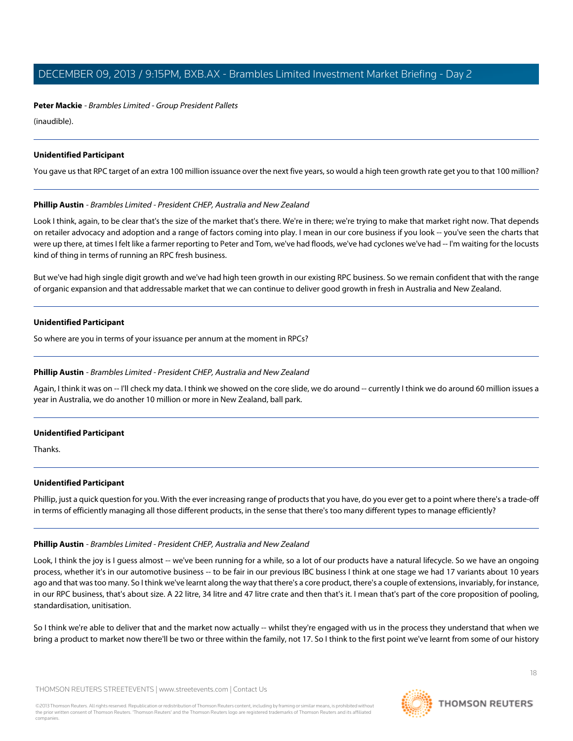**Peter Mackie** - *Brambles Limited - Group President Pallets*

(inaudible).

---

**Unidentified Participant**

You gave us that RPC target of an extra 100 million issuance over the next five years, so would a high teen growth rate get you to that 100 million?

---

**Phillip Austin** - *Brambles Limited - President CHEP, Australia and New Zealand*

Look I think, again, to be clear that's the size of the market that's there. We're in there; we're trying to make that market right now. That depends on retailer advocacy and adoption and a range of factors coming into play. I mean in our core business if you look -- you've seen the charts that were up there, at times I felt like a farmer reporting to Peter and Tom, we've had floods, we've had cyclones we've had -- I'm waiting for the locusts kind of thing in terms of running an RPC fresh business.

But we've had high single digit growth and we've had high teen growth in our existing RPC business. So we remain confident that with the range of organic expansion and that addressable market that we can continue to deliver good growth in fresh in Australia and New Zealand.

---

**Unidentified Participant**

So where are you in terms of your issuance per annum at the moment in RPCs?

---

**Phillip Austin** - *Brambles Limited - President CHEP, Australia and New Zealand*

Again, I think it was on -- I'll check my data. I think we showed on the core slide, we do around -- currently I think we do around 60 million issues a year in Australia, we do another 10 million or more in New Zealand, ball park.

---

**Unidentified Participant**

Thanks.

---

**Unidentified Participant**

Phillip, just a quick question for you. With the ever increasing range of products that you have, do you ever get to a point where there's a trade-off in terms of efficiently managing all those different products, in the sense that there's too many different types to manage efficiently?

---

**Phillip Austin** - *Brambles Limited - President CHEP, Australia and New Zealand*

Look, I think the joy is I guess almost -- we've been running for a while, so a lot of our products have a natural lifecycle. So we have an ongoing process, whether it's in our automotive business -- to be fair in our previous IBC business I think at one stage we had 17 variants about 10 years ago and that was too many. So I think we've learnt along the way that there's a core product, there's a couple of extensions, invariably, for instance, in our RPC business, that's about size. A 22 litre, 34 litre and 47 litre crate and then that's it. I mean that's part of the core proposition of pooling, standardisation, unitisation.

So I think we're able to deliver that and the market now actually -- whilst they're engaged with us in the process they understand that when we bring a product to market now there'll be two or three within the family, not 17. So I think to the first point we've learnt from some of our history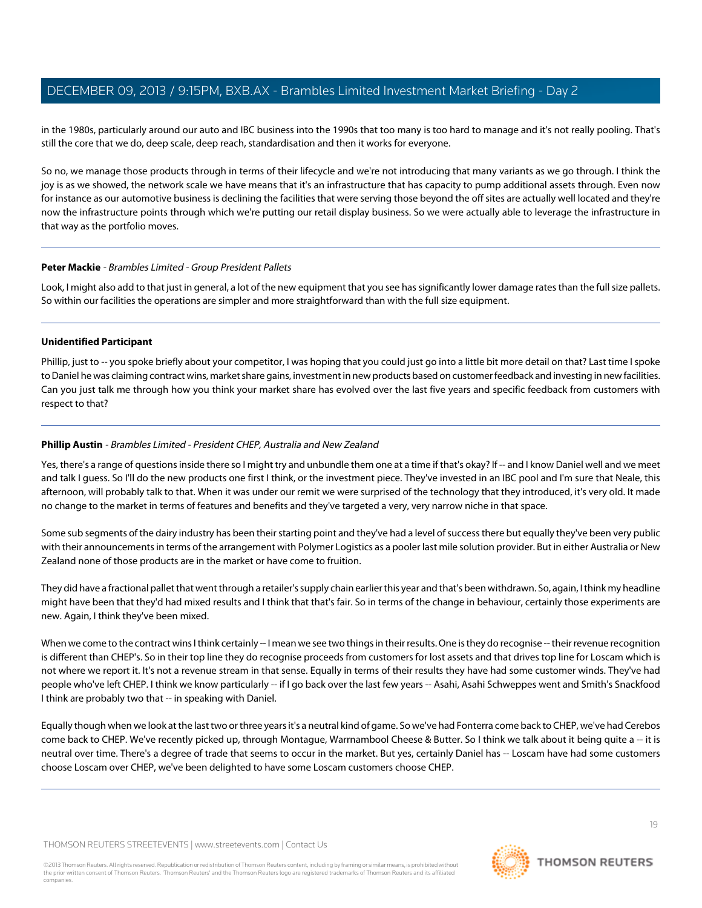in the 1980s, particularly around our auto and IBC business into the 1990s that too many is too hard to manage and it's not really pooling. That's still the core that we do, deep scale, deep reach, standardisation and then it works for everyone.

So no, we manage those products through in terms of their lifecycle and we're not introducing that many variants as we go through. I think the joy is as we showed, the network scale we have means that it's an infrastructure that has capacity to pump additional assets through. Even now for instance as our automotive business is declining the facilities that were serving those beyond the off sites are actually well located and they're now the infrastructure points through which we're putting our retail display business. So we were actually able to leverage the infrastructure in that way as the portfolio moves.

---

**Peter Mackie** - *Brambles Limited - Group President Pallets*

Look, I might also add to that just in general, a lot of the new equipment that you see has significantly lower damage rates than the full size pallets. So within our facilities the operations are simpler and more straightforward than with the full size equipment.

---

**Unidentified Participant**

Phillip, just to -- you spoke briefly about your competitor, I was hoping that you could just go into a little bit more detail on that? Last time I spoke to Daniel he was claiming contract wins, market share gains, investment in new products based on customer feedback and investing in new facilities. Can you just talk me through how you think your market share has evolved over the last five years and specific feedback from customers with respect to that?

---

**Phillip Austin** - *Brambles Limited - President CHEP, Australia and New Zealand*

Yes, there's a range of questions inside there so I might try and unbundle them one at a time if that's okay? If -- and I know Daniel well and we meet and talk I guess. So I'll do the new products one first I think, or the investment piece. They've invested in an IBC pool and I'm sure that Neale, this afternoon, will probably talk to that. When it was under our remit we were surprised of the technology that they introduced, it's very old. It made no change to the market in terms of features and benefits and they've targeted a very, very narrow niche in that space.

Some sub segments of the dairy industry has been their starting point and they've had a level of success there but equally they've been very public with their announcements in terms of the arrangement with Polymer Logistics as a pooler last mile solution provider. But in either Australia or New Zealand none of those products are in the market or have come to fruition.

They did have a fractional pallet that went through a retailer's supply chain earlier this year and that's been withdrawn. So, again, I think my headline might have been that they'd had mixed results and I think that that's fair. So in terms of the change in behaviour, certainly those experiments are new. Again, I think they've been mixed.

When we come to the contract wins I think certainly -- I mean we see two things in their results. One is they do recognise -- their revenue recognition is different than CHEP's. So in their top line they do recognise proceeds from customers for lost assets and that drives top line for Loscam which is not where we report it. It's not a revenue stream in that sense. Equally in terms of their results they have had some customer winds. They've had people who've left CHEP. I think we know particularly -- if I go back over the last few years -- Asahi, Asahi Schweppes went and Smith's Snackfood I think are probably two that -- in speaking with Daniel.

Equally though when we look at the last two or three years it's a neutral kind of game. So we've had Fonterra come back to CHEP, we've had Cerebos come back to CHEP. We've recently picked up, through Montague, Warrnambool Cheese & Butter. So I think we talk about it being quite a -- it is neutral over time. There's a degree of trade that seems to occur in the market. But yes, certainly Daniel has -- Loscam have had some customers choose Loscam over CHEP, we've been delighted to have some Loscam customers choose CHEP.

---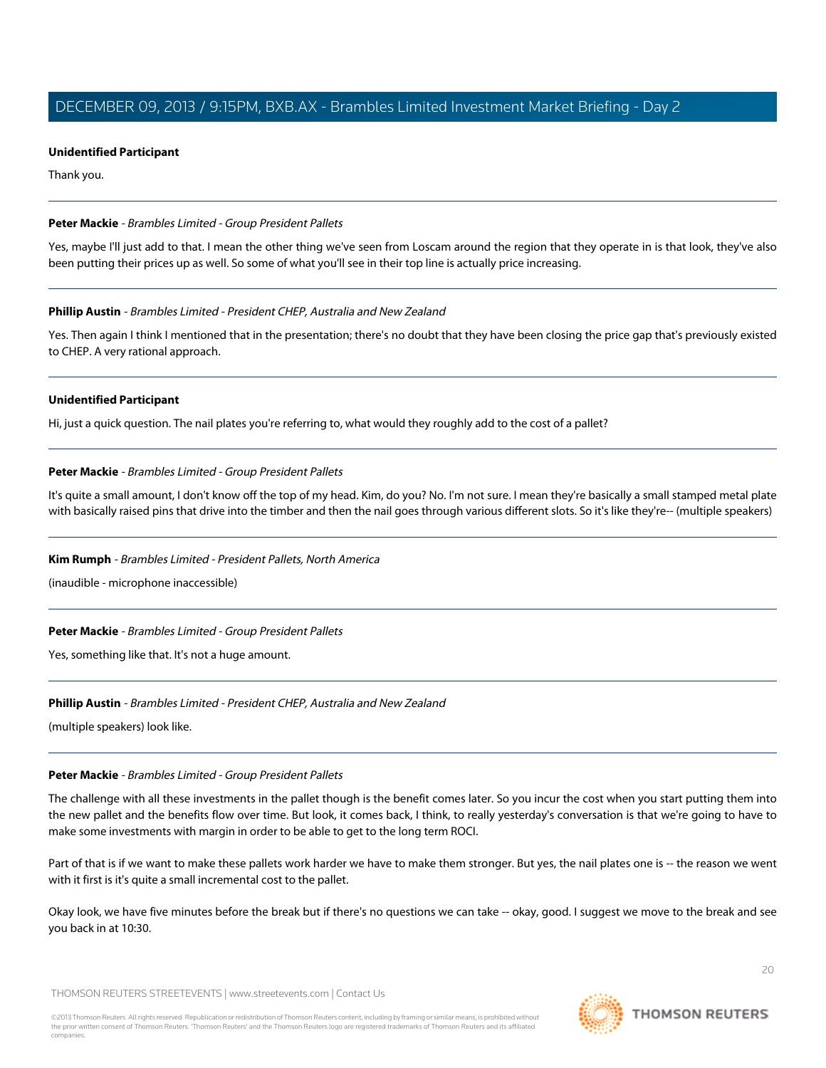**Unidentified Participant**

Thank you.

---

**Peter Mackie** - *Brambles Limited - Group President Pallets*

Yes, maybe I'll just add to that. I mean the other thing we've seen from Loscam around the region that they operate in is that look, they've also been putting their prices up as well. So some of what you'll see in their top line is actually price increasing.

---

**Phillip Austin** - *Brambles Limited - President CHEP, Australia and New Zealand*

Yes. Then again I think I mentioned that in the presentation; there's no doubt that they have been closing the price gap that's previously existed to CHEP. A very rational approach.

---

**Unidentified Participant**

Hi, just a quick question. The nail plates you're referring to, what would they roughly add to the cost of a pallet?

---

**Peter Mackie** - *Brambles Limited - Group President Pallets*

It's quite a small amount, I don't know off the top of my head. Kim, do you? No. I'm not sure. I mean they're basically a small stamped metal plate with basically raised pins that drive into the timber and then the nail goes through various different slots. So it's like they're-- (multiple speakers)

---

**Kim Rumph** - *Brambles Limited - President Pallets, North America*

(inaudible - microphone inaccessible)

---

**Peter Mackie** - *Brambles Limited - Group President Pallets*

Yes, something like that. It's not a huge amount.

---

**Phillip Austin** - *Brambles Limited - President CHEP, Australia and New Zealand*

(multiple speakers) look like.

---

**Peter Mackie** - *Brambles Limited - Group President Pallets*

The challenge with all these investments in the pallet though is the benefit comes later. So you incur the cost when you start putting them into the new pallet and the benefits flow over time. But look, it comes back, I think, to really yesterday's conversation is that we're going to have to make some investments with margin in order to be able to get to the long term ROCI.

Part of that is if we want to make these pallets work harder we have to make them stronger. But yes, the nail plates one is -- the reason we went with it first is it's quite a small incremental cost to the pallet.

Okay look, we have five minutes before the break but if there's no questions we can take -- okay, good. I suggest we move to the break and see you back in at 10:30.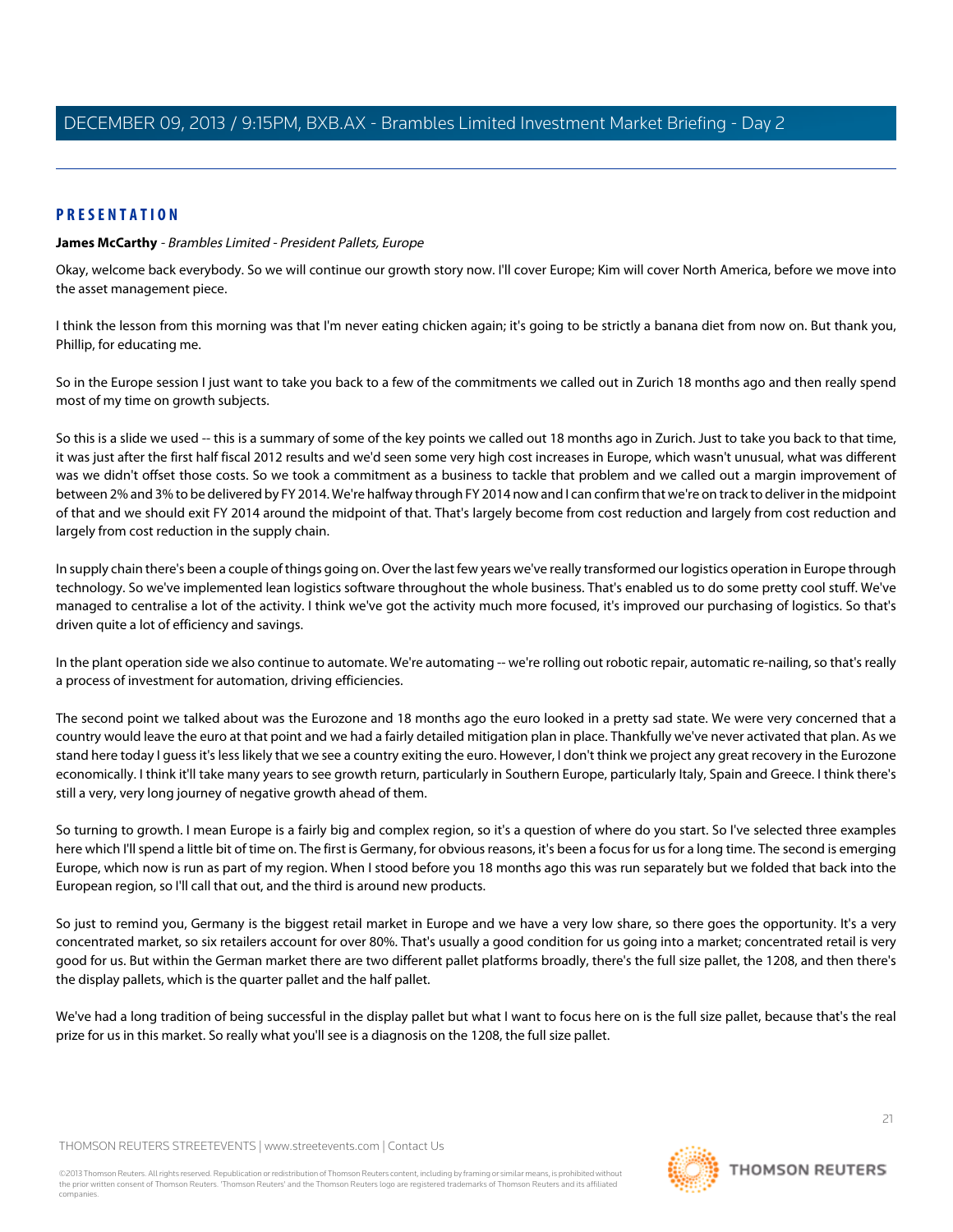## PRESENTATION

**James McCarthy** - *Brambles Limited - President Pallets, Europe*

Okay, welcome back everybody. So we will continue our growth story now. I'll cover Europe; Kim will cover North America, before we move into the asset management piece.

I think the lesson from this morning was that I'm never eating chicken again; it's going to be strictly a banana diet from now on. But thank you, Phillip, for educating me.

So in the Europe session I just want to take you back to a few of the commitments we called out in Zurich 18 months ago and then really spend most of my time on growth subjects.

So this is a slide we used -- this is a summary of some of the key points we called out 18 months ago in Zurich. Just to take you back to that time, it was just after the first half fiscal 2012 results and we'd seen some very high cost increases in Europe, which wasn't unusual, what was different was we didn't offset those costs. So we took a commitment as a business to tackle that problem and we called out a margin improvement of between 2% and 3% to be delivered by FY 2014. We're halfway through FY 2014 now and I can confirm that we're on track to deliver in the midpoint of that and we should exit FY 2014 around the midpoint of that. That's largely become from cost reduction and largely from cost reduction and largely from cost reduction in the supply chain.

In supply chain there's been a couple of things going on. Over the last few years we've really transformed our logistics operation in Europe through technology. So we've implemented lean logistics software throughout the whole business. That's enabled us to do some pretty cool stuff. We've managed to centralise a lot of the activity. I think we've got the activity much more focused, it's improved our purchasing of logistics. So that's driven quite a lot of efficiency and savings.

In the plant operation side we also continue to automate. We're automating -- we're rolling out robotic repair, automatic re-nailing, so that's really a process of investment for automation, driving efficiencies.

The second point we talked about was the Eurozone and 18 months ago the euro looked in a pretty sad state. We were very concerned that a country would leave the euro at that point and we had a fairly detailed mitigation plan in place. Thankfully we've never activated that plan. As we stand here today I guess it's less likely that we see a country exiting the euro. However, I don't think we project any great recovery in the Eurozone economically. I think it'll take many years to see growth return, particularly in Southern Europe, particularly Italy, Spain and Greece. I think there's still a very, very long journey of negative growth ahead of them.

So turning to growth. I mean Europe is a fairly big and complex region, so it's a question of where do you start. So I've selected three examples here which I'll spend a little bit of time on. The first is Germany, for obvious reasons, it's been a focus for us for a long time. The second is emerging Europe, which now is run as part of my region. When I stood before you 18 months ago this was run separately but we folded that back into the European region, so I'll call that out, and the third is around new products.

So just to remind you, Germany is the biggest retail market in Europe and we have a very low share, so there goes the opportunity. It's a very concentrated market, so six retailers account for over 80%. That's usually a good condition for us going into a market; concentrated retail is very good for us. But within the German market there are two different pallet platforms broadly, there's the full size pallet, the 1208, and then there's the display pallets, which is the quarter pallet and the half pallet.

We've had a long tradition of being successful in the display pallet but what I want to focus here on is the full size pallet, because that's the real prize for us in this market. So really what you'll see is a diagnosis on the 1208, the full size pallet.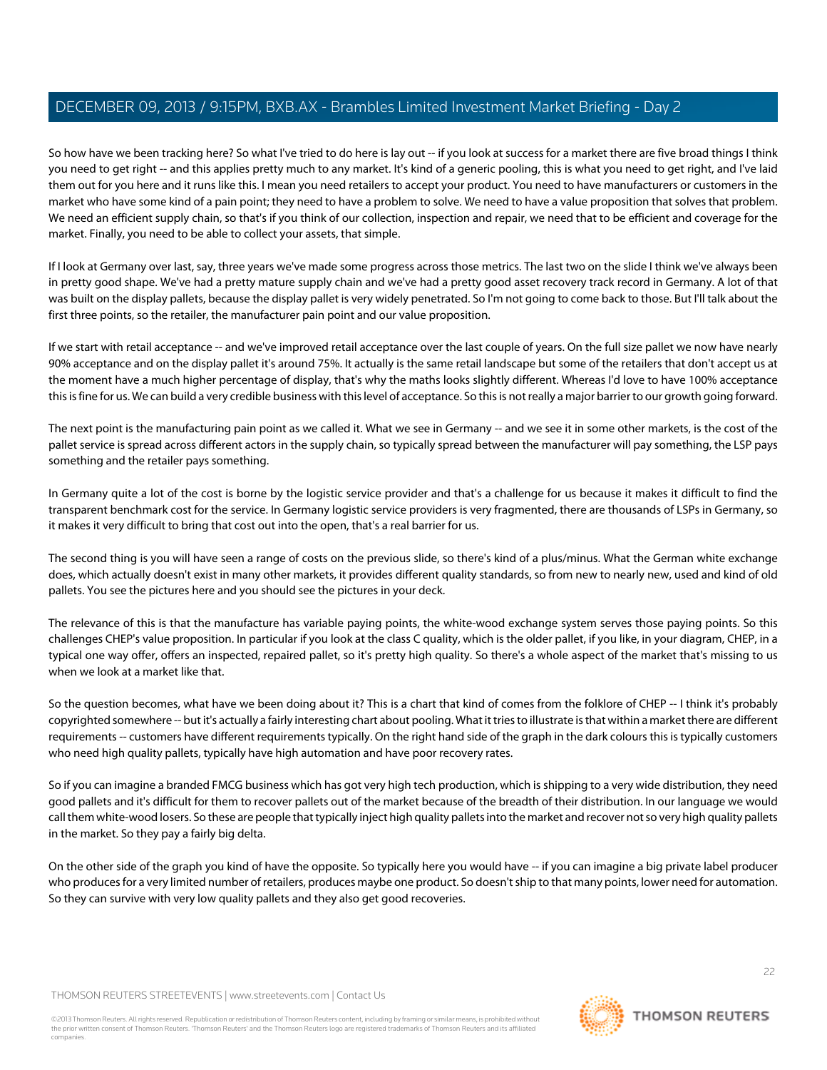So how have we been tracking here? So what I've tried to do here is lay out -- if you look at success for a market there are five broad things I think you need to get right -- and this applies pretty much to any market. It's kind of a generic pooling, this is what you need to get right, and I've laid them out for you here and it runs like this. I mean you need retailers to accept your product. You need to have manufacturers or customers in the market who have some kind of a pain point; they need to have a problem to solve. We need to have a value proposition that solves that problem. We need an efficient supply chain, so that's if you think of our collection, inspection and repair, we need that to be efficient and coverage for the market. Finally, you need to be able to collect your assets, that simple.

If I look at Germany over last, say, three years we've made some progress across those metrics. The last two on the slide I think we've always been in pretty good shape. We've had a pretty mature supply chain and we've had a pretty good asset recovery track record in Germany. A lot of that was built on the display pallets, because the display pallet is very widely penetrated. So I'm not going to come back to those. But I'll talk about the first three points, so the retailer, the manufacturer pain point and our value proposition.

If we start with retail acceptance -- and we've improved retail acceptance over the last couple of years. On the full size pallet we now have nearly 90% acceptance and on the display pallet it's around 75%. It actually is the same retail landscape but some of the retailers that don't accept us at the moment have a much higher percentage of display, that's why the maths looks slightly different. Whereas I'd love to have 100% acceptance this is fine for us. We can build a very credible business with this level of acceptance. So this is not really a major barrier to our growth going forward.

The next point is the manufacturing pain point as we called it. What we see in Germany -- and we see it in some other markets, is the cost of the pallet service is spread across different actors in the supply chain, so typically spread between the manufacturer will pay something, the LSP pays something and the retailer pays something.

In Germany quite a lot of the cost is borne by the logistic service provider and that's a challenge for us because it makes it difficult to find the transparent benchmark cost for the service. In Germany logistic service providers is very fragmented, there are thousands of LSPs in Germany, so it makes it very difficult to bring that cost out into the open, that's a real barrier for us.

The second thing is you will have seen a range of costs on the previous slide, so there's kind of a plus/minus. What the German white exchange does, which actually doesn't exist in many other markets, it provides different quality standards, so from new to nearly new, used and kind of old pallets. You see the pictures here and you should see the pictures in your deck.

The relevance of this is that the manufacture has variable paying points, the white-wood exchange system serves those paying points. So this challenges CHEP's value proposition. In particular if you look at the class C quality, which is the older pallet, if you like, in your diagram, CHEP, in a typical one way offer, offers an inspected, repaired pallet, so it's pretty high quality. So there's a whole aspect of the market that's missing to us when we look at a market like that.

So the question becomes, what have we been doing about it? This is a chart that kind of comes from the folklore of CHEP -- I think it's probably copyrighted somewhere -- but it's actually a fairly interesting chart about pooling. What it tries to illustrate is that within a market there are different requirements -- customers have different requirements typically. On the right hand side of the graph in the dark colours this is typically customers who need high quality pallets, typically have high automation and have poor recovery rates.

So if you can imagine a branded FMCG business which has got very high tech production, which is shipping to a very wide distribution, they need good pallets and it's difficult for them to recover pallets out of the market because of the breadth of their distribution. In our language we would call them white-wood losers. So these are people that typically inject high quality pallets into the market and recover not so very high quality pallets in the market. So they pay a fairly big delta.

On the other side of the graph you kind of have the opposite. So typically here you would have -- if you can imagine a big private label producer who produces for a very limited number of retailers, produces maybe one product. So doesn't ship to that many points, lower need for automation. So they can survive with very low quality pallets and they also get good recoveries.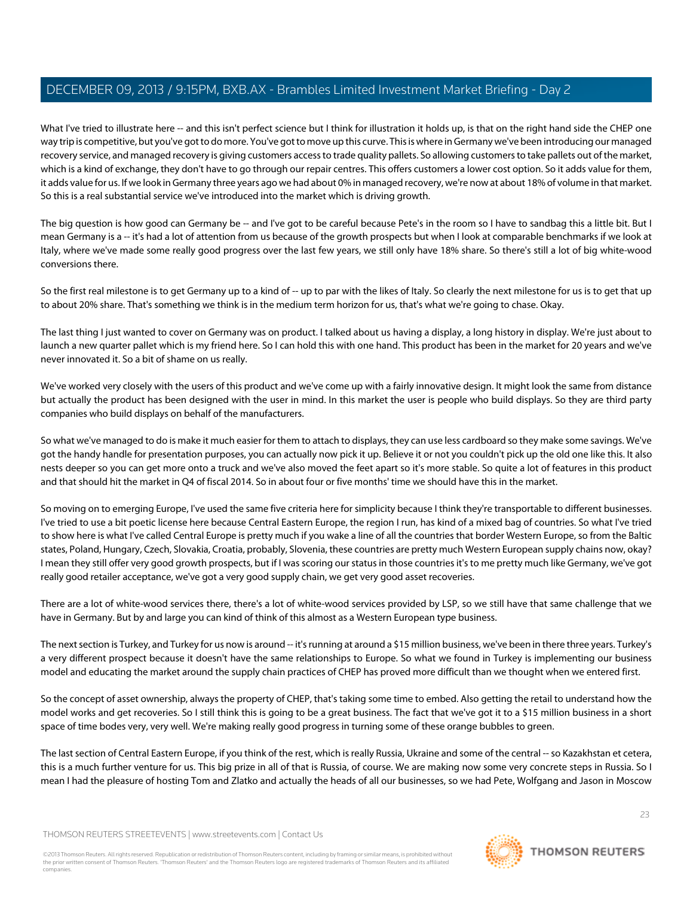What I've tried to illustrate here -- and this isn't perfect science but I think for illustration it holds up, is that on the right hand side the CHEP one way trip is competitive, but you've got to do more. You've got to move up this curve. This is where in Germany we've been introducing our managed recovery service, and managed recovery is giving customers access to trade quality pallets. So allowing customers to take pallets out of the market, which is a kind of exchange, they don't have to go through our repair centres. This offers customers a lower cost option. So it adds value for them, it adds value for us. If we look in Germany three years ago we had about 0% in managed recovery, we're now at about 18% of volume in that market. So this is a real substantial service we've introduced into the market which is driving growth.

The big question is how good can Germany be -- and I've got to be careful because Pete's in the room so I have to sandbag this a little bit. But I mean Germany is a -- it's had a lot of attention from us because of the growth prospects but when I look at comparable benchmarks if we look at Italy, where we've made some really good progress over the last few years, we still only have 18% share. So there's still a lot of big white-wood conversions there.

So the first real milestone is to get Germany up to a kind of -- up to par with the likes of Italy. So clearly the next milestone for us is to get that up to about 20% share. That's something we think is in the medium term horizon for us, that's what we're going to chase. Okay.

The last thing I just wanted to cover on Germany was on product. I talked about us having a display, a long history in display. We're just about to launch a new quarter pallet which is my friend here. So I can hold this with one hand. This product has been in the market for 20 years and we've never innovated it. So a bit of shame on us really.

We've worked very closely with the users of this product and we've come up with a fairly innovative design. It might look the same from distance but actually the product has been designed with the user in mind. In this market the user is people who build displays. So they are third party companies who build displays on behalf of the manufacturers.

So what we've managed to do is make it much easier for them to attach to displays, they can use less cardboard so they make some savings. We've got the handy handle for presentation purposes, you can actually now pick it up. Believe it or not you couldn't pick up the old one like this. It also nests deeper so you can get more onto a truck and we've also moved the feet apart so it's more stable. So quite a lot of features in this product and that should hit the market in Q4 of fiscal 2014. So in about four or five months' time we should have this in the market.

So moving on to emerging Europe, I've used the same five criteria here for simplicity because I think they're transportable to different businesses. I've tried to use a bit poetic license here because Central Eastern Europe, the region I run, has kind of a mixed bag of countries. So what I've tried to show here is what I've called Central Europe is pretty much if you wake a line of all the countries that border Western Europe, so from the Baltic states, Poland, Hungary, Czech, Slovakia, Croatia, probably, Slovenia, these countries are pretty much Western European supply chains now, okay? I mean they still offer very good growth prospects, but if I was scoring our status in those countries it's to me pretty much like Germany, we've got really good retailer acceptance, we've got a very good supply chain, we get very good asset recoveries.

There are a lot of white-wood services there, there's a lot of white-wood services provided by LSP, so we still have that same challenge that we have in Germany. But by and large you can kind of think of this almost as a Western European type business.

The next section is Turkey, and Turkey for us now is around -- it's running at around a $15 million business, we've been in there three years. Turkey's a very different prospect because it doesn't have the same relationships to Europe. So what we found in Turkey is implementing our business model and educating the market around the supply chain practices of CHEP has proved more difficult than we thought when we entered first.

So the concept of asset ownership, always the property of CHEP, that's taking some time to embed. Also getting the retail to understand how the model works and get recoveries. So I still think this is going to be a great business. The fact that we've got it to a $15 million business in a short space of time bodes very, very well. We're making really good progress in turning some of these orange bubbles to green.

The last section of Central Eastern Europe, if you think of the rest, which is really Russia, Ukraine and some of the central -- so Kazakhstan et cetera, this is a much further venture for us. This big prize in all of that is Russia, of course. We are making now some very concrete steps in Russia. So I mean I had the pleasure of hosting Tom and Zlatko and actually the heads of all our businesses, so we had Pete, Wolfgang and Jason in Moscow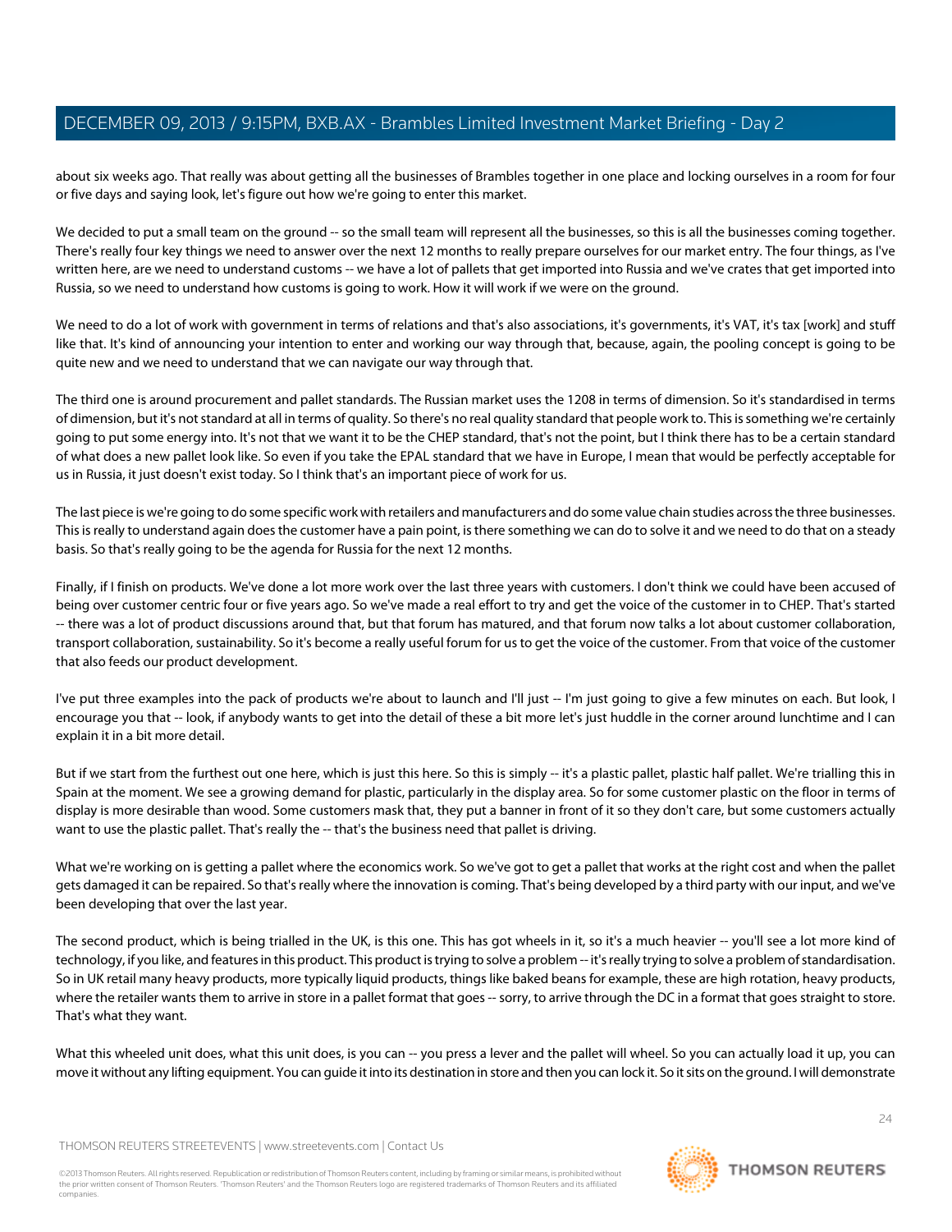about six weeks ago. That really was about getting all the businesses of Brambles together in one place and locking ourselves in a room for four or five days and saying look, let's figure out how we're going to enter this market.

We decided to put a small team on the ground -- so the small team will represent all the businesses, so this is all the businesses coming together. There's really four key things we need to answer over the next 12 months to really prepare ourselves for our market entry. The four things, as I've written here, are we need to understand customs -- we have a lot of pallets that get imported into Russia and we've crates that get imported into Russia, so we need to understand how customs is going to work. How it will work if we were on the ground.

We need to do a lot of work with government in terms of relations and that's also associations, it's governments, it's VAT, it's tax [work] and stuff like that. It's kind of announcing your intention to enter and working our way through that, because, again, the pooling concept is going to be quite new and we need to understand that we can navigate our way through that.

The third one is around procurement and pallet standards. The Russian market uses the 1208 in terms of dimension. So it's standardised in terms of dimension, but it's not standard at all in terms of quality. So there's no real quality standard that people work to. This is something we're certainly going to put some energy into. It's not that we want it to be the CHEP standard, that's not the point, but I think there has to be a certain standard of what does a new pallet look like. So even if you take the EPAL standard that we have in Europe, I mean that would be perfectly acceptable for us in Russia, it just doesn't exist today. So I think that's an important piece of work for us.

The last piece is we're going to do some specific work with retailers and manufacturers and do some value chain studies across the three businesses. This is really to understand again does the customer have a pain point, is there something we can do to solve it and we need to do that on a steady basis. So that's really going to be the agenda for Russia for the next 12 months.

Finally, if I finish on products. We've done a lot more work over the last three years with customers. I don't think we could have been accused of being over customer centric four or five years ago. So we've made a real effort to try and get the voice of the customer in to CHEP. That's started -- there was a lot of product discussions around that, but that forum has matured, and that forum now talks a lot about customer collaboration, transport collaboration, sustainability. So it's become a really useful forum for us to get the voice of the customer. From that voice of the customer that also feeds our product development.

I've put three examples into the pack of products we're about to launch and I'll just -- I'm just going to give a few minutes on each. But look, I encourage you that -- look, if anybody wants to get into the detail of these a bit more let's just huddle in the corner around lunchtime and I can explain it in a bit more detail.

But if we start from the furthest out one here, which is just this here. So this is simply -- it's a plastic pallet, plastic half pallet. We're trialling this in Spain at the moment. We see a growing demand for plastic, particularly in the display area. So for some customer plastic on the floor in terms of display is more desirable than wood. Some customers mask that, they put a banner in front of it so they don't care, but some customers actually want to use the plastic pallet. That's really the -- that's the business need that pallet is driving.

What we're working on is getting a pallet where the economics work. So we've got to get a pallet that works at the right cost and when the pallet gets damaged it can be repaired. So that's really where the innovation is coming. That's being developed by a third party with our input, and we've been developing that over the last year.

The second product, which is being trialled in the UK, is this one. This has got wheels in it, so it's a much heavier -- you'll see a lot more kind of technology, if you like, and features in this product. This product is trying to solve a problem -- it's really trying to solve a problem of standardisation. So in UK retail many heavy products, more typically liquid products, things like baked beans for example, these are high rotation, heavy products, where the retailer wants them to arrive in store in a pallet format that goes -- sorry, to arrive through the DC in a format that goes straight to store. That's what they want.

What this wheeled unit does, what this unit does, is you can -- you press a lever and the pallet will wheel. So you can actually load it up, you can move it without any lifting equipment. You can guide it into its destination in store and then you can lock it. So it sits on the ground. I will demonstrate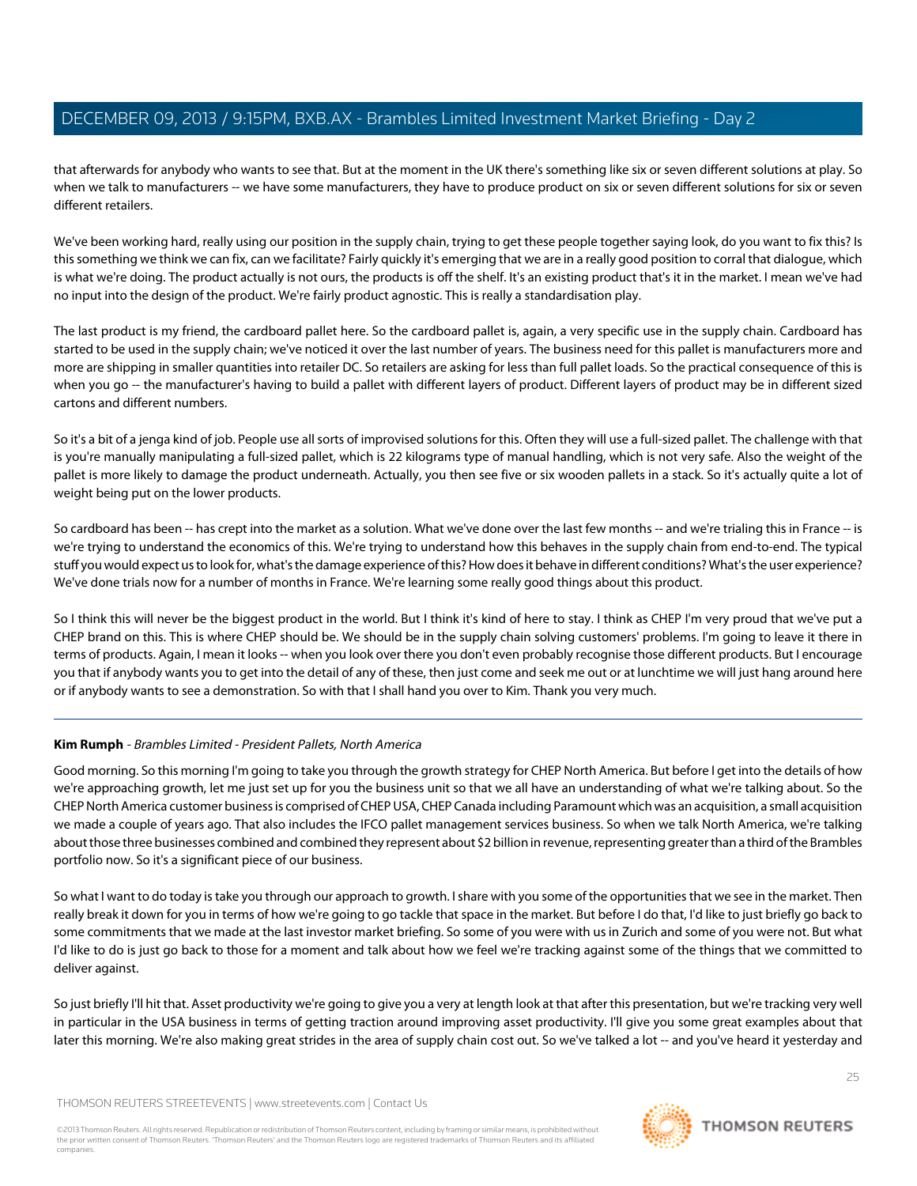that afterwards for anybody who wants to see that. But at the moment in the UK there's something like six or seven different solutions at play. So when we talk to manufacturers -- we have some manufacturers, they have to produce product on six or seven different solutions for six or seven different retailers.

We've been working hard, really using our position in the supply chain, trying to get these people together saying look, do you want to fix this? Is this something we think we can fix, can we facilitate? Fairly quickly it's emerging that we are in a really good position to corral that dialogue, which is what we're doing. The product actually is not ours, the products is off the shelf. It's an existing product that's it in the market. I mean we've had no input into the design of the product. We're fairly product agnostic. This is really a standardisation play.

The last product is my friend, the cardboard pallet here. So the cardboard pallet is, again, a very specific use in the supply chain. Cardboard has started to be used in the supply chain; we've noticed it over the last number of years. The business need for this pallet is manufacturers more and more are shipping in smaller quantities into retailer DC. So retailers are asking for less than full pallet loads. So the practical consequence of this is when you go -- the manufacturer's having to build a pallet with different layers of product. Different layers of product may be in different sized cartons and different numbers.

So it's a bit of a jenga kind of job. People use all sorts of improvised solutions for this. Often they will use a full-sized pallet. The challenge with that is you're manually manipulating a full-sized pallet, which is 22 kilograms type of manual handling, which is not very safe. Also the weight of the pallet is more likely to damage the product underneath. Actually, you then see five or six wooden pallets in a stack. So it's actually quite a lot of weight being put on the lower products.

So cardboard has been -- has crept into the market as a solution. What we've done over the last few months -- and we're trialing this in France -- is we're trying to understand the economics of this. We're trying to understand how this behaves in the supply chain from end-to-end. The typical stuff you would expect us to look for, what's the damage experience of this? How does it behave in different conditions? What's the user experience? We've done trials now for a number of months in France. We're learning some really good things about this product.

So I think this will never be the biggest product in the world. But I think it's kind of here to stay. I think as CHEP I'm very proud that we've put a CHEP brand on this. This is where CHEP should be. We should be in the supply chain solving customers' problems. I'm going to leave it there in terms of products. Again, I mean it looks -- when you look over there you don't even probably recognise those different products. But I encourage you that if anybody wants you to get into the detail of any of these, then just come and seek me out or at lunchtime we will just hang around here or if anybody wants to see a demonstration. So with that I shall hand you over to Kim. Thank you very much.

---

**Kim Rumph** - *Brambles Limited - President Pallets, North America*

Good morning. So this morning I'm going to take you through the growth strategy for CHEP North America. But before I get into the details of how we're approaching growth, let me just set up for you the business unit so that we all have an understanding of what we're talking about. So the CHEP North America customer business is comprised of CHEP USA, CHEP Canada including Paramount which was an acquisition, a small acquisition we made a couple of years ago. That also includes the IFCO pallet management services business. So when we talk North America, we're talking about those three businesses combined and combined they represent about $2 billion in revenue, representing greater than a third of the Brambles portfolio now. So it's a significant piece of our business.

So what I want to do today is take you through our approach to growth. I share with you some of the opportunities that we see in the market. Then really break it down for you in terms of how we're going to go tackle that space in the market. But before I do that, I'd like to just briefly go back to some commitments that we made at the last investor market briefing. So some of you were with us in Zurich and some of you were not. But what I'd like to do is just go back to those for a moment and talk about how we feel we're tracking against some of the things that we committed to deliver against.

So just briefly I'll hit that. Asset productivity we're going to give you a very at length look at that after this presentation, but we're tracking very well in particular in the USA business in terms of getting traction around improving asset productivity. I'll give you some great examples about that later this morning. We're also making great strides in the area of supply chain cost out. So we've talked a lot -- and you've heard it yesterday and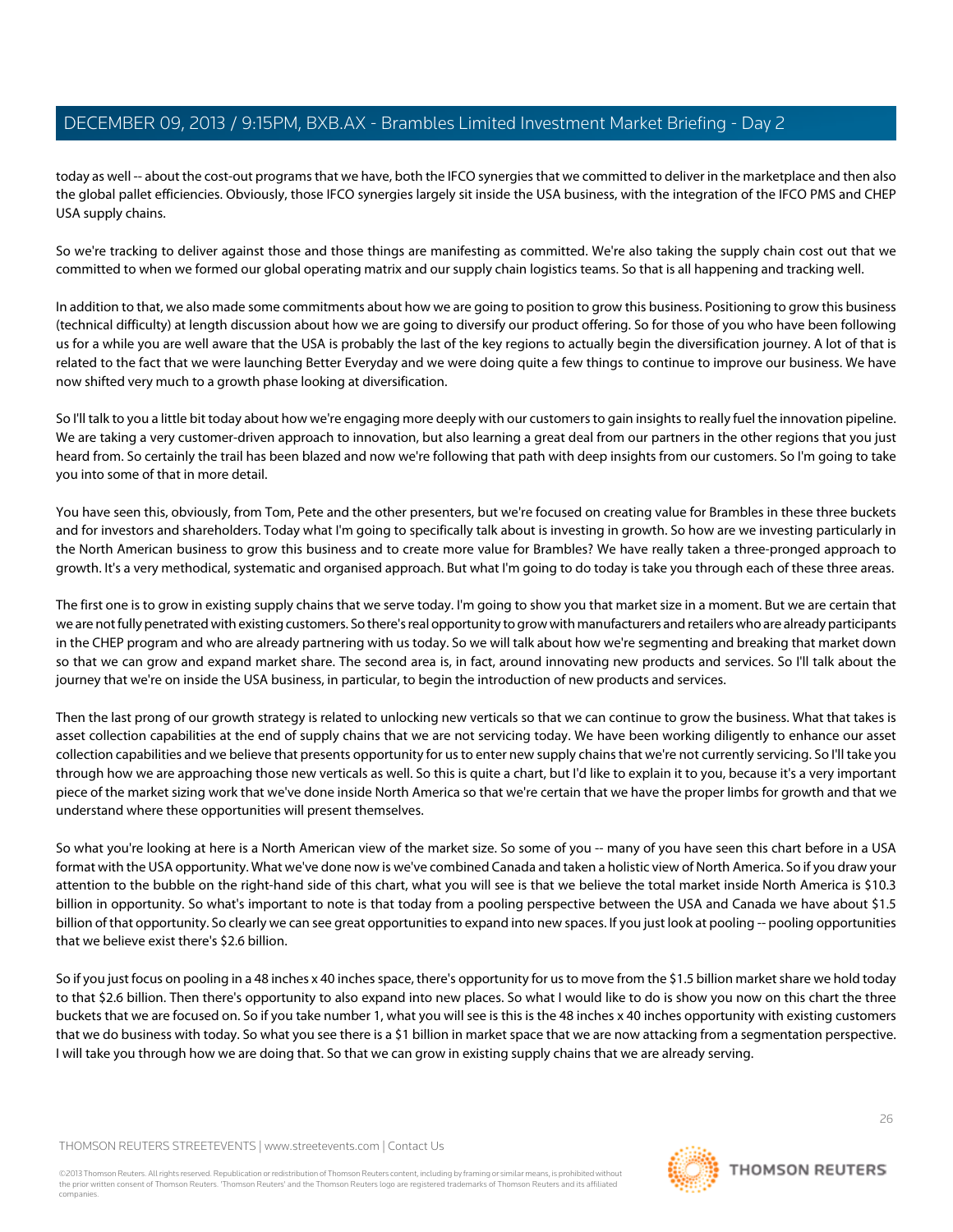today as well -- about the cost-out programs that we have, both the IFCO synergies that we committed to deliver in the marketplace and then also the global pallet efficiencies. Obviously, those IFCO synergies largely sit inside the USA business, with the integration of the IFCO PMS and CHEP USA supply chains.

So we're tracking to deliver against those and those things are manifesting as committed. We're also taking the supply chain cost out that we committed to when we formed our global operating matrix and our supply chain logistics teams. So that is all happening and tracking well.

In addition to that, we also made some commitments about how we are going to position to grow this business. Positioning to grow this business (technical difficulty) at length discussion about how we are going to diversify our product offering. So for those of you who have been following us for a while you are well aware that the USA is probably the last of the key regions to actually begin the diversification journey. A lot of that is related to the fact that we were launching Better Everyday and we were doing quite a few things to continue to improve our business. We have now shifted very much to a growth phase looking at diversification.

So I'll talk to you a little bit today about how we're engaging more deeply with our customers to gain insights to really fuel the innovation pipeline. We are taking a very customer-driven approach to innovation, but also learning a great deal from our partners in the other regions that you just heard from. So certainly the trail has been blazed and now we're following that path with deep insights from our customers. So I'm going to take you into some of that in more detail.

You have seen this, obviously, from Tom, Pete and the other presenters, but we're focused on creating value for Brambles in these three buckets and for investors and shareholders. Today what I'm going to specifically talk about is investing in growth. So how are we investing particularly in the North American business to grow this business and to create more value for Brambles? We have really taken a three-pronged approach to growth. It's a very methodical, systematic and organised approach. But what I'm going to do today is take you through each of these three areas.

The first one is to grow in existing supply chains that we serve today. I'm going to show you that market size in a moment. But we are certain that we are not fully penetrated with existing customers. So there's real opportunity to grow with manufacturers and retailers who are already participants in the CHEP program and who are already partnering with us today. So we will talk about how we're segmenting and breaking that market down so that we can grow and expand market share. The second area is, in fact, around innovating new products and services. So I'll talk about the journey that we're on inside the USA business, in particular, to begin the introduction of new products and services.

Then the last prong of our growth strategy is related to unlocking new verticals so that we can continue to grow the business. What that takes is asset collection capabilities at the end of supply chains that we are not servicing today. We have been working diligently to enhance our asset collection capabilities and we believe that presents opportunity for us to enter new supply chains that we're not currently servicing. So I'll take you through how we are approaching those new verticals as well. So this is quite a chart, but I'd like to explain it to you, because it's a very important piece of the market sizing work that we've done inside North America so that we're certain that we have the proper limbs for growth and that we understand where these opportunities will present themselves.

So what you're looking at here is a North American view of the market size. So some of you -- many of you have seen this chart before in a USA format with the USA opportunity. What we've done now is we've combined Canada and taken a holistic view of North America. So if you draw your attention to the bubble on the right-hand side of this chart, what you will see is that we believe the total market inside North America is $10.3 billion in opportunity. So what's important to note is that today from a pooling perspective between the USA and Canada we have about $1.5 billion of that opportunity. So clearly we can see great opportunities to expand into new spaces. If you just look at pooling -- pooling opportunities that we believe exist there's $2.6 billion.

So if you just focus on pooling in a 48 inches x 40 inches space, there's opportunity for us to move from the $1.5 billion market share we hold today to that $2.6 billion. Then there's opportunity to also expand into new places. So what I would like to do is show you now on this chart the three buckets that we are focused on. So if you take number 1, what you will see is this is the 48 inches x 40 inches opportunity with existing customers that we do business with today. So what you see there is a $1 billion in market space that we are now attacking from a segmentation perspective. I will take you through how we are doing that. So that we can grow in existing supply chains that we are already serving.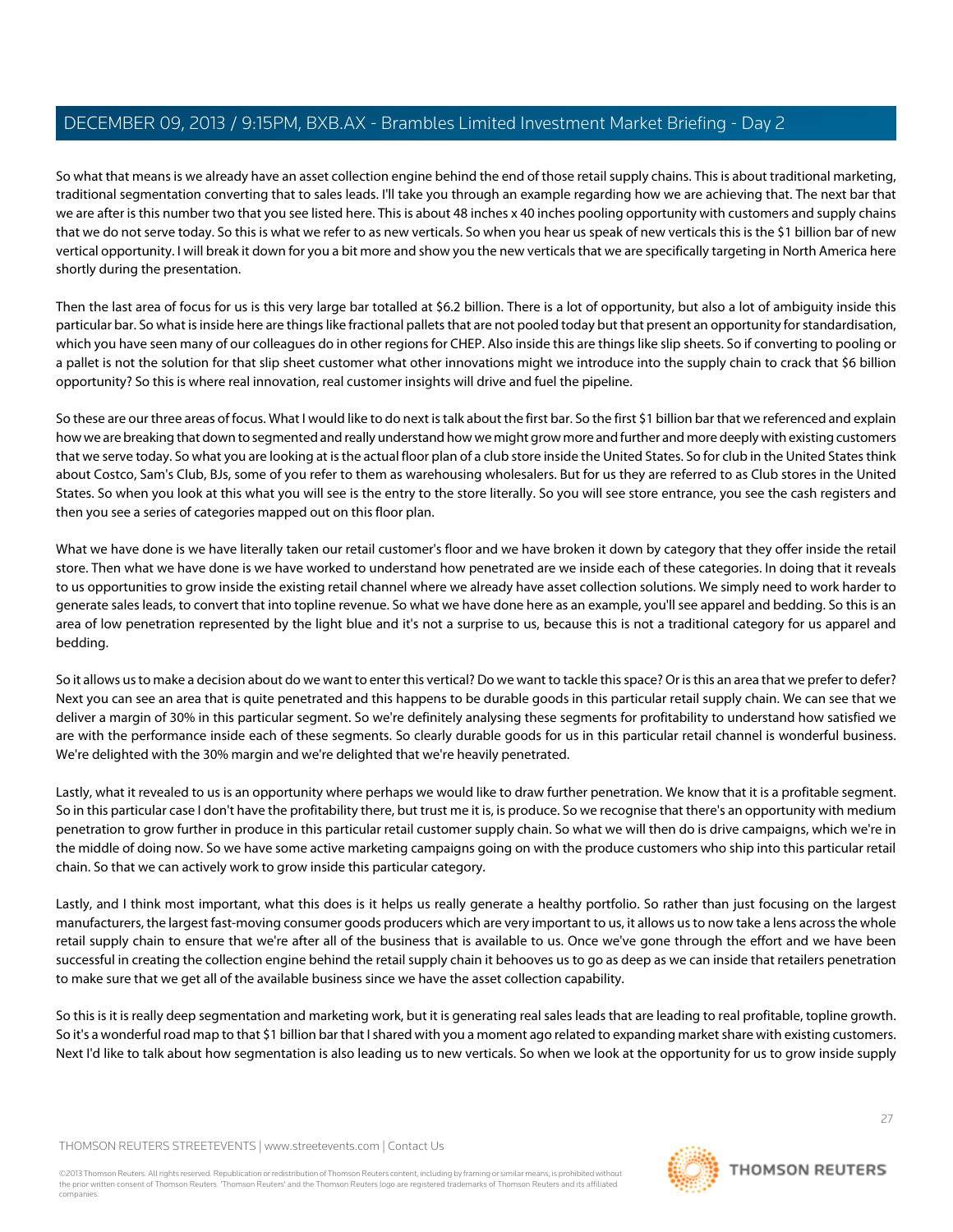So what that means is we already have an asset collection engine behind the end of those retail supply chains. This is about traditional marketing, traditional segmentation converting that to sales leads. I'll take you through an example regarding how we are achieving that. The next bar that we are after is this number two that you see listed here. This is about 48 inches x 40 inches pooling opportunity with customers and supply chains that we do not serve today. So this is what we refer to as new verticals. So when you hear us speak of new verticals this is the $1 billion bar of new vertical opportunity. I will break it down for you a bit more and show you the new verticals that we are specifically targeting in North America here shortly during the presentation.

Then the last area of focus for us is this very large bar totalled at $6.2 billion. There is a lot of opportunity, but also a lot of ambiguity inside this particular bar. So what is inside here are things like fractional pallets that are not pooled today but that present an opportunity for standardisation, which you have seen many of our colleagues do in other regions for CHEP. Also inside this are things like slip sheets. So if converting to pooling or a pallet is not the solution for that slip sheet customer what other innovations might we introduce into the supply chain to crack that $6 billion opportunity? So this is where real innovation, real customer insights will drive and fuel the pipeline.

So these are our three areas of focus. What I would like to do next is talk about the first bar. So the first $1 billion bar that we referenced and explain how we are breaking that down to segmented and really understand how we might grow more and further and more deeply with existing customers that we serve today. So what you are looking at is the actual floor plan of a club store inside the United States. So for club in the United States think about Costco, Sam's Club, BJs, some of you refer to them as warehousing wholesalers. But for us they are referred to as Club stores in the United States. So when you look at this what you will see is the entry to the store literally. So you will see store entrance, you see the cash registers and then you see a series of categories mapped out on this floor plan.

What we have done is we have literally taken our retail customer's floor and we have broken it down by category that they offer inside the retail store. Then what we have done is we have worked to understand how penetrated are we inside each of these categories. In doing that it reveals to us opportunities to grow inside the existing retail channel where we already have asset collection solutions. We simply need to work harder to generate sales leads, to convert that into topline revenue. So what we have done here as an example, you'll see apparel and bedding. So this is an area of low penetration represented by the light blue and it's not a surprise to us, because this is not a traditional category for us apparel and bedding.

So it allows us to make a decision about do we want to enter this vertical? Do we want to tackle this space? Or is this an area that we prefer to defer? Next you can see an area that is quite penetrated and this happens to be durable goods in this particular retail supply chain. We can see that we deliver a margin of 30% in this particular segment. So we're definitely analysing these segments for profitability to understand how satisfied we are with the performance inside each of these segments. So clearly durable goods for us in this particular retail channel is wonderful business. We're delighted with the 30% margin and we're delighted that we're heavily penetrated.

Lastly, what it revealed to us is an opportunity where perhaps we would like to draw further penetration. We know that it is a profitable segment. So in this particular case I don't have the profitability there, but trust me it is, is produce. So we recognise that there's an opportunity with medium penetration to grow further in produce in this particular retail customer supply chain. So what we will then do is drive campaigns, which we're in the middle of doing now. So we have some active marketing campaigns going on with the produce customers who ship into this particular retail chain. So that we can actively work to grow inside this particular category.

Lastly, and I think most important, what this does is it helps us really generate a healthy portfolio. So rather than just focusing on the largest manufacturers, the largest fast-moving consumer goods producers which are very important to us, it allows us to now take a lens across the whole retail supply chain to ensure that we're after all of the business that is available to us. Once we've gone through the effort and we have been successful in creating the collection engine behind the retail supply chain it behooves us to go as deep as we can inside that retailers penetration to make sure that we get all of the available business since we have the asset collection capability.

So this is it is really deep segmentation and marketing work, but it is generating real sales leads that are leading to real profitable, topline growth. So it's a wonderful road map to that $1 billion bar that I shared with you a moment ago related to expanding market share with existing customers. Next I'd like to talk about how segmentation is also leading us to new verticals. So when we look at the opportunity for us to grow inside supply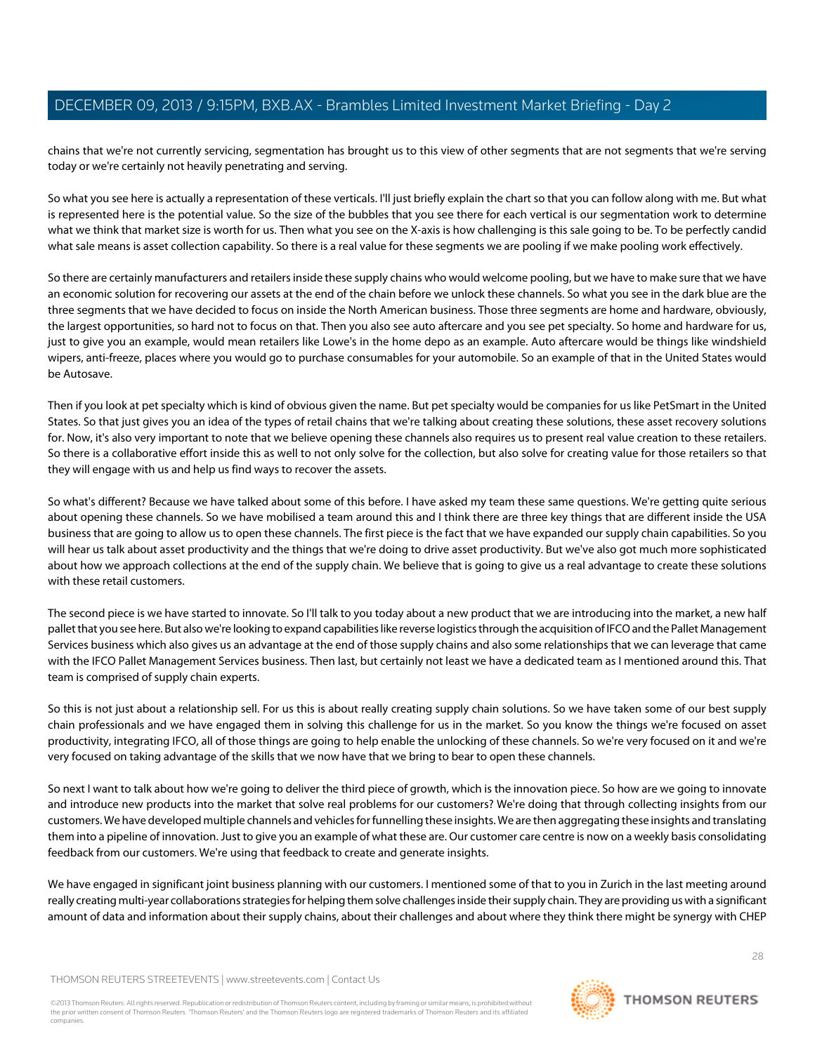chains that we're not currently servicing, segmentation has brought us to this view of other segments that are not segments that we're serving today or we're certainly not heavily penetrating and serving.

So what you see here is actually a representation of these verticals. I'll just briefly explain the chart so that you can follow along with me. But what is represented here is the potential value. So the size of the bubbles that you see there for each vertical is our segmentation work to determine what we think that market size is worth for us. Then what you see on the X-axis is how challenging is this sale going to be. To be perfectly candid what sale means is asset collection capability. So there is a real value for these segments we are pooling if we make pooling work effectively.

So there are certainly manufacturers and retailers inside these supply chains who would welcome pooling, but we have to make sure that we have an economic solution for recovering our assets at the end of the chain before we unlock these channels. So what you see in the dark blue are the three segments that we have decided to focus on inside the North American business. Those three segments are home and hardware, obviously, the largest opportunities, so hard not to focus on that. Then you also see auto aftercare and you see pet specialty. So home and hardware for us, just to give you an example, would mean retailers like Lowe's in the home depo as an example. Auto aftercare would be things like windshield wipers, anti-freeze, places where you would go to purchase consumables for your automobile. So an example of that in the United States would be Autosave.

Then if you look at pet specialty which is kind of obvious given the name. But pet specialty would be companies for us like PetSmart in the United States. So that just gives you an idea of the types of retail chains that we're talking about creating these solutions, these asset recovery solutions for. Now, it's also very important to note that we believe opening these channels also requires us to present real value creation to these retailers. So there is a collaborative effort inside this as well to not only solve for the collection, but also solve for creating value for those retailers so that they will engage with us and help us find ways to recover the assets.

So what's different? Because we have talked about some of this before. I have asked my team these same questions. We're getting quite serious about opening these channels. So we have mobilised a team around this and I think there are three key things that are different inside the USA business that are going to allow us to open these channels. The first piece is the fact that we have expanded our supply chain capabilities. So you will hear us talk about asset productivity and the things that we're doing to drive asset productivity. But we've also got much more sophisticated about how we approach collections at the end of the supply chain. We believe that is going to give us a real advantage to create these solutions with these retail customers.

The second piece is we have started to innovate. So I'll talk to you today about a new product that we are introducing into the market, a new half pallet that you see here. But also we're looking to expand capabilities like reverse logistics through the acquisition of IFCO and the Pallet Management Services business which also gives us an advantage at the end of those supply chains and also some relationships that we can leverage that came with the IFCO Pallet Management Services business. Then last, but certainly not least we have a dedicated team as I mentioned around this. That team is comprised of supply chain experts.

So this is not just about a relationship sell. For us this is about really creating supply chain solutions. So we have taken some of our best supply chain professionals and we have engaged them in solving this challenge for us in the market. So you know the things we're focused on asset productivity, integrating IFCO, all of those things are going to help enable the unlocking of these channels. So we're very focused on it and we're very focused on taking advantage of the skills that we now have that we bring to bear to open these channels.

So next I want to talk about how we're going to deliver the third piece of growth, which is the innovation piece. So how are we going to innovate and introduce new products into the market that solve real problems for our customers? We're doing that through collecting insights from our customers. We have developed multiple channels and vehicles for funnelling these insights. We are then aggregating these insights and translating them into a pipeline of innovation. Just to give you an example of what these are. Our customer care centre is now on a weekly basis consolidating feedback from our customers. We're using that feedback to create and generate insights.

We have engaged in significant joint business planning with our customers. I mentioned some of that to you in Zurich in the last meeting around really creating multi-year collaborations strategies for helping them solve challenges inside their supply chain. They are providing us with a significant amount of data and information about their supply chains, about their challenges and about where they think there might be synergy with CHEP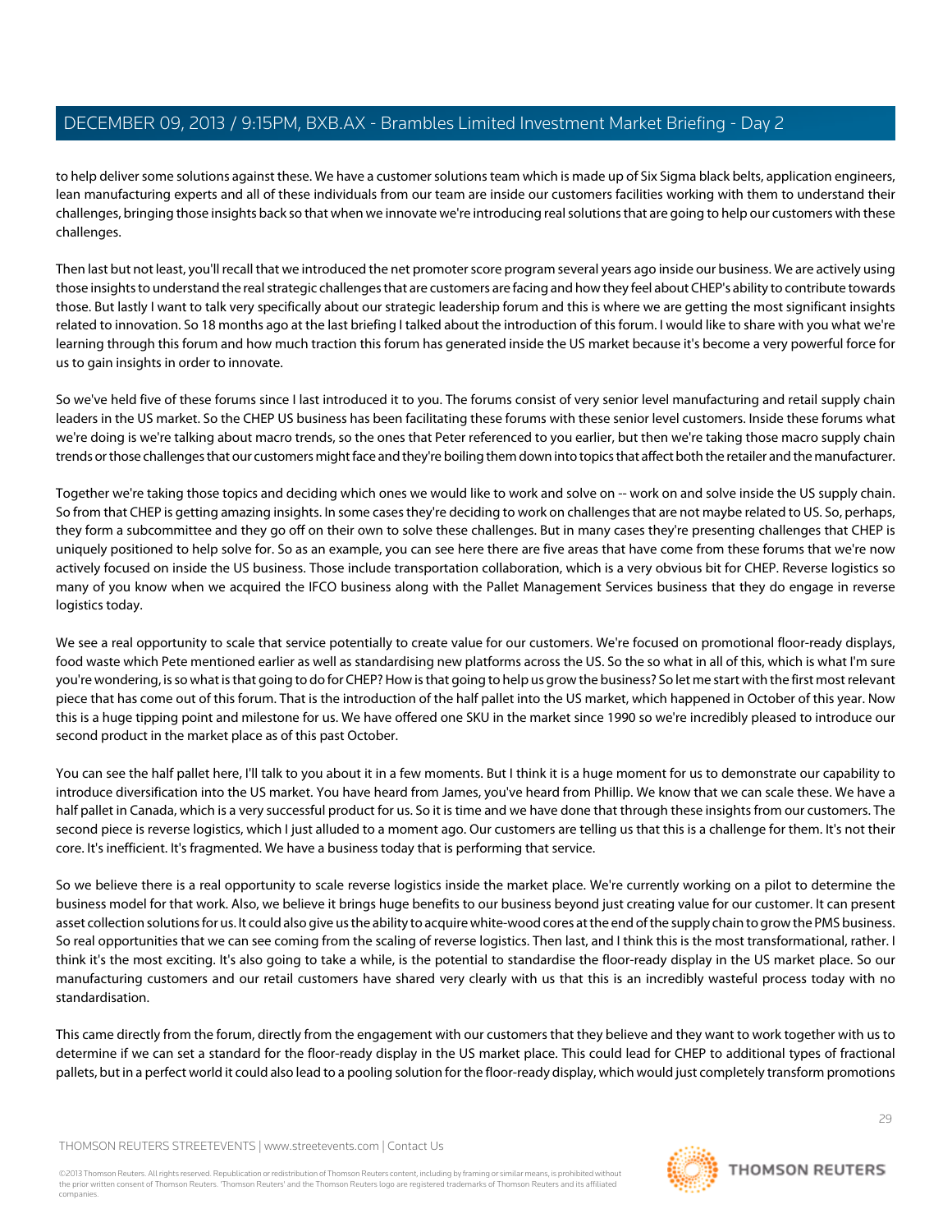to help deliver some solutions against these. We have a customer solutions team which is made up of Six Sigma black belts, application engineers, lean manufacturing experts and all of these individuals from our team are inside our customers facilities working with them to understand their challenges, bringing those insights back so that when we innovate we're introducing real solutions that are going to help our customers with these challenges.

Then last but not least, you'll recall that we introduced the net promoter score program several years ago inside our business. We are actively using those insights to understand the real strategic challenges that are customers are facing and how they feel about CHEP's ability to contribute towards those. But lastly I want to talk very specifically about our strategic leadership forum and this is where we are getting the most significant insights related to innovation. So 18 months ago at the last briefing I talked about the introduction of this forum. I would like to share with you what we're learning through this forum and how much traction this forum has generated inside the US market because it's become a very powerful force for us to gain insights in order to innovate.

So we've held five of these forums since I last introduced it to you. The forums consist of very senior level manufacturing and retail supply chain leaders in the US market. So the CHEP US business has been facilitating these forums with these senior level customers. Inside these forums what we're doing is we're talking about macro trends, so the ones that Peter referenced to you earlier, but then we're taking those macro supply chain trends or those challenges that our customers might face and they're boiling them down into topics that affect both the retailer and the manufacturer.

Together we're taking those topics and deciding which ones we would like to work and solve on -- work on and solve inside the US supply chain. So from that CHEP is getting amazing insights. In some cases they're deciding to work on challenges that are not maybe related to US. So, perhaps, they form a subcommittee and they go off on their own to solve these challenges. But in many cases they're presenting challenges that CHEP is uniquely positioned to help solve for. So as an example, you can see here there are five areas that have come from these forums that we're now actively focused on inside the US business. Those include transportation collaboration, which is a very obvious bit for CHEP. Reverse logistics so many of you know when we acquired the IFCO business along with the Pallet Management Services business that they do engage in reverse logistics today.

We see a real opportunity to scale that service potentially to create value for our customers. We're focused on promotional floor-ready displays, food waste which Pete mentioned earlier as well as standardising new platforms across the US. So the so what in all of this, which is what I'm sure you're wondering, is so what is that going to do for CHEP? How is that going to help us grow the business? So let me start with the first most relevant piece that has come out of this forum. That is the introduction of the half pallet into the US market, which happened in October of this year. Now this is a huge tipping point and milestone for us. We have offered one SKU in the market since 1990 so we're incredibly pleased to introduce our second product in the market place as of this past October.

You can see the half pallet here, I'll talk to you about it in a few moments. But I think it is a huge moment for us to demonstrate our capability to introduce diversification into the US market. You have heard from James, you've heard from Phillip. We know that we can scale these. We have a half pallet in Canada, which is a very successful product for us. So it is time and we have done that through these insights from our customers. The second piece is reverse logistics, which I just alluded to a moment ago. Our customers are telling us that this is a challenge for them. It's not their core. It's inefficient. It's fragmented. We have a business today that is performing that service.

So we believe there is a real opportunity to scale reverse logistics inside the market place. We're currently working on a pilot to determine the business model for that work. Also, we believe it brings huge benefits to our business beyond just creating value for our customer. It can present asset collection solutions for us. It could also give us the ability to acquire white-wood cores at the end of the supply chain to grow the PMS business. So real opportunities that we can see coming from the scaling of reverse logistics. Then last, and I think this is the most transformational, rather. I think it's the most exciting. It's also going to take a while, is the potential to standardise the floor-ready display in the US market place. So our manufacturing customers and our retail customers have shared very clearly with us that this is an incredibly wasteful process today with no standardisation.

This came directly from the forum, directly from the engagement with our customers that they believe and they want to work together with us to determine if we can set a standard for the floor-ready display in the US market place. This could lead for CHEP to additional types of fractional pallets, but in a perfect world it could also lead to a pooling solution for the floor-ready display, which would just completely transform promotions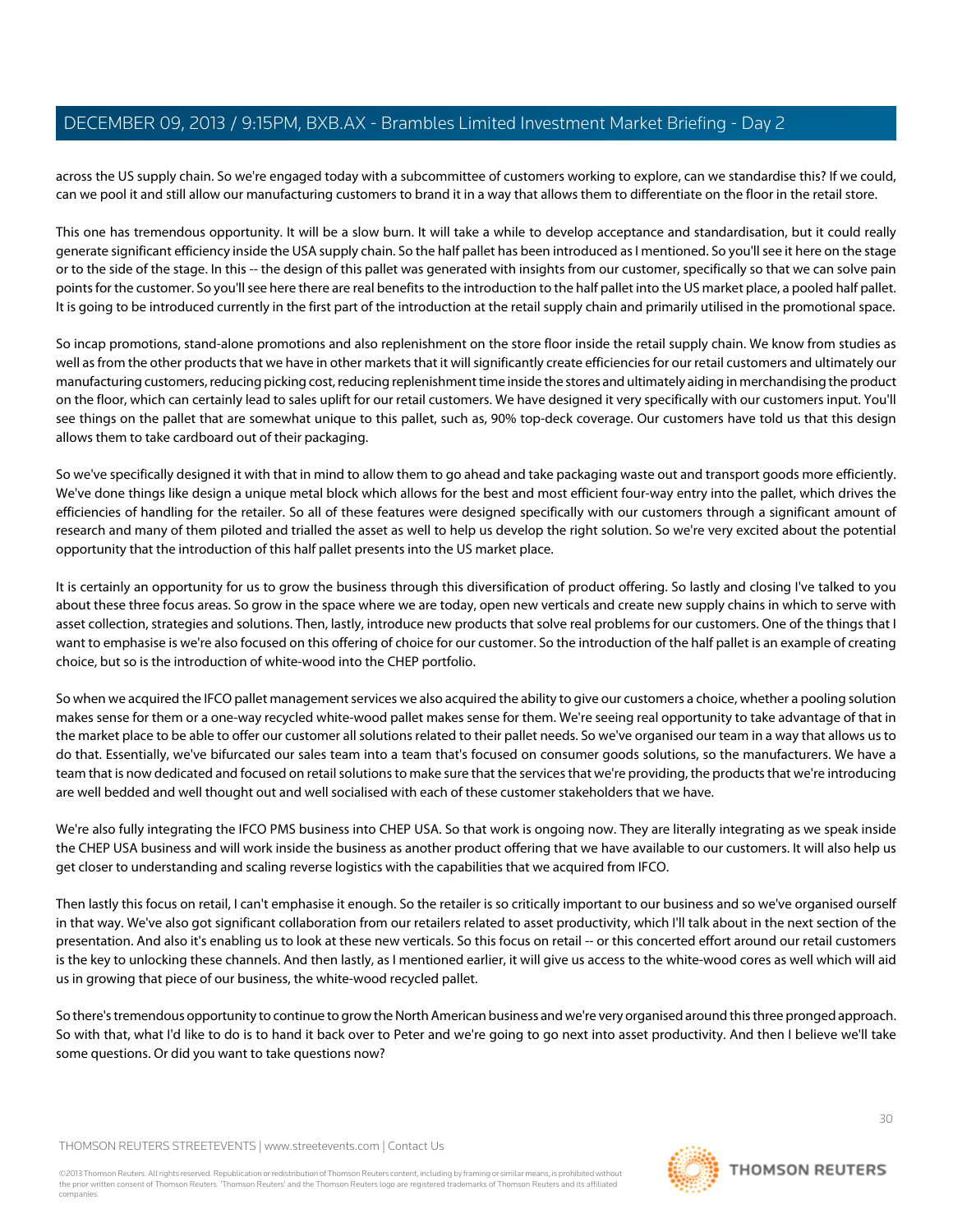across the US supply chain. So we're engaged today with a subcommittee of customers working to explore, can we standardise this? If we could, can we pool it and still allow our manufacturing customers to brand it in a way that allows them to differentiate on the floor in the retail store.

This one has tremendous opportunity. It will be a slow burn. It will take a while to develop acceptance and standardisation, but it could really generate significant efficiency inside the USA supply chain. So the half pallet has been introduced as I mentioned. So you'll see it here on the stage or to the side of the stage. In this -- the design of this pallet was generated with insights from our customer, specifically so that we can solve pain points for the customer. So you'll see here there are real benefits to the introduction to the half pallet into the US market place, a pooled half pallet. It is going to be introduced currently in the first part of the introduction at the retail supply chain and primarily utilised in the promotional space.

So incap promotions, stand-alone promotions and also replenishment on the store floor inside the retail supply chain. We know from studies as well as from the other products that we have in other markets that it will significantly create efficiencies for our retail customers and ultimately our manufacturing customers, reducing picking cost, reducing replenishment time inside the stores and ultimately aiding in merchandising the product on the floor, which can certainly lead to sales uplift for our retail customers. We have designed it very specifically with our customers input. You'll see things on the pallet that are somewhat unique to this pallet, such as, 90% top-deck coverage. Our customers have told us that this design allows them to take cardboard out of their packaging.

So we've specifically designed it with that in mind to allow them to go ahead and take packaging waste out and transport goods more efficiently. We've done things like design a unique metal block which allows for the best and most efficient four-way entry into the pallet, which drives the efficiencies of handling for the retailer. So all of these features were designed specifically with our customers through a significant amount of research and many of them piloted and trialled the asset as well to help us develop the right solution. So we're very excited about the potential opportunity that the introduction of this half pallet presents into the US market place.

It is certainly an opportunity for us to grow the business through this diversification of product offering. So lastly and closing I've talked to you about these three focus areas. So grow in the space where we are today, open new verticals and create new supply chains in which to serve with asset collection, strategies and solutions. Then, lastly, introduce new products that solve real problems for our customers. One of the things that I want to emphasise is we're also focused on this offering of choice for our customer. So the introduction of the half pallet is an example of creating choice, but so is the introduction of white-wood into the CHEP portfolio.

So when we acquired the IFCO pallet management services we also acquired the ability to give our customers a choice, whether a pooling solution makes sense for them or a one-way recycled white-wood pallet makes sense for them. We're seeing real opportunity to take advantage of that in the market place to be able to offer our customer all solutions related to their pallet needs. So we've organised our team in a way that allows us to do that. Essentially, we've bifurcated our sales team into a team that's focused on consumer goods solutions, so the manufacturers. We have a team that is now dedicated and focused on retail solutions to make sure that the services that we're providing, the products that we're introducing are well bedded and well thought out and well socialised with each of these customer stakeholders that we have.

We're also fully integrating the IFCO PMS business into CHEP USA. So that work is ongoing now. They are literally integrating as we speak inside the CHEP USA business and will work inside the business as another product offering that we have available to our customers. It will also help us get closer to understanding and scaling reverse logistics with the capabilities that we acquired from IFCO.

Then lastly this focus on retail, I can't emphasise it enough. So the retailer is so critically important to our business and so we've organised ourself in that way. We've also got significant collaboration from our retailers related to asset productivity, which I'll talk about in the next section of the presentation. And also it's enabling us to look at these new verticals. So this focus on retail -- or this concerted effort around our retail customers is the key to unlocking these channels. And then lastly, as I mentioned earlier, it will give us access to the white-wood cores as well which will aid us in growing that piece of our business, the white-wood recycled pallet.

So there's tremendous opportunity to continue to grow the North American business and we're very organised around this three pronged approach. So with that, what I'd like to do is to hand it back over to Peter and we're going to go next into asset productivity. And then I believe we'll take some questions. Or did you want to take questions now?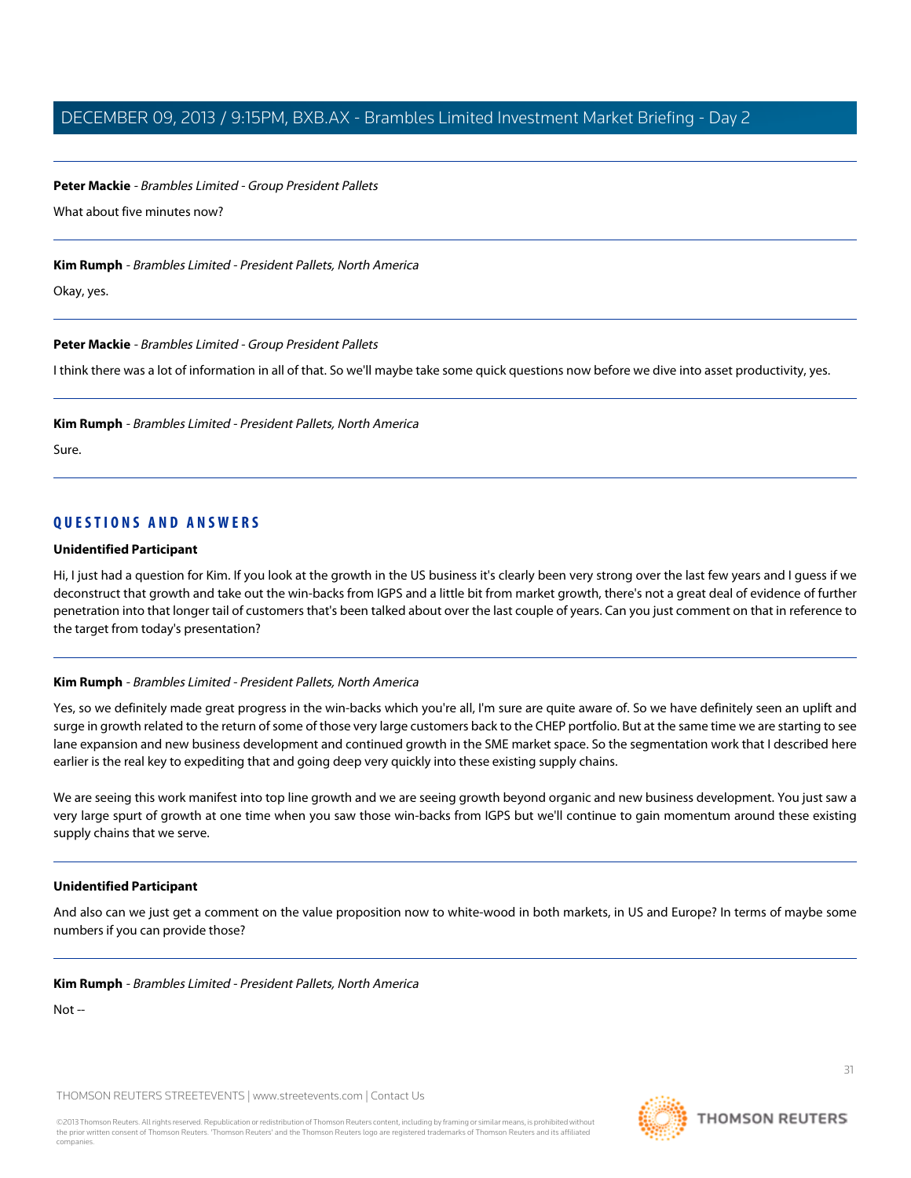**Peter Mackie** - *Brambles Limited - Group President Pallets*

What about five minutes now?

---

**Kim Rumph** - *Brambles Limited - President Pallets, North America*

Okay, yes.

---

**Peter Mackie** - *Brambles Limited - Group President Pallets*

I think there was a lot of information in all of that. So we'll maybe take some quick questions now before we dive into asset productivity, yes.

---

**Kim Rumph** - *Brambles Limited - President Pallets, North America*

Sure.

---

## QUESTIONS AND ANSWERS

**Unidentified Participant**

Hi, I just had a question for Kim. If you look at the growth in the US business it's clearly been very strong over the last few years and I guess if we deconstruct that growth and take out the win-backs from IGPS and a little bit from market growth, there's not a great deal of evidence of further penetration into that longer tail of customers that's been talked about over the last couple of years. Can you just comment on that in reference to the target from today's presentation?

---

**Kim Rumph** - *Brambles Limited - President Pallets, North America*

Yes, so we definitely made great progress in the win-backs which you're all, I'm sure are quite aware of. So we have definitely seen an uplift and surge in growth related to the return of some of those very large customers back to the CHEP portfolio. But at the same time we are starting to see lane expansion and new business development and continued growth in the SME market space. So the segmentation work that I described here earlier is the real key to expediting that and going deep very quickly into these existing supply chains.

We are seeing this work manifest into top line growth and we are seeing growth beyond organic and new business development. You just saw a very large spurt of growth at one time when you saw those win-backs from IGPS but we'll continue to gain momentum around these existing supply chains that we serve.

---

**Unidentified Participant**

And also can we just get a comment on the value proposition now to white-wood in both markets, in US and Europe? In terms of maybe some numbers if you can provide those?

---

**Kim Rumph** - *Brambles Limited - President Pallets, North America*

Not --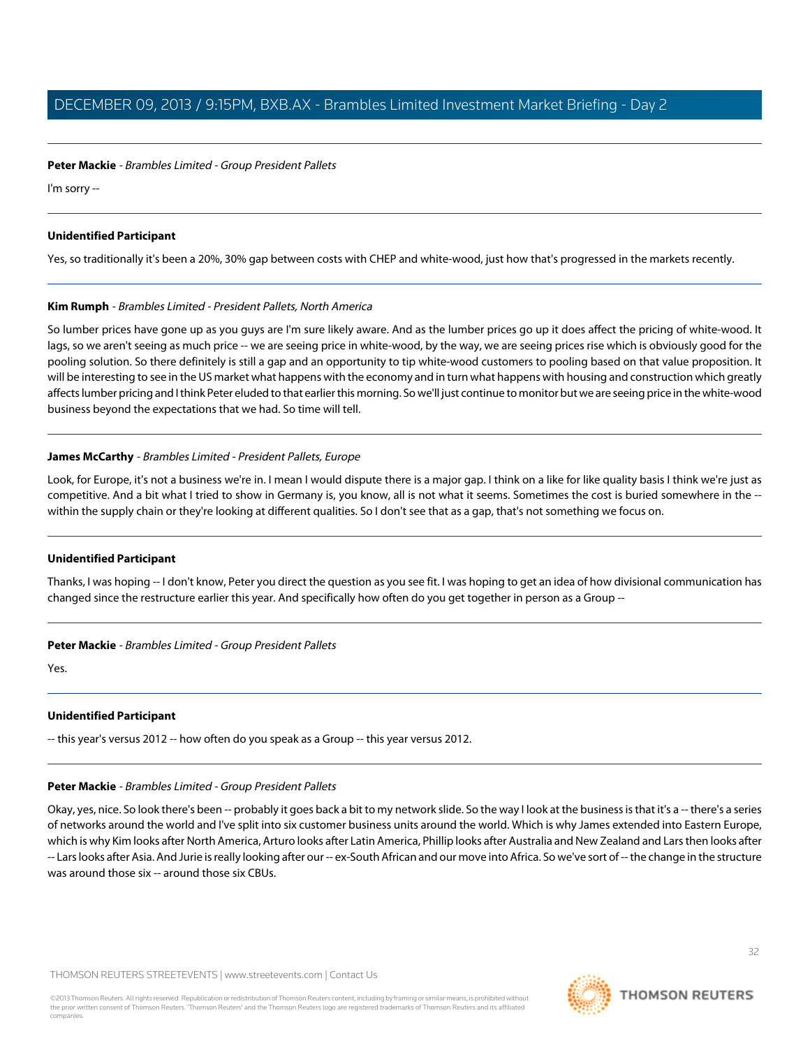**Peter Mackie** - *Brambles Limited - Group President Pallets*

I'm sorry --

---

**Unidentified Participant**

Yes, so traditionally it's been a 20%, 30% gap between costs with CHEP and white-wood, just how that's progressed in the markets recently.

---

**Kim Rumph** - *Brambles Limited - President Pallets, North America*

So lumber prices have gone up as you guys are I'm sure likely aware. And as the lumber prices go up it does affect the pricing of white-wood. It lags, so we aren't seeing as much price -- we are seeing price in white-wood, by the way, we are seeing prices rise which is obviously good for the pooling solution. So there definitely is still a gap and an opportunity to tip white-wood customers to pooling based on that value proposition. It will be interesting to see in the US market what happens with the economy and in turn what happens with housing and construction which greatly affects lumber pricing and I think Peter eluded to that earlier this morning. So we'll just continue to monitor but we are seeing price in the white-wood business beyond the expectations that we had. So time will tell.

---

**James McCarthy** - *Brambles Limited - President Pallets, Europe*

Look, for Europe, it's not a business we're in. I mean I would dispute there is a major gap. I think on a like for like quality basis I think we're just as competitive. And a bit what I tried to show in Germany is, you know, all is not what it seems. Sometimes the cost is buried somewhere in the -- within the supply chain or they're looking at different qualities. So I don't see that as a gap, that's not something we focus on.

---

**Unidentified Participant**

Thanks, I was hoping -- I don't know, Peter you direct the question as you see fit. I was hoping to get an idea of how divisional communication has changed since the restructure earlier this year. And specifically how often do you get together in person as a Group --

---

**Peter Mackie** - *Brambles Limited - Group President Pallets*

Yes.

---

**Unidentified Participant**

-- this year's versus 2012 -- how often do you speak as a Group -- this year versus 2012.

---

**Peter Mackie** - *Brambles Limited - Group President Pallets*

Okay, yes, nice. So look there's been -- probably it goes back a bit to my network slide. So the way I look at the business is that it's a -- there's a series of networks around the world and I've split into six customer business units around the world. Which is why James extended into Eastern Europe, which is why Kim looks after North America, Arturo looks after Latin America, Phillip looks after Australia and New Zealand and Lars then looks after -- Lars looks after Asia. And Jurie is really looking after our -- ex-South African and our move into Africa. So we've sort of -- the change in the structure was around those six -- around those six CBUs.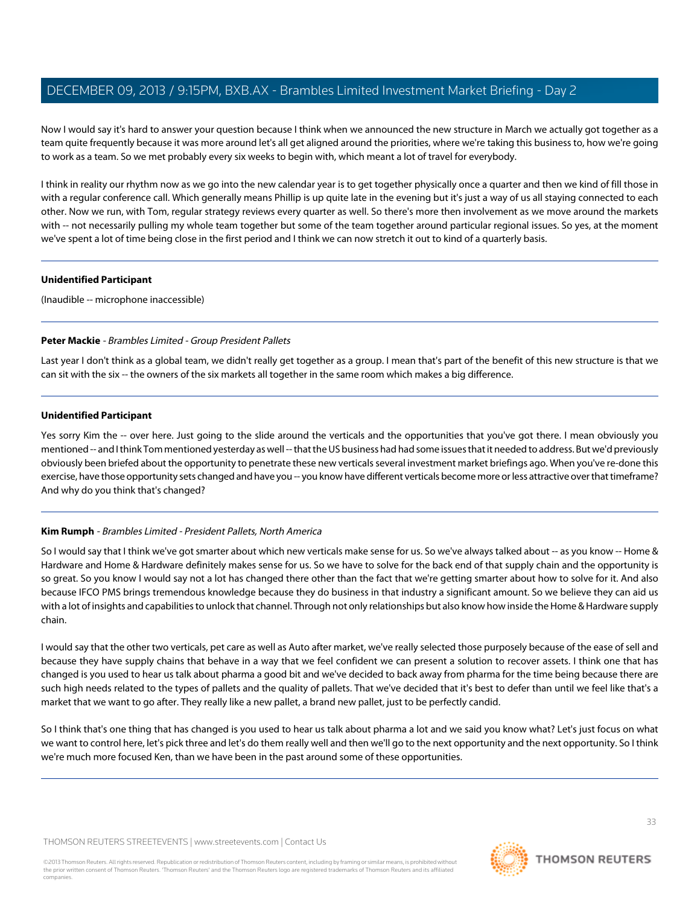Now I would say it's hard to answer your question because I think when we announced the new structure in March we actually got together as a team quite frequently because it was more around let's all get aligned around the priorities, where we're taking this business to, how we're going to work as a team. So we met probably every six weeks to begin with, which meant a lot of travel for everybody.

I think in reality our rhythm now as we go into the new calendar year is to get together physically once a quarter and then we kind of fill those in with a regular conference call. Which generally means Phillip is up quite late in the evening but it's just a way of us all staying connected to each other. Now we run, with Tom, regular strategy reviews every quarter as well. So there's more then involvement as we move around the markets with -- not necessarily pulling my whole team together but some of the team together around particular regional issues. So yes, at the moment we've spent a lot of time being close in the first period and I think we can now stretch it out to kind of a quarterly basis.

---

**Unidentified Participant**

(Inaudible -- microphone inaccessible)

---

**Peter Mackie** - *Brambles Limited - Group President Pallets*

Last year I don't think as a global team, we didn't really get together as a group. I mean that's part of the benefit of this new structure is that we can sit with the six -- the owners of the six markets all together in the same room which makes a big difference.

---

**Unidentified Participant**

Yes sorry Kim the -- over here. Just going to the slide around the verticals and the opportunities that you've got there. I mean obviously you mentioned -- and I think Tom mentioned yesterday as well -- that the US business had had some issues that it needed to address. But we'd previously obviously been briefed about the opportunity to penetrate these new verticals several investment market briefings ago. When you've re-done this exercise, have those opportunity sets changed and have you -- you know have different verticals become more or less attractive over that timeframe? And why do you think that's changed?

---

**Kim Rumph** - *Brambles Limited - President Pallets, North America*

So I would say that I think we've got smarter about which new verticals make sense for us. So we've always talked about -- as you know -- Home & Hardware and Home & Hardware definitely makes sense for us. So we have to solve for the back end of that supply chain and the opportunity is so great. So you know I would say not a lot has changed there other than the fact that we're getting smarter about how to solve for it. And also because IFCO PMS brings tremendous knowledge because they do business in that industry a significant amount. So we believe they can aid us with a lot of insights and capabilities to unlock that channel. Through not only relationships but also know how inside the Home & Hardware supply chain.

I would say that the other two verticals, pet care as well as Auto after market, we've really selected those purposely because of the ease of sell and because they have supply chains that behave in a way that we feel confident we can present a solution to recover assets. I think one that has changed is you used to hear us talk about pharma a good bit and we've decided to back away from pharma for the time being because there are such high needs related to the types of pallets and the quality of pallets. That we've decided that it's best to defer than until we feel like that's a market that we want to go after. They really like a new pallet, a brand new pallet, just to be perfectly candid.

So I think that's one thing that has changed is you used to hear us talk about pharma a lot and we said you know what? Let's just focus on what we want to control here, let's pick three and let's do them really well and then we'll go to the next opportunity and the next opportunity. So I think we're much more focused Ken, than we have been in the past around some of these opportunities.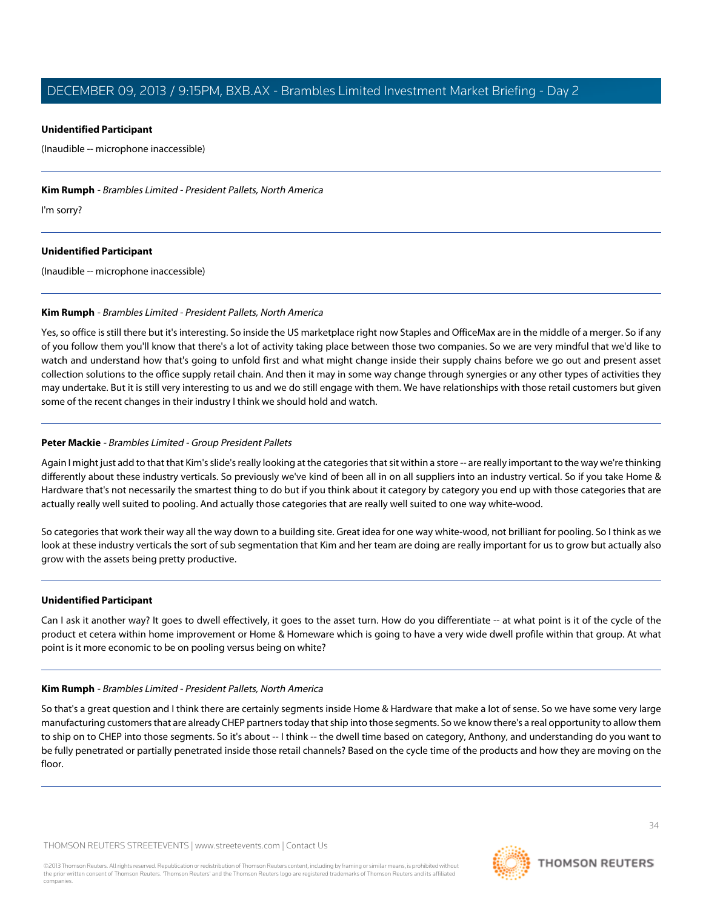**Unidentified Participant**

(Inaudible -- microphone inaccessible)

---

**Kim Rumph** - *Brambles Limited - President Pallets, North America*

I'm sorry?

---

**Unidentified Participant**

(Inaudible -- microphone inaccessible)

---

**Kim Rumph** - *Brambles Limited - President Pallets, North America*

Yes, so office is still there but it's interesting. So inside the US marketplace right now Staples and OfficeMax are in the middle of a merger. So if any of you follow them you'll know that there's a lot of activity taking place between those two companies. So we are very mindful that we'd like to watch and understand how that's going to unfold first and what might change inside their supply chains before we go out and present asset collection solutions to the office supply retail chain. And then it may in some way change through synergies or any other types of activities they may undertake. But it is still very interesting to us and we do still engage with them. We have relationships with those retail customers but given some of the recent changes in their industry I think we should hold and watch.

---

**Peter Mackie** - *Brambles Limited - Group President Pallets*

Again I might just add to that that Kim's slide's really looking at the categories that sit within a store -- are really important to the way we're thinking differently about these industry verticals. So previously we've kind of been all in on all suppliers into an industry vertical. So if you take Home & Hardware that's not necessarily the smartest thing to do but if you think about it category by category you end up with those categories that are actually really well suited to pooling. And actually those categories that are really well suited to one way white-wood.

So categories that work their way all the way down to a building site. Great idea for one way white-wood, not brilliant for pooling. So I think as we look at these industry verticals the sort of sub segmentation that Kim and her team are doing are really important for us to grow but actually also grow with the assets being pretty productive.

---

**Unidentified Participant**

Can I ask it another way? It goes to dwell effectively, it goes to the asset turn. How do you differentiate -- at what point is it of the cycle of the product et cetera within home improvement or Home & Homeware which is going to have a very wide dwell profile within that group. At what point is it more economic to be on pooling versus being on white?

---

**Kim Rumph** - *Brambles Limited - President Pallets, North America*

So that's a great question and I think there are certainly segments inside Home & Hardware that make a lot of sense. So we have some very large manufacturing customers that are already CHEP partners today that ship into those segments. So we know there's a real opportunity to allow them to ship on to CHEP into those segments. So it's about -- I think -- the dwell time based on category, Anthony, and understanding do you want to be fully penetrated or partially penetrated inside those retail channels? Based on the cycle time of the products and how they are moving on the floor.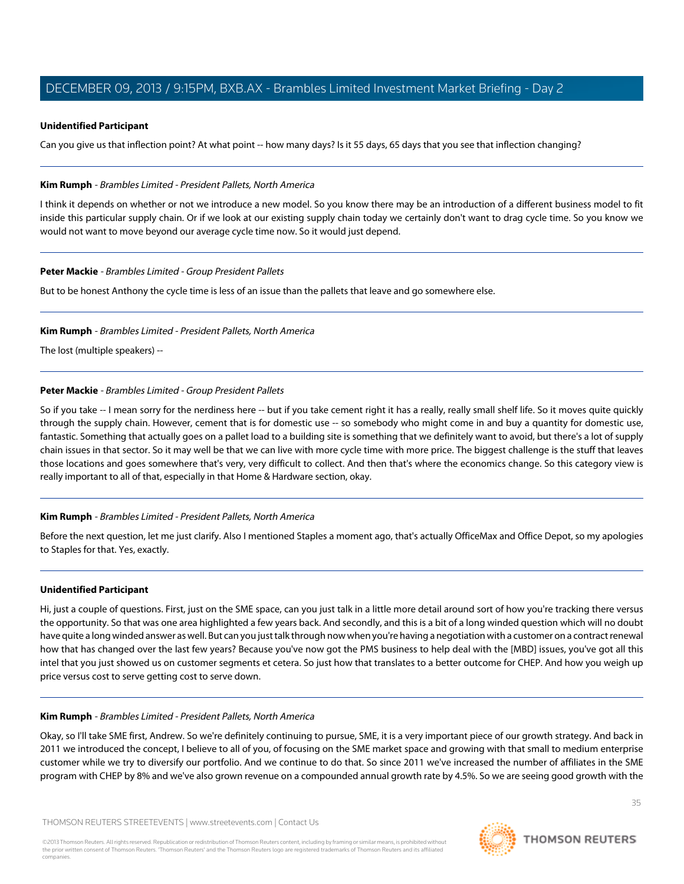**Unidentified Participant**

Can you give us that inflection point? At what point -- how many days? Is it 55 days, 65 days that you see that inflection changing?

---

**Kim Rumph** - *Brambles Limited - President Pallets, North America*

I think it depends on whether or not we introduce a new model. So you know there may be an introduction of a different business model to fit inside this particular supply chain. Or if we look at our existing supply chain today we certainly don't want to drag cycle time. So you know we would not want to move beyond our average cycle time now. So it would just depend.

---

**Peter Mackie** - *Brambles Limited - Group President Pallets*

But to be honest Anthony the cycle time is less of an issue than the pallets that leave and go somewhere else.

---

**Kim Rumph** - *Brambles Limited - President Pallets, North America*

The lost (multiple speakers) --

---

**Peter Mackie** - *Brambles Limited - Group President Pallets*

So if you take -- I mean sorry for the nerdiness here -- but if you take cement right it has a really, really small shelf life. So it moves quite quickly through the supply chain. However, cement that is for domestic use -- so somebody who might come in and buy a quantity for domestic use, fantastic. Something that actually goes on a pallet load to a building site is something that we definitely want to avoid, but there's a lot of supply chain issues in that sector. So it may well be that we can live with more cycle time with more price. The biggest challenge is the stuff that leaves those locations and goes somewhere that's very, very difficult to collect. And then that's where the economics change. So this category view is really important to all of that, especially in that Home & Hardware section, okay.

---

**Kim Rumph** - *Brambles Limited - President Pallets, North America*

Before the next question, let me just clarify. Also I mentioned Staples a moment ago, that's actually OfficeMax and Office Depot, so my apologies to Staples for that. Yes, exactly.

---

**Unidentified Participant**

Hi, just a couple of questions. First, just on the SME space, can you just talk in a little more detail around sort of how you're tracking there versus the opportunity. So that was one area highlighted a few years back. And secondly, and this is a bit of a long winded question which will no doubt have quite a long winded answer as well. But can you just talk through now when you're having a negotiation with a customer on a contract renewal how that has changed over the last few years? Because you've now got the PMS business to help deal with the [MBD] issues, you've got all this intel that you just showed us on customer segments et cetera. So just how that translates to a better outcome for CHEP. And how you weigh up price versus cost to serve getting cost to serve down.

---

**Kim Rumph** - *Brambles Limited - President Pallets, North America*

Okay, so I'll take SME first, Andrew. So we're definitely continuing to pursue, SME, it is a very important piece of our growth strategy. And back in 2011 we introduced the concept, I believe to all of you, of focusing on the SME market space and growing with that small to medium enterprise customer while we try to diversify our portfolio. And we continue to do that. So since 2011 we've increased the number of affiliates in the SME program with CHEP by 8% and we've also grown revenue on a compounded annual growth rate by 4.5%. So we are seeing good growth with the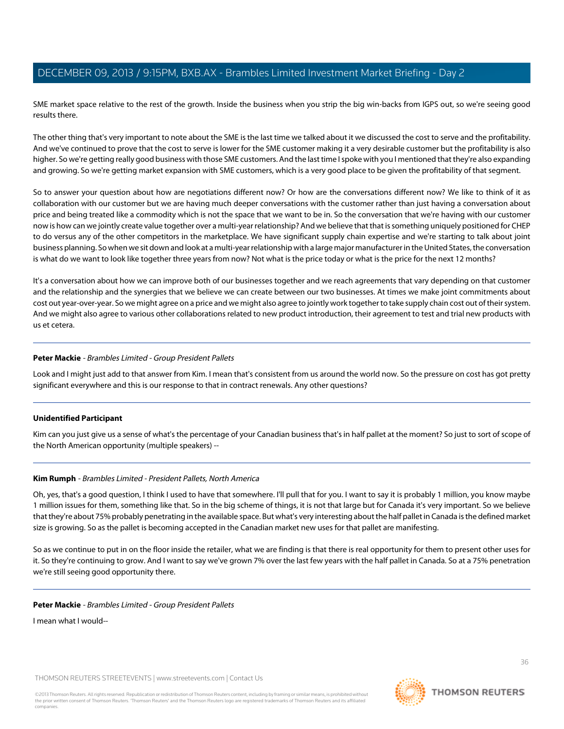SME market space relative to the rest of the growth. Inside the business when you strip the big win-backs from IGPS out, so we're seeing good results there.

The other thing that's very important to note about the SME is the last time we talked about it we discussed the cost to serve and the profitability. And we've continued to prove that the cost to serve is lower for the SME customer making it a very desirable customer but the profitability is also higher. So we're getting really good business with those SME customers. And the last time I spoke with you I mentioned that they're also expanding and growing. So we're getting market expansion with SME customers, which is a very good place to be given the profitability of that segment.

So to answer your question about how are negotiations different now? Or how are the conversations different now? We like to think of it as collaboration with our customer but we are having much deeper conversations with the customer rather than just having a conversation about price and being treated like a commodity which is not the space that we want to be in. So the conversation that we're having with our customer now is how can we jointly create value together over a multi-year relationship? And we believe that that is something uniquely positioned for CHEP to do versus any of the other competitors in the marketplace. We have significant supply chain expertise and we're starting to talk about joint business planning. So when we sit down and look at a multi-year relationship with a large major manufacturer in the United States, the conversation is what do we want to look like together three years from now? Not what is the price today or what is the price for the next 12 months?

It's a conversation about how we can improve both of our businesses together and we reach agreements that vary depending on that customer and the relationship and the synergies that we believe we can create between our two businesses. At times we make joint commitments about cost out year-over-year. So we might agree on a price and we might also agree to jointly work together to take supply chain cost out of their system. And we might also agree to various other collaborations related to new product introduction, their agreement to test and trial new products with us et cetera.

---

**Peter Mackie** - *Brambles Limited - Group President Pallets*

Look and I might just add to that answer from Kim. I mean that's consistent from us around the world now. So the pressure on cost has got pretty significant everywhere and this is our response to that in contract renewals. Any other questions?

---

**Unidentified Participant**

Kim can you just give us a sense of what's the percentage of your Canadian business that's in half pallet at the moment? So just to sort of scope of the North American opportunity (multiple speakers) --

---

**Kim Rumph** - *Brambles Limited - President Pallets, North America*

Oh, yes, that's a good question, I think I used to have that somewhere. I'll pull that for you. I want to say it is probably 1 million, you know maybe 1 million issues for them, something like that. So in the big scheme of things, it is not that large but for Canada it's very important. So we believe that they're about 75% probably penetrating in the available space. But what's very interesting about the half pallet in Canada is the defined market size is growing. So as the pallet is becoming accepted in the Canadian market new uses for that pallet are manifesting.

So as we continue to put in on the floor inside the retailer, what we are finding is that there is real opportunity for them to present other uses for it. So they're continuing to grow. And I want to say we've grown 7% over the last few years with the half pallet in Canada. So at a 75% penetration we're still seeing good opportunity there.

---

**Peter Mackie** - *Brambles Limited - Group President Pallets*

I mean what I would--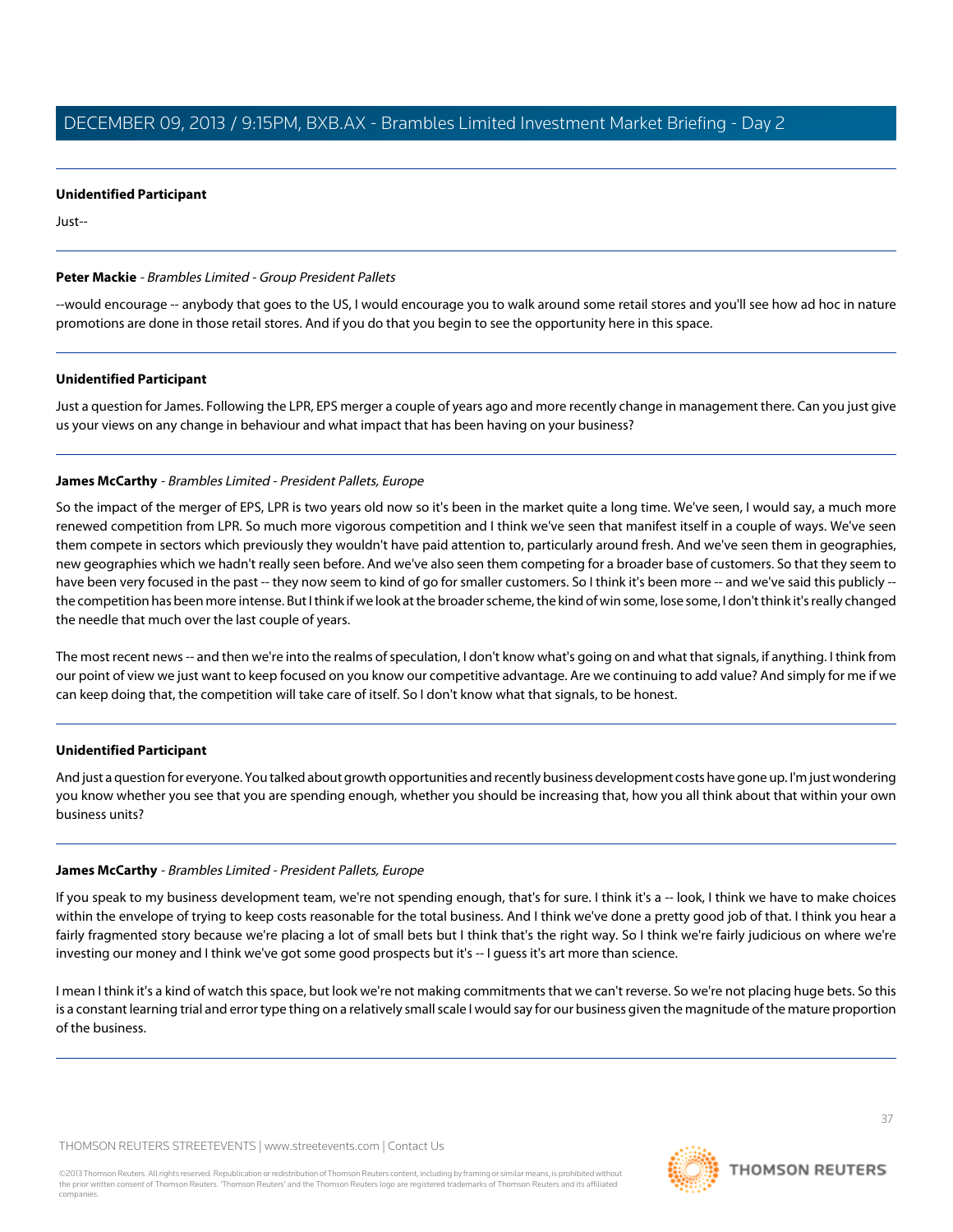**Unidentified Participant**

Just--

---

**Peter Mackie** - *Brambles Limited - Group President Pallets*

--would encourage -- anybody that goes to the US, I would encourage you to walk around some retail stores and you'll see how ad hoc in nature promotions are done in those retail stores. And if you do that you begin to see the opportunity here in this space.

---

**Unidentified Participant**

Just a question for James. Following the LPR, EPS merger a couple of years ago and more recently change in management there. Can you just give us your views on any change in behaviour and what impact that has been having on your business?

---

**James McCarthy** - *Brambles Limited - President Pallets, Europe*

So the impact of the merger of EPS, LPR is two years old now so it's been in the market quite a long time. We've seen, I would say, a much more renewed competition from LPR. So much more vigorous competition and I think we've seen that manifest itself in a couple of ways. We've seen them compete in sectors which previously they wouldn't have paid attention to, particularly around fresh. And we've seen them in geographies, new geographies which we hadn't really seen before. And we've also seen them competing for a broader base of customers. So that they seem to have been very focused in the past -- they now seem to kind of go for smaller customers. So I think it's been more -- and we've said this publicly -- the competition has been more intense. But I think if we look at the broader scheme, the kind of win some, lose some, I don't think it's really changed the needle that much over the last couple of years.

The most recent news -- and then we're into the realms of speculation, I don't know what's going on and what that signals, if anything. I think from our point of view we just want to keep focused on you know our competitive advantage. Are we continuing to add value? And simply for me if we can keep doing that, the competition will take care of itself. So I don't know what that signals, to be honest.

---

**Unidentified Participant**

And just a question for everyone. You talked about growth opportunities and recently business development costs have gone up. I'm just wondering you know whether you see that you are spending enough, whether you should be increasing that, how you all think about that within your own business units?

---

**James McCarthy** - *Brambles Limited - President Pallets, Europe*

If you speak to my business development team, we're not spending enough, that's for sure. I think it's a -- look, I think we have to make choices within the envelope of trying to keep costs reasonable for the total business. And I think we've done a pretty good job of that. I think you hear a fairly fragmented story because we're placing a lot of small bets but I think that's the right way. So I think we're fairly judicious on where we're investing our money and I think we've got some good prospects but it's -- I guess it's art more than science.

I mean I think it's a kind of watch this space, but look we're not making commitments that we can't reverse. So we're not placing huge bets. So this is a constant learning trial and error type thing on a relatively small scale I would say for our business given the magnitude of the mature proportion of the business.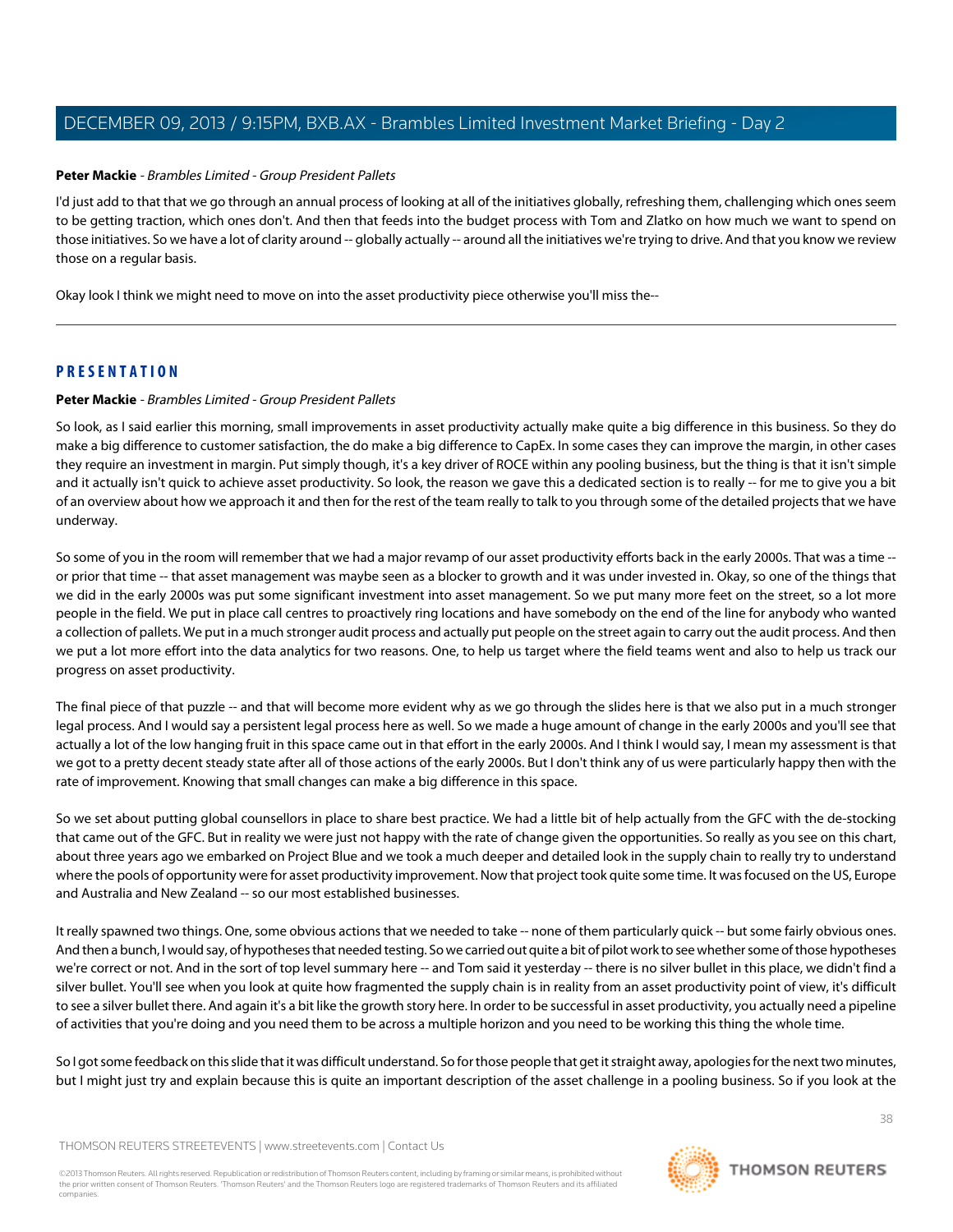**Peter Mackie** - *Brambles Limited - Group President Pallets*

I'd just add to that that we go through an annual process of looking at all of the initiatives globally, refreshing them, challenging which ones seem to be getting traction, which ones don't. And then that feeds into the budget process with Tom and Zlatko on how much we want to spend on those initiatives. So we have a lot of clarity around -- globally actually -- around all the initiatives we're trying to drive. And that you know we review those on a regular basis.

Okay look I think we might need to move on into the asset productivity piece otherwise you'll miss the--

---

## PRESENTATION

**Peter Mackie** - *Brambles Limited - Group President Pallets*

So look, as I said earlier this morning, small improvements in asset productivity actually make quite a big difference in this business. So they do make a big difference to customer satisfaction, the do make a big difference to CapEx. In some cases they can improve the margin, in other cases they require an investment in margin. Put simply though, it's a key driver of ROCE within any pooling business, but the thing is that it isn't simple and it actually isn't quick to achieve asset productivity. So look, the reason we gave this a dedicated section is to really -- for me to give you a bit of an overview about how we approach it and then for the rest of the team really to talk to you through some of the detailed projects that we have underway.

So some of you in the room will remember that we had a major revamp of our asset productivity efforts back in the early 2000s. That was a time -- or prior that time -- that asset management was maybe seen as a blocker to growth and it was under invested in. Okay, so one of the things that we did in the early 2000s was put some significant investment into asset management. So we put many more feet on the street, so a lot more people in the field. We put in place call centres to proactively ring locations and have somebody on the end of the line for anybody who wanted a collection of pallets. We put in a much stronger audit process and actually put people on the street again to carry out the audit process. And then we put a lot more effort into the data analytics for two reasons. One, to help us target where the field teams went and also to help us track our progress on asset productivity.

The final piece of that puzzle -- and that will become more evident why as we go through the slides here is that we also put in a much stronger legal process. And I would say a persistent legal process here as well. So we made a huge amount of change in the early 2000s and you'll see that actually a lot of the low hanging fruit in this space came out in that effort in the early 2000s. And I think I would say, I mean my assessment is that we got to a pretty decent steady state after all of those actions of the early 2000s. But I don't think any of us were particularly happy then with the rate of improvement. Knowing that small changes can make a big difference in this space.

So we set about putting global counsellors in place to share best practice. We had a little bit of help actually from the GFC with the de-stocking that came out of the GFC. But in reality we were just not happy with the rate of change given the opportunities. So really as you see on this chart, about three years ago we embarked on Project Blue and we took a much deeper and detailed look in the supply chain to really try to understand where the pools of opportunity were for asset productivity improvement. Now that project took quite some time. It was focused on the US, Europe and Australia and New Zealand -- so our most established businesses.

It really spawned two things. One, some obvious actions that we needed to take -- none of them particularly quick -- but some fairly obvious ones. And then a bunch, I would say, of hypotheses that needed testing. So we carried out quite a bit of pilot work to see whether some of those hypotheses we're correct or not. And in the sort of top level summary here -- and Tom said it yesterday -- there is no silver bullet in this place, we didn't find a silver bullet. You'll see when you look at quite how fragmented the supply chain is in reality from an asset productivity point of view, it's difficult to see a silver bullet there. And again it's a bit like the growth story here. In order to be successful in asset productivity, you actually need a pipeline of activities that you're doing and you need them to be across a multiple horizon and you need to be working this thing the whole time.

So I got some feedback on this slide that it was difficult understand. So for those people that get it straight away, apologies for the next two minutes, but I might just try and explain because this is quite an important description of the asset challenge in a pooling business. So if you look at the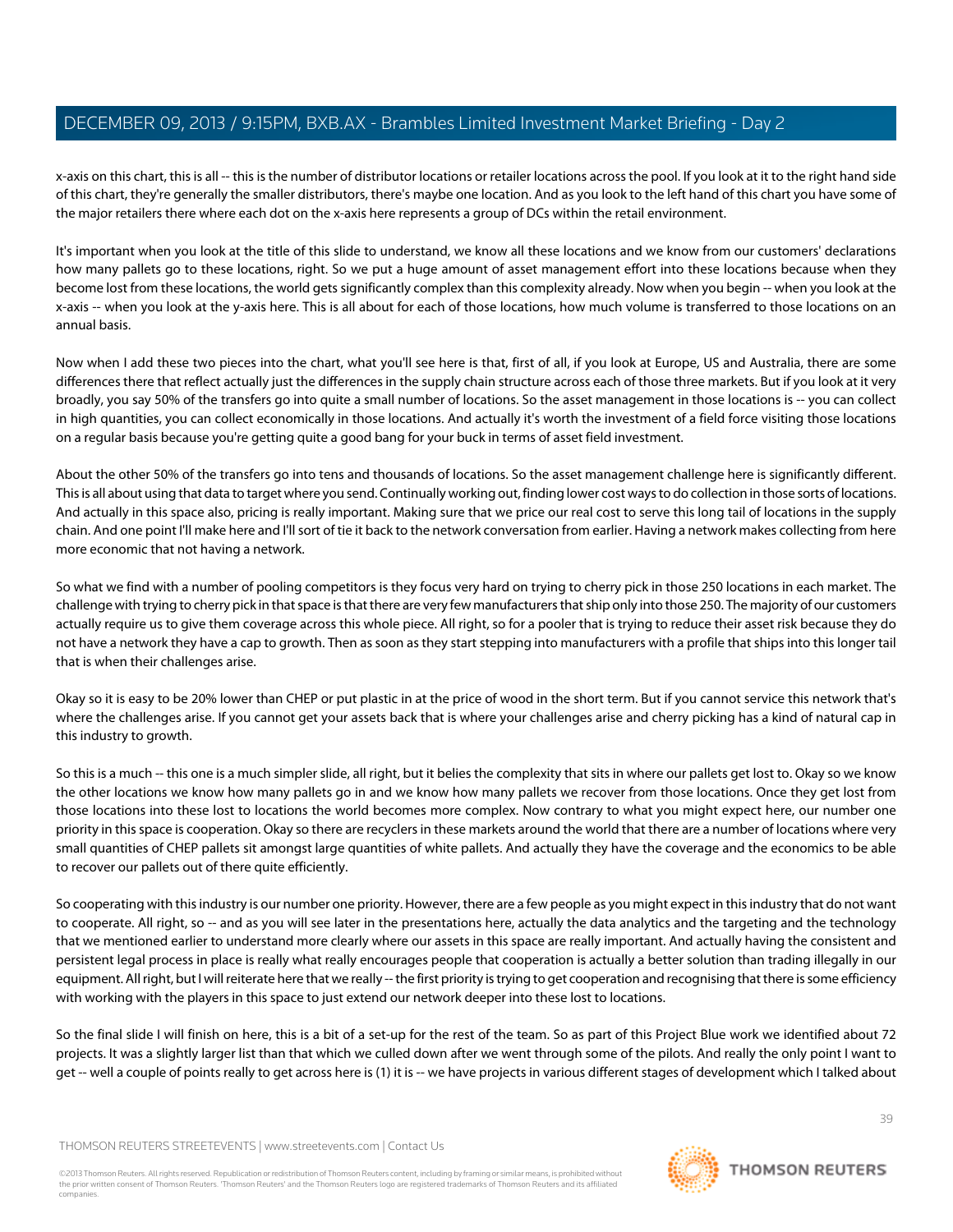x-axis on this chart, this is all -- this is the number of distributor locations or retailer locations across the pool. If you look at it to the right hand side of this chart, they're generally the smaller distributors, there's maybe one location. And as you look to the left hand of this chart you have some of the major retailers there where each dot on the x-axis here represents a group of DCs within the retail environment.

It's important when you look at the title of this slide to understand, we know all these locations and we know from our customers' declarations how many pallets go to these locations, right. So we put a huge amount of asset management effort into these locations because when they become lost from these locations, the world gets significantly complex than this complexity already. Now when you begin -- when you look at the x-axis -- when you look at the y-axis here. This is all about for each of those locations, how much volume is transferred to those locations on an annual basis.

Now when I add these two pieces into the chart, what you'll see here is that, first of all, if you look at Europe, US and Australia, there are some differences there that reflect actually just the differences in the supply chain structure across each of those three markets. But if you look at it very broadly, you say 50% of the transfers go into quite a small number of locations. So the asset management in those locations is -- you can collect in high quantities, you can collect economically in those locations. And actually it's worth the investment of a field force visiting those locations on a regular basis because you're getting quite a good bang for your buck in terms of asset field investment.

About the other 50% of the transfers go into tens and thousands of locations. So the asset management challenge here is significantly different. This is all about using that data to target where you send. Continually working out, finding lower cost ways to do collection in those sorts of locations. And actually in this space also, pricing is really important. Making sure that we price our real cost to serve this long tail of locations in the supply chain. And one point I'll make here and I'll sort of tie it back to the network conversation from earlier. Having a network makes collecting from here more economic that not having a network.

So what we find with a number of pooling competitors is they focus very hard on trying to cherry pick in those 250 locations in each market. The challenge with trying to cherry pick in that space is that there are very few manufacturers that ship only into those 250. The majority of our customers actually require us to give them coverage across this whole piece. All right, so for a pooler that is trying to reduce their asset risk because they do not have a network they have a cap to growth. Then as soon as they start stepping into manufacturers with a profile that ships into this longer tail that is when their challenges arise.

Okay so it is easy to be 20% lower than CHEP or put plastic in at the price of wood in the short term. But if you cannot service this network that's where the challenges arise. If you cannot get your assets back that is where your challenges arise and cherry picking has a kind of natural cap in this industry to growth.

So this is a much -- this one is a much simpler slide, all right, but it belies the complexity that sits in where our pallets get lost to. Okay so we know the other locations we know how many pallets go in and we know how many pallets we recover from those locations. Once they get lost from those locations into these lost to locations the world becomes more complex. Now contrary to what you might expect here, our number one priority in this space is cooperation. Okay so there are recyclers in these markets around the world that there are a number of locations where very small quantities of CHEP pallets sit amongst large quantities of white pallets. And actually they have the coverage and the economics to be able to recover our pallets out of there quite efficiently.

So cooperating with this industry is our number one priority. However, there are a few people as you might expect in this industry that do not want to cooperate. All right, so -- and as you will see later in the presentations here, actually the data analytics and the targeting and the technology that we mentioned earlier to understand more clearly where our assets in this space are really important. And actually having the consistent and persistent legal process in place is really what really encourages people that cooperation is actually a better solution than trading illegally in our equipment. All right, but I will reiterate here that we really -- the first priority is trying to get cooperation and recognising that there is some efficiency with working with the players in this space to just extend our network deeper into these lost to locations.

So the final slide I will finish on here, this is a bit of a set-up for the rest of the team. So as part of this Project Blue work we identified about 72 projects. It was a slightly larger list than that which we culled down after we went through some of the pilots. And really the only point I want to get -- well a couple of points really to get across here is (1) it is -- we have projects in various different stages of development which I talked about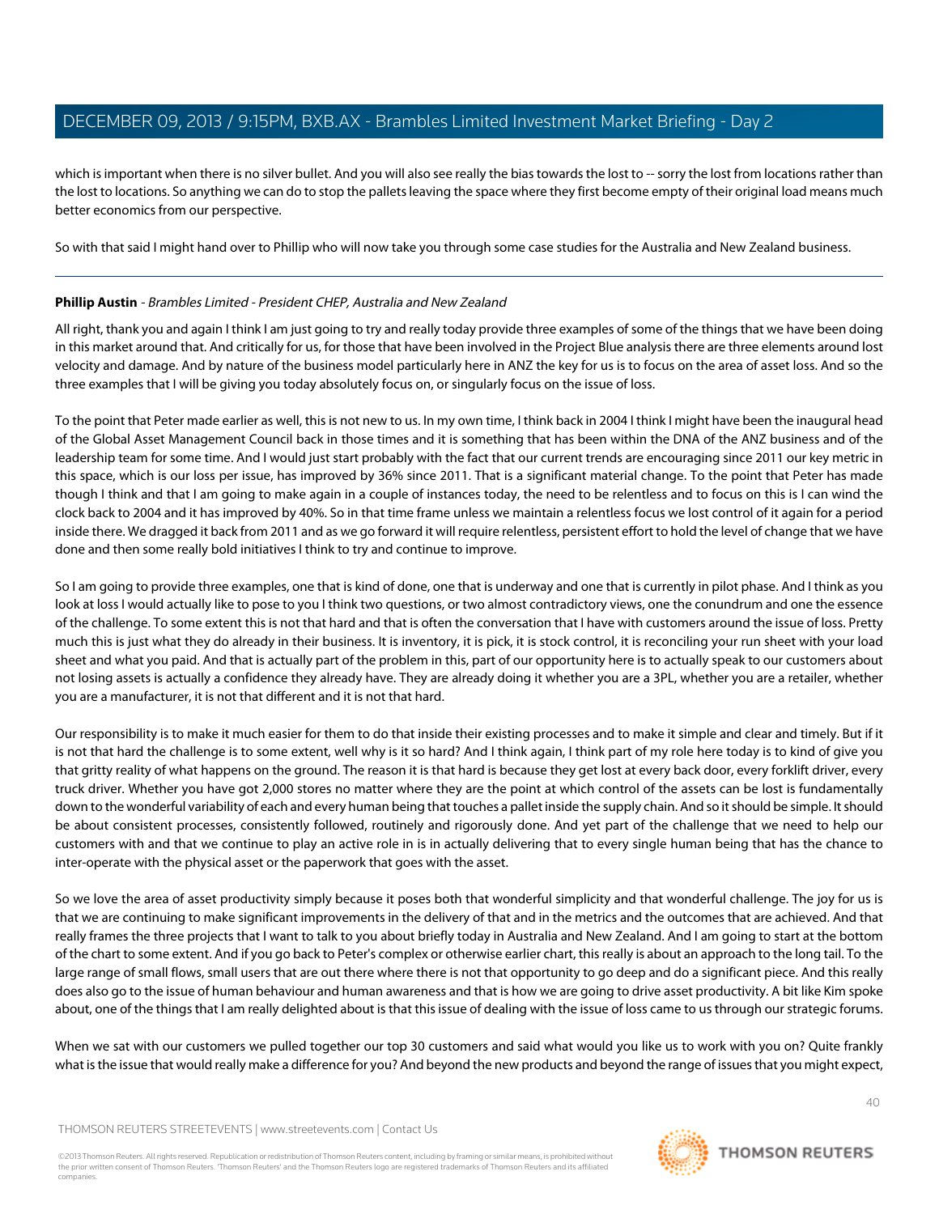which is important when there is no silver bullet. And you will also see really the bias towards the lost to -- sorry the lost from locations rather than the lost to locations. So anything we can do to stop the pallets leaving the space where they first become empty of their original load means much better economics from our perspective.

So with that said I might hand over to Phillip who will now take you through some case studies for the Australia and New Zealand business.

---

**Phillip Austin** - *Brambles Limited - President CHEP, Australia and New Zealand*

All right, thank you and again I think I am just going to try and really today provide three examples of some of the things that we have been doing in this market around that. And critically for us, for those that have been involved in the Project Blue analysis there are three elements around lost velocity and damage. And by nature of the business model particularly here in ANZ the key for us is to focus on the area of asset loss. And so the three examples that I will be giving you today absolutely focus on, or singularly focus on the issue of loss.

To the point that Peter made earlier as well, this is not new to us. In my own time, I think back in 2004 I think I might have been the inaugural head of the Global Asset Management Council back in those times and it is something that has been within the DNA of the ANZ business and of the leadership team for some time. And I would just start probably with the fact that our current trends are encouraging since 2011 our key metric in this space, which is our loss per issue, has improved by 36% since 2011. That is a significant material change. To the point that Peter has made though I think and that I am going to make again in a couple of instances today, the need to be relentless and to focus on this is I can wind the clock back to 2004 and it has improved by 40%. So in that time frame unless we maintain a relentless focus we lost control of it again for a period inside there. We dragged it back from 2011 and as we go forward it will require relentless, persistent effort to hold the level of change that we have done and then some really bold initiatives I think to try and continue to improve.

So I am going to provide three examples, one that is kind of done, one that is underway and one that is currently in pilot phase. And I think as you look at loss I would actually like to pose to you I think two questions, or two almost contradictory views, one the conundrum and one the essence of the challenge. To some extent this is not that hard and that is often the conversation that I have with customers around the issue of loss. Pretty much this is just what they do already in their business. It is inventory, it is pick, it is stock control, it is reconciling your run sheet with your load sheet and what you paid. And that is actually part of the problem in this, part of our opportunity here is to actually speak to our customers about not losing assets is actually a confidence they already have. They are already doing it whether you are a 3PL, whether you are a retailer, whether you are a manufacturer, it is not that different and it is not that hard.

Our responsibility is to make it much easier for them to do that inside their existing processes and to make it simple and clear and timely. But if it is not that hard the challenge is to some extent, well why is it so hard? And I think again, I think part of my role here today is to kind of give you that gritty reality of what happens on the ground. The reason it is that hard is because they get lost at every back door, every forklift driver, every truck driver. Whether you have got 2,000 stores no matter where they are the point at which control of the assets can be lost is fundamentally down to the wonderful variability of each and every human being that touches a pallet inside the supply chain. And so it should be simple. It should be about consistent processes, consistently followed, routinely and rigorously done. And yet part of the challenge that we need to help our customers with and that we continue to play an active role in is in actually delivering that to every single human being that has the chance to inter-operate with the physical asset or the paperwork that goes with the asset.

So we love the area of asset productivity simply because it poses both that wonderful simplicity and that wonderful challenge. The joy for us is that we are continuing to make significant improvements in the delivery of that and in the metrics and the outcomes that are achieved. And that really frames the three projects that I want to talk to you about briefly today in Australia and New Zealand. And I am going to start at the bottom of the chart to some extent. And if you go back to Peter's complex or otherwise earlier chart, this really is about an approach to the long tail. To the large range of small flows, small users that are out there where there is not that opportunity to go deep and do a significant piece. And this really does also go to the issue of human behaviour and human awareness and that is how we are going to drive asset productivity. A bit like Kim spoke about, one of the things that I am really delighted about is that this issue of dealing with the issue of loss came to us through our strategic forums.

When we sat with our customers we pulled together our top 30 customers and said what would you like us to work with you on? Quite frankly what is the issue that would really make a difference for you? And beyond the new products and beyond the range of issues that you might expect,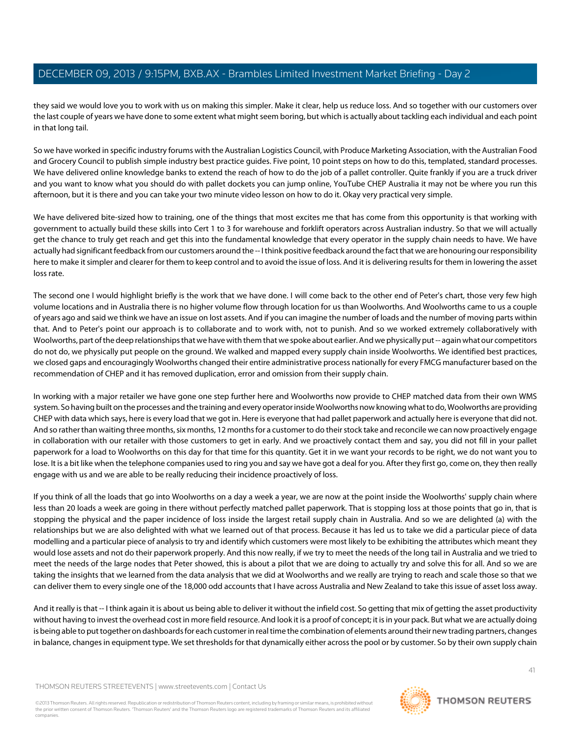they said we would love you to work with us on making this simpler. Make it clear, help us reduce loss. And so together with our customers over the last couple of years we have done to some extent what might seem boring, but which is actually about tackling each individual and each point in that long tail.

So we have worked in specific industry forums with the Australian Logistics Council, with Produce Marketing Association, with the Australian Food and Grocery Council to publish simple industry best practice guides. Five point, 10 point steps on how to do this, templated, standard processes. We have delivered online knowledge banks to extend the reach of how to do the job of a pallet controller. Quite frankly if you are a truck driver and you want to know what you should do with pallet dockets you can jump online, YouTube CHEP Australia it may not be where you run this afternoon, but it is there and you can take your two minute video lesson on how to do it. Okay very practical very simple.

We have delivered bite-sized how to training, one of the things that most excites me that has come from this opportunity is that working with government to actually build these skills into Cert 1 to 3 for warehouse and forklift operators across Australian industry. So that we will actually get the chance to truly get reach and get this into the fundamental knowledge that every operator in the supply chain needs to have. We have actually had significant feedback from our customers around the -- I think positive feedback around the fact that we are honouring our responsibility here to make it simpler and clearer for them to keep control and to avoid the issue of loss. And it is delivering results for them in lowering the asset loss rate.

The second one I would highlight briefly is the work that we have done. I will come back to the other end of Peter's chart, those very few high volume locations and in Australia there is no higher volume flow through location for us than Woolworths. And Woolworths came to us a couple of years ago and said we think we have an issue on lost assets. And if you can imagine the number of loads and the number of moving parts within that. And to Peter's point our approach is to collaborate and to work with, not to punish. And so we worked extremely collaboratively with Woolworths, part of the deep relationships that we have with them that we spoke about earlier. And we physically put -- again what our competitors do not do, we physically put people on the ground. We walked and mapped every supply chain inside Woolworths. We identified best practices, we closed gaps and encouragingly Woolworths changed their entire administrative process nationally for every FMCG manufacturer based on the recommendation of CHEP and it has removed duplication, error and omission from their supply chain.

In working with a major retailer we have gone one step further here and Woolworths now provide to CHEP matched data from their own WMS system. So having built on the processes and the training and every operator inside Woolworths now knowing what to do, Woolworths are providing CHEP with data which says, here is every load that we got in. Here is everyone that had pallet paperwork and actually here is everyone that did not. And so rather than waiting three months, six months, 12 months for a customer to do their stock take and reconcile we can now proactively engage in collaboration with our retailer with those customers to get in early. And we proactively contact them and say, you did not fill in your pallet paperwork for a load to Woolworths on this day for that time for this quantity. Get it in we want your records to be right, we do not want you to lose. It is a bit like when the telephone companies used to ring you and say we have got a deal for you. After they first go, come on, they then really engage with us and we are able to be really reducing their incidence proactively of loss.

If you think of all the loads that go into Woolworths on a day a week a year, we are now at the point inside the Woolworths' supply chain where less than 20 loads a week are going in there without perfectly matched pallet paperwork. That is stopping loss at those points that go in, that is stopping the physical and the paper incidence of loss inside the largest retail supply chain in Australia. And so we are delighted (a) with the relationships but we are also delighted with what we learned out of that process. Because it has led us to take we did a particular piece of data modelling and a particular piece of analysis to try and identify which customers were most likely to be exhibiting the attributes which meant they would lose assets and not do their paperwork properly. And this now really, if we try to meet the needs of the long tail in Australia and we tried to meet the needs of the large nodes that Peter showed, this is about a pilot that we are doing to actually try and solve this for all. And so we are taking the insights that we learned from the data analysis that we did at Woolworths and we really are trying to reach and scale those so that we can deliver them to every single one of the 18,000 odd accounts that I have across Australia and New Zealand to take this issue of asset loss away.

And it really is that -- I think again it is about us being able to deliver it without the infield cost. So getting that mix of getting the asset productivity without having to invest the overhead cost in more field resource. And look it is a proof of concept; it is in your pack. But what we are actually doing is being able to put together on dashboards for each customer in real time the combination of elements around their new trading partners, changes in balance, changes in equipment type. We set thresholds for that dynamically either across the pool or by customer. So by their own supply chain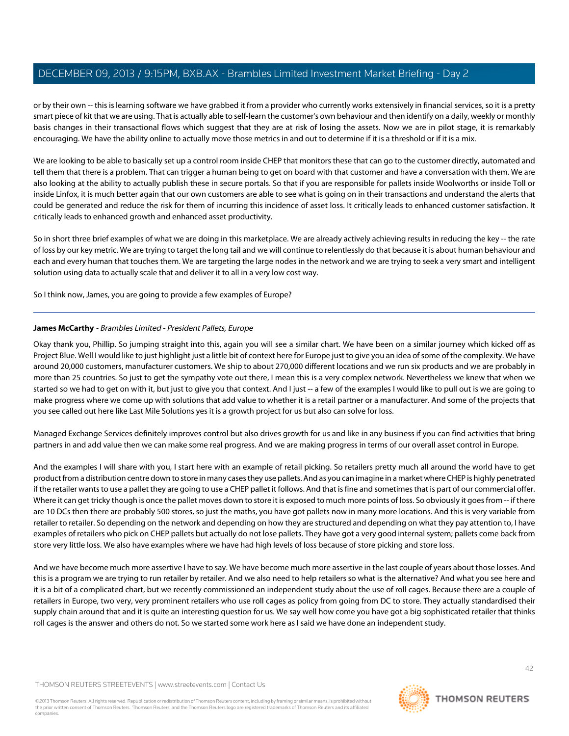or by their own -- this is learning software we have grabbed it from a provider who currently works extensively in financial services, so it is a pretty smart piece of kit that we are using. That is actually able to self-learn the customer's own behaviour and then identify on a daily, weekly or monthly basis changes in their transactional flows which suggest that they are at risk of losing the assets. Now we are in pilot stage, it is remarkably encouraging. We have the ability online to actually move those metrics in and out to determine if it is a threshold or if it is a mix.

We are looking to be able to basically set up a control room inside CHEP that monitors these that can go to the customer directly, automated and tell them that there is a problem. That can trigger a human being to get on board with that customer and have a conversation with them. We are also looking at the ability to actually publish these in secure portals. So that if you are responsible for pallets inside Woolworths or inside Toll or inside Linfox, it is much better again that our own customers are able to see what is going on in their transactions and understand the alerts that could be generated and reduce the risk for them of incurring this incidence of asset loss. It critically leads to enhanced customer satisfaction. It critically leads to enhanced growth and enhanced asset productivity.

So in short three brief examples of what we are doing in this marketplace. We are already actively achieving results in reducing the key -- the rate of loss by our key metric. We are trying to target the long tail and we will continue to relentlessly do that because it is about human behaviour and each and every human that touches them. We are targeting the large nodes in the network and we are trying to seek a very smart and intelligent solution using data to actually scale that and deliver it to all in a very low cost way.

So I think now, James, you are going to provide a few examples of Europe?

---

**James McCarthy** - *Brambles Limited - President Pallets, Europe*

Okay thank you, Phillip. So jumping straight into this, again you will see a similar chart. We have been on a similar journey which kicked off as Project Blue. Well I would like to just highlight just a little bit of context here for Europe just to give you an idea of some of the complexity. We have around 20,000 customers, manufacturer customers. We ship to about 270,000 different locations and we run six products and we are probably in more than 25 countries. So just to get the sympathy vote out there, I mean this is a very complex network. Nevertheless we knew that when we started so we had to get on with it, but just to give you that context. And I just -- a few of the examples I would like to pull out is we are going to make progress where we come up with solutions that add value to whether it is a retail partner or a manufacturer. And some of the projects that you see called out here like Last Mile Solutions yes it is a growth project for us but also can solve for loss.

Managed Exchange Services definitely improves control but also drives growth for us and like in any business if you can find activities that bring partners in and add value then we can make some real progress. And we are making progress in terms of our overall asset control in Europe.

And the examples I will share with you, I start here with an example of retail picking. So retailers pretty much all around the world have to get product from a distribution centre down to store in many cases they use pallets. And as you can imagine in a market where CHEP is highly penetrated if the retailer wants to use a pallet they are going to use a CHEP pallet it follows. And that is fine and sometimes that is part of our commercial offer. Where it can get tricky though is once the pallet moves down to store it is exposed to much more points of loss. So obviously it goes from -- if there are 10 DCs then there are probably 500 stores, so just the maths, you have got pallets now in many more locations. And this is very variable from retailer to retailer. So depending on the network and depending on how they are structured and depending on what they pay attention to, I have examples of retailers who pick on CHEP pallets but actually do not lose pallets. They have got a very good internal system; pallets come back from store very little loss. We also have examples where we have had high levels of loss because of store picking and store loss.

And we have become much more assertive I have to say. We have become much more assertive in the last couple of years about those losses. And this is a program we are trying to run retailer by retailer. And we also need to help retailers so what is the alternative? And what you see here and it is a bit of a complicated chart, but we recently commissioned an independent study about the use of roll cages. Because there are a couple of retailers in Europe, two very, very prominent retailers who use roll cages as policy from going from DC to store. They actually standardised their supply chain around that and it is quite an interesting question for us. We say well how come you have got a big sophisticated retailer that thinks roll cages is the answer and others do not. So we started some work here as I said we have done an independent study.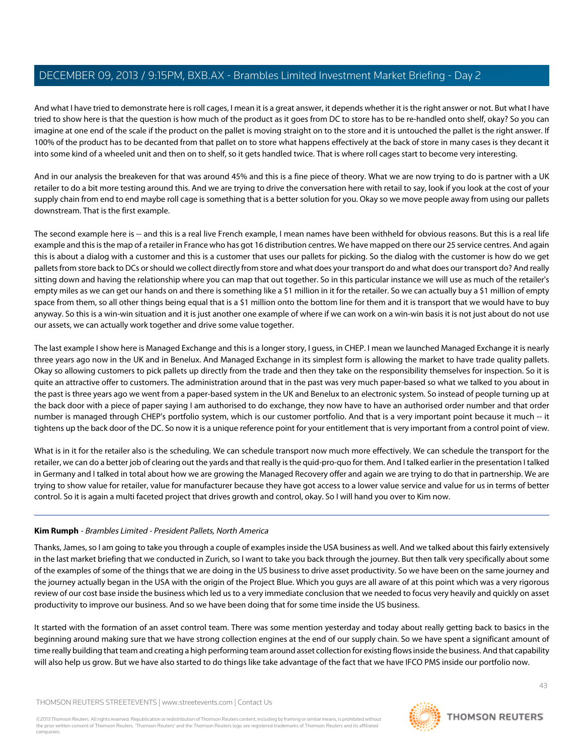And what I have tried to demonstrate here is roll cages, I mean it is a great answer, it depends whether it is the right answer or not. But what I have tried to show here is that the question is how much of the product as it goes from DC to store has to be re-handled onto shelf, okay? So you can imagine at one end of the scale if the product on the pallet is moving straight on to the store and it is untouched the pallet is the right answer. If 100% of the product has to be decanted from that pallet on to store what happens effectively at the back of store in many cases is they decant it into some kind of a wheeled unit and then on to shelf, so it gets handled twice. That is where roll cages start to become very interesting.

And in our analysis the breakeven for that was around 45% and this is a fine piece of theory. What we are now trying to do is partner with a UK retailer to do a bit more testing around this. And we are trying to drive the conversation here with retail to say, look if you look at the cost of your supply chain from end to end maybe roll cage is something that is a better solution for you. Okay so we move people away from using our pallets downstream. That is the first example.

The second example here is -- and this is a real live French example, I mean names have been withheld for obvious reasons. But this is a real life example and this is the map of a retailer in France who has got 16 distribution centres. We have mapped on there our 25 service centres. And again this is about a dialog with a customer and this is a customer that uses our pallets for picking. So the dialog with the customer is how do we get pallets from store back to DCs or should we collect directly from store and what does your transport do and what does our transport do? And really sitting down and having the relationship where you can map that out together. So in this particular instance we will use as much of the retailer's empty miles as we can get our hands on and there is something like a $1 million in it for the retailer. So we can actually buy a $1 million of empty space from them, so all other things being equal that is a $1 million onto the bottom line for them and it is transport that we would have to buy anyway. So this is a win-win situation and it is just another one example of where if we can work on a win-win basis it is not just about do not use our assets, we can actually work together and drive some value together.

The last example I show here is Managed Exchange and this is a longer story, I guess, in CHEP. I mean we launched Managed Exchange it is nearly three years ago now in the UK and in Benelux. And Managed Exchange in its simplest form is allowing the market to have trade quality pallets. Okay so allowing customers to pick pallets up directly from the trade and then they take on the responsibility themselves for inspection. So it is quite an attractive offer to customers. The administration around that in the past was very much paper-based so what we talked to you about in the past is three years ago we went from a paper-based system in the UK and Benelux to an electronic system. So instead of people turning up at the back door with a piece of paper saying I am authorised to do exchange, they now have to have an authorised order number and that order number is managed through CHEP's portfolio system, which is our customer portfolio. And that is a very important point because it much -- it tightens up the back door of the DC. So now it is a unique reference point for your entitlement that is very important from a control point of view.

What is in it for the retailer also is the scheduling. We can schedule transport now much more effectively. We can schedule the transport for the retailer, we can do a better job of clearing out the yards and that really is the quid-pro-quo for them. And I talked earlier in the presentation I talked in Germany and I talked in total about how we are growing the Managed Recovery offer and again we are trying to do that in partnership. We are trying to show value for retailer, value for manufacturer because they have got access to a lower value service and value for us in terms of better control. So it is again a multi faceted project that drives growth and control, okay. So I will hand you over to Kim now.

---

**Kim Rumph** - *Brambles Limited - President Pallets, North America*

Thanks, James, so I am going to take you through a couple of examples inside the USA business as well. And we talked about this fairly extensively in the last market briefing that we conducted in Zurich, so I want to take you back through the journey. But then talk very specifically about some of the examples of some of the things that we are doing in the US business to drive asset productivity. So we have been on the same journey and the journey actually began in the USA with the origin of the Project Blue. Which you guys are all aware of at this point which was a very rigorous review of our cost base inside the business which led us to a very immediate conclusion that we needed to focus very heavily and quickly on asset productivity to improve our business. And so we have been doing that for some time inside the US business.

It started with the formation of an asset control team. There was some mention yesterday and today about really getting back to basics in the beginning around making sure that we have strong collection engines at the end of our supply chain. So we have spent a significant amount of time really building that team and creating a high performing team around asset collection for existing flows inside the business. And that capability will also help us grow. But we have also started to do things like take advantage of the fact that we have IFCO PMS inside our portfolio now.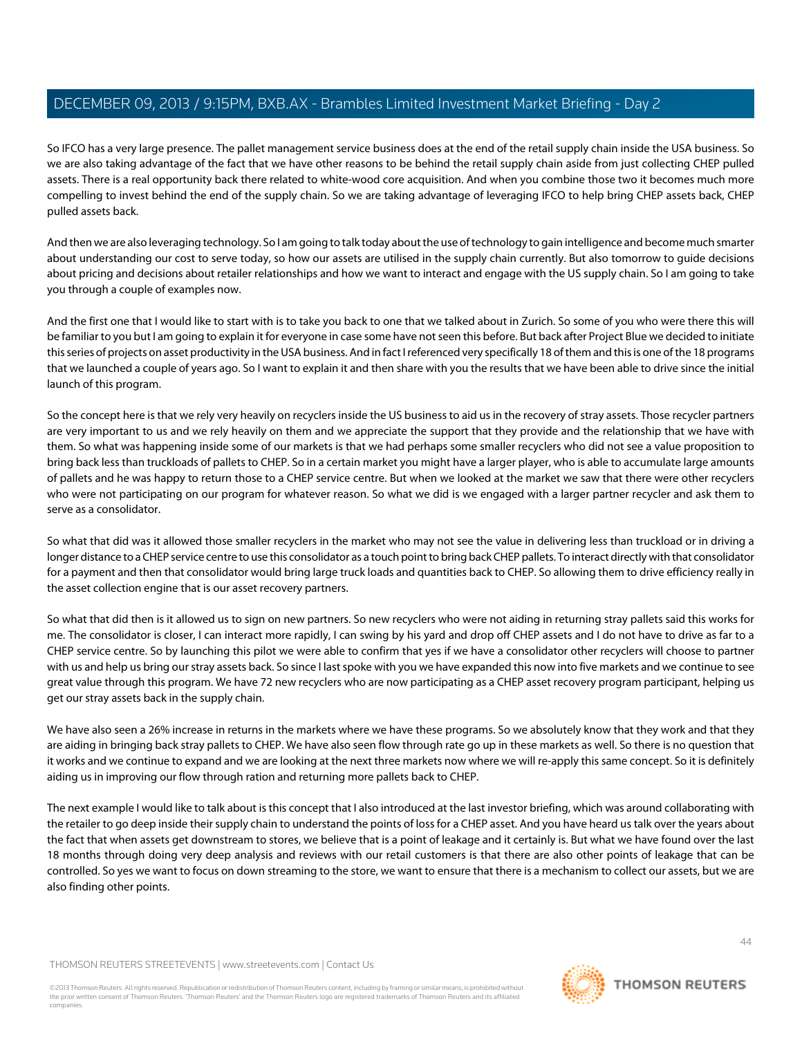So IFCO has a very large presence. The pallet management service business does at the end of the retail supply chain inside the USA business. So we are also taking advantage of the fact that we have other reasons to be behind the retail supply chain aside from just collecting CHEP pulled assets. There is a real opportunity back there related to white-wood core acquisition. And when you combine those two it becomes much more compelling to invest behind the end of the supply chain. So we are taking advantage of leveraging IFCO to help bring CHEP assets back, CHEP pulled assets back.

And then we are also leveraging technology. So I am going to talk today about the use of technology to gain intelligence and become much smarter about understanding our cost to serve today, so how our assets are utilised in the supply chain currently. But also tomorrow to guide decisions about pricing and decisions about retailer relationships and how we want to interact and engage with the US supply chain. So I am going to take you through a couple of examples now.

And the first one that I would like to start with is to take you back to one that we talked about in Zurich. So some of you who were there this will be familiar to you but I am going to explain it for everyone in case some have not seen this before. But back after Project Blue we decided to initiate this series of projects on asset productivity in the USA business. And in fact I referenced very specifically 18 of them and this is one of the 18 programs that we launched a couple of years ago. So I want to explain it and then share with you the results that we have been able to drive since the initial launch of this program.

So the concept here is that we rely very heavily on recyclers inside the US business to aid us in the recovery of stray assets. Those recycler partners are very important to us and we rely heavily on them and we appreciate the support that they provide and the relationship that we have with them. So what was happening inside some of our markets is that we had perhaps some smaller recyclers who did not see a value proposition to bring back less than truckloads of pallets to CHEP. So in a certain market you might have a larger player, who is able to accumulate large amounts of pallets and he was happy to return those to a CHEP service centre. But when we looked at the market we saw that there were other recyclers who were not participating on our program for whatever reason. So what we did is we engaged with a larger partner recycler and ask them to serve as a consolidator.

So what that did was it allowed those smaller recyclers in the market who may not see the value in delivering less than truckload or in driving a longer distance to a CHEP service centre to use this consolidator as a touch point to bring back CHEP pallets. To interact directly with that consolidator for a payment and then that consolidator would bring large truck loads and quantities back to CHEP. So allowing them to drive efficiency really in the asset collection engine that is our asset recovery partners.

So what that did then is it allowed us to sign on new partners. So new recyclers who were not aiding in returning stray pallets said this works for me. The consolidator is closer, I can interact more rapidly, I can swing by his yard and drop off CHEP assets and I do not have to drive as far to a CHEP service centre. So by launching this pilot we were able to confirm that yes if we have a consolidator other recyclers will choose to partner with us and help us bring our stray assets back. So since I last spoke with you we have expanded this now into five markets and we continue to see great value through this program. We have 72 new recyclers who are now participating as a CHEP asset recovery program participant, helping us get our stray assets back in the supply chain.

We have also seen a 26% increase in returns in the markets where we have these programs. So we absolutely know that they work and that they are aiding in bringing back stray pallets to CHEP. We have also seen flow through rate go up in these markets as well. So there is no question that it works and we continue to expand and we are looking at the next three markets now where we will re-apply this same concept. So it is definitely aiding us in improving our flow through ration and returning more pallets back to CHEP.

The next example I would like to talk about is this concept that I also introduced at the last investor briefing, which was around collaborating with the retailer to go deep inside their supply chain to understand the points of loss for a CHEP asset. And you have heard us talk over the years about the fact that when assets get downstream to stores, we believe that is a point of leakage and it certainly is. But what we have found over the last 18 months through doing very deep analysis and reviews with our retail customers is that there are also other points of leakage that can be controlled. So yes we want to focus on down streaming to the store, we want to ensure that there is a mechanism to collect our assets, but we are also finding other points.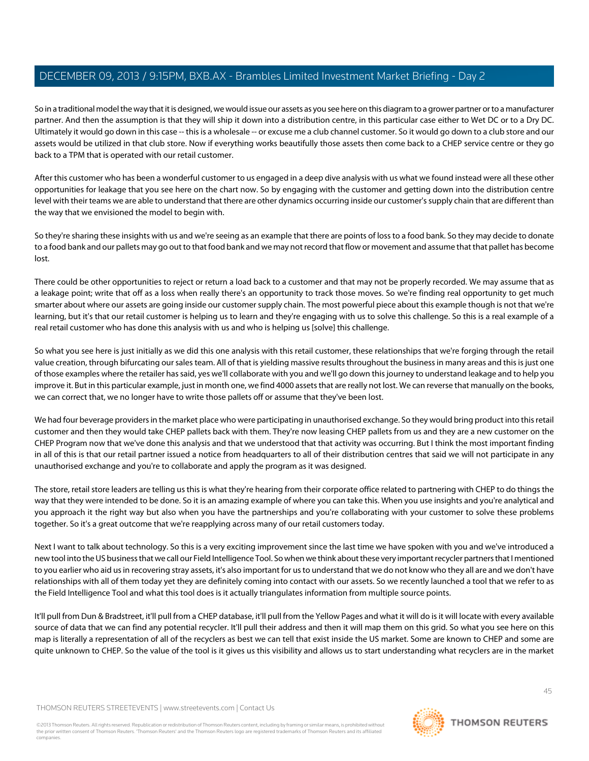So in a traditional model the way that it is designed, we would issue our assets as you see here on this diagram to a grower partner or to a manufacturer partner. And then the assumption is that they will ship it down into a distribution centre, in this particular case either to Wet DC or to a Dry DC. Ultimately it would go down in this case -- this is a wholesale -- or excuse me a club channel customer. So it would go down to a club store and our assets would be utilized in that club store. Now if everything works beautifully those assets then come back to a CHEP service centre or they go back to a TPM that is operated with our retail customer.

After this customer who has been a wonderful customer to us engaged in a deep dive analysis with us what we found instead were all these other opportunities for leakage that you see here on the chart now. So by engaging with the customer and getting down into the distribution centre level with their teams we are able to understand that there are other dynamics occurring inside our customer's supply chain that are different than the way that we envisioned the model to begin with.

So they're sharing these insights with us and we're seeing as an example that there are points of loss to a food bank. So they may decide to donate to a food bank and our pallets may go out to that food bank and we may not record that flow or movement and assume that that pallet has become lost.

There could be other opportunities to reject or return a load back to a customer and that may not be properly recorded. We may assume that as a leakage point; write that off as a loss when really there's an opportunity to track those moves. So we're finding real opportunity to get much smarter about where our assets are going inside our customer supply chain. The most powerful piece about this example though is not that we're learning, but it's that our retail customer is helping us to learn and they're engaging with us to solve this challenge. So this is a real example of a real retail customer who has done this analysis with us and who is helping us [solve] this challenge.

So what you see here is just initially as we did this one analysis with this retail customer, these relationships that we're forging through the retail value creation, through bifurcating our sales team. All of that is yielding massive results throughout the business in many areas and this is just one of those examples where the retailer has said, yes we'll collaborate with you and we'll go down this journey to understand leakage and to help you improve it. But in this particular example, just in month one, we find 4000 assets that are really not lost. We can reverse that manually on the books, we can correct that, we no longer have to write those pallets off or assume that they've been lost.

We had four beverage providers in the market place who were participating in unauthorised exchange. So they would bring product into this retail customer and then they would take CHEP pallets back with them. They're now leasing CHEP pallets from us and they are a new customer on the CHEP Program now that we've done this analysis and that we understood that that activity was occurring. But I think the most important finding in all of this is that our retail partner issued a notice from headquarters to all of their distribution centres that said we will not participate in any unauthorised exchange and you're to collaborate and apply the program as it was designed.

The store, retail store leaders are telling us this is what they're hearing from their corporate office related to partnering with CHEP to do things the way that they were intended to be done. So it is an amazing example of where you can take this. When you use insights and you're analytical and you approach it the right way but also when you have the partnerships and you're collaborating with your customer to solve these problems together. So it's a great outcome that we're reapplying across many of our retail customers today.

Next I want to talk about technology. So this is a very exciting improvement since the last time we have spoken with you and we've introduced a new tool into the US business that we call our Field Intelligence Tool. So when we think about these very important recycler partners that I mentioned to you earlier who aid us in recovering stray assets, it's also important for us to understand that we do not know who they all are and we don't have relationships with all of them today yet they are definitely coming into contact with our assets. So we recently launched a tool that we refer to as the Field Intelligence Tool and what this tool does is it actually triangulates information from multiple source points.

It'll pull from Dun & Bradstreet, it'll pull from a CHEP database, it'll pull from the Yellow Pages and what it will do is it will locate with every available source of data that we can find any potential recycler. It'll pull their address and then it will map them on this grid. So what you see here on this map is literally a representation of all of the recyclers as best we can tell that exist inside the US market. Some are known to CHEP and some are quite unknown to CHEP. So the value of the tool is it gives us this visibility and allows us to start understanding what recyclers are in the market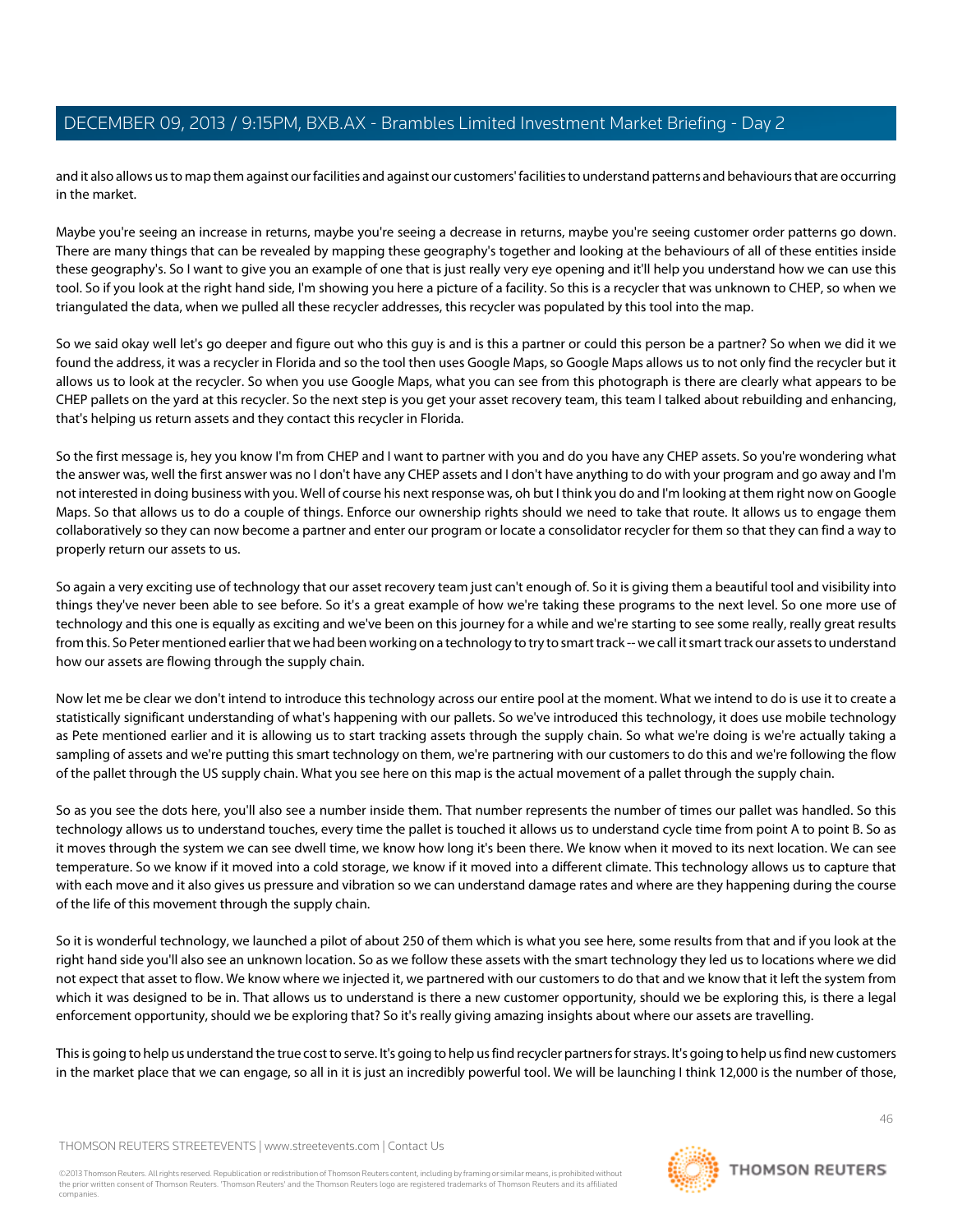and it also allows us to map them against our facilities and against our customers' facilities to understand patterns and behaviours that are occurring in the market.

Maybe you're seeing an increase in returns, maybe you're seeing a decrease in returns, maybe you're seeing customer order patterns go down. There are many things that can be revealed by mapping these geography's together and looking at the behaviours of all of these entities inside these geography's. So I want to give you an example of one that is just really very eye opening and it'll help you understand how we can use this tool. So if you look at the right hand side, I'm showing you here a picture of a facility. So this is a recycler that was unknown to CHEP, so when we triangulated the data, when we pulled all these recycler addresses, this recycler was populated by this tool into the map.

So we said okay well let's go deeper and figure out who this guy is and is this a partner or could this person be a partner? So when we did it we found the address, it was a recycler in Florida and so the tool then uses Google Maps, so Google Maps allows us to not only find the recycler but it allows us to look at the recycler. So when you use Google Maps, what you can see from this photograph is there are clearly what appears to be CHEP pallets on the yard at this recycler. So the next step is you get your asset recovery team, this team I talked about rebuilding and enhancing, that's helping us return assets and they contact this recycler in Florida.

So the first message is, hey you know I'm from CHEP and I want to partner with you and do you have any CHEP assets. So you're wondering what the answer was, well the first answer was no I don't have any CHEP assets and I don't have anything to do with your program and go away and I'm not interested in doing business with you. Well of course his next response was, oh but I think you do and I'm looking at them right now on Google Maps. So that allows us to do a couple of things. Enforce our ownership rights should we need to take that route. It allows us to engage them collaboratively so they can now become a partner and enter our program or locate a consolidator recycler for them so that they can find a way to properly return our assets to us.

So again a very exciting use of technology that our asset recovery team just can't enough of. So it is giving them a beautiful tool and visibility into things they've never been able to see before. So it's a great example of how we're taking these programs to the next level. So one more use of technology and this one is equally as exciting and we've been on this journey for a while and we're starting to see some really, really great results from this. So Peter mentioned earlier that we had been working on a technology to try to smart track -- we call it smart track our assets to understand how our assets are flowing through the supply chain.

Now let me be clear we don't intend to introduce this technology across our entire pool at the moment. What we intend to do is use it to create a statistically significant understanding of what's happening with our pallets. So we've introduced this technology, it does use mobile technology as Pete mentioned earlier and it is allowing us to start tracking assets through the supply chain. So what we're doing is we're actually taking a sampling of assets and we're putting this smart technology on them, we're partnering with our customers to do this and we're following the flow of the pallet through the US supply chain. What you see here on this map is the actual movement of a pallet through the supply chain.

So as you see the dots here, you'll also see a number inside them. That number represents the number of times our pallet was handled. So this technology allows us to understand touches, every time the pallet is touched it allows us to understand cycle time from point A to point B. So as it moves through the system we can see dwell time, we know how long it's been there. We know when it moved to its next location. We can see temperature. So we know if it moved into a cold storage, we know if it moved into a different climate. This technology allows us to capture that with each move and it also gives us pressure and vibration so we can understand damage rates and where are they happening during the course of the life of this movement through the supply chain.

So it is wonderful technology, we launched a pilot of about 250 of them which is what you see here, some results from that and if you look at the right hand side you'll also see an unknown location. So as we follow these assets with the smart technology they led us to locations where we did not expect that asset to flow. We know where we injected it, we partnered with our customers to do that and we know that it left the system from which it was designed to be in. That allows us to understand is there a new customer opportunity, should we be exploring this, is there a legal enforcement opportunity, should we be exploring that? So it's really giving amazing insights about where our assets are travelling.

This is going to help us understand the true cost to serve. It's going to help us find recycler partners for strays. It's going to help us find new customers in the market place that we can engage, so all in it is just an incredibly powerful tool. We will be launching I think 12,000 is the number of those,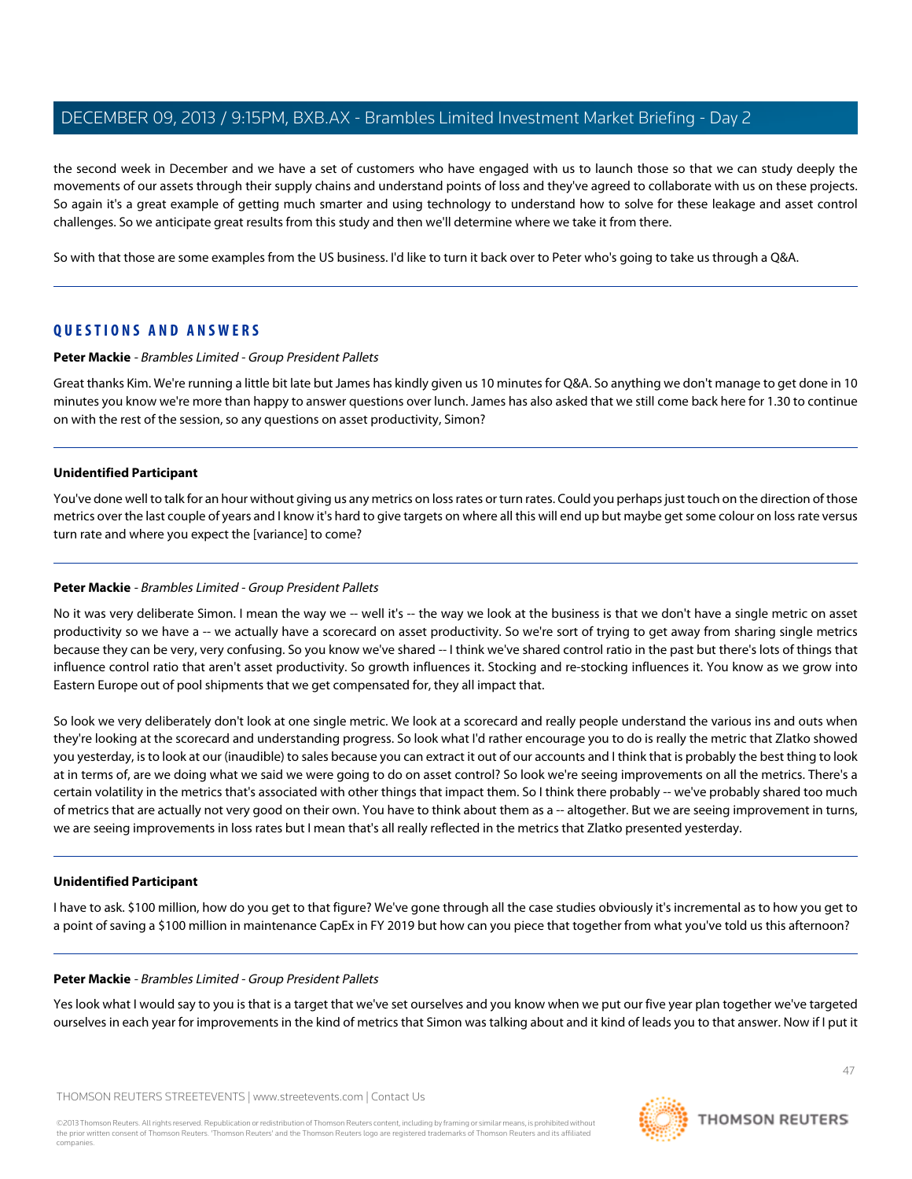the second week in December and we have a set of customers who have engaged with us to launch those so that we can study deeply the movements of our assets through their supply chains and understand points of loss and they've agreed to collaborate with us on these projects. So again it's a great example of getting much smarter and using technology to understand how to solve for these leakage and asset control challenges. So we anticipate great results from this study and then we'll determine where we take it from there.

So with that those are some examples from the US business. I'd like to turn it back over to Peter who's going to take us through a Q&A.

## QUESTIONS AND ANSWERS

**Peter Mackie** - *Brambles Limited - Group President Pallets*

Great thanks Kim. We're running a little bit late but James has kindly given us 10 minutes for Q&A. So anything we don't manage to get done in 10 minutes you know we're more than happy to answer questions over lunch. James has also asked that we still come back here for 1.30 to continue on with the rest of the session, so any questions on asset productivity, Simon?

**Unidentified Participant**

You've done well to talk for an hour without giving us any metrics on loss rates or turn rates. Could you perhaps just touch on the direction of those metrics over the last couple of years and I know it's hard to give targets on where all this will end up but maybe get some colour on loss rate versus turn rate and where you expect the [variance] to come?

**Peter Mackie** - *Brambles Limited - Group President Pallets*

No it was very deliberate Simon. I mean the way we -- well it's -- the way we look at the business is that we don't have a single metric on asset productivity so we have a -- we actually have a scorecard on asset productivity. So we're sort of trying to get away from sharing single metrics because they can be very, very confusing. So you know we've shared -- I think we've shared control ratio in the past but there's lots of things that influence control ratio that aren't asset productivity. So growth influences it. Stocking and re-stocking influences it. You know as we grow into Eastern Europe out of pool shipments that we get compensated for, they all impact that.

So look we very deliberately don't look at one single metric. We look at a scorecard and really people understand the various ins and outs when they're looking at the scorecard and understanding progress. So look what I'd rather encourage you to do is really the metric that Zlatko showed you yesterday, is to look at our (inaudible) to sales because you can extract it out of our accounts and I think that is probably the best thing to look at in terms of, are we doing what we said we were going to do on asset control? So look we're seeing improvements on all the metrics. There's a certain volatility in the metrics that's associated with other things that impact them. So I think there probably -- we've probably shared too much of metrics that are actually not very good on their own. You have to think about them as a -- altogether. But we are seeing improvement in turns, we are seeing improvements in loss rates but I mean that's all really reflected in the metrics that Zlatko presented yesterday.

**Unidentified Participant**

I have to ask. $100 million, how do you get to that figure? We've gone through all the case studies obviously it's incremental as to how you get to a point of saving a $100 million in maintenance CapEx in FY 2019 but how can you piece that together from what you've told us this afternoon?

**Peter Mackie** - *Brambles Limited - Group President Pallets*

Yes look what I would say to you is that is a target that we've set ourselves and you know when we put our five year plan together we've targeted ourselves in each year for improvements in the kind of metrics that Simon was talking about and it kind of leads you to that answer. Now if I put it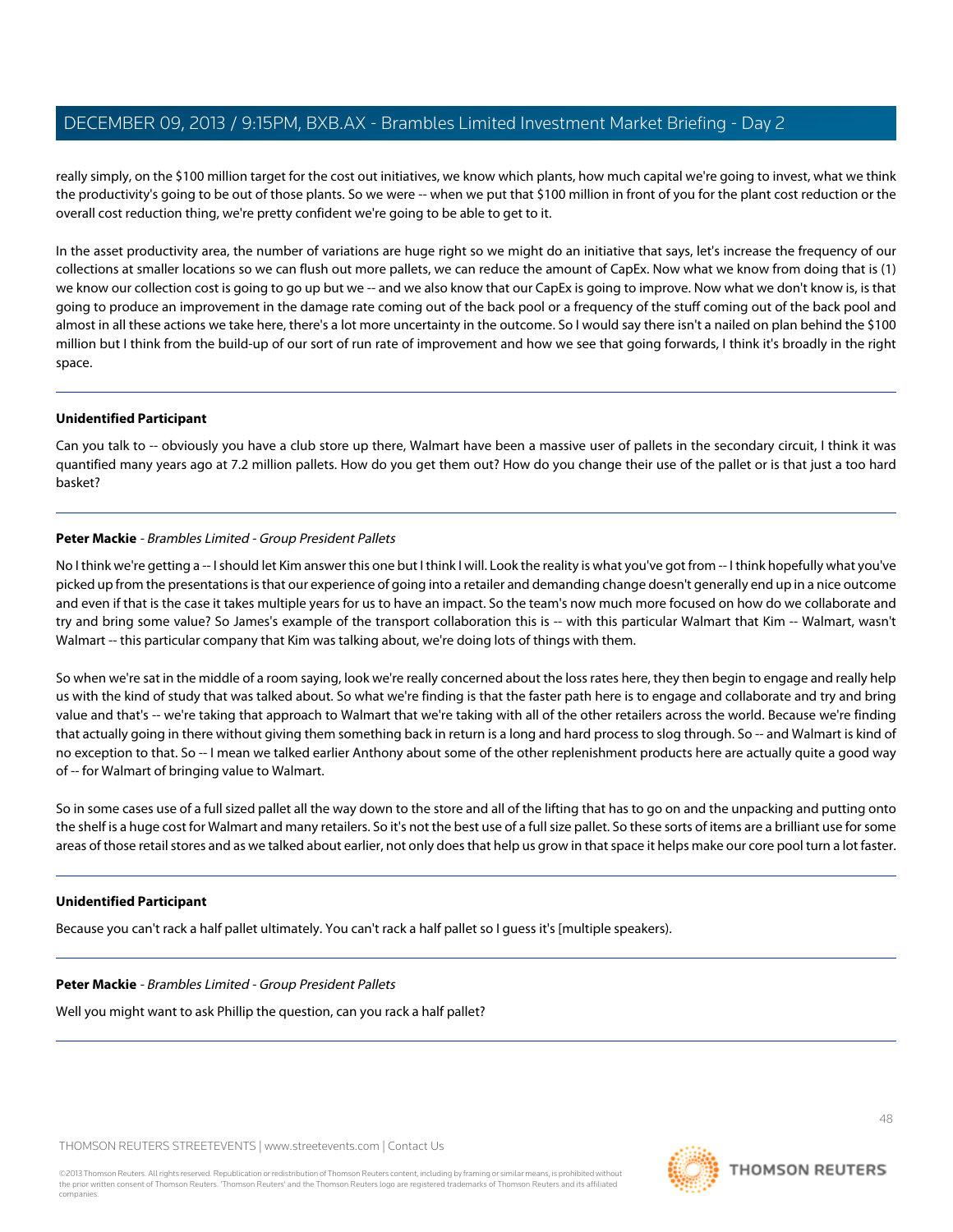really simply, on the $100 million target for the cost out initiatives, we know which plants, how much capital we're going to invest, what we think the productivity's going to be out of those plants. So we were -- when we put that $100 million in front of you for the plant cost reduction or the overall cost reduction thing, we're pretty confident we're going to be able to get to it.

In the asset productivity area, the number of variations are huge right so we might do an initiative that says, let's increase the frequency of our collections at smaller locations so we can flush out more pallets, we can reduce the amount of CapEx. Now what we know from doing that is (1) we know our collection cost is going to go up but we -- and we also know that our CapEx is going to improve. Now what we don't know is, is that going to produce an improvement in the damage rate coming out of the back pool or a frequency of the stuff coming out of the back pool and almost in all these actions we take here, there's a lot more uncertainty in the outcome. So I would say there isn't a nailed on plan behind the $100 million but I think from the build-up of our sort of run rate of improvement and how we see that going forwards, I think it's broadly in the right space.

---

**Unidentified Participant**

Can you talk to -- obviously you have a club store up there, Walmart have been a massive user of pallets in the secondary circuit, I think it was quantified many years ago at 7.2 million pallets. How do you get them out? How do you change their use of the pallet or is that just a too hard basket?

---

**Peter Mackie** - *Brambles Limited - Group President Pallets*

No I think we're getting a -- I should let Kim answer this one but I think I will. Look the reality is what you've got from -- I think hopefully what you've picked up from the presentations is that our experience of going into a retailer and demanding change doesn't generally end up in a nice outcome and even if that is the case it takes multiple years for us to have an impact. So the team's now much more focused on how do we collaborate and try and bring some value? So James's example of the transport collaboration this is -- with this particular Walmart that Kim -- Walmart, wasn't Walmart -- this particular company that Kim was talking about, we're doing lots of things with them.

So when we're sat in the middle of a room saying, look we're really concerned about the loss rates here, they then begin to engage and really help us with the kind of study that was talked about. So what we're finding is that the faster path here is to engage and collaborate and try and bring value and that's -- we're taking that approach to Walmart that we're taking with all of the other retailers across the world. Because we're finding that actually going in there without giving them something back in return is a long and hard process to slog through. So -- and Walmart is kind of no exception to that. So -- I mean we talked earlier Anthony about some of the other replenishment products here are actually quite a good way of -- for Walmart of bringing value to Walmart.

So in some cases use of a full sized pallet all the way down to the store and all of the lifting that has to go on and the unpacking and putting onto the shelf is a huge cost for Walmart and many retailers. So it's not the best use of a full size pallet. So these sorts of items are a brilliant use for some areas of those retail stores and as we talked about earlier, not only does that help us grow in that space it helps make our core pool turn a lot faster.

---

**Unidentified Participant**

Because you can't rack a half pallet ultimately. You can't rack a half pallet so I guess it's [multiple speakers).

---

**Peter Mackie** - *Brambles Limited - Group President Pallets*

Well you might want to ask Phillip the question, can you rack a half pallet?

---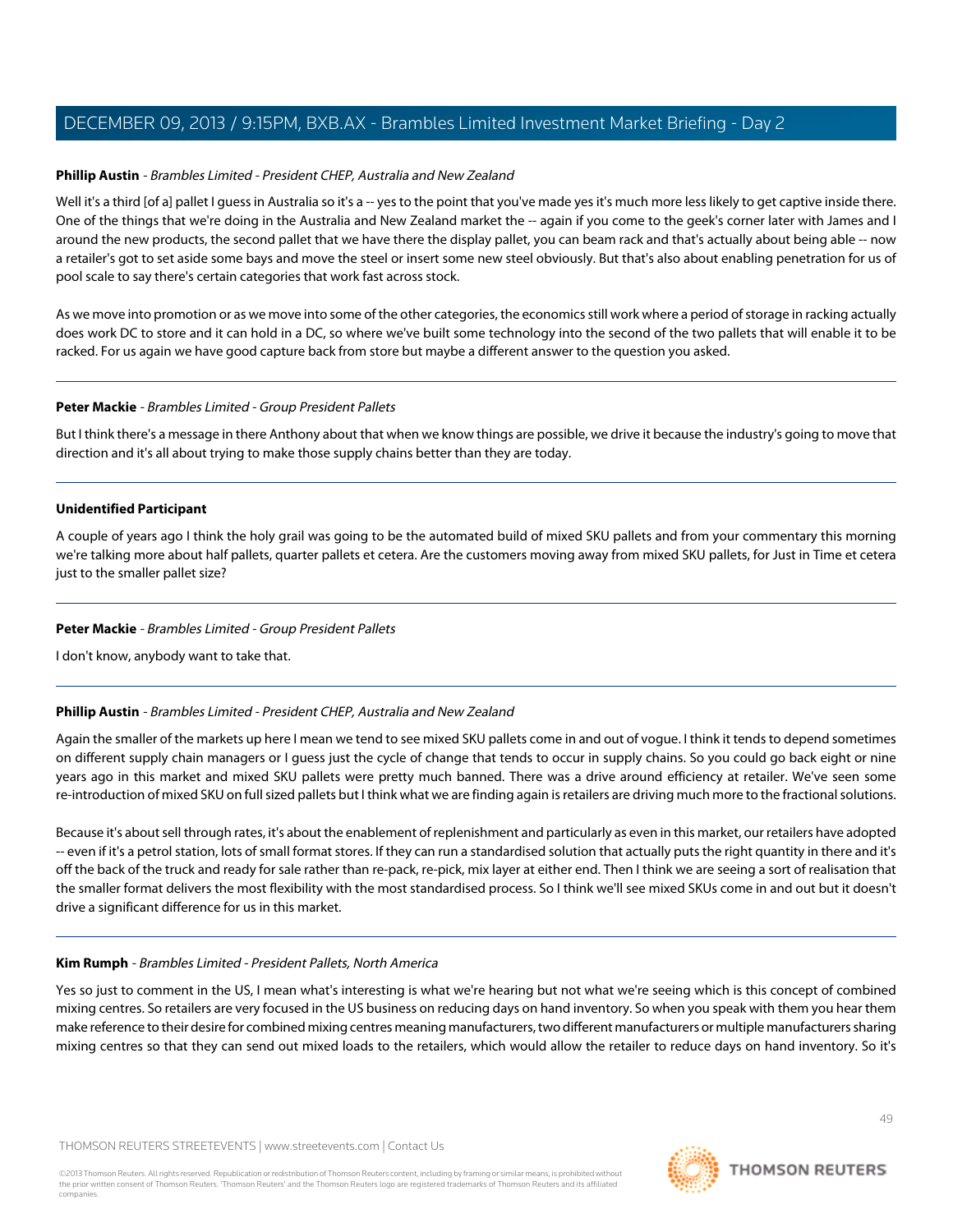**Phillip Austin** - *Brambles Limited - President CHEP, Australia and New Zealand*

Well it's a third [of a] pallet I guess in Australia so it's a -- yes to the point that you've made yes it's much more less likely to get captive inside there. One of the things that we're doing in the Australia and New Zealand market the -- again if you come to the geek's corner later with James and I around the new products, the second pallet that we have there the display pallet, you can beam rack and that's actually about being able -- now a retailer's got to set aside some bays and move the steel or insert some new steel obviously. But that's also about enabling penetration for us of pool scale to say there's certain categories that work fast across stock.

As we move into promotion or as we move into some of the other categories, the economics still work where a period of storage in racking actually does work DC to store and it can hold in a DC, so where we've built some technology into the second of the two pallets that will enable it to be racked. For us again we have good capture back from store but maybe a different answer to the question you asked.

---

**Peter Mackie** - *Brambles Limited - Group President Pallets*

But I think there's a message in there Anthony about that when we know things are possible, we drive it because the industry's going to move that direction and it's all about trying to make those supply chains better than they are today.

---

**Unidentified Participant**

A couple of years ago I think the holy grail was going to be the automated build of mixed SKU pallets and from your commentary this morning we're talking more about half pallets, quarter pallets et cetera. Are the customers moving away from mixed SKU pallets, for Just in Time et cetera just to the smaller pallet size?

---

**Peter Mackie** - *Brambles Limited - Group President Pallets*

I don't know, anybody want to take that.

---

**Phillip Austin** - *Brambles Limited - President CHEP, Australia and New Zealand*

Again the smaller of the markets up here I mean we tend to see mixed SKU pallets come in and out of vogue. I think it tends to depend sometimes on different supply chain managers or I guess just the cycle of change that tends to occur in supply chains. So you could go back eight or nine years ago in this market and mixed SKU pallets were pretty much banned. There was a drive around efficiency at retailer. We've seen some re-introduction of mixed SKU on full sized pallets but I think what we are finding again is retailers are driving much more to the fractional solutions.

Because it's about sell through rates, it's about the enablement of replenishment and particularly as even in this market, our retailers have adopted -- even if it's a petrol station, lots of small format stores. If they can run a standardised solution that actually puts the right quantity in there and it's off the back of the truck and ready for sale rather than re-pack, re-pick, mix layer at either end. Then I think we are seeing a sort of realisation that the smaller format delivers the most flexibility with the most standardised process. So I think we'll see mixed SKUs come in and out but it doesn't drive a significant difference for us in this market.

---

**Kim Rumph** - *Brambles Limited - President Pallets, North America*

Yes so just to comment in the US, I mean what's interesting is what we're hearing but not what we're seeing which is this concept of combined mixing centres. So retailers are very focused in the US business on reducing days on hand inventory. So when you speak with them you hear them make reference to their desire for combined mixing centres meaning manufacturers, two different manufacturers or multiple manufacturers sharing mixing centres so that they can send out mixed loads to the retailers, which would allow the retailer to reduce days on hand inventory. So it's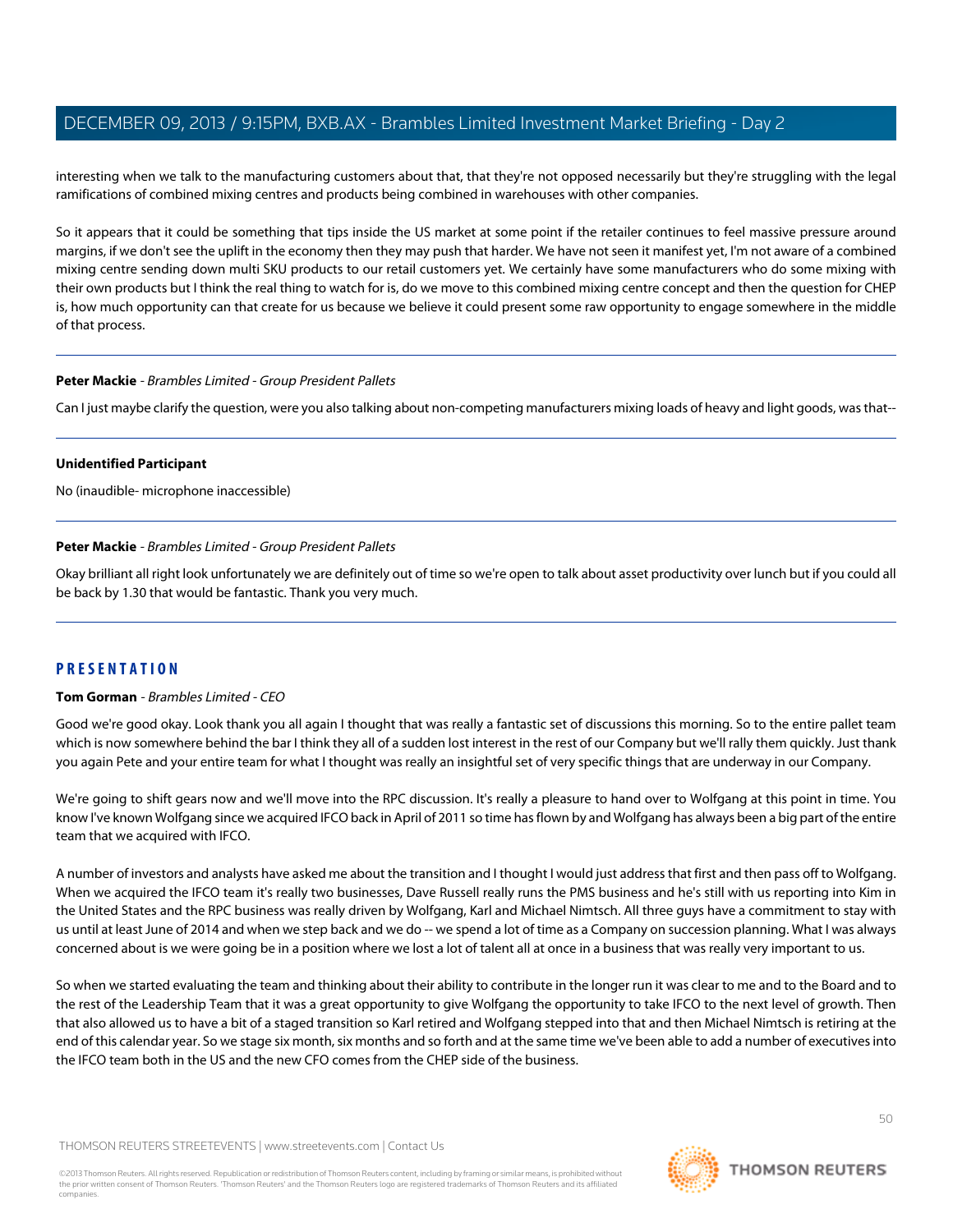interesting when we talk to the manufacturing customers about that, that they're not opposed necessarily but they're struggling with the legal ramifications of combined mixing centres and products being combined in warehouses with other companies.

So it appears that it could be something that tips inside the US market at some point if the retailer continues to feel massive pressure around margins, if we don't see the uplift in the economy then they may push that harder. We have not seen it manifest yet, I'm not aware of a combined mixing centre sending down multi SKU products to our retail customers yet. We certainly have some manufacturers who do some mixing with their own products but I think the real thing to watch for is, do we move to this combined mixing centre concept and then the question for CHEP is, how much opportunity can that create for us because we believe it could present some raw opportunity to engage somewhere in the middle of that process.

---

**Peter Mackie** - *Brambles Limited - Group President Pallets*

Can I just maybe clarify the question, were you also talking about non-competing manufacturers mixing loads of heavy and light goods, was that--

---

**Unidentified Participant**

No (inaudible- microphone inaccessible)

---

**Peter Mackie** - *Brambles Limited - Group President Pallets*

Okay brilliant all right look unfortunately we are definitely out of time so we're open to talk about asset productivity over lunch but if you could all be back by 1.30 that would be fantastic. Thank you very much.

---

## PRESENTATION

**Tom Gorman** - *Brambles Limited - CEO*

Good we're good okay. Look thank you all again I thought that was really a fantastic set of discussions this morning. So to the entire pallet team which is now somewhere behind the bar I think they all of a sudden lost interest in the rest of our Company but we'll rally them quickly. Just thank you again Pete and your entire team for what I thought was really an insightful set of very specific things that are underway in our Company.

We're going to shift gears now and we'll move into the RPC discussion. It's really a pleasure to hand over to Wolfgang at this point in time. You know I've known Wolfgang since we acquired IFCO back in April of 2011 so time has flown by and Wolfgang has always been a big part of the entire team that we acquired with IFCO.

A number of investors and analysts have asked me about the transition and I thought I would just address that first and then pass off to Wolfgang. When we acquired the IFCO team it's really two businesses, Dave Russell really runs the PMS business and he's still with us reporting into Kim in the United States and the RPC business was really driven by Wolfgang, Karl and Michael Nimtsch. All three guys have a commitment to stay with us until at least June of 2014 and when we step back and we do -- we spend a lot of time as a Company on succession planning. What I was always concerned about is we were going be in a position where we lost a lot of talent all at once in a business that was really very important to us.

So when we started evaluating the team and thinking about their ability to contribute in the longer run it was clear to me and to the Board and to the rest of the Leadership Team that it was a great opportunity to give Wolfgang the opportunity to take IFCO to the next level of growth. Then that also allowed us to have a bit of a staged transition so Karl retired and Wolfgang stepped into that and then Michael Nimtsch is retiring at the end of this calendar year. So we stage six month, six months and so forth and at the same time we've been able to add a number of executives into the IFCO team both in the US and the new CFO comes from the CHEP side of the business.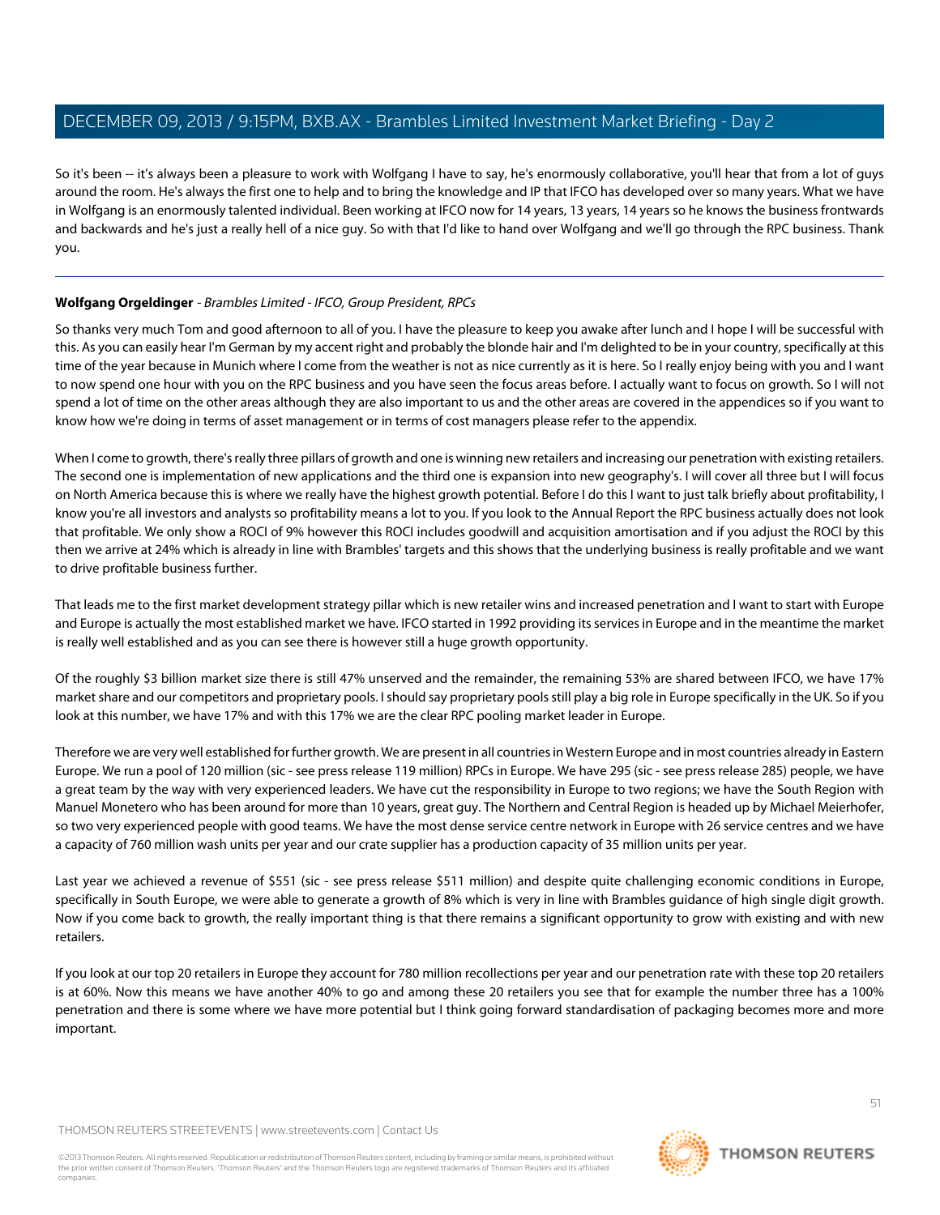So it's been -- it's always been a pleasure to work with Wolfgang I have to say, he's enormously collaborative, you'll hear that from a lot of guys around the room. He's always the first one to help and to bring the knowledge and IP that IFCO has developed over so many years. What we have in Wolfgang is an enormously talented individual. Been working at IFCO now for 14 years, 13 years, 14 years so he knows the business frontwards and backwards and he's just a really hell of a nice guy. So with that I'd like to hand over Wolfgang and we'll go through the RPC business. Thank you.

---

**Wolfgang Orgeldinger** - *Brambles Limited - IFCO, Group President, RPCs*

So thanks very much Tom and good afternoon to all of you. I have the pleasure to keep you awake after lunch and I hope I will be successful with this. As you can easily hear I'm German by my accent right and probably the blonde hair and I'm delighted to be in your country, specifically at this time of the year because in Munich where I come from the weather is not as nice currently as it is here. So I really enjoy being with you and I want to now spend one hour with you on the RPC business and you have seen the focus areas before. I actually want to focus on growth. So I will not spend a lot of time on the other areas although they are also important to us and the other areas are covered in the appendices so if you want to know how we're doing in terms of asset management or in terms of cost managers please refer to the appendix.

When I come to growth, there's really three pillars of growth and one is winning new retailers and increasing our penetration with existing retailers. The second one is implementation of new applications and the third one is expansion into new geography's. I will cover all three but I will focus on North America because this is where we really have the highest growth potential. Before I do this I want to just talk briefly about profitability, I know you're all investors and analysts so profitability means a lot to you. If you look to the Annual Report the RPC business actually does not look that profitable. We only show a ROCI of 9% however this ROCI includes goodwill and acquisition amortisation and if you adjust the ROCI by this then we arrive at 24% which is already in line with Brambles' targets and this shows that the underlying business is really profitable and we want to drive profitable business further.

That leads me to the first market development strategy pillar which is new retailer wins and increased penetration and I want to start with Europe and Europe is actually the most established market we have. IFCO started in 1992 providing its services in Europe and in the meantime the market is really well established and as you can see there is however still a huge growth opportunity.

Of the roughly $3 billion market size there is still 47% unserved and the remainder, the remaining 53% are shared between IFCO, we have 17% market share and our competitors and proprietary pools. I should say proprietary pools still play a big role in Europe specifically in the UK. So if you look at this number, we have 17% and with this 17% we are the clear RPC pooling market leader in Europe.

Therefore we are very well established for further growth. We are present in all countries in Western Europe and in most countries already in Eastern Europe. We run a pool of 120 million (sic - see press release 119 million) RPCs in Europe. We have 295 (sic - see press release 285) people, we have a great team by the way with very experienced leaders. We have cut the responsibility in Europe to two regions; we have the South Region with Manuel Monetero who has been around for more than 10 years, great guy. The Northern and Central Region is headed up by Michael Meierhofer, so two very experienced people with good teams. We have the most dense service centre network in Europe with 26 service centres and we have a capacity of 760 million wash units per year and our crate supplier has a production capacity of 35 million units per year.

Last year we achieved a revenue of $551 (sic - see press release $511 million) and despite quite challenging economic conditions in Europe, specifically in South Europe, we were able to generate a growth of 8% which is very in line with Brambles guidance of high single digit growth. Now if you come back to growth, the really important thing is that there remains a significant opportunity to grow with existing and with new retailers.

If you look at our top 20 retailers in Europe they account for 780 million recollections per year and our penetration rate with these top 20 retailers is at 60%. Now this means we have another 40% to go and among these 20 retailers you see that for example the number three has a 100% penetration and there is some where we have more potential but I think going forward standardisation of packaging becomes more and more important.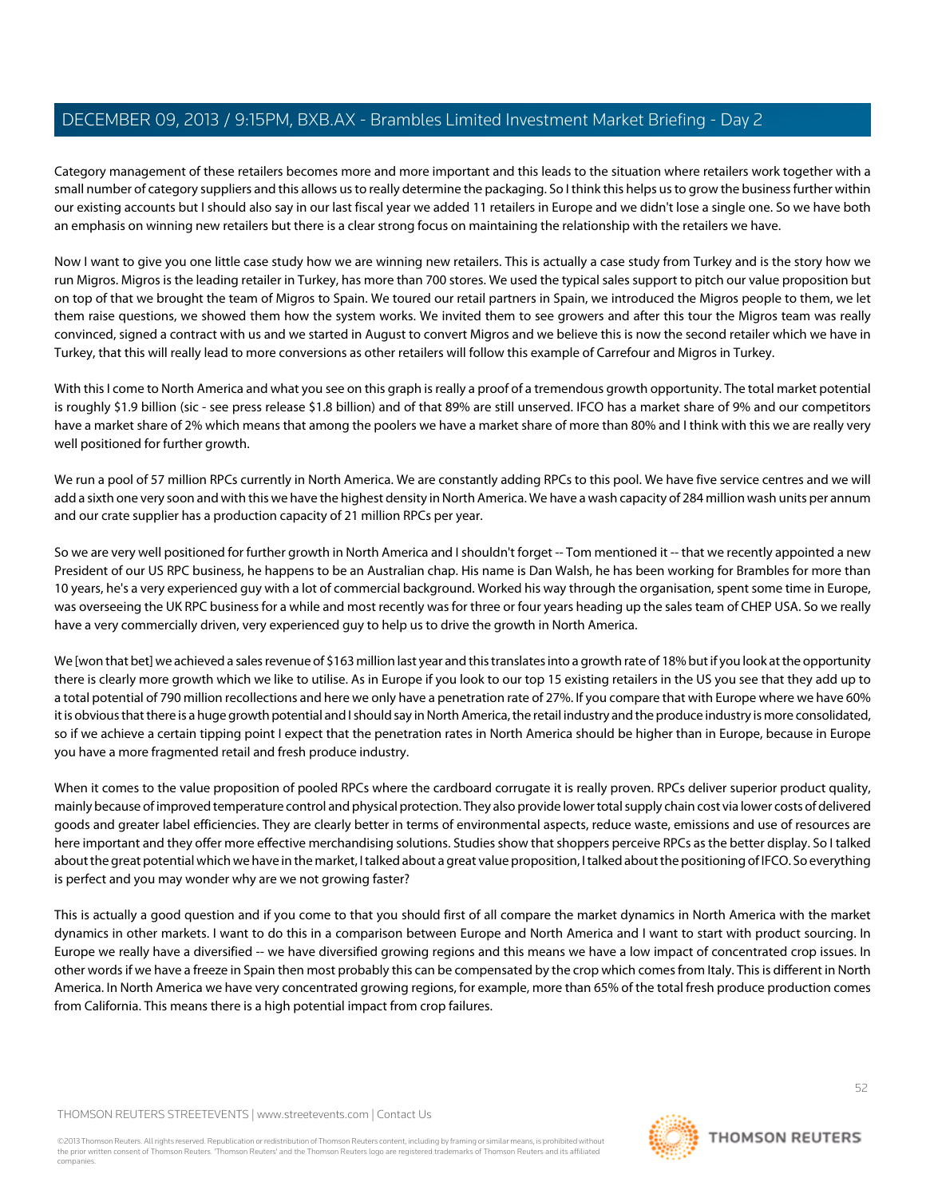Category management of these retailers becomes more and more important and this leads to the situation where retailers work together with a small number of category suppliers and this allows us to really determine the packaging. So I think this helps us to grow the business further within our existing accounts but I should also say in our last fiscal year we added 11 retailers in Europe and we didn't lose a single one. So we have both an emphasis on winning new retailers but there is a clear strong focus on maintaining the relationship with the retailers we have.

Now I want to give you one little case study how we are winning new retailers. This is actually a case study from Turkey and is the story how we run Migros. Migros is the leading retailer in Turkey, has more than 700 stores. We used the typical sales support to pitch our value proposition but on top of that we brought the team of Migros to Spain. We toured our retail partners in Spain, we introduced the Migros people to them, we let them raise questions, we showed them how the system works. We invited them to see growers and after this tour the Migros team was really convinced, signed a contract with us and we started in August to convert Migros and we believe this is now the second retailer which we have in Turkey, that this will really lead to more conversions as other retailers will follow this example of Carrefour and Migros in Turkey.

With this I come to North America and what you see on this graph is really a proof of a tremendous growth opportunity. The total market potential is roughly $1.9 billion (sic - see press release $1.8 billion) and of that 89% are still unserved. IFCO has a market share of 9% and our competitors have a market share of 2% which means that among the poolers we have a market share of more than 80% and I think with this we are really very well positioned for further growth.

We run a pool of 57 million RPCs currently in North America. We are constantly adding RPCs to this pool. We have five service centres and we will add a sixth one very soon and with this we have the highest density in North America. We have a wash capacity of 284 million wash units per annum and our crate supplier has a production capacity of 21 million RPCs per year.

So we are very well positioned for further growth in North America and I shouldn't forget -- Tom mentioned it -- that we recently appointed a new President of our US RPC business, he happens to be an Australian chap. His name is Dan Walsh, he has been working for Brambles for more than 10 years, he's a very experienced guy with a lot of commercial background. Worked his way through the organisation, spent some time in Europe, was overseeing the UK RPC business for a while and most recently was for three or four years heading up the sales team of CHEP USA. So we really have a very commercially driven, very experienced guy to help us to drive the growth in North America.

We [won that bet] we achieved a sales revenue of $163 million last year and this translates into a growth rate of 18% but if you look at the opportunity there is clearly more growth which we like to utilise. As in Europe if you look to our top 15 existing retailers in the US you see that they add up to a total potential of 790 million recollections and here we only have a penetration rate of 27%. If you compare that with Europe where we have 60% it is obvious that there is a huge growth potential and I should say in North America, the retail industry and the produce industry is more consolidated, so if we achieve a certain tipping point I expect that the penetration rates in North America should be higher than in Europe, because in Europe you have a more fragmented retail and fresh produce industry.

When it comes to the value proposition of pooled RPCs where the cardboard corrugate it is really proven. RPCs deliver superior product quality, mainly because of improved temperature control and physical protection. They also provide lower total supply chain cost via lower costs of delivered goods and greater label efficiencies. They are clearly better in terms of environmental aspects, reduce waste, emissions and use of resources are here important and they offer more effective merchandising solutions. Studies show that shoppers perceive RPCs as the better display. So I talked about the great potential which we have in the market, I talked about a great value proposition, I talked about the positioning of IFCO. So everything is perfect and you may wonder why are we not growing faster?

This is actually a good question and if you come to that you should first of all compare the market dynamics in North America with the market dynamics in other markets. I want to do this in a comparison between Europe and North America and I want to start with product sourcing. In Europe we really have a diversified -- we have diversified growing regions and this means we have a low impact of concentrated crop issues. In other words if we have a freeze in Spain then most probably this can be compensated by the crop which comes from Italy. This is different in North America. In North America we have very concentrated growing regions, for example, more than 65% of the total fresh produce production comes from California. This means there is a high potential impact from crop failures.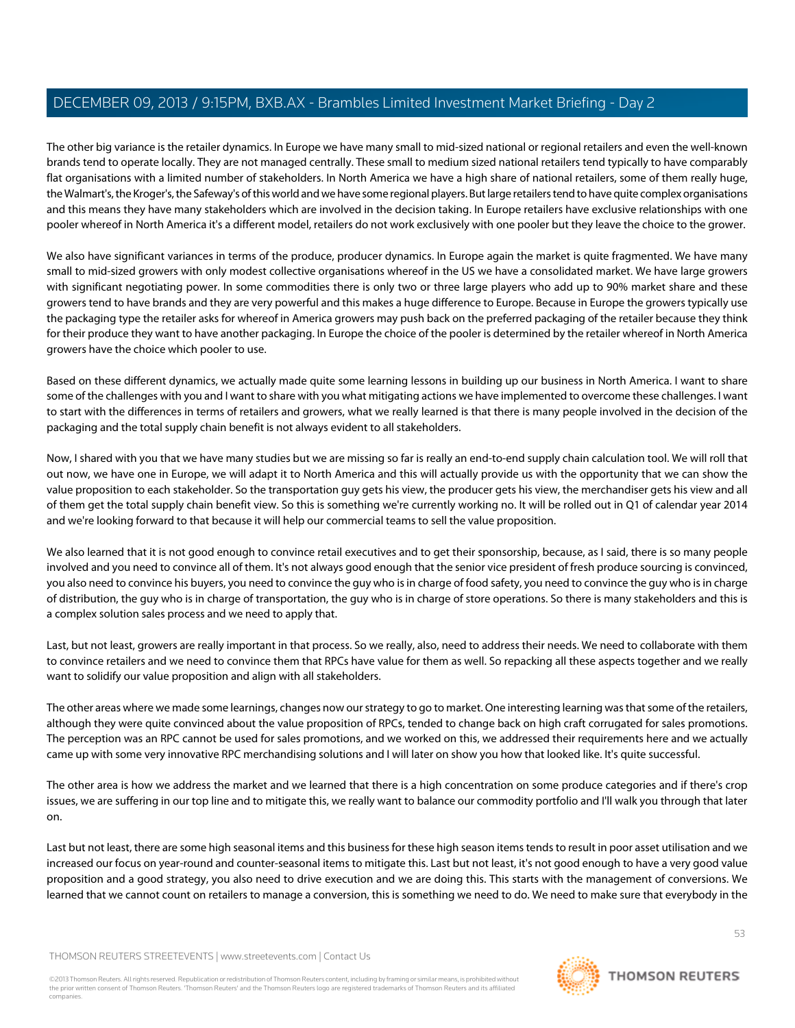The other big variance is the retailer dynamics. In Europe we have many small to mid-sized national or regional retailers and even the well-known brands tend to operate locally. They are not managed centrally. These small to medium sized national retailers tend typically to have comparably flat organisations with a limited number of stakeholders. In North America we have a high share of national retailers, some of them really huge, the Walmart's, the Kroger's, the Safeway's of this world and we have some regional players. But large retailers tend to have quite complex organisations and this means they have many stakeholders which are involved in the decision taking. In Europe retailers have exclusive relationships with one pooler whereof in North America it's a different model, retailers do not work exclusively with one pooler but they leave the choice to the grower.

We also have significant variances in terms of the produce, producer dynamics. In Europe again the market is quite fragmented. We have many small to mid-sized growers with only modest collective organisations whereof in the US we have a consolidated market. We have large growers with significant negotiating power. In some commodities there is only two or three large players who add up to 90% market share and these growers tend to have brands and they are very powerful and this makes a huge difference to Europe. Because in Europe the growers typically use the packaging type the retailer asks for whereof in America growers may push back on the preferred packaging of the retailer because they think for their produce they want to have another packaging. In Europe the choice of the pooler is determined by the retailer whereof in North America growers have the choice which pooler to use.

Based on these different dynamics, we actually made quite some learning lessons in building up our business in North America. I want to share some of the challenges with you and I want to share with you what mitigating actions we have implemented to overcome these challenges. I want to start with the differences in terms of retailers and growers, what we really learned is that there is many people involved in the decision of the packaging and the total supply chain benefit is not always evident to all stakeholders.

Now, I shared with you that we have many studies but we are missing so far is really an end-to-end supply chain calculation tool. We will roll that out now, we have one in Europe, we will adapt it to North America and this will actually provide us with the opportunity that we can show the value proposition to each stakeholder. So the transportation guy gets his view, the producer gets his view, the merchandiser gets his view and all of them get the total supply chain benefit view. So this is something we're currently working no. It will be rolled out in Q1 of calendar year 2014 and we're looking forward to that because it will help our commercial teams to sell the value proposition.

We also learned that it is not good enough to convince retail executives and to get their sponsorship, because, as I said, there is so many people involved and you need to convince all of them. It's not always good enough that the senior vice president of fresh produce sourcing is convinced, you also need to convince his buyers, you need to convince the guy who is in charge of food safety, you need to convince the guy who is in charge of distribution, the guy who is in charge of transportation, the guy who is in charge of store operations. So there is many stakeholders and this is a complex solution sales process and we need to apply that.

Last, but not least, growers are really important in that process. So we really, also, need to address their needs. We need to collaborate with them to convince retailers and we need to convince them that RPCs have value for them as well. So repacking all these aspects together and we really want to solidify our value proposition and align with all stakeholders.

The other areas where we made some learnings, changes now our strategy to go to market. One interesting learning was that some of the retailers, although they were quite convinced about the value proposition of RPCs, tended to change back on high craft corrugated for sales promotions. The perception was an RPC cannot be used for sales promotions, and we worked on this, we addressed their requirements here and we actually came up with some very innovative RPC merchandising solutions and I will later on show you how that looked like. It's quite successful.

The other area is how we address the market and we learned that there is a high concentration on some produce categories and if there's crop issues, we are suffering in our top line and to mitigate this, we really want to balance our commodity portfolio and I'll walk you through that later on.

Last but not least, there are some high seasonal items and this business for these high season items tends to result in poor asset utilisation and we increased our focus on year-round and counter-seasonal items to mitigate this. Last but not least, it's not good enough to have a very good value proposition and a good strategy, you also need to drive execution and we are doing this. This starts with the management of conversions. We learned that we cannot count on retailers to manage a conversion, this is something we need to do. We need to make sure that everybody in the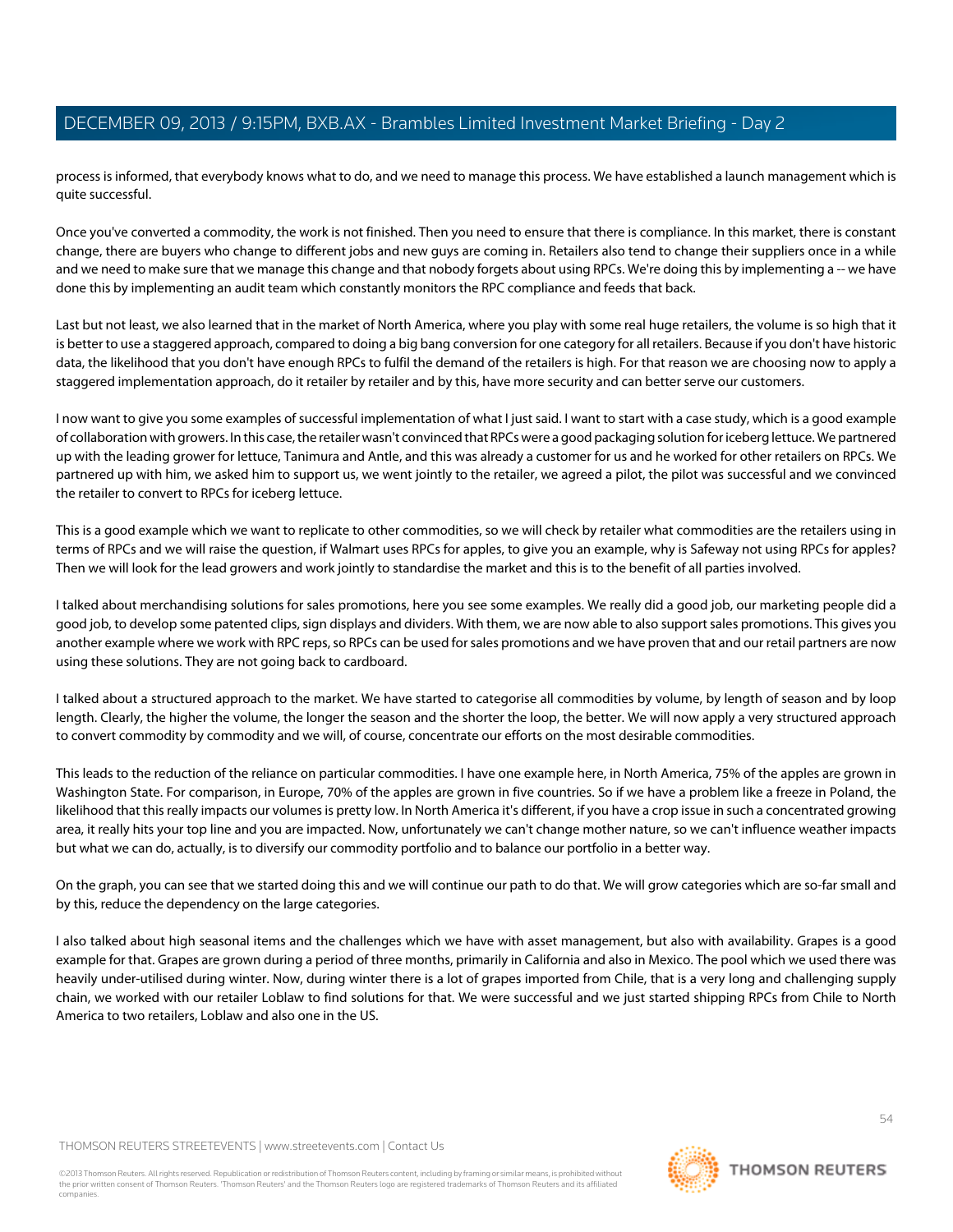process is informed, that everybody knows what to do, and we need to manage this process. We have established a launch management which is quite successful.

Once you've converted a commodity, the work is not finished. Then you need to ensure that there is compliance. In this market, there is constant change, there are buyers who change to different jobs and new guys are coming in. Retailers also tend to change their suppliers once in a while and we need to make sure that we manage this change and that nobody forgets about using RPCs. We're doing this by implementing a -- we have done this by implementing an audit team which constantly monitors the RPC compliance and feeds that back.

Last but not least, we also learned that in the market of North America, where you play with some real huge retailers, the volume is so high that it is better to use a staggered approach, compared to doing a big bang conversion for one category for all retailers. Because if you don't have historic data, the likelihood that you don't have enough RPCs to fulfil the demand of the retailers is high. For that reason we are choosing now to apply a staggered implementation approach, do it retailer by retailer and by this, have more security and can better serve our customers.

I now want to give you some examples of successful implementation of what I just said. I want to start with a case study, which is a good example of collaboration with growers. In this case, the retailer wasn't convinced that RPCs were a good packaging solution for iceberg lettuce. We partnered up with the leading grower for lettuce, Tanimura and Antle, and this was already a customer for us and he worked for other retailers on RPCs. We partnered up with him, we asked him to support us, we went jointly to the retailer, we agreed a pilot, the pilot was successful and we convinced the retailer to convert to RPCs for iceberg lettuce.

This is a good example which we want to replicate to other commodities, so we will check by retailer what commodities are the retailers using in terms of RPCs and we will raise the question, if Walmart uses RPCs for apples, to give you an example, why is Safeway not using RPCs for apples? Then we will look for the lead growers and work jointly to standardise the market and this is to the benefit of all parties involved.

I talked about merchandising solutions for sales promotions, here you see some examples. We really did a good job, our marketing people did a good job, to develop some patented clips, sign displays and dividers. With them, we are now able to also support sales promotions. This gives you another example where we work with RPC reps, so RPCs can be used for sales promotions and we have proven that and our retail partners are now using these solutions. They are not going back to cardboard.

I talked about a structured approach to the market. We have started to categorise all commodities by volume, by length of season and by loop length. Clearly, the higher the volume, the longer the season and the shorter the loop, the better. We will now apply a very structured approach to convert commodity by commodity and we will, of course, concentrate our efforts on the most desirable commodities.

This leads to the reduction of the reliance on particular commodities. I have one example here, in North America, 75% of the apples are grown in Washington State. For comparison, in Europe, 70% of the apples are grown in five countries. So if we have a problem like a freeze in Poland, the likelihood that this really impacts our volumes is pretty low. In North America it's different, if you have a crop issue in such a concentrated growing area, it really hits your top line and you are impacted. Now, unfortunately we can't change mother nature, so we can't influence weather impacts but what we can do, actually, is to diversify our commodity portfolio and to balance our portfolio in a better way.

On the graph, you can see that we started doing this and we will continue our path to do that. We will grow categories which are so-far small and by this, reduce the dependency on the large categories.

I also talked about high seasonal items and the challenges which we have with asset management, but also with availability. Grapes is a good example for that. Grapes are grown during a period of three months, primarily in California and also in Mexico. The pool which we used there was heavily under-utilised during winter. Now, during winter there is a lot of grapes imported from Chile, that is a very long and challenging supply chain, we worked with our retailer Loblaw to find solutions for that. We were successful and we just started shipping RPCs from Chile to North America to two retailers, Loblaw and also one in the US.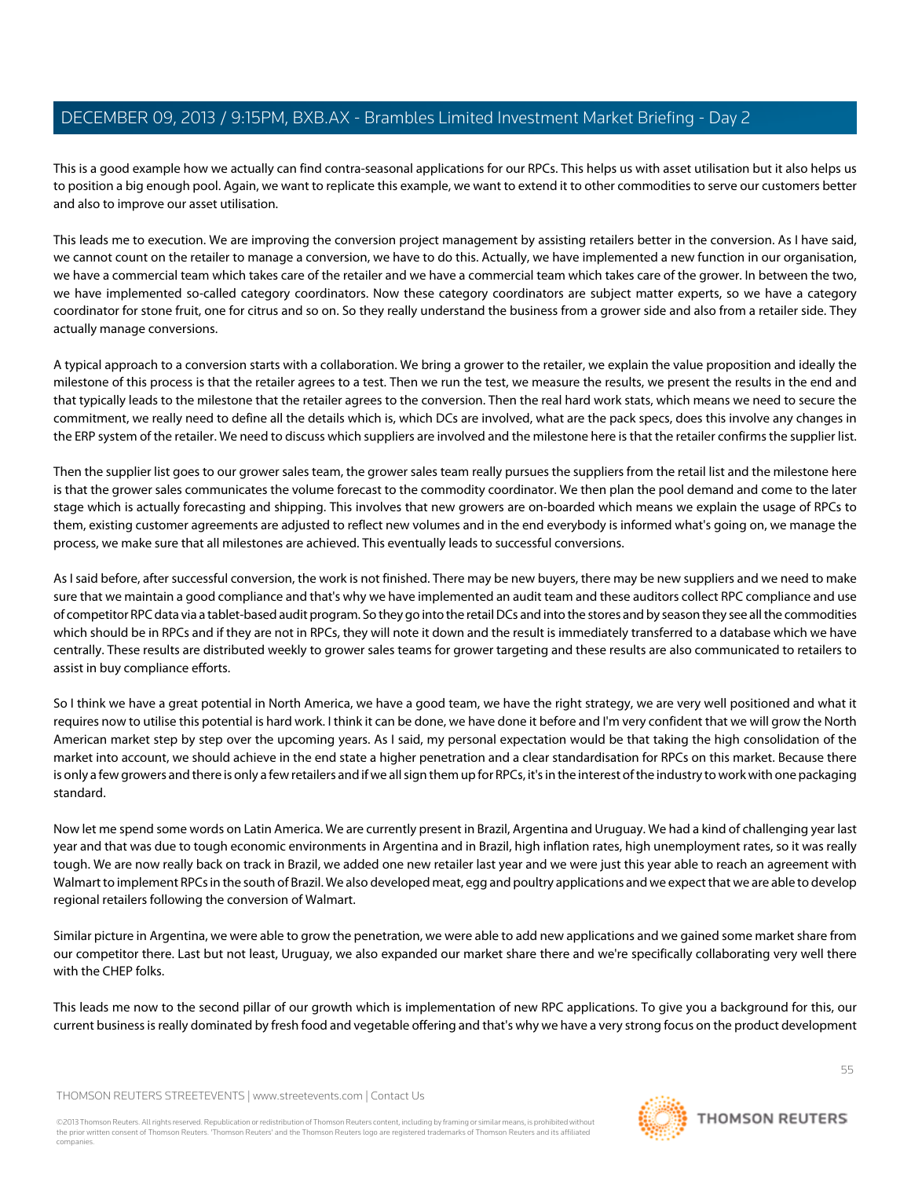This is a good example how we actually can find contra-seasonal applications for our RPCs. This helps us with asset utilisation but it also helps us to position a big enough pool. Again, we want to replicate this example, we want to extend it to other commodities to serve our customers better and also to improve our asset utilisation.

This leads me to execution. We are improving the conversion project management by assisting retailers better in the conversion. As I have said, we cannot count on the retailer to manage a conversion, we have to do this. Actually, we have implemented a new function in our organisation, we have a commercial team which takes care of the retailer and we have a commercial team which takes care of the grower. In between the two, we have implemented so-called category coordinators. Now these category coordinators are subject matter experts, so we have a category coordinator for stone fruit, one for citrus and so on. So they really understand the business from a grower side and also from a retailer side. They actually manage conversions.

A typical approach to a conversion starts with a collaboration. We bring a grower to the retailer, we explain the value proposition and ideally the milestone of this process is that the retailer agrees to a test. Then we run the test, we measure the results, we present the results in the end and that typically leads to the milestone that the retailer agrees to the conversion. Then the real hard work stats, which means we need to secure the commitment, we really need to define all the details which is, which DCs are involved, what are the pack specs, does this involve any changes in the ERP system of the retailer. We need to discuss which suppliers are involved and the milestone here is that the retailer confirms the supplier list.

Then the supplier list goes to our grower sales team, the grower sales team really pursues the suppliers from the retail list and the milestone here is that the grower sales communicates the volume forecast to the commodity coordinator. We then plan the pool demand and come to the later stage which is actually forecasting and shipping. This involves that new growers are on-boarded which means we explain the usage of RPCs to them, existing customer agreements are adjusted to reflect new volumes and in the end everybody is informed what's going on, we manage the process, we make sure that all milestones are achieved. This eventually leads to successful conversions.

As I said before, after successful conversion, the work is not finished. There may be new buyers, there may be new suppliers and we need to make sure that we maintain a good compliance and that's why we have implemented an audit team and these auditors collect RPC compliance and use of competitor RPC data via a tablet-based audit program. So they go into the retail DCs and into the stores and by season they see all the commodities which should be in RPCs and if they are not in RPCs, they will note it down and the result is immediately transferred to a database which we have centrally. These results are distributed weekly to grower sales teams for grower targeting and these results are also communicated to retailers to assist in buy compliance efforts.

So I think we have a great potential in North America, we have a good team, we have the right strategy, we are very well positioned and what it requires now to utilise this potential is hard work. I think it can be done, we have done it before and I'm very confident that we will grow the North American market step by step over the upcoming years. As I said, my personal expectation would be that taking the high consolidation of the market into account, we should achieve in the end state a higher penetration and a clear standardisation for RPCs on this market. Because there is only a few growers and there is only a few retailers and if we all sign them up for RPCs, it's in the interest of the industry to work with one packaging standard.

Now let me spend some words on Latin America. We are currently present in Brazil, Argentina and Uruguay. We had a kind of challenging year last year and that was due to tough economic environments in Argentina and in Brazil, high inflation rates, high unemployment rates, so it was really tough. We are now really back on track in Brazil, we added one new retailer last year and we were just this year able to reach an agreement with Walmart to implement RPCs in the south of Brazil. We also developed meat, egg and poultry applications and we expect that we are able to develop regional retailers following the conversion of Walmart.

Similar picture in Argentina, we were able to grow the penetration, we were able to add new applications and we gained some market share from our competitor there. Last but not least, Uruguay, we also expanded our market share there and we're specifically collaborating very well there with the CHEP folks.

This leads me now to the second pillar of our growth which is implementation of new RPC applications. To give you a background for this, our current business is really dominated by fresh food and vegetable offering and that's why we have a very strong focus on the product development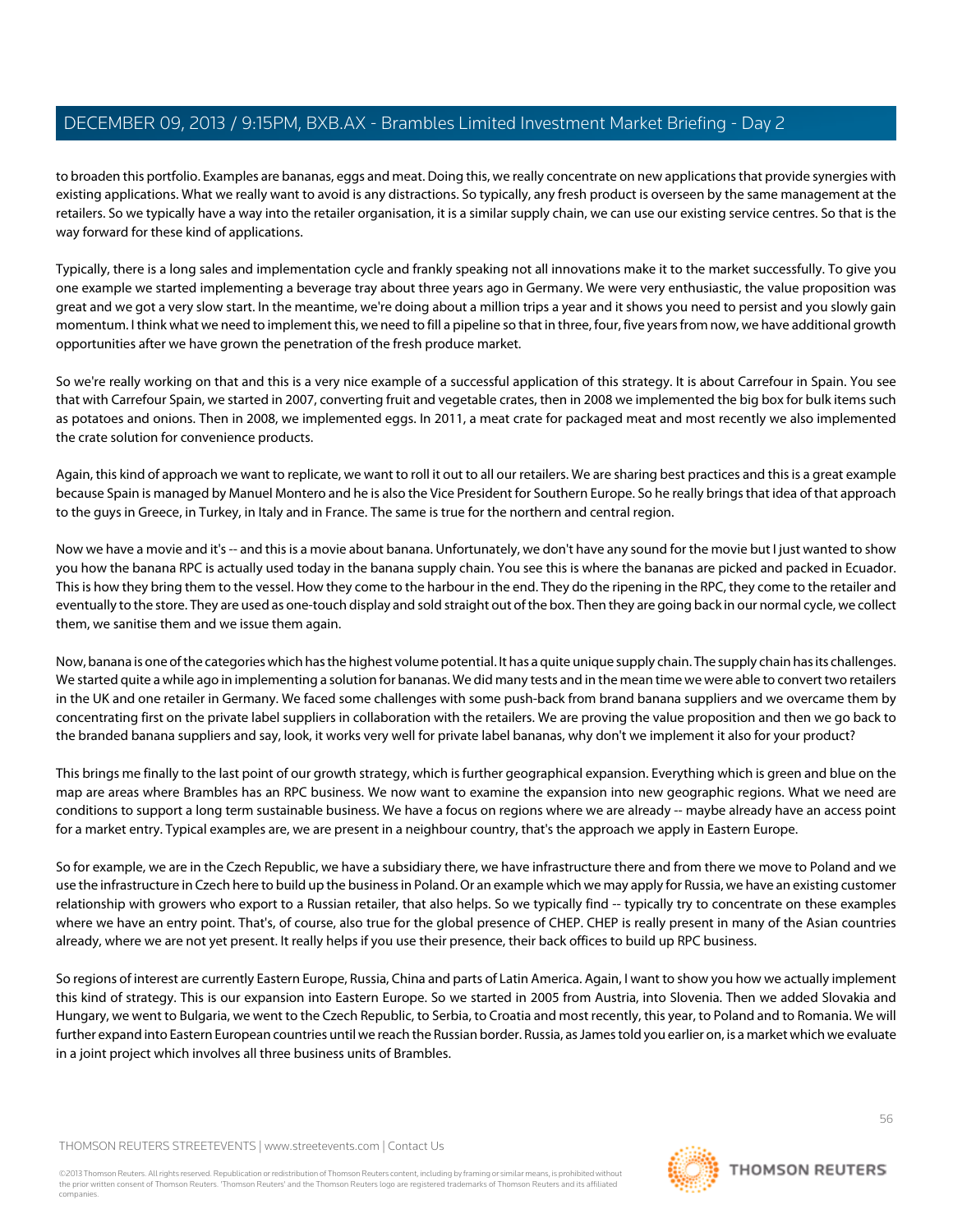to broaden this portfolio. Examples are bananas, eggs and meat. Doing this, we really concentrate on new applications that provide synergies with existing applications. What we really want to avoid is any distractions. So typically, any fresh product is overseen by the same management at the retailers. So we typically have a way into the retailer organisation, it is a similar supply chain, we can use our existing service centres. So that is the way forward for these kind of applications.

Typically, there is a long sales and implementation cycle and frankly speaking not all innovations make it to the market successfully. To give you one example we started implementing a beverage tray about three years ago in Germany. We were very enthusiastic, the value proposition was great and we got a very slow start. In the meantime, we're doing about a million trips a year and it shows you need to persist and you slowly gain momentum. I think what we need to implement this, we need to fill a pipeline so that in three, four, five years from now, we have additional growth opportunities after we have grown the penetration of the fresh produce market.

So we're really working on that and this is a very nice example of a successful application of this strategy. It is about Carrefour in Spain. You see that with Carrefour Spain, we started in 2007, converting fruit and vegetable crates, then in 2008 we implemented the big box for bulk items such as potatoes and onions. Then in 2008, we implemented eggs. In 2011, a meat crate for packaged meat and most recently we also implemented the crate solution for convenience products.

Again, this kind of approach we want to replicate, we want to roll it out to all our retailers. We are sharing best practices and this is a great example because Spain is managed by Manuel Montero and he is also the Vice President for Southern Europe. So he really brings that idea of that approach to the guys in Greece, in Turkey, in Italy and in France. The same is true for the northern and central region.

Now we have a movie and it's -- and this is a movie about banana. Unfortunately, we don't have any sound for the movie but I just wanted to show you how the banana RPC is actually used today in the banana supply chain. You see this is where the bananas are picked and packed in Ecuador. This is how they bring them to the vessel. How they come to the harbour in the end. They do the ripening in the RPC, they come to the retailer and eventually to the store. They are used as one-touch display and sold straight out of the box. Then they are going back in our normal cycle, we collect them, we sanitise them and we issue them again.

Now, banana is one of the categories which has the highest volume potential. It has a quite unique supply chain. The supply chain has its challenges. We started quite a while ago in implementing a solution for bananas. We did many tests and in the mean time we were able to convert two retailers in the UK and one retailer in Germany. We faced some challenges with some push-back from brand banana suppliers and we overcame them by concentrating first on the private label suppliers in collaboration with the retailers. We are proving the value proposition and then we go back to the branded banana suppliers and say, look, it works very well for private label bananas, why don't we implement it also for your product?

This brings me finally to the last point of our growth strategy, which is further geographical expansion. Everything which is green and blue on the map are areas where Brambles has an RPC business. We now want to examine the expansion into new geographic regions. What we need are conditions to support a long term sustainable business. We have a focus on regions where we are already -- maybe already have an access point for a market entry. Typical examples are, we are present in a neighbour country, that's the approach we apply in Eastern Europe.

So for example, we are in the Czech Republic, we have a subsidiary there, we have infrastructure there and from there we move to Poland and we use the infrastructure in Czech here to build up the business in Poland. Or an example which we may apply for Russia, we have an existing customer relationship with growers who export to a Russian retailer, that also helps. So we typically find -- typically try to concentrate on these examples where we have an entry point. That's, of course, also true for the global presence of CHEP. CHEP is really present in many of the Asian countries already, where we are not yet present. It really helps if you use their presence, their back offices to build up RPC business.

So regions of interest are currently Eastern Europe, Russia, China and parts of Latin America. Again, I want to show you how we actually implement this kind of strategy. This is our expansion into Eastern Europe. So we started in 2005 from Austria, into Slovenia. Then we added Slovakia and Hungary, we went to Bulgaria, we went to the Czech Republic, to Serbia, to Croatia and most recently, this year, to Poland and to Romania. We will further expand into Eastern European countries until we reach the Russian border. Russia, as James told you earlier on, is a market which we evaluate in a joint project which involves all three business units of Brambles.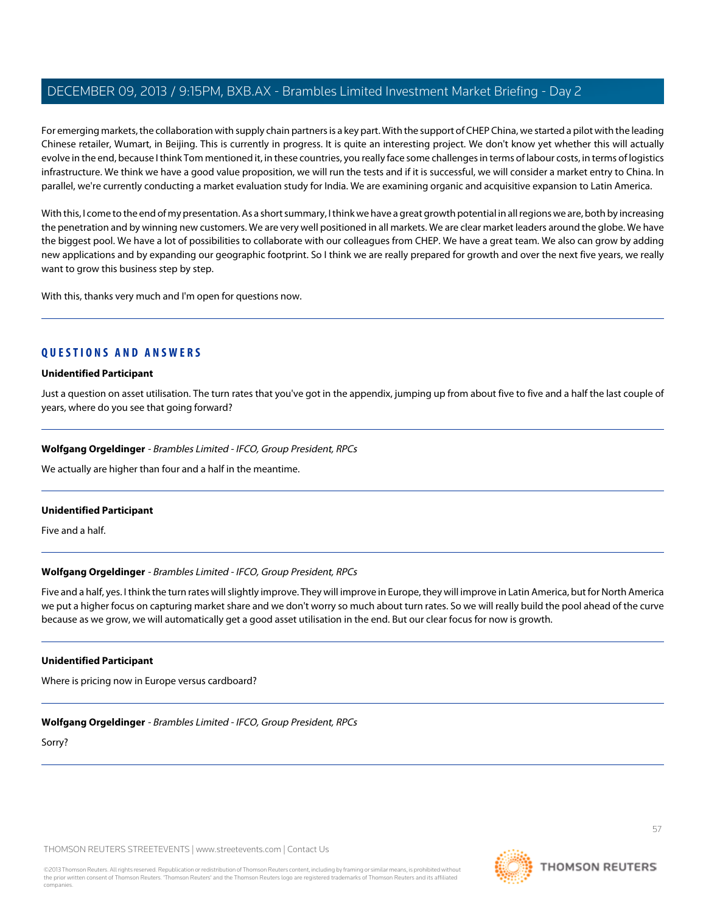For emerging markets, the collaboration with supply chain partners is a key part. With the support of CHEP China, we started a pilot with the leading Chinese retailer, Wumart, in Beijing. This is currently in progress. It is quite an interesting project. We don't know yet whether this will actually evolve in the end, because I think Tom mentioned it, in these countries, you really face some challenges in terms of labour costs, in terms of logistics infrastructure. We think we have a good value proposition, we will run the tests and if it is successful, we will consider a market entry to China. In parallel, we're currently conducting a market evaluation study for India. We are examining organic and acquisitive expansion to Latin America.

With this, I come to the end of my presentation. As a short summary, I think we have a great growth potential in all regions we are, both by increasing the penetration and by winning new customers. We are very well positioned in all markets. We are clear market leaders around the globe. We have the biggest pool. We have a lot of possibilities to collaborate with our colleagues from CHEP. We have a great team. We also can grow by adding new applications and by expanding our geographic footprint. So I think we are really prepared for growth and over the next five years, we really want to grow this business step by step.

With this, thanks very much and I'm open for questions now.

---

## QUESTIONS AND ANSWERS

**Unidentified Participant**

Just a question on asset utilisation. The turn rates that you've got in the appendix, jumping up from about five to five and a half the last couple of years, where do you see that going forward?

---

**Wolfgang Orgeldinger** - *Brambles Limited - IFCO, Group President, RPCs*

We actually are higher than four and a half in the meantime.

---

**Unidentified Participant**

Five and a half.

---

**Wolfgang Orgeldinger** - *Brambles Limited - IFCO, Group President, RPCs*

Five and a half, yes. I think the turn rates will slightly improve. They will improve in Europe, they will improve in Latin America, but for North America we put a higher focus on capturing market share and we don't worry so much about turn rates. So we will really build the pool ahead of the curve because as we grow, we will automatically get a good asset utilisation in the end. But our clear focus for now is growth.

---

**Unidentified Participant**

Where is pricing now in Europe versus cardboard?

---

**Wolfgang Orgeldinger** - *Brambles Limited - IFCO, Group President, RPCs*

Sorry?

---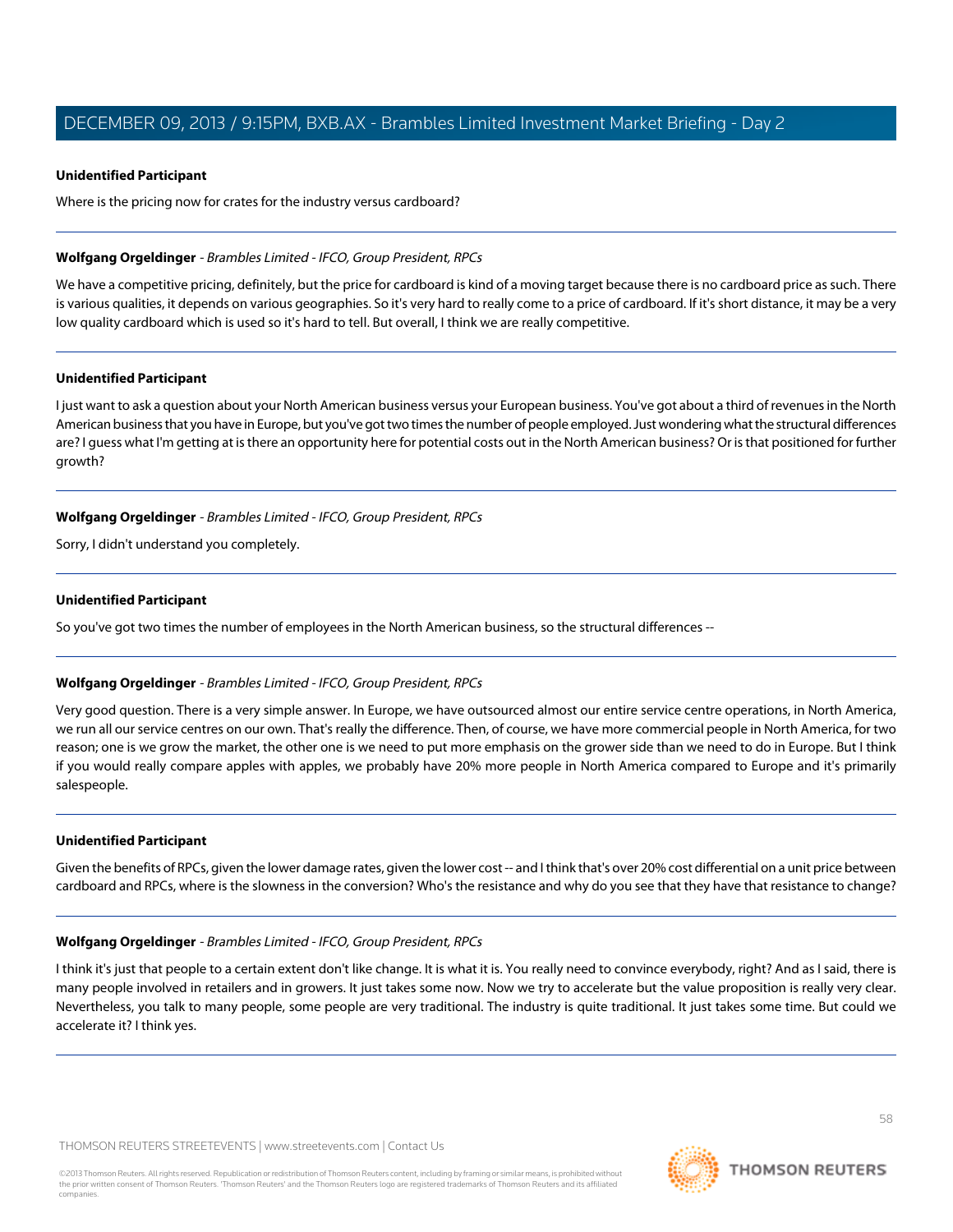**Unidentified Participant**

Where is the pricing now for crates for the industry versus cardboard?

---

**Wolfgang Orgeldinger** - *Brambles Limited - IFCO, Group President, RPCs*

We have a competitive pricing, definitely, but the price for cardboard is kind of a moving target because there is no cardboard price as such. There is various qualities, it depends on various geographies. So it's very hard to really come to a price of cardboard. If it's short distance, it may be a very low quality cardboard which is used so it's hard to tell. But overall, I think we are really competitive.

---

**Unidentified Participant**

I just want to ask a question about your North American business versus your European business. You've got about a third of revenues in the North American business that you have in Europe, but you've got two times the number of people employed. Just wondering what the structural differences are? I guess what I'm getting at is there an opportunity here for potential costs out in the North American business? Or is that positioned for further growth?

---

**Wolfgang Orgeldinger** - *Brambles Limited - IFCO, Group President, RPCs*

Sorry, I didn't understand you completely.

---

**Unidentified Participant**

So you've got two times the number of employees in the North American business, so the structural differences --

---

**Wolfgang Orgeldinger** - *Brambles Limited - IFCO, Group President, RPCs*

Very good question. There is a very simple answer. In Europe, we have outsourced almost our entire service centre operations, in North America, we run all our service centres on our own. That's really the difference. Then, of course, we have more commercial people in North America, for two reason; one is we grow the market, the other one is we need to put more emphasis on the grower side than we need to do in Europe. But I think if you would really compare apples with apples, we probably have 20% more people in North America compared to Europe and it's primarily salespeople.

---

**Unidentified Participant**

Given the benefits of RPCs, given the lower damage rates, given the lower cost -- and I think that's over 20% cost differential on a unit price between cardboard and RPCs, where is the slowness in the conversion? Who's the resistance and why do you see that they have that resistance to change?

---

**Wolfgang Orgeldinger** - *Brambles Limited - IFCO, Group President, RPCs*

I think it's just that people to a certain extent don't like change. It is what it is. You really need to convince everybody, right? And as I said, there is many people involved in retailers and in growers. It just takes some now. Now we try to accelerate but the value proposition is really very clear. Nevertheless, you talk to many people, some people are very traditional. The industry is quite traditional. It just takes some time. But could we accelerate it? I think yes.

---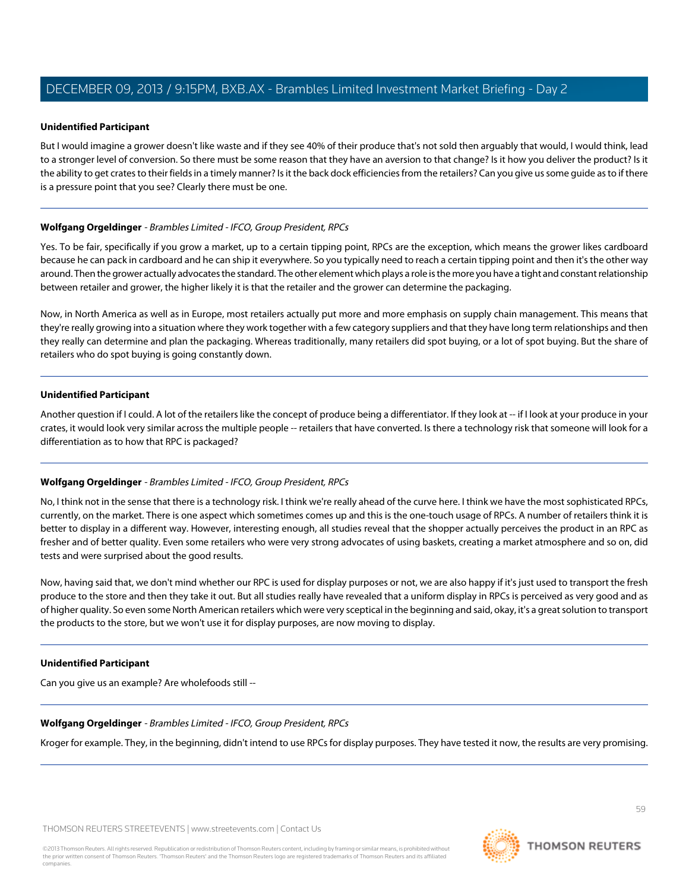**Unidentified Participant**

But I would imagine a grower doesn't like waste and if they see 40% of their produce that's not sold then arguably that would, I would think, lead to a stronger level of conversion. So there must be some reason that they have an aversion to that change? Is it how you deliver the product? Is it the ability to get crates to their fields in a timely manner? Is it the back dock efficiencies from the retailers? Can you give us some guide as to if there is a pressure point that you see? Clearly there must be one.

---

**Wolfgang Orgeldinger** - *Brambles Limited - IFCO, Group President, RPCs*

Yes. To be fair, specifically if you grow a market, up to a certain tipping point, RPCs are the exception, which means the grower likes cardboard because he can pack in cardboard and he can ship it everywhere. So you typically need to reach a certain tipping point and then it's the other way around. Then the grower actually advocates the standard. The other element which plays a role is the more you have a tight and constant relationship between retailer and grower, the higher likely it is that the retailer and the grower can determine the packaging.

Now, in North America as well as in Europe, most retailers actually put more and more emphasis on supply chain management. This means that they're really growing into a situation where they work together with a few category suppliers and that they have long term relationships and then they really can determine and plan the packaging. Whereas traditionally, many retailers did spot buying, or a lot of spot buying. But the share of retailers who do spot buying is going constantly down.

---

**Unidentified Participant**

Another question if I could. A lot of the retailers like the concept of produce being a differentiator. If they look at -- if I look at your produce in your crates, it would look very similar across the multiple people -- retailers that have converted. Is there a technology risk that someone will look for a differentiation as to how that RPC is packaged?

---

**Wolfgang Orgeldinger** - *Brambles Limited - IFCO, Group President, RPCs*

No, I think not in the sense that there is a technology risk. I think we're really ahead of the curve here. I think we have the most sophisticated RPCs, currently, on the market. There is one aspect which sometimes comes up and this is the one-touch usage of RPCs. A number of retailers think it is better to display in a different way. However, interesting enough, all studies reveal that the shopper actually perceives the product in an RPC as fresher and of better quality. Even some retailers who were very strong advocates of using baskets, creating a market atmosphere and so on, did tests and were surprised about the good results.

Now, having said that, we don't mind whether our RPC is used for display purposes or not, we are also happy if it's just used to transport the fresh produce to the store and then they take it out. But all studies really have revealed that a uniform display in RPCs is perceived as very good and as of higher quality. So even some North American retailers which were very sceptical in the beginning and said, okay, it's a great solution to transport the products to the store, but we won't use it for display purposes, are now moving to display.

---

**Unidentified Participant**

Can you give us an example? Are wholefoods still --

---

**Wolfgang Orgeldinger** - *Brambles Limited - IFCO, Group President, RPCs*

Kroger for example. They, in the beginning, didn't intend to use RPCs for display purposes. They have tested it now, the results are very promising.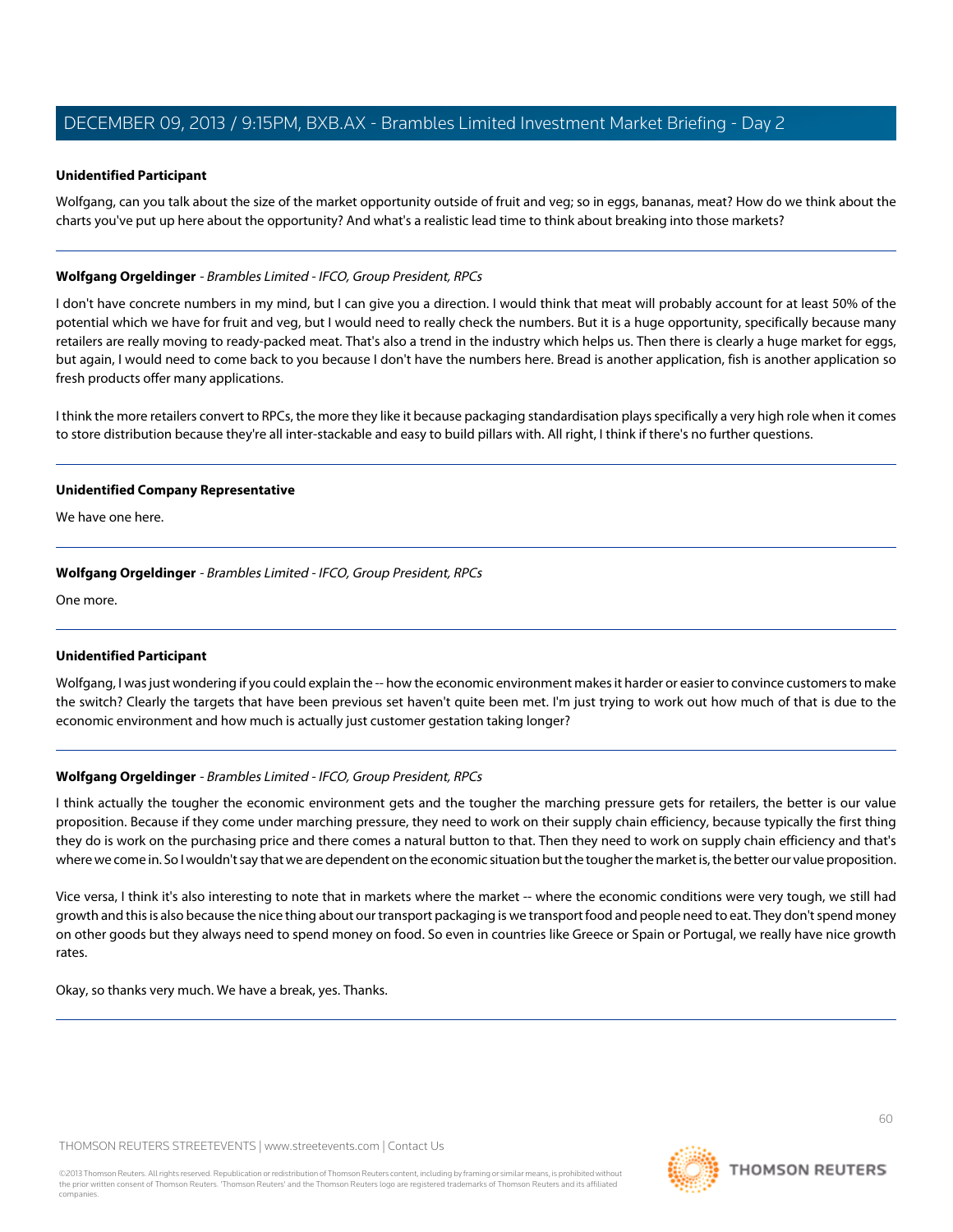**Unidentified Participant**

Wolfgang, can you talk about the size of the market opportunity outside of fruit and veg; so in eggs, bananas, meat? How do we think about the charts you've put up here about the opportunity? And what's a realistic lead time to think about breaking into those markets?

---

**Wolfgang Orgeldinger** - *Brambles Limited - IFCO, Group President, RPCs*

I don't have concrete numbers in my mind, but I can give you a direction. I would think that meat will probably account for at least 50% of the potential which we have for fruit and veg, but I would need to really check the numbers. But it is a huge opportunity, specifically because many retailers are really moving to ready-packed meat. That's also a trend in the industry which helps us. Then there is clearly a huge market for eggs, but again, I would need to come back to you because I don't have the numbers here. Bread is another application, fish is another application so fresh products offer many applications.

I think the more retailers convert to RPCs, the more they like it because packaging standardisation plays specifically a very high role when it comes to store distribution because they're all inter-stackable and easy to build pillars with. All right, I think if there's no further questions.

---

**Unidentified Company Representative**

We have one here.

---

**Wolfgang Orgeldinger** - *Brambles Limited - IFCO, Group President, RPCs*

One more.

---

**Unidentified Participant**

Wolfgang, I was just wondering if you could explain the -- how the economic environment makes it harder or easier to convince customers to make the switch? Clearly the targets that have been previous set haven't quite been met. I'm just trying to work out how much of that is due to the economic environment and how much is actually just customer gestation taking longer?

---

**Wolfgang Orgeldinger** - *Brambles Limited - IFCO, Group President, RPCs*

I think actually the tougher the economic environment gets and the tougher the marching pressure gets for retailers, the better is our value proposition. Because if they come under marching pressure, they need to work on their supply chain efficiency, because typically the first thing they do is work on the purchasing price and there comes a natural button to that. Then they need to work on supply chain efficiency and that's where we come in. So I wouldn't say that we are dependent on the economic situation but the tougher the market is, the better our value proposition.

Vice versa, I think it's also interesting to note that in markets where the market -- where the economic conditions were very tough, we still had growth and this is also because the nice thing about our transport packaging is we transport food and people need to eat. They don't spend money on other goods but they always need to spend money on food. So even in countries like Greece or Spain or Portugal, we really have nice growth rates.

Okay, so thanks very much. We have a break, yes. Thanks.

---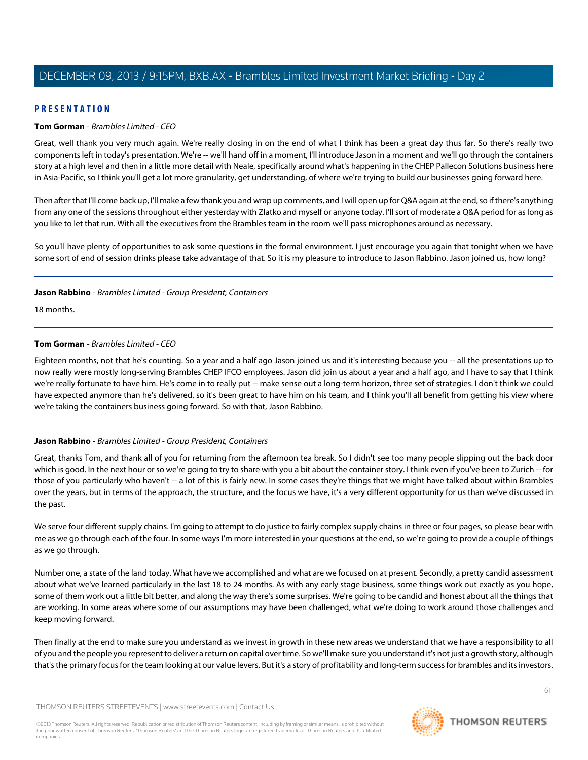## PRESENTATION

**Tom Gorman** - *Brambles Limited - CEO*

Great, well thank you very much again. We're really closing in on the end of what I think has been a great day thus far. So there's really two components left in today's presentation. We're -- we'll hand off in a moment, I'll introduce Jason in a moment and we'll go through the containers story at a high level and then in a little more detail with Neale, specifically around what's happening in the CHEP Pallecon Solutions business here in Asia-Pacific, so I think you'll get a lot more granularity, get understanding, of where we're trying to build our businesses going forward here.

Then after that I'll come back up, I'll make a few thank you and wrap up comments, and I will open up for Q&A again at the end, so if there's anything from any one of the sessions throughout either yesterday with Zlatko and myself or anyone today. I'll sort of moderate a Q&A period for as long as you like to let that run. With all the executives from the Brambles team in the room we'll pass microphones around as necessary.

So you'll have plenty of opportunities to ask some questions in the formal environment. I just encourage you again that tonight when we have some sort of end of session drinks please take advantage of that. So it is my pleasure to introduce to Jason Rabbino. Jason joined us, how long?

---

**Jason Rabbino** - *Brambles Limited - Group President, Containers*

18 months.

---

**Tom Gorman** - *Brambles Limited - CEO*

Eighteen months, not that he's counting. So a year and a half ago Jason joined us and it's interesting because you -- all the presentations up to now really were mostly long-serving Brambles CHEP IFCO employees. Jason did join us about a year and a half ago, and I have to say that I think we're really fortunate to have him. He's come in to really put -- make sense out a long-term horizon, three set of strategies. I don't think we could have expected anymore than he's delivered, so it's been great to have him on his team, and I think you'll all benefit from getting his view where we're taking the containers business going forward. So with that, Jason Rabbino.

---

**Jason Rabbino** - *Brambles Limited - Group President, Containers*

Great, thanks Tom, and thank all of you for returning from the afternoon tea break. So I didn't see too many people slipping out the back door which is good. In the next hour or so we're going to try to share with you a bit about the container story. I think even if you've been to Zurich -- for those of you particularly who haven't -- a lot of this is fairly new. In some cases they're things that we might have talked about within Brambles over the years, but in terms of the approach, the structure, and the focus we have, it's a very different opportunity for us than we've discussed in the past.

We serve four different supply chains. I'm going to attempt to do justice to fairly complex supply chains in three or four pages, so please bear with me as we go through each of the four. In some ways I'm more interested in your questions at the end, so we're going to provide a couple of things as we go through.

Number one, a state of the land today. What have we accomplished and what are we focused on at present. Secondly, a pretty candid assessment about what we've learned particularly in the last 18 to 24 months. As with any early stage business, some things work out exactly as you hope, some of them work out a little bit better, and along the way there's some surprises. We're going to be candid and honest about all the things that are working. In some areas where some of our assumptions may have been challenged, what we're doing to work around those challenges and keep moving forward.

Then finally at the end to make sure you understand as we invest in growth in these new areas we understand that we have a responsibility to all of you and the people you represent to deliver a return on capital over time. So we'll make sure you understand it's not just a growth story, although that's the primary focus for the team looking at our value levers. But it's a story of profitability and long-term success for brambles and its investors.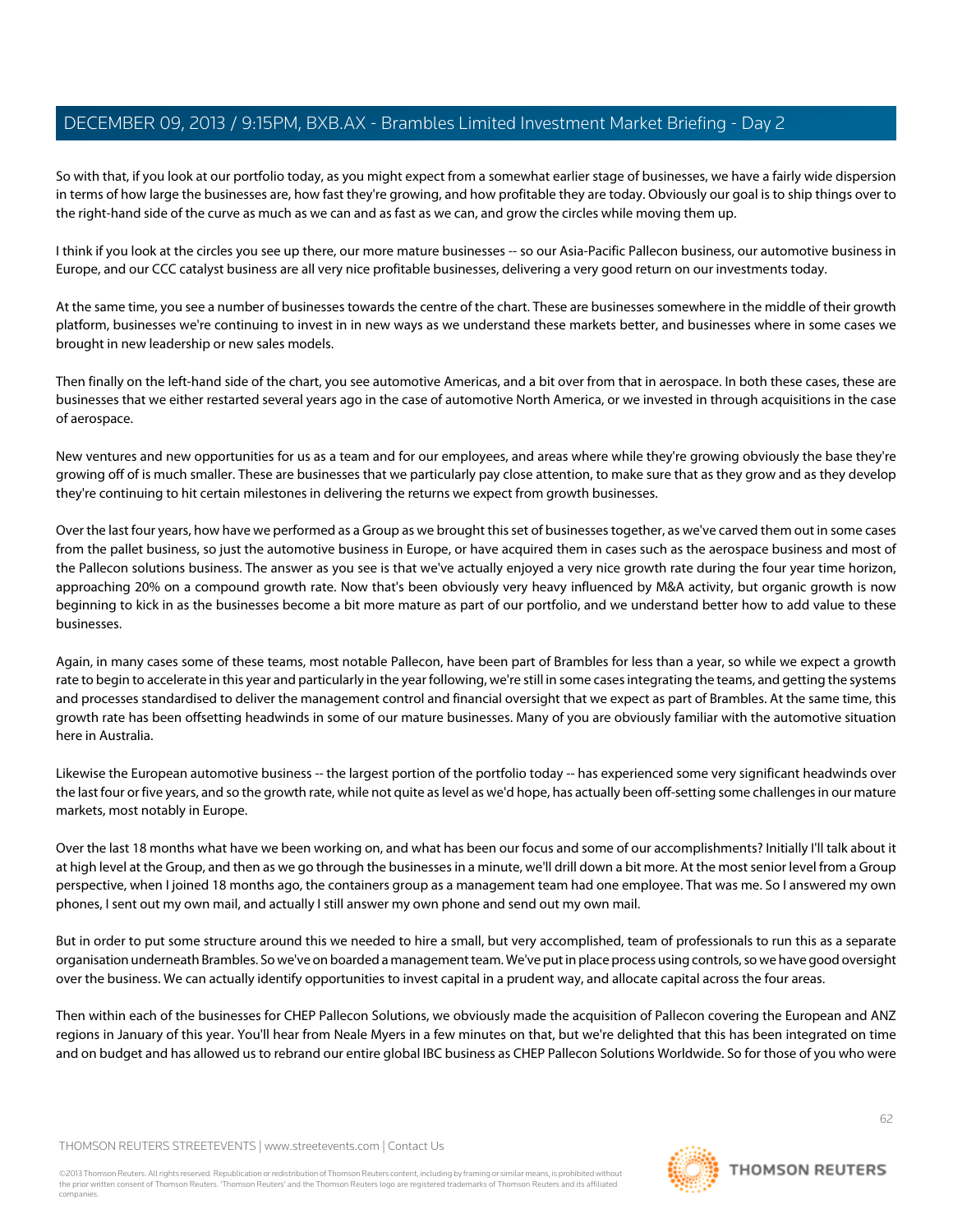So with that, if you look at our portfolio today, as you might expect from a somewhat earlier stage of businesses, we have a fairly wide dispersion in terms of how large the businesses are, how fast they're growing, and how profitable they are today. Obviously our goal is to ship things over to the right-hand side of the curve as much as we can and as fast as we can, and grow the circles while moving them up.

I think if you look at the circles you see up there, our more mature businesses -- so our Asia-Pacific Pallecon business, our automotive business in Europe, and our CCC catalyst business are all very nice profitable businesses, delivering a very good return on our investments today.

At the same time, you see a number of businesses towards the centre of the chart. These are businesses somewhere in the middle of their growth platform, businesses we're continuing to invest in in new ways as we understand these markets better, and businesses where in some cases we brought in new leadership or new sales models.

Then finally on the left-hand side of the chart, you see automotive Americas, and a bit over from that in aerospace. In both these cases, these are businesses that we either restarted several years ago in the case of automotive North America, or we invested in through acquisitions in the case of aerospace.

New ventures and new opportunities for us as a team and for our employees, and areas where while they're growing obviously the base they're growing off of is much smaller. These are businesses that we particularly pay close attention, to make sure that as they grow and as they develop they're continuing to hit certain milestones in delivering the returns we expect from growth businesses.

Over the last four years, how have we performed as a Group as we brought this set of businesses together, as we've carved them out in some cases from the pallet business, so just the automotive business in Europe, or have acquired them in cases such as the aerospace business and most of the Pallecon solutions business. The answer as you see is that we've actually enjoyed a very nice growth rate during the four year time horizon, approaching 20% on a compound growth rate. Now that's been obviously very heavy influenced by M&A activity, but organic growth is now beginning to kick in as the businesses become a bit more mature as part of our portfolio, and we understand better how to add value to these businesses.

Again, in many cases some of these teams, most notable Pallecon, have been part of Brambles for less than a year, so while we expect a growth rate to begin to accelerate in this year and particularly in the year following, we're still in some cases integrating the teams, and getting the systems and processes standardised to deliver the management control and financial oversight that we expect as part of Brambles. At the same time, this growth rate has been offsetting headwinds in some of our mature businesses. Many of you are obviously familiar with the automotive situation here in Australia.

Likewise the European automotive business -- the largest portion of the portfolio today -- has experienced some very significant headwinds over the last four or five years, and so the growth rate, while not quite as level as we'd hope, has actually been off-setting some challenges in our mature markets, most notably in Europe.

Over the last 18 months what have we been working on, and what has been our focus and some of our accomplishments? Initially I'll talk about it at high level at the Group, and then as we go through the businesses in a minute, we'll drill down a bit more. At the most senior level from a Group perspective, when I joined 18 months ago, the containers group as a management team had one employee. That was me. So I answered my own phones, I sent out my own mail, and actually I still answer my own phone and send out my own mail.

But in order to put some structure around this we needed to hire a small, but very accomplished, team of professionals to run this as a separate organisation underneath Brambles. So we've on boarded a management team. We've put in place process using controls, so we have good oversight over the business. We can actually identify opportunities to invest capital in a prudent way, and allocate capital across the four areas.

Then within each of the businesses for CHEP Pallecon Solutions, we obviously made the acquisition of Pallecon covering the European and ANZ regions in January of this year. You'll hear from Neale Myers in a few minutes on that, but we're delighted that this has been integrated on time and on budget and has allowed us to rebrand our entire global IBC business as CHEP Pallecon Solutions Worldwide. So for those of you who were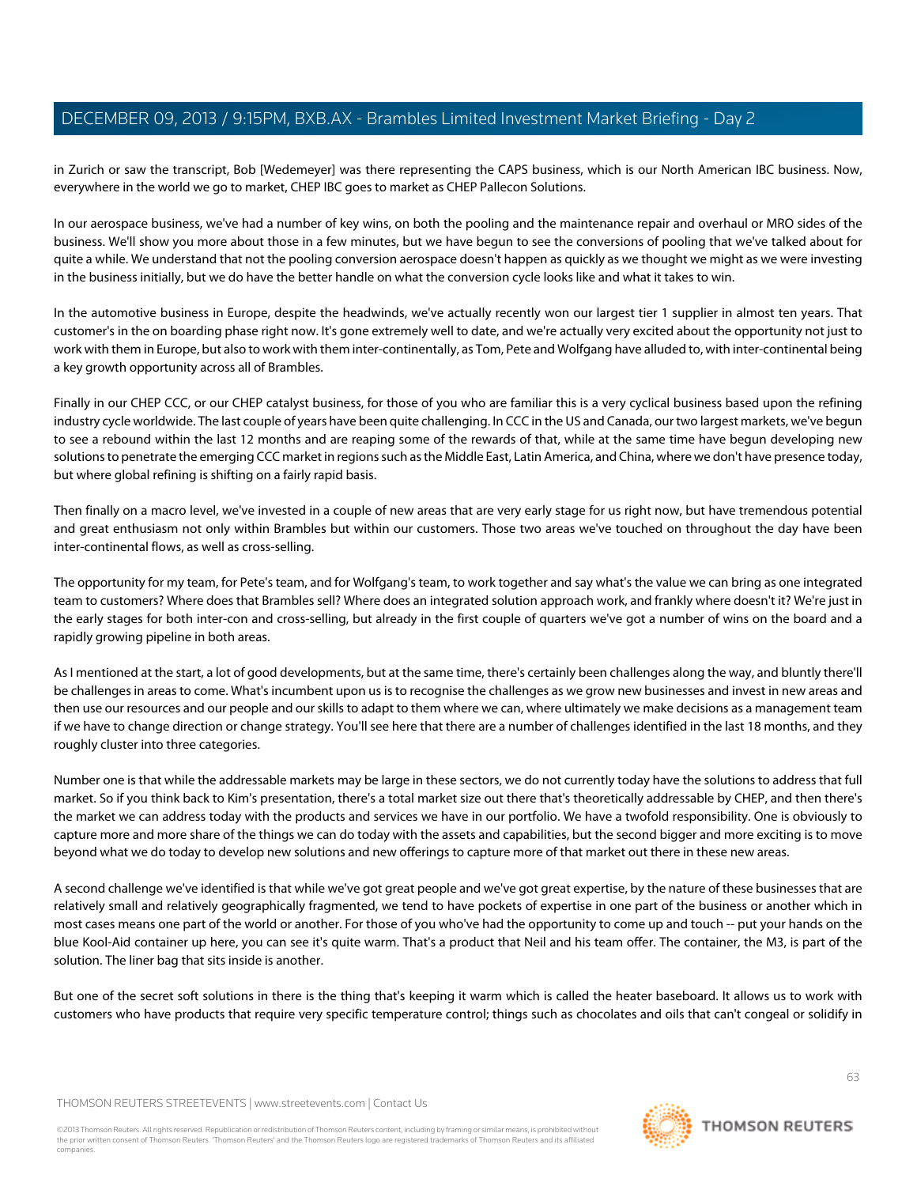in Zurich or saw the transcript, Bob [Wedemeyer] was there representing the CAPS business, which is our North American IBC business. Now, everywhere in the world we go to market, CHEP IBC goes to market as CHEP Pallecon Solutions.

In our aerospace business, we've had a number of key wins, on both the pooling and the maintenance repair and overhaul or MRO sides of the business. We'll show you more about those in a few minutes, but we have begun to see the conversions of pooling that we've talked about for quite a while. We understand that not the pooling conversion aerospace doesn't happen as quickly as we thought we might as we were investing in the business initially, but we do have the better handle on what the conversion cycle looks like and what it takes to win.

In the automotive business in Europe, despite the headwinds, we've actually recently won our largest tier 1 supplier in almost ten years. That customer's in the on boarding phase right now. It's gone extremely well to date, and we're actually very excited about the opportunity not just to work with them in Europe, but also to work with them inter-continentally, as Tom, Pete and Wolfgang have alluded to, with inter-continental being a key growth opportunity across all of Brambles.

Finally in our CHEP CCC, or our CHEP catalyst business, for those of you who are familiar this is a very cyclical business based upon the refining industry cycle worldwide. The last couple of years have been quite challenging. In CCC in the US and Canada, our two largest markets, we've begun to see a rebound within the last 12 months and are reaping some of the rewards of that, while at the same time have begun developing new solutions to penetrate the emerging CCC market in regions such as the Middle East, Latin America, and China, where we don't have presence today, but where global refining is shifting on a fairly rapid basis.

Then finally on a macro level, we've invested in a couple of new areas that are very early stage for us right now, but have tremendous potential and great enthusiasm not only within Brambles but within our customers. Those two areas we've touched on throughout the day have been inter-continental flows, as well as cross-selling.

The opportunity for my team, for Pete's team, and for Wolfgang's team, to work together and say what's the value we can bring as one integrated team to customers? Where does that Brambles sell? Where does an integrated solution approach work, and frankly where doesn't it? We're just in the early stages for both inter-con and cross-selling, but already in the first couple of quarters we've got a number of wins on the board and a rapidly growing pipeline in both areas.

As I mentioned at the start, a lot of good developments, but at the same time, there's certainly been challenges along the way, and bluntly there'll be challenges in areas to come. What's incumbent upon us is to recognise the challenges as we grow new businesses and invest in new areas and then use our resources and our people and our skills to adapt to them where we can, where ultimately we make decisions as a management team if we have to change direction or change strategy. You'll see here that there are a number of challenges identified in the last 18 months, and they roughly cluster into three categories.

Number one is that while the addressable markets may be large in these sectors, we do not currently today have the solutions to address that full market. So if you think back to Kim's presentation, there's a total market size out there that's theoretically addressable by CHEP, and then there's the market we can address today with the products and services we have in our portfolio. We have a twofold responsibility. One is obviously to capture more and more share of the things we can do today with the assets and capabilities, but the second bigger and more exciting is to move beyond what we do today to develop new solutions and new offerings to capture more of that market out there in these new areas.

A second challenge we've identified is that while we've got great people and we've got great expertise, by the nature of these businesses that are relatively small and relatively geographically fragmented, we tend to have pockets of expertise in one part of the business or another which in most cases means one part of the world or another. For those of you who've had the opportunity to come up and touch -- put your hands on the blue Kool-Aid container up here, you can see it's quite warm. That's a product that Neil and his team offer. The container, the M3, is part of the solution. The liner bag that sits inside is another.

But one of the secret soft solutions in there is the thing that's keeping it warm which is called the heater baseboard. It allows us to work with customers who have products that require very specific temperature control; things such as chocolates and oils that can't congeal or solidify in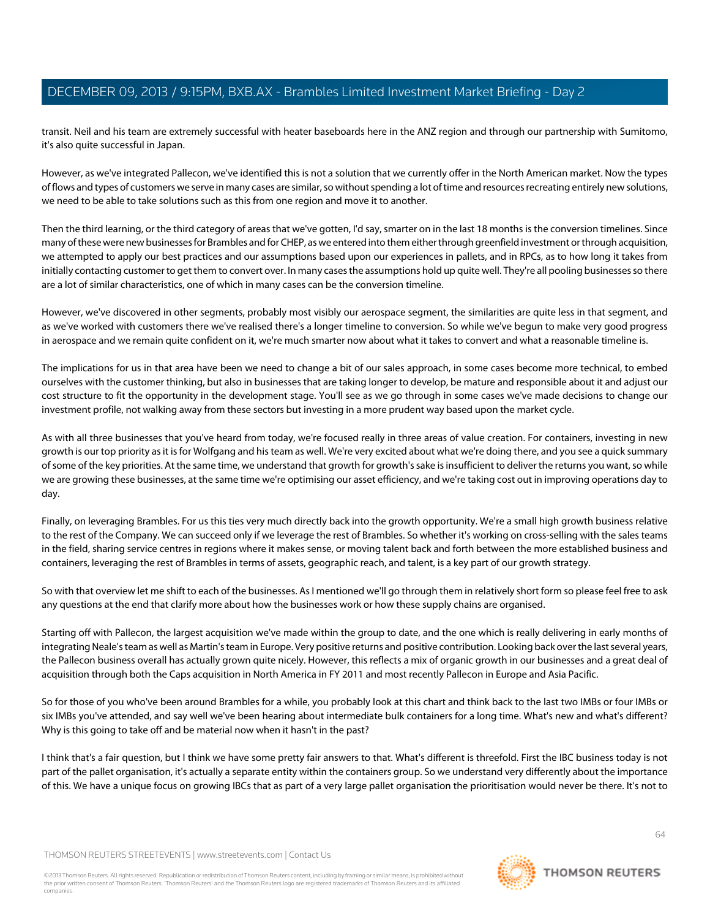transit. Neil and his team are extremely successful with heater baseboards here in the ANZ region and through our partnership with Sumitomo, it's also quite successful in Japan.

However, as we've integrated Pallecon, we've identified this is not a solution that we currently offer in the North American market. Now the types of flows and types of customers we serve in many cases are similar, so without spending a lot of time and resources recreating entirely new solutions, we need to be able to take solutions such as this from one region and move it to another.

Then the third learning, or the third category of areas that we've gotten, I'd say, smarter on in the last 18 months is the conversion timelines. Since many of these were new businesses for Brambles and for CHEP, as we entered into them either through greenfield investment or through acquisition, we attempted to apply our best practices and our assumptions based upon our experiences in pallets, and in RPCs, as to how long it takes from initially contacting customer to get them to convert over. In many cases the assumptions hold up quite well. They're all pooling businesses so there are a lot of similar characteristics, one of which in many cases can be the conversion timeline.

However, we've discovered in other segments, probably most visibly our aerospace segment, the similarities are quite less in that segment, and as we've worked with customers there we've realised there's a longer timeline to conversion. So while we've begun to make very good progress in aerospace and we remain quite confident on it, we're much smarter now about what it takes to convert and what a reasonable timeline is.

The implications for us in that area have been we need to change a bit of our sales approach, in some cases become more technical, to embed ourselves with the customer thinking, but also in businesses that are taking longer to develop, be mature and responsible about it and adjust our cost structure to fit the opportunity in the development stage. You'll see as we go through in some cases we've made decisions to change our investment profile, not walking away from these sectors but investing in a more prudent way based upon the market cycle.

As with all three businesses that you've heard from today, we're focused really in three areas of value creation. For containers, investing in new growth is our top priority as it is for Wolfgang and his team as well. We're very excited about what we're doing there, and you see a quick summary of some of the key priorities. At the same time, we understand that growth for growth's sake is insufficient to deliver the returns you want, so while we are growing these businesses, at the same time we're optimising our asset efficiency, and we're taking cost out in improving operations day to day.

Finally, on leveraging Brambles. For us this ties very much directly back into the growth opportunity. We're a small high growth business relative to the rest of the Company. We can succeed only if we leverage the rest of Brambles. So whether it's working on cross-selling with the sales teams in the field, sharing service centres in regions where it makes sense, or moving talent back and forth between the more established business and containers, leveraging the rest of Brambles in terms of assets, geographic reach, and talent, is a key part of our growth strategy.

So with that overview let me shift to each of the businesses. As I mentioned we'll go through them in relatively short form so please feel free to ask any questions at the end that clarify more about how the businesses work or how these supply chains are organised.

Starting off with Pallecon, the largest acquisition we've made within the group to date, and the one which is really delivering in early months of integrating Neale's team as well as Martin's team in Europe. Very positive returns and positive contribution. Looking back over the last several years, the Pallecon business overall has actually grown quite nicely. However, this reflects a mix of organic growth in our businesses and a great deal of acquisition through both the Caps acquisition in North America in FY 2011 and most recently Pallecon in Europe and Asia Pacific.

So for those of you who've been around Brambles for a while, you probably look at this chart and think back to the last two IMBs or four IMBs or six IMBs you've attended, and say well we've been hearing about intermediate bulk containers for a long time. What's new and what's different? Why is this going to take off and be material now when it hasn't in the past?

I think that's a fair question, but I think we have some pretty fair answers to that. What's different is threefold. First the IBC business today is not part of the pallet organisation, it's actually a separate entity within the containers group. So we understand very differently about the importance of this. We have a unique focus on growing IBCs that as part of a very large pallet organisation the prioritisation would never be there. It's not to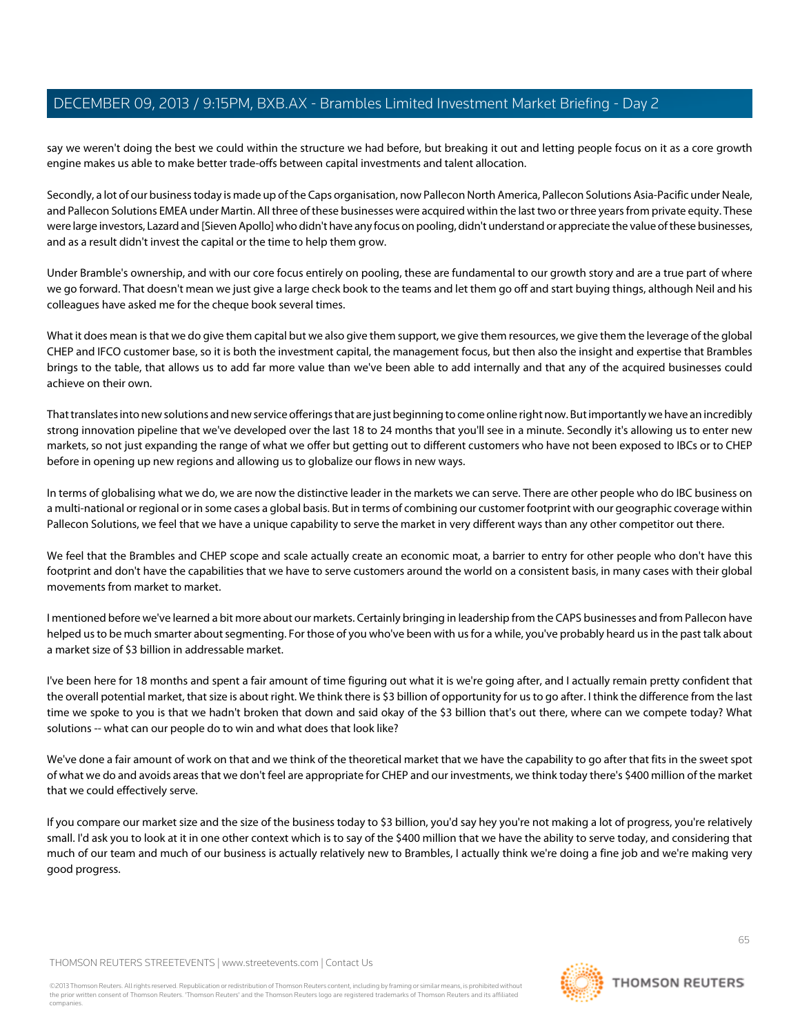say we weren't doing the best we could within the structure we had before, but breaking it out and letting people focus on it as a core growth engine makes us able to make better trade-offs between capital investments and talent allocation.

Secondly, a lot of our business today is made up of the Caps organisation, now Pallecon North America, Pallecon Solutions Asia-Pacific under Neale, and Pallecon Solutions EMEA under Martin. All three of these businesses were acquired within the last two or three years from private equity. These were large investors, Lazard and [Sieven Apollo] who didn't have any focus on pooling, didn't understand or appreciate the value of these businesses, and as a result didn't invest the capital or the time to help them grow.

Under Bramble's ownership, and with our core focus entirely on pooling, these are fundamental to our growth story and are a true part of where we go forward. That doesn't mean we just give a large check book to the teams and let them go off and start buying things, although Neil and his colleagues have asked me for the cheque book several times.

What it does mean is that we do give them capital but we also give them support, we give them resources, we give them the leverage of the global CHEP and IFCO customer base, so it is both the investment capital, the management focus, but then also the insight and expertise that Brambles brings to the table, that allows us to add far more value than we've been able to add internally and that any of the acquired businesses could achieve on their own.

That translates into new solutions and new service offerings that are just beginning to come online right now. But importantly we have an incredibly strong innovation pipeline that we've developed over the last 18 to 24 months that you'll see in a minute. Secondly it's allowing us to enter new markets, so not just expanding the range of what we offer but getting out to different customers who have not been exposed to IBCs or to CHEP before in opening up new regions and allowing us to globalize our flows in new ways.

In terms of globalising what we do, we are now the distinctive leader in the markets we can serve. There are other people who do IBC business on a multi-national or regional or in some cases a global basis. But in terms of combining our customer footprint with our geographic coverage within Pallecon Solutions, we feel that we have a unique capability to serve the market in very different ways than any other competitor out there.

We feel that the Brambles and CHEP scope and scale actually create an economic moat, a barrier to entry for other people who don't have this footprint and don't have the capabilities that we have to serve customers around the world on a consistent basis, in many cases with their global movements from market to market.

I mentioned before we've learned a bit more about our markets. Certainly bringing in leadership from the CAPS businesses and from Pallecon have helped us to be much smarter about segmenting. For those of you who've been with us for a while, you've probably heard us in the past talk about a market size of $3 billion in addressable market.

I've been here for 18 months and spent a fair amount of time figuring out what it is we're going after, and I actually remain pretty confident that the overall potential market, that size is about right. We think there is $3 billion of opportunity for us to go after. I think the difference from the last time we spoke to you is that we hadn't broken that down and said okay of the $3 billion that's out there, where can we compete today? What solutions -- what can our people do to win and what does that look like?

We've done a fair amount of work on that and we think of the theoretical market that we have the capability to go after that fits in the sweet spot of what we do and avoids areas that we don't feel are appropriate for CHEP and our investments, we think today there's $400 million of the market that we could effectively serve.

If you compare our market size and the size of the business today to $3 billion, you'd say hey you're not making a lot of progress, you're relatively small. I'd ask you to look at it in one other context which is to say of the $400 million that we have the ability to serve today, and considering that much of our team and much of our business is actually relatively new to Brambles, I actually think we're doing a fine job and we're making very good progress.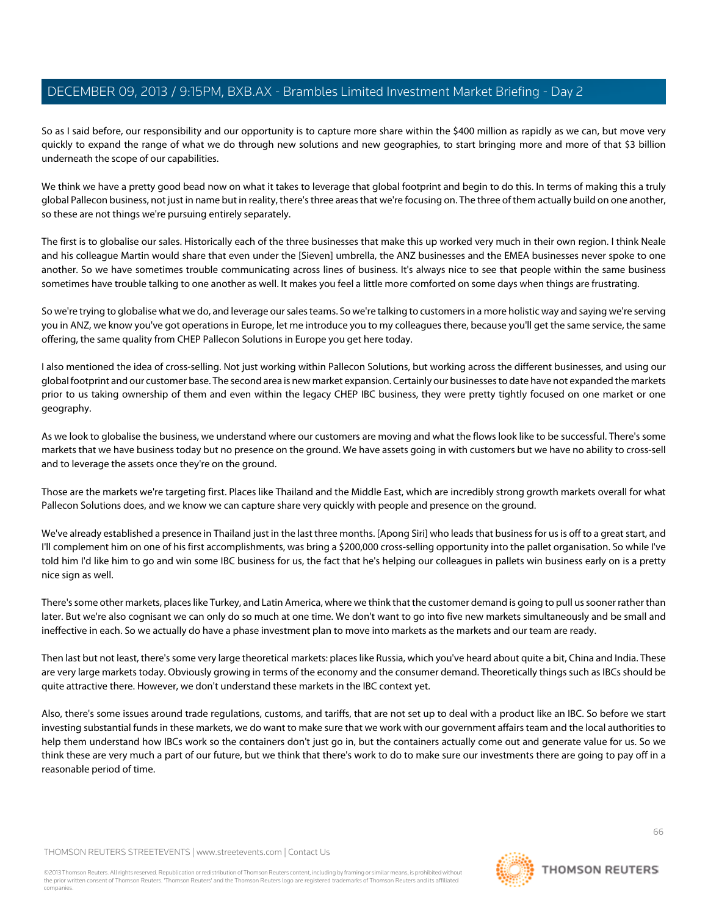So as I said before, our responsibility and our opportunity is to capture more share within the $400 million as rapidly as we can, but move very quickly to expand the range of what we do through new solutions and new geographies, to start bringing more and more of that $3 billion underneath the scope of our capabilities.

We think we have a pretty good bead now on what it takes to leverage that global footprint and begin to do this. In terms of making this a truly global Pallecon business, not just in name but in reality, there's three areas that we're focusing on. The three of them actually build on one another, so these are not things we're pursuing entirely separately.

The first is to globalise our sales. Historically each of the three businesses that make this up worked very much in their own region. I think Neale and his colleague Martin would share that even under the [Sieven] umbrella, the ANZ businesses and the EMEA businesses never spoke to one another. So we have sometimes trouble communicating across lines of business. It's always nice to see that people within the same business sometimes have trouble talking to one another as well. It makes you feel a little more comforted on some days when things are frustrating.

So we're trying to globalise what we do, and leverage our sales teams. So we're talking to customers in a more holistic way and saying we're serving you in ANZ, we know you've got operations in Europe, let me introduce you to my colleagues there, because you'll get the same service, the same offering, the same quality from CHEP Pallecon Solutions in Europe you get here today.

I also mentioned the idea of cross-selling. Not just working within Pallecon Solutions, but working across the different businesses, and using our global footprint and our customer base. The second area is new market expansion. Certainly our businesses to date have not expanded the markets prior to us taking ownership of them and even within the legacy CHEP IBC business, they were pretty tightly focused on one market or one geography.

As we look to globalise the business, we understand where our customers are moving and what the flows look like to be successful. There's some markets that we have business today but no presence on the ground. We have assets going in with customers but we have no ability to cross-sell and to leverage the assets once they're on the ground.

Those are the markets we're targeting first. Places like Thailand and the Middle East, which are incredibly strong growth markets overall for what Pallecon Solutions does, and we know we can capture share very quickly with people and presence on the ground.

We've already established a presence in Thailand just in the last three months. [Apong Siri] who leads that business for us is off to a great start, and I'll complement him on one of his first accomplishments, was bring a $200,000 cross-selling opportunity into the pallet organisation. So while I've told him I'd like him to go and win some IBC business for us, the fact that he's helping our colleagues in pallets win business early on is a pretty nice sign as well.

There's some other markets, places like Turkey, and Latin America, where we think that the customer demand is going to pull us sooner rather than later. But we're also cognisant we can only do so much at one time. We don't want to go into five new markets simultaneously and be small and ineffective in each. So we actually do have a phase investment plan to move into markets as the markets and our team are ready.

Then last but not least, there's some very large theoretical markets: places like Russia, which you've heard about quite a bit, China and India. These are very large markets today. Obviously growing in terms of the economy and the consumer demand. Theoretically things such as IBCs should be quite attractive there. However, we don't understand these markets in the IBC context yet.

Also, there's some issues around trade regulations, customs, and tariffs, that are not set up to deal with a product like an IBC. So before we start investing substantial funds in these markets, we do want to make sure that we work with our government affairs team and the local authorities to help them understand how IBCs work so the containers don't just go in, but the containers actually come out and generate value for us. So we think these are very much a part of our future, but we think that there's work to do to make sure our investments there are going to pay off in a reasonable period of time.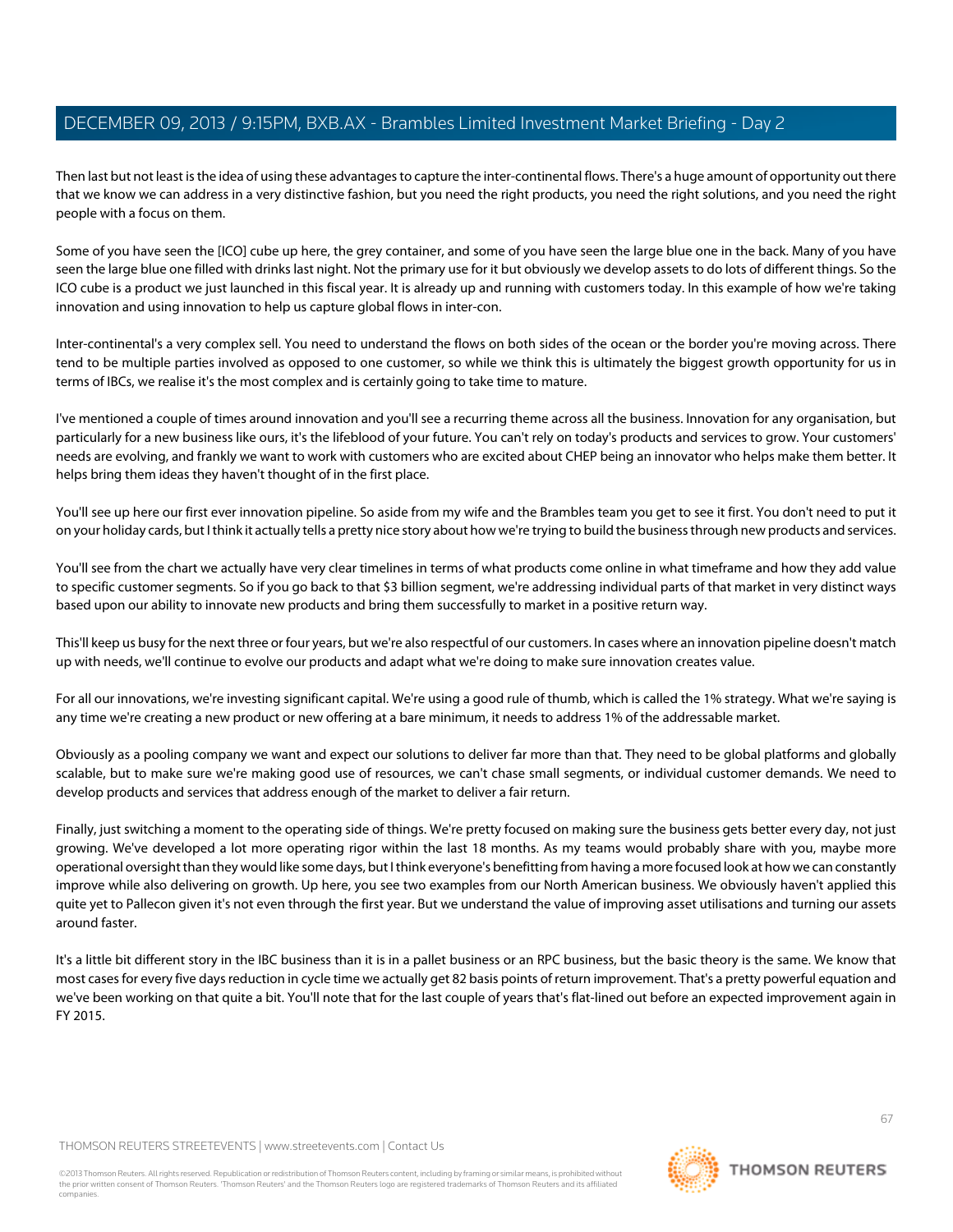Then last but not least is the idea of using these advantages to capture the inter-continental flows. There's a huge amount of opportunity out there that we know we can address in a very distinctive fashion, but you need the right products, you need the right solutions, and you need the right people with a focus on them.

Some of you have seen the [ICO] cube up here, the grey container, and some of you have seen the large blue one in the back. Many of you have seen the large blue one filled with drinks last night. Not the primary use for it but obviously we develop assets to do lots of different things. So the ICO cube is a product we just launched in this fiscal year. It is already up and running with customers today. In this example of how we're taking innovation and using innovation to help us capture global flows in inter-con.

Inter-continental's a very complex sell. You need to understand the flows on both sides of the ocean or the border you're moving across. There tend to be multiple parties involved as opposed to one customer, so while we think this is ultimately the biggest growth opportunity for us in terms of IBCs, we realise it's the most complex and is certainly going to take time to mature.

I've mentioned a couple of times around innovation and you'll see a recurring theme across all the business. Innovation for any organisation, but particularly for a new business like ours, it's the lifeblood of your future. You can't rely on today's products and services to grow. Your customers' needs are evolving, and frankly we want to work with customers who are excited about CHEP being an innovator who helps make them better. It helps bring them ideas they haven't thought of in the first place.

You'll see up here our first ever innovation pipeline. So aside from my wife and the Brambles team you get to see it first. You don't need to put it on your holiday cards, but I think it actually tells a pretty nice story about how we're trying to build the business through new products and services.

You'll see from the chart we actually have very clear timelines in terms of what products come online in what timeframe and how they add value to specific customer segments. So if you go back to that $3 billion segment, we're addressing individual parts of that market in very distinct ways based upon our ability to innovate new products and bring them successfully to market in a positive return way.

This'll keep us busy for the next three or four years, but we're also respectful of our customers. In cases where an innovation pipeline doesn't match up with needs, we'll continue to evolve our products and adapt what we're doing to make sure innovation creates value.

For all our innovations, we're investing significant capital. We're using a good rule of thumb, which is called the 1% strategy. What we're saying is any time we're creating a new product or new offering at a bare minimum, it needs to address 1% of the addressable market.

Obviously as a pooling company we want and expect our solutions to deliver far more than that. They need to be global platforms and globally scalable, but to make sure we're making good use of resources, we can't chase small segments, or individual customer demands. We need to develop products and services that address enough of the market to deliver a fair return.

Finally, just switching a moment to the operating side of things. We're pretty focused on making sure the business gets better every day, not just growing. We've developed a lot more operating rigor within the last 18 months. As my teams would probably share with you, maybe more operational oversight than they would like some days, but I think everyone's benefitting from having a more focused look at how we can constantly improve while also delivering on growth. Up here, you see two examples from our North American business. We obviously haven't applied this quite yet to Pallecon given it's not even through the first year. But we understand the value of improving asset utilisations and turning our assets around faster.

It's a little bit different story in the IBC business than it is in a pallet business or an RPC business, but the basic theory is the same. We know that most cases for every five days reduction in cycle time we actually get 82 basis points of return improvement. That's a pretty powerful equation and we've been working on that quite a bit. You'll note that for the last couple of years that's flat-lined out before an expected improvement again in FY 2015.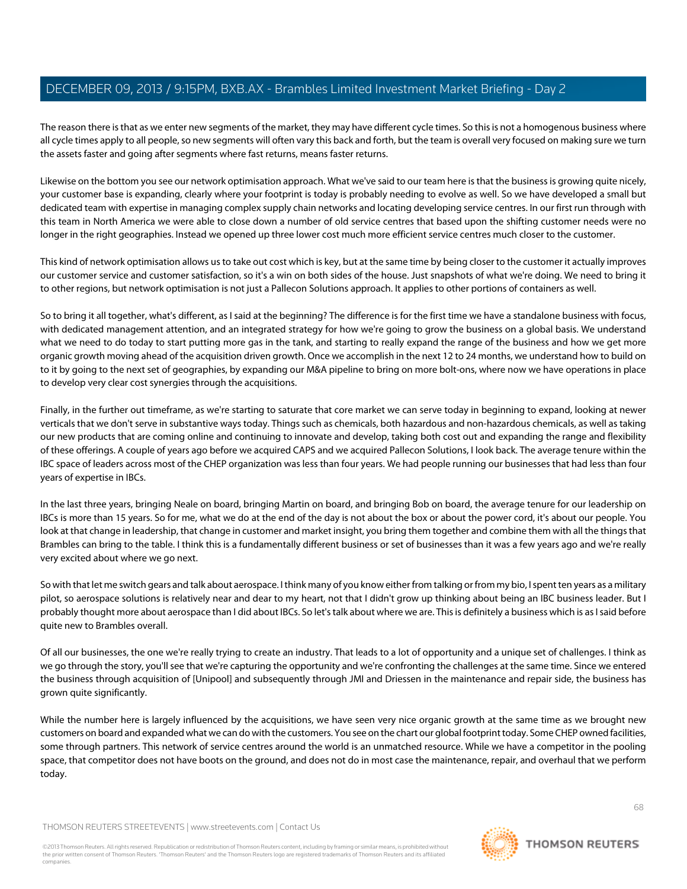The reason there is that as we enter new segments of the market, they may have different cycle times. So this is not a homogenous business where all cycle times apply to all people, so new segments will often vary this back and forth, but the team is overall very focused on making sure we turn the assets faster and going after segments where fast returns, means faster returns.

Likewise on the bottom you see our network optimisation approach. What we've said to our team here is that the business is growing quite nicely, your customer base is expanding, clearly where your footprint is today is probably needing to evolve as well. So we have developed a small but dedicated team with expertise in managing complex supply chain networks and locating developing service centres. In our first run through with this team in North America we were able to close down a number of old service centres that based upon the shifting customer needs were no longer in the right geographies. Instead we opened up three lower cost much more efficient service centres much closer to the customer.

This kind of network optimisation allows us to take out cost which is key, but at the same time by being closer to the customer it actually improves our customer service and customer satisfaction, so it's a win on both sides of the house. Just snapshots of what we're doing. We need to bring it to other regions, but network optimisation is not just a Pallecon Solutions approach. It applies to other portions of containers as well.

So to bring it all together, what's different, as I said at the beginning? The difference is for the first time we have a standalone business with focus, with dedicated management attention, and an integrated strategy for how we're going to grow the business on a global basis. We understand what we need to do today to start putting more gas in the tank, and starting to really expand the range of the business and how we get more organic growth moving ahead of the acquisition driven growth. Once we accomplish in the next 12 to 24 months, we understand how to build on to it by going to the next set of geographies, by expanding our M&A pipeline to bring on more bolt-ons, where now we have operations in place to develop very clear cost synergies through the acquisitions.

Finally, in the further out timeframe, as we're starting to saturate that core market we can serve today in beginning to expand, looking at newer verticals that we don't serve in substantive ways today. Things such as chemicals, both hazardous and non-hazardous chemicals, as well as taking our new products that are coming online and continuing to innovate and develop, taking both cost out and expanding the range and flexibility of these offerings. A couple of years ago before we acquired CAPS and we acquired Pallecon Solutions, I look back. The average tenure within the IBC space of leaders across most of the CHEP organization was less than four years. We had people running our businesses that had less than four years of expertise in IBCs.

In the last three years, bringing Neale on board, bringing Martin on board, and bringing Bob on board, the average tenure for our leadership on IBCs is more than 15 years. So for me, what we do at the end of the day is not about the box or about the power cord, it's about our people. You look at that change in leadership, that change in customer and market insight, you bring them together and combine them with all the things that Brambles can bring to the table. I think this is a fundamentally different business or set of businesses than it was a few years ago and we're really very excited about where we go next.

So with that let me switch gears and talk about aerospace. I think many of you know either from talking or from my bio, I spent ten years as a military pilot, so aerospace solutions is relatively near and dear to my heart, not that I didn't grow up thinking about being an IBC business leader. But I probably thought more about aerospace than I did about IBCs. So let's talk about where we are. This is definitely a business which is as I said before quite new to Brambles overall.

Of all our businesses, the one we're really trying to create an industry. That leads to a lot of opportunity and a unique set of challenges. I think as we go through the story, you'll see that we're capturing the opportunity and we're confronting the challenges at the same time. Since we entered the business through acquisition of [Unipool] and subsequently through JMI and Driessen in the maintenance and repair side, the business has grown quite significantly.

While the number here is largely influenced by the acquisitions, we have seen very nice organic growth at the same time as we brought new customers on board and expanded what we can do with the customers. You see on the chart our global footprint today. Some CHEP owned facilities, some through partners. This network of service centres around the world is an unmatched resource. While we have a competitor in the pooling space, that competitor does not have boots on the ground, and does not do in most case the maintenance, repair, and overhaul that we perform today.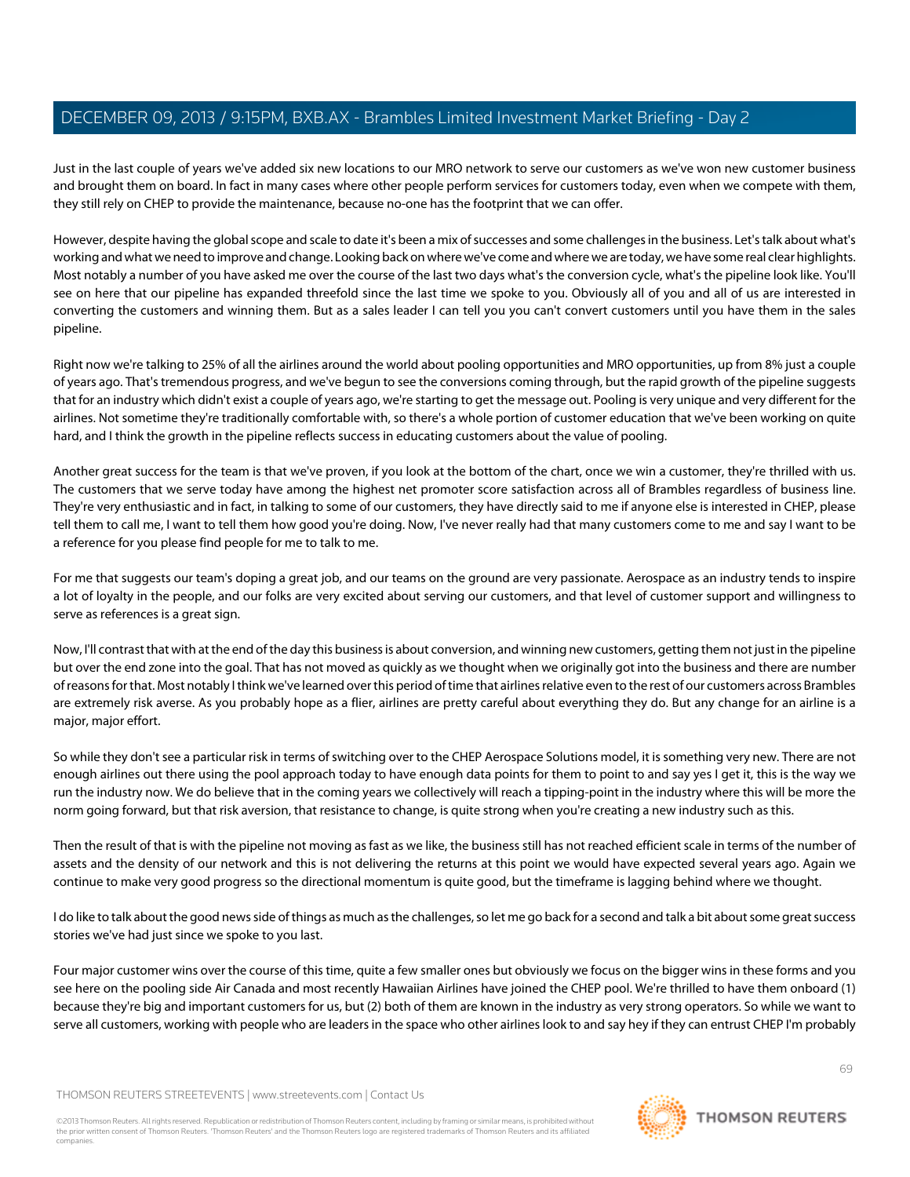Just in the last couple of years we've added six new locations to our MRO network to serve our customers as we've won new customer business and brought them on board. In fact in many cases where other people perform services for customers today, even when we compete with them, they still rely on CHEP to provide the maintenance, because no-one has the footprint that we can offer.

However, despite having the global scope and scale to date it's been a mix of successes and some challenges in the business. Let's talk about what's working and what we need to improve and change. Looking back on where we've come and where we are today, we have some real clear highlights. Most notably a number of you have asked me over the course of the last two days what's the conversion cycle, what's the pipeline look like. You'll see on here that our pipeline has expanded threefold since the last time we spoke to you. Obviously all of you and all of us are interested in converting the customers and winning them. But as a sales leader I can tell you you can't convert customers until you have them in the sales pipeline.

Right now we're talking to 25% of all the airlines around the world about pooling opportunities and MRO opportunities, up from 8% just a couple of years ago. That's tremendous progress, and we've begun to see the conversions coming through, but the rapid growth of the pipeline suggests that for an industry which didn't exist a couple of years ago, we're starting to get the message out. Pooling is very unique and very different for the airlines. Not sometime they're traditionally comfortable with, so there's a whole portion of customer education that we've been working on quite hard, and I think the growth in the pipeline reflects success in educating customers about the value of pooling.

Another great success for the team is that we've proven, if you look at the bottom of the chart, once we win a customer, they're thrilled with us. The customers that we serve today have among the highest net promoter score satisfaction across all of Brambles regardless of business line. They're very enthusiastic and in fact, in talking to some of our customers, they have directly said to me if anyone else is interested in CHEP, please tell them to call me, I want to tell them how good you're doing. Now, I've never really had that many customers come to me and say I want to be a reference for you please find people for me to talk to me.

For me that suggests our team's doping a great job, and our teams on the ground are very passionate. Aerospace as an industry tends to inspire a lot of loyalty in the people, and our folks are very excited about serving our customers, and that level of customer support and willingness to serve as references is a great sign.

Now, I'll contrast that with at the end of the day this business is about conversion, and winning new customers, getting them not just in the pipeline but over the end zone into the goal. That has not moved as quickly as we thought when we originally got into the business and there are number of reasons for that. Most notably I think we've learned over this period of time that airlines relative even to the rest of our customers across Brambles are extremely risk averse. As you probably hope as a flier, airlines are pretty careful about everything they do. But any change for an airline is a major, major effort.

So while they don't see a particular risk in terms of switching over to the CHEP Aerospace Solutions model, it is something very new. There are not enough airlines out there using the pool approach today to have enough data points for them to point to and say yes I get it, this is the way we run the industry now. We do believe that in the coming years we collectively will reach a tipping-point in the industry where this will be more the norm going forward, but that risk aversion, that resistance to change, is quite strong when you're creating a new industry such as this.

Then the result of that is with the pipeline not moving as fast as we like, the business still has not reached efficient scale in terms of the number of assets and the density of our network and this is not delivering the returns at this point we would have expected several years ago. Again we continue to make very good progress so the directional momentum is quite good, but the timeframe is lagging behind where we thought.

I do like to talk about the good news side of things as much as the challenges, so let me go back for a second and talk a bit about some great success stories we've had just since we spoke to you last.

Four major customer wins over the course of this time, quite a few smaller ones but obviously we focus on the bigger wins in these forms and you see here on the pooling side Air Canada and most recently Hawaiian Airlines have joined the CHEP pool. We're thrilled to have them onboard (1) because they're big and important customers for us, but (2) both of them are known in the industry as very strong operators. So while we want to serve all customers, working with people who are leaders in the space who other airlines look to and say hey if they can entrust CHEP I'm probably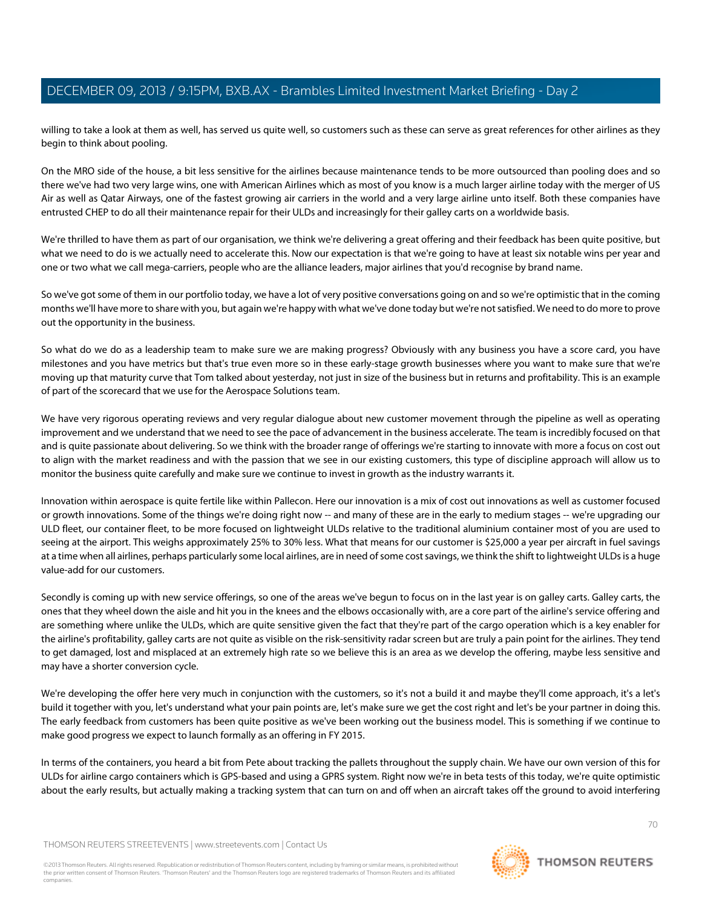willing to take a look at them as well, has served us quite well, so customers such as these can serve as great references for other airlines as they begin to think about pooling.

On the MRO side of the house, a bit less sensitive for the airlines because maintenance tends to be more outsourced than pooling does and so there we've had two very large wins, one with American Airlines which as most of you know is a much larger airline today with the merger of US Air as well as Qatar Airways, one of the fastest growing air carriers in the world and a very large airline unto itself. Both these companies have entrusted CHEP to do all their maintenance repair for their ULDs and increasingly for their galley carts on a worldwide basis.

We're thrilled to have them as part of our organisation, we think we're delivering a great offering and their feedback has been quite positive, but what we need to do is we actually need to accelerate this. Now our expectation is that we're going to have at least six notable wins per year and one or two what we call mega-carriers, people who are the alliance leaders, major airlines that you'd recognise by brand name.

So we've got some of them in our portfolio today, we have a lot of very positive conversations going on and so we're optimistic that in the coming months we'll have more to share with you, but again we're happy with what we've done today but we're not satisfied. We need to do more to prove out the opportunity in the business.

So what do we do as a leadership team to make sure we are making progress? Obviously with any business you have a score card, you have milestones and you have metrics but that's true even more so in these early-stage growth businesses where you want to make sure that we're moving up that maturity curve that Tom talked about yesterday, not just in size of the business but in returns and profitability. This is an example of part of the scorecard that we use for the Aerospace Solutions team.

We have very rigorous operating reviews and very regular dialogue about new customer movement through the pipeline as well as operating improvement and we understand that we need to see the pace of advancement in the business accelerate. The team is incredibly focused on that and is quite passionate about delivering. So we think with the broader range of offerings we're starting to innovate with more a focus on cost out to align with the market readiness and with the passion that we see in our existing customers, this type of discipline approach will allow us to monitor the business quite carefully and make sure we continue to invest in growth as the industry warrants it.

Innovation within aerospace is quite fertile like within Pallecon. Here our innovation is a mix of cost out innovations as well as customer focused or growth innovations. Some of the things we're doing right now -- and many of these are in the early to medium stages -- we're upgrading our ULD fleet, our container fleet, to be more focused on lightweight ULDs relative to the traditional aluminium container most of you are used to seeing at the airport. This weighs approximately 25% to 30% less. What that means for our customer is $25,000 a year per aircraft in fuel savings at a time when all airlines, perhaps particularly some local airlines, are in need of some cost savings, we think the shift to lightweight ULDs is a huge value-add for our customers.

Secondly is coming up with new service offerings, so one of the areas we've begun to focus on in the last year is on galley carts. Galley carts, the ones that they wheel down the aisle and hit you in the knees and the elbows occasionally with, are a core part of the airline's service offering and are something where unlike the ULDs, which are quite sensitive given the fact that they're part of the cargo operation which is a key enabler for the airline's profitability, galley carts are not quite as visible on the risk-sensitivity radar screen but are truly a pain point for the airlines. They tend to get damaged, lost and misplaced at an extremely high rate so we believe this is an area as we develop the offering, maybe less sensitive and may have a shorter conversion cycle.

We're developing the offer here very much in conjunction with the customers, so it's not a build it and maybe they'll come approach, it's a let's build it together with you, let's understand what your pain points are, let's make sure we get the cost right and let's be your partner in doing this. The early feedback from customers has been quite positive as we've been working out the business model. This is something if we continue to make good progress we expect to launch formally as an offering in FY 2015.

In terms of the containers, you heard a bit from Pete about tracking the pallets throughout the supply chain. We have our own version of this for ULDs for airline cargo containers which is GPS-based and using a GPRS system. Right now we're in beta tests of this today, we're quite optimistic about the early results, but actually making a tracking system that can turn on and off when an aircraft takes off the ground to avoid interfering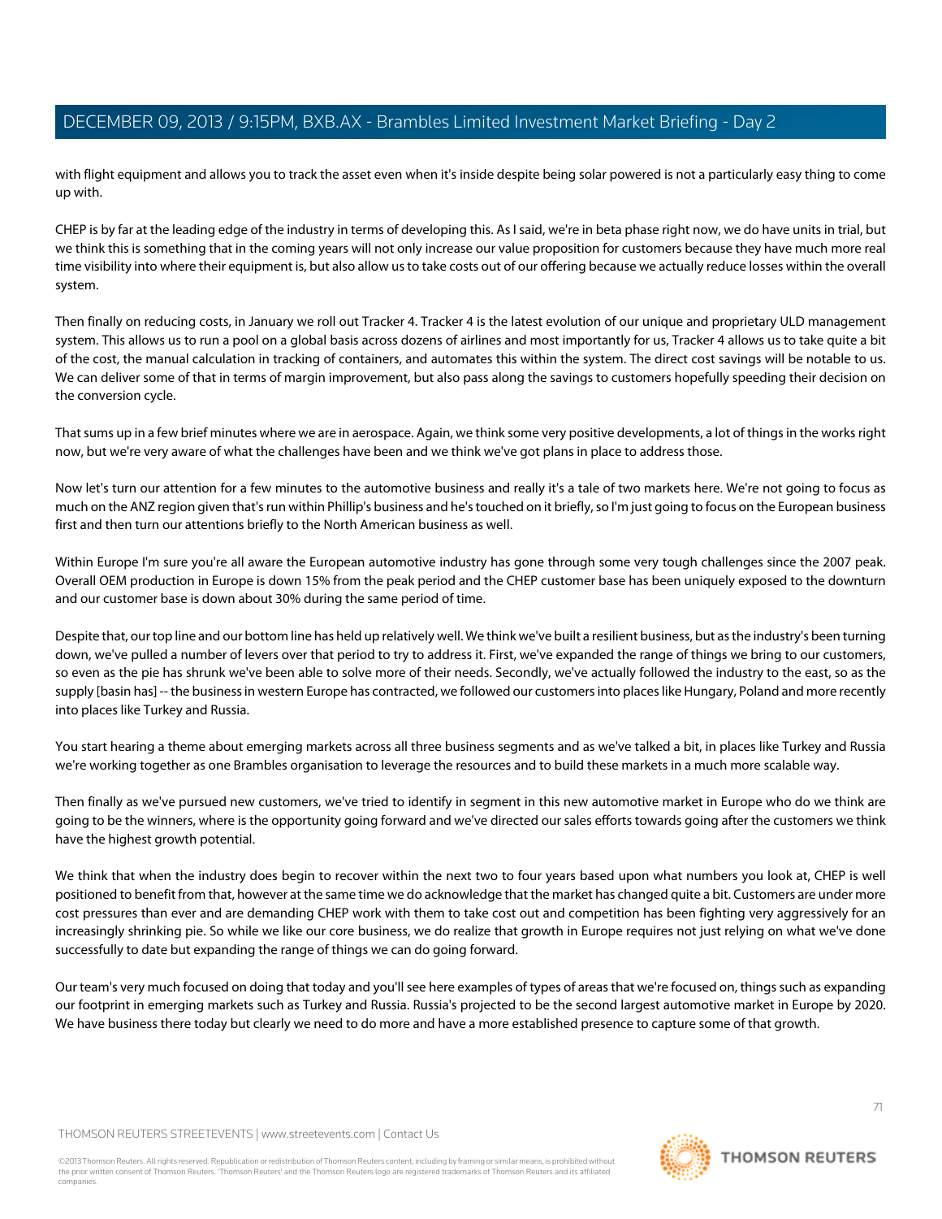with flight equipment and allows you to track the asset even when it's inside despite being solar powered is not a particularly easy thing to come up with.

CHEP is by far at the leading edge of the industry in terms of developing this. As I said, we're in beta phase right now, we do have units in trial, but we think this is something that in the coming years will not only increase our value proposition for customers because they have much more real time visibility into where their equipment is, but also allow us to take costs out of our offering because we actually reduce losses within the overall system.

Then finally on reducing costs, in January we roll out Tracker 4. Tracker 4 is the latest evolution of our unique and proprietary ULD management system. This allows us to run a pool on a global basis across dozens of airlines and most importantly for us, Tracker 4 allows us to take quite a bit of the cost, the manual calculation in tracking of containers, and automates this within the system. The direct cost savings will be notable to us. We can deliver some of that in terms of margin improvement, but also pass along the savings to customers hopefully speeding their decision on the conversion cycle.

That sums up in a few brief minutes where we are in aerospace. Again, we think some very positive developments, a lot of things in the works right now, but we're very aware of what the challenges have been and we think we've got plans in place to address those.

Now let's turn our attention for a few minutes to the automotive business and really it's a tale of two markets here. We're not going to focus as much on the ANZ region given that's run within Phillip's business and he's touched on it briefly, so I'm just going to focus on the European business first and then turn our attentions briefly to the North American business as well.

Within Europe I'm sure you're all aware the European automotive industry has gone through some very tough challenges since the 2007 peak. Overall OEM production in Europe is down 15% from the peak period and the CHEP customer base has been uniquely exposed to the downturn and our customer base is down about 30% during the same period of time.

Despite that, our top line and our bottom line has held up relatively well. We think we've built a resilient business, but as the industry's been turning down, we've pulled a number of levers over that period to try to address it. First, we've expanded the range of things we bring to our customers, so even as the pie has shrunk we've been able to solve more of their needs. Secondly, we've actually followed the industry to the east, so as the supply [basin has] -- the business in western Europe has contracted, we followed our customers into places like Hungary, Poland and more recently into places like Turkey and Russia.

You start hearing a theme about emerging markets across all three business segments and as we've talked a bit, in places like Turkey and Russia we're working together as one Brambles organisation to leverage the resources and to build these markets in a much more scalable way.

Then finally as we've pursued new customers, we've tried to identify in segment in this new automotive market in Europe who do we think are going to be the winners, where is the opportunity going forward and we've directed our sales efforts towards going after the customers we think have the highest growth potential.

We think that when the industry does begin to recover within the next two to four years based upon what numbers you look at, CHEP is well positioned to benefit from that, however at the same time we do acknowledge that the market has changed quite a bit. Customers are under more cost pressures than ever and are demanding CHEP work with them to take cost out and competition has been fighting very aggressively for an increasingly shrinking pie. So while we like our core business, we do realize that growth in Europe requires not just relying on what we've done successfully to date but expanding the range of things we can do going forward.

Our team's very much focused on doing that today and you'll see here examples of types of areas that we're focused on, things such as expanding our footprint in emerging markets such as Turkey and Russia. Russia's projected to be the second largest automotive market in Europe by 2020. We have business there today but clearly we need to do more and have a more established presence to capture some of that growth.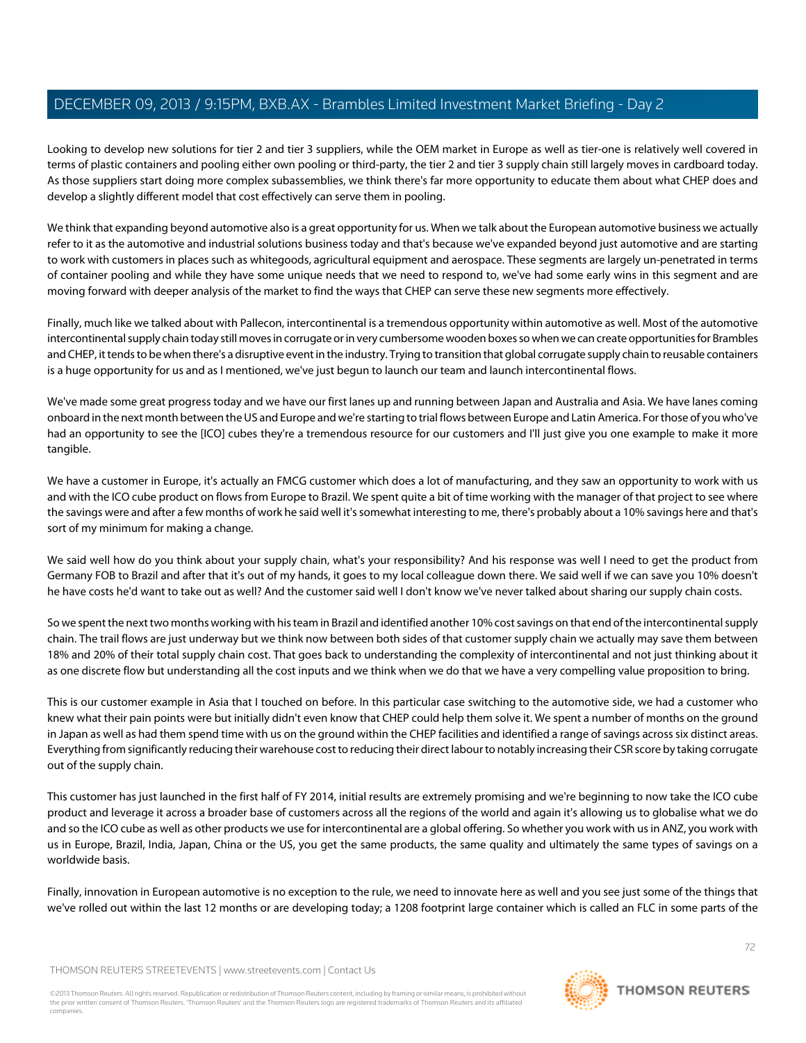Looking to develop new solutions for tier 2 and tier 3 suppliers, while the OEM market in Europe as well as tier-one is relatively well covered in terms of plastic containers and pooling either own pooling or third-party, the tier 2 and tier 3 supply chain still largely moves in cardboard today. As those suppliers start doing more complex subassemblies, we think there's far more opportunity to educate them about what CHEP does and develop a slightly different model that cost effectively can serve them in pooling.

We think that expanding beyond automotive also is a great opportunity for us. When we talk about the European automotive business we actually refer to it as the automotive and industrial solutions business today and that's because we've expanded beyond just automotive and are starting to work with customers in places such as whitegoods, agricultural equipment and aerospace. These segments are largely un-penetrated in terms of container pooling and while they have some unique needs that we need to respond to, we've had some early wins in this segment and are moving forward with deeper analysis of the market to find the ways that CHEP can serve these new segments more effectively.

Finally, much like we talked about with Pallecon, intercontinental is a tremendous opportunity within automotive as well. Most of the automotive intercontinental supply chain today still moves in corrugate or in very cumbersome wooden boxes so when we can create opportunities for Brambles and CHEP, it tends to be when there's a disruptive event in the industry. Trying to transition that global corrugate supply chain to reusable containers is a huge opportunity for us and as I mentioned, we've just begun to launch our team and launch intercontinental flows.

We've made some great progress today and we have our first lanes up and running between Japan and Australia and Asia. We have lanes coming onboard in the next month between the US and Europe and we're starting to trial flows between Europe and Latin America. For those of you who've had an opportunity to see the [ICO] cubes they're a tremendous resource for our customers and I'll just give you one example to make it more tangible.

We have a customer in Europe, it's actually an FMCG customer which does a lot of manufacturing, and they saw an opportunity to work with us and with the ICO cube product on flows from Europe to Brazil. We spent quite a bit of time working with the manager of that project to see where the savings were and after a few months of work he said well it's somewhat interesting to me, there's probably about a 10% savings here and that's sort of my minimum for making a change.

We said well how do you think about your supply chain, what's your responsibility? And his response was well I need to get the product from Germany FOB to Brazil and after that it's out of my hands, it goes to my local colleague down there. We said well if we can save you 10% doesn't he have costs he'd want to take out as well? And the customer said well I don't know we've never talked about sharing our supply chain costs.

So we spent the next two months working with his team in Brazil and identified another 10% cost savings on that end of the intercontinental supply chain. The trail flows are just underway but we think now between both sides of that customer supply chain we actually may save them between 18% and 20% of their total supply chain cost. That goes back to understanding the complexity of intercontinental and not just thinking about it as one discrete flow but understanding all the cost inputs and we think when we do that we have a very compelling value proposition to bring.

This is our customer example in Asia that I touched on before. In this particular case switching to the automotive side, we had a customer who knew what their pain points were but initially didn't even know that CHEP could help them solve it. We spent a number of months on the ground in Japan as well as had them spend time with us on the ground within the CHEP facilities and identified a range of savings across six distinct areas. Everything from significantly reducing their warehouse cost to reducing their direct labour to notably increasing their CSR score by taking corrugate out of the supply chain.

This customer has just launched in the first half of FY 2014, initial results are extremely promising and we're beginning to now take the ICO cube product and leverage it across a broader base of customers across all the regions of the world and again it's allowing us to globalise what we do and so the ICO cube as well as other products we use for intercontinental are a global offering. So whether you work with us in ANZ, you work with us in Europe, Brazil, India, Japan, China or the US, you get the same products, the same quality and ultimately the same types of savings on a worldwide basis.

Finally, innovation in European automotive is no exception to the rule, we need to innovate here as well and you see just some of the things that we've rolled out within the last 12 months or are developing today; a 1208 footprint large container which is called an FLC in some parts of the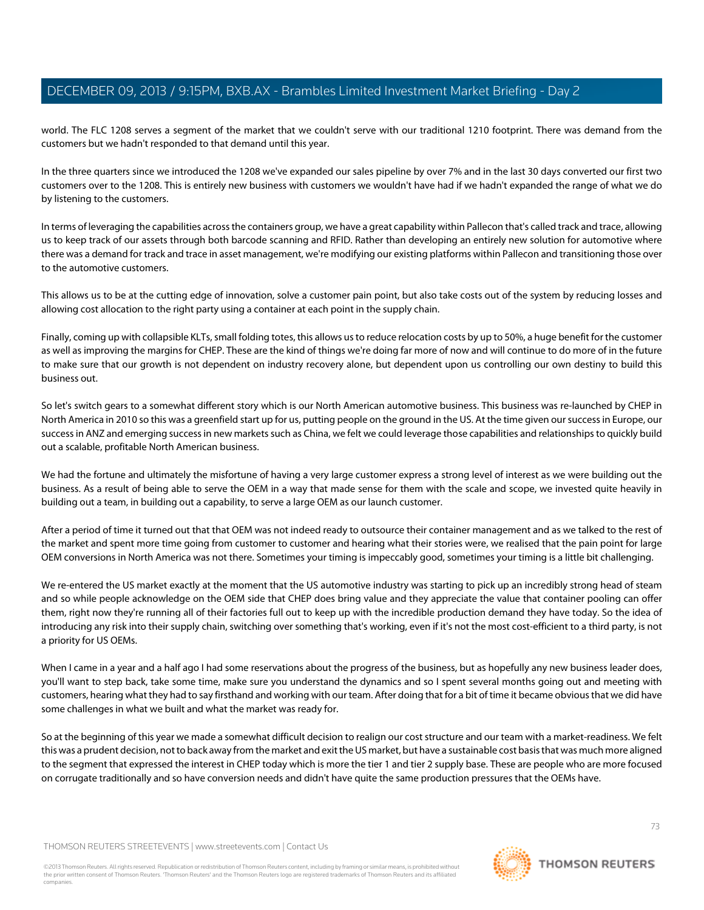world. The FLC 1208 serves a segment of the market that we couldn't serve with our traditional 1210 footprint. There was demand from the customers but we hadn't responded to that demand until this year.

In the three quarters since we introduced the 1208 we've expanded our sales pipeline by over 7% and in the last 30 days converted our first two customers over to the 1208. This is entirely new business with customers we wouldn't have had if we hadn't expanded the range of what we do by listening to the customers.

In terms of leveraging the capabilities across the containers group, we have a great capability within Pallecon that's called track and trace, allowing us to keep track of our assets through both barcode scanning and RFID. Rather than developing an entirely new solution for automotive where there was a demand for track and trace in asset management, we're modifying our existing platforms within Pallecon and transitioning those over to the automotive customers.

This allows us to be at the cutting edge of innovation, solve a customer pain point, but also take costs out of the system by reducing losses and allowing cost allocation to the right party using a container at each point in the supply chain.

Finally, coming up with collapsible KLTs, small folding totes, this allows us to reduce relocation costs by up to 50%, a huge benefit for the customer as well as improving the margins for CHEP. These are the kind of things we're doing far more of now and will continue to do more of in the future to make sure that our growth is not dependent on industry recovery alone, but dependent upon us controlling our own destiny to build this business out.

So let's switch gears to a somewhat different story which is our North American automotive business. This business was re-launched by CHEP in North America in 2010 so this was a greenfield start up for us, putting people on the ground in the US. At the time given our success in Europe, our success in ANZ and emerging success in new markets such as China, we felt we could leverage those capabilities and relationships to quickly build out a scalable, profitable North American business.

We had the fortune and ultimately the misfortune of having a very large customer express a strong level of interest as we were building out the business. As a result of being able to serve the OEM in a way that made sense for them with the scale and scope, we invested quite heavily in building out a team, in building out a capability, to serve a large OEM as our launch customer.

After a period of time it turned out that that OEM was not indeed ready to outsource their container management and as we talked to the rest of the market and spent more time going from customer to customer and hearing what their stories were, we realised that the pain point for large OEM conversions in North America was not there. Sometimes your timing is impeccably good, sometimes your timing is a little bit challenging.

We re-entered the US market exactly at the moment that the US automotive industry was starting to pick up an incredibly strong head of steam and so while people acknowledge on the OEM side that CHEP does bring value and they appreciate the value that container pooling can offer them, right now they're running all of their factories full out to keep up with the incredible production demand they have today. So the idea of introducing any risk into their supply chain, switching over something that's working, even if it's not the most cost-efficient to a third party, is not a priority for US OEMs.

When I came in a year and a half ago I had some reservations about the progress of the business, but as hopefully any new business leader does, you'll want to step back, take some time, make sure you understand the dynamics and so I spent several months going out and meeting with customers, hearing what they had to say firsthand and working with our team. After doing that for a bit of time it became obvious that we did have some challenges in what we built and what the market was ready for.

So at the beginning of this year we made a somewhat difficult decision to realign our cost structure and our team with a market-readiness. We felt this was a prudent decision, not to back away from the market and exit the US market, but have a sustainable cost basis that was much more aligned to the segment that expressed the interest in CHEP today which is more the tier 1 and tier 2 supply base. These are people who are more focused on corrugate traditionally and so have conversion needs and didn't have quite the same production pressures that the OEMs have.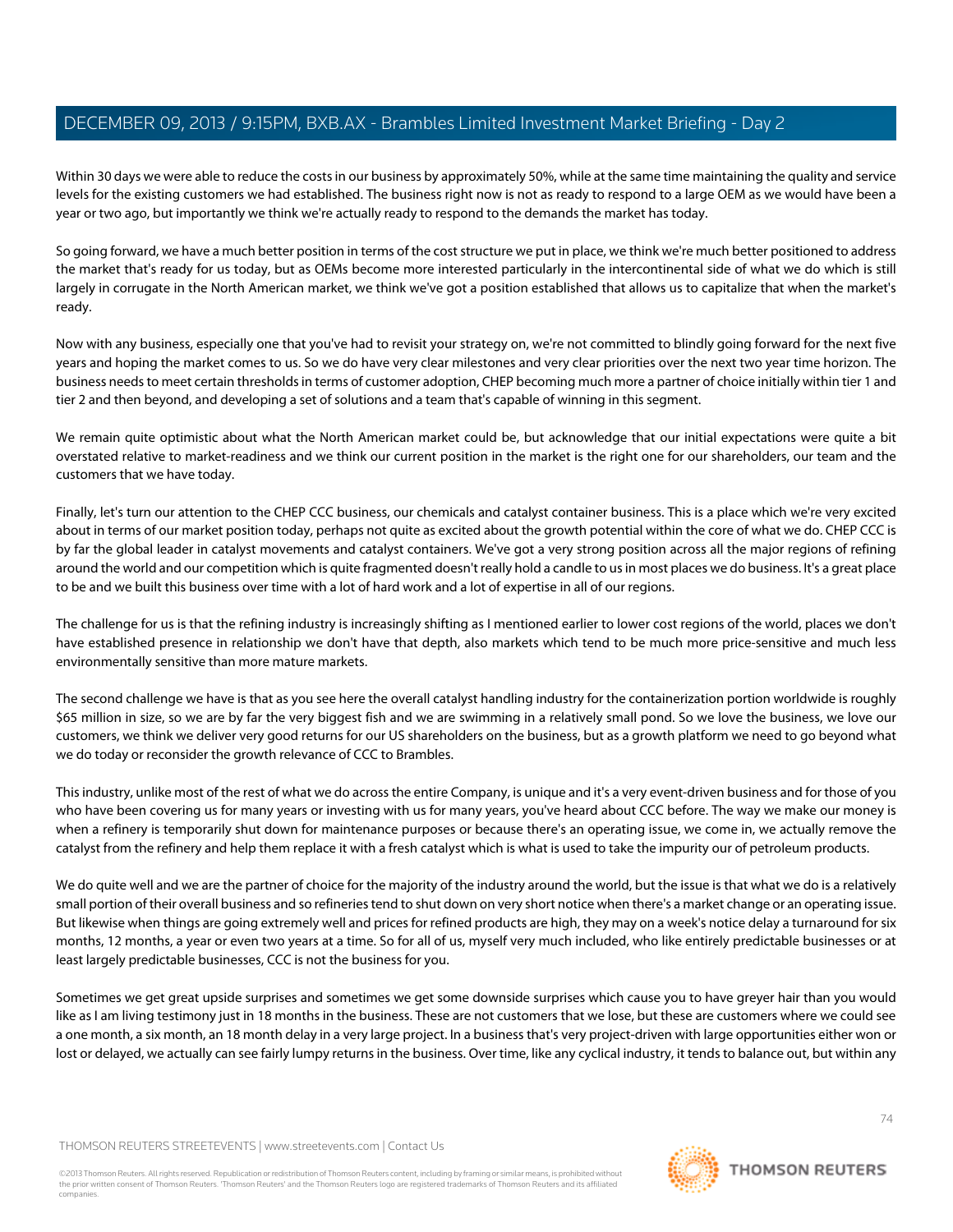Within 30 days we were able to reduce the costs in our business by approximately 50%, while at the same time maintaining the quality and service levels for the existing customers we had established. The business right now is not as ready to respond to a large OEM as we would have been a year or two ago, but importantly we think we're actually ready to respond to the demands the market has today.

So going forward, we have a much better position in terms of the cost structure we put in place, we think we're much better positioned to address the market that's ready for us today, but as OEMs become more interested particularly in the intercontinental side of what we do which is still largely in corrugate in the North American market, we think we've got a position established that allows us to capitalize that when the market's ready.

Now with any business, especially one that you've had to revisit your strategy on, we're not committed to blindly going forward for the next five years and hoping the market comes to us. So we do have very clear milestones and very clear priorities over the next two year time horizon. The business needs to meet certain thresholds in terms of customer adoption, CHEP becoming much more a partner of choice initially within tier 1 and tier 2 and then beyond, and developing a set of solutions and a team that's capable of winning in this segment.

We remain quite optimistic about what the North American market could be, but acknowledge that our initial expectations were quite a bit overstated relative to market-readiness and we think our current position in the market is the right one for our shareholders, our team and the customers that we have today.

Finally, let's turn our attention to the CHEP CCC business, our chemicals and catalyst container business. This is a place which we're very excited about in terms of our market position today, perhaps not quite as excited about the growth potential within the core of what we do. CHEP CCC is by far the global leader in catalyst movements and catalyst containers. We've got a very strong position across all the major regions of refining around the world and our competition which is quite fragmented doesn't really hold a candle to us in most places we do business. It's a great place to be and we built this business over time with a lot of hard work and a lot of expertise in all of our regions.

The challenge for us is that the refining industry is increasingly shifting as I mentioned earlier to lower cost regions of the world, places we don't have established presence in relationship we don't have that depth, also markets which tend to be much more price-sensitive and much less environmentally sensitive than more mature markets.

The second challenge we have is that as you see here the overall catalyst handling industry for the containerization portion worldwide is roughly $65 million in size, so we are by far the very biggest fish and we are swimming in a relatively small pond. So we love the business, we love our customers, we think we deliver very good returns for our US shareholders on the business, but as a growth platform we need to go beyond what we do today or reconsider the growth relevance of CCC to Brambles.

This industry, unlike most of the rest of what we do across the entire Company, is unique and it's a very event-driven business and for those of you who have been covering us for many years or investing with us for many years, you've heard about CCC before. The way we make our money is when a refinery is temporarily shut down for maintenance purposes or because there's an operating issue, we come in, we actually remove the catalyst from the refinery and help them replace it with a fresh catalyst which is what is used to take the impurity our of petroleum products.

We do quite well and we are the partner of choice for the majority of the industry around the world, but the issue is that what we do is a relatively small portion of their overall business and so refineries tend to shut down on very short notice when there's a market change or an operating issue. But likewise when things are going extremely well and prices for refined products are high, they may on a week's notice delay a turnaround for six months, 12 months, a year or even two years at a time. So for all of us, myself very much included, who like entirely predictable businesses or at least largely predictable businesses, CCC is not the business for you.

Sometimes we get great upside surprises and sometimes we get some downside surprises which cause you to have greyer hair than you would like as I am living testimony just in 18 months in the business. These are not customers that we lose, but these are customers where we could see a one month, a six month, an 18 month delay in a very large project. In a business that's very project-driven with large opportunities either won or lost or delayed, we actually can see fairly lumpy returns in the business. Over time, like any cyclical industry, it tends to balance out, but within any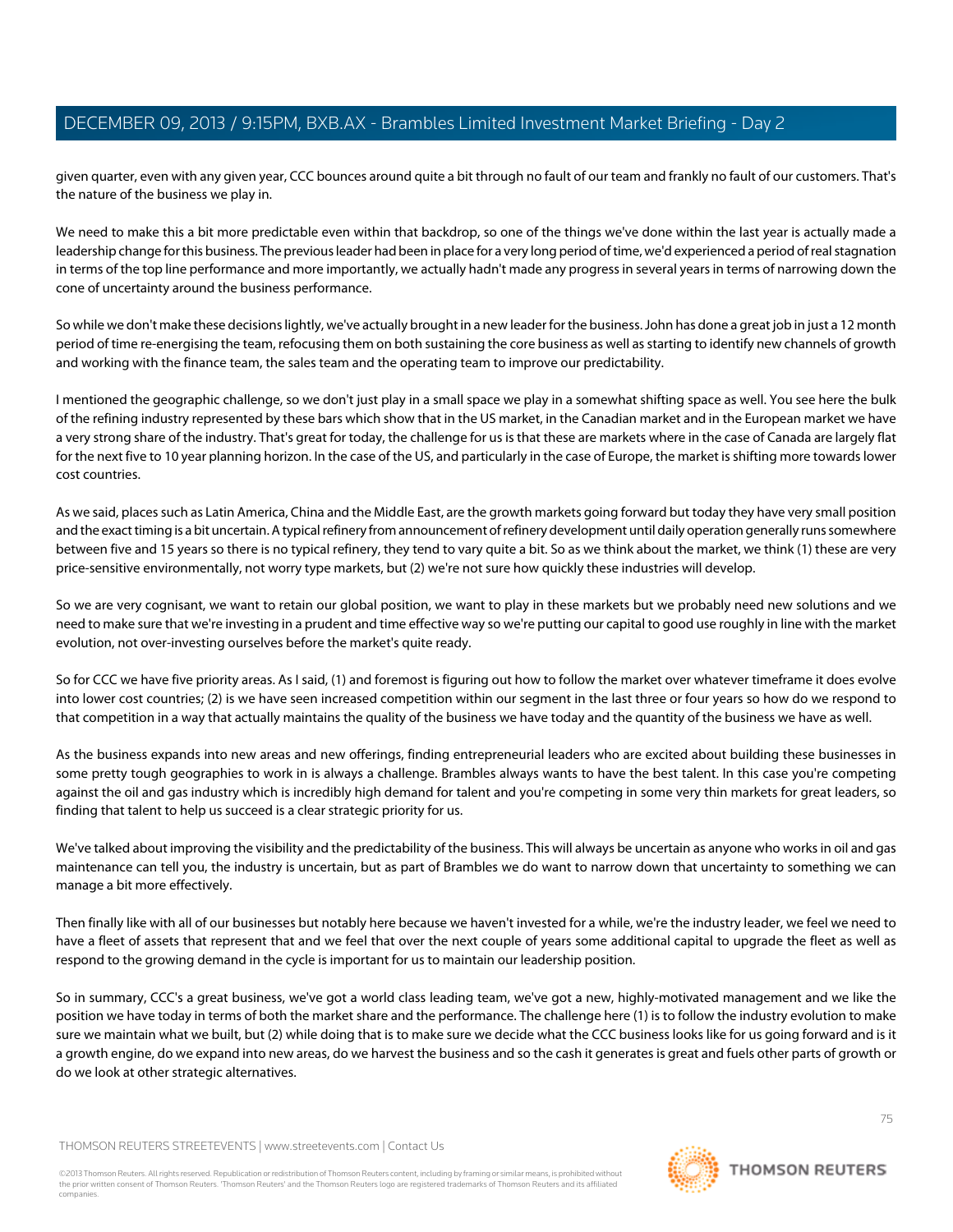given quarter, even with any given year, CCC bounces around quite a bit through no fault of our team and frankly no fault of our customers. That's the nature of the business we play in.

We need to make this a bit more predictable even within that backdrop, so one of the things we've done within the last year is actually made a leadership change for this business. The previous leader had been in place for a very long period of time, we'd experienced a period of real stagnation in terms of the top line performance and more importantly, we actually hadn't made any progress in several years in terms of narrowing down the cone of uncertainty around the business performance.

So while we don't make these decisions lightly, we've actually brought in a new leader for the business. John has done a great job in just a 12 month period of time re-energising the team, refocusing them on both sustaining the core business as well as starting to identify new channels of growth and working with the finance team, the sales team and the operating team to improve our predictability.

I mentioned the geographic challenge, so we don't just play in a small space we play in a somewhat shifting space as well. You see here the bulk of the refining industry represented by these bars which show that in the US market, in the Canadian market and in the European market we have a very strong share of the industry. That's great for today, the challenge for us is that these are markets where in the case of Canada are largely flat for the next five to 10 year planning horizon. In the case of the US, and particularly in the case of Europe, the market is shifting more towards lower cost countries.

As we said, places such as Latin America, China and the Middle East, are the growth markets going forward but today they have very small position and the exact timing is a bit uncertain. A typical refinery from announcement of refinery development until daily operation generally runs somewhere between five and 15 years so there is no typical refinery, they tend to vary quite a bit. So as we think about the market, we think (1) these are very price-sensitive environmentally, not worry type markets, but (2) we're not sure how quickly these industries will develop.

So we are very cognisant, we want to retain our global position, we want to play in these markets but we probably need new solutions and we need to make sure that we're investing in a prudent and time effective way so we're putting our capital to good use roughly in line with the market evolution, not over-investing ourselves before the market's quite ready.

So for CCC we have five priority areas. As I said, (1) and foremost is figuring out how to follow the market over whatever timeframe it does evolve into lower cost countries; (2) is we have seen increased competition within our segment in the last three or four years so how do we respond to that competition in a way that actually maintains the quality of the business we have today and the quantity of the business we have as well.

As the business expands into new areas and new offerings, finding entrepreneurial leaders who are excited about building these businesses in some pretty tough geographies to work in is always a challenge. Brambles always wants to have the best talent. In this case you're competing against the oil and gas industry which is incredibly high demand for talent and you're competing in some very thin markets for great leaders, so finding that talent to help us succeed is a clear strategic priority for us.

We've talked about improving the visibility and the predictability of the business. This will always be uncertain as anyone who works in oil and gas maintenance can tell you, the industry is uncertain, but as part of Brambles we do want to narrow down that uncertainty to something we can manage a bit more effectively.

Then finally like with all of our businesses but notably here because we haven't invested for a while, we're the industry leader, we feel we need to have a fleet of assets that represent that and we feel that over the next couple of years some additional capital to upgrade the fleet as well as respond to the growing demand in the cycle is important for us to maintain our leadership position.

So in summary, CCC's a great business, we've got a world class leading team, we've got a new, highly-motivated management and we like the position we have today in terms of both the market share and the performance. The challenge here (1) is to follow the industry evolution to make sure we maintain what we built, but (2) while doing that is to make sure we decide what the CCC business looks like for us going forward and is it a growth engine, do we expand into new areas, do we harvest the business and so the cash it generates is great and fuels other parts of growth or do we look at other strategic alternatives.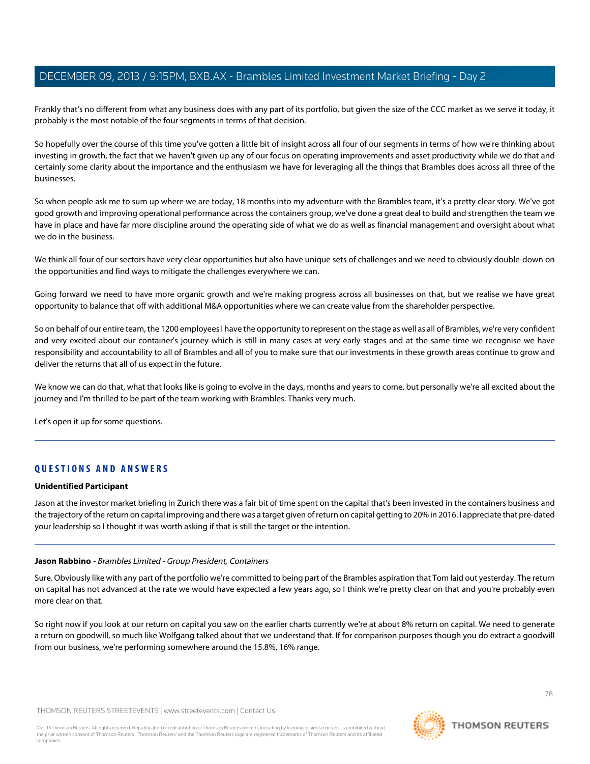Frankly that's no different from what any business does with any part of its portfolio, but given the size of the CCC market as we serve it today, it probably is the most notable of the four segments in terms of that decision.

So hopefully over the course of this time you've gotten a little bit of insight across all four of our segments in terms of how we're thinking about investing in growth, the fact that we haven't given up any of our focus on operating improvements and asset productivity while we do that and certainly some clarity about the importance and the enthusiasm we have for leveraging all the things that Brambles does across all three of the businesses.

So when people ask me to sum up where we are today, 18 months into my adventure with the Brambles team, it's a pretty clear story. We've got good growth and improving operational performance across the containers group, we've done a great deal to build and strengthen the team we have in place and have far more discipline around the operating side of what we do as well as financial management and oversight about what we do in the business.

We think all four of our sectors have very clear opportunities but also have unique sets of challenges and we need to obviously double-down on the opportunities and find ways to mitigate the challenges everywhere we can.

Going forward we need to have more organic growth and we're making progress across all businesses on that, but we realise we have great opportunity to balance that off with additional M&A opportunities where we can create value from the shareholder perspective.

So on behalf of our entire team, the 1200 employees I have the opportunity to represent on the stage as well as all of Brambles, we're very confident and very excited about our container's journey which is still in many cases at very early stages and at the same time we recognise we have responsibility and accountability to all of Brambles and all of you to make sure that our investments in these growth areas continue to grow and deliver the returns that all of us expect in the future.

We know we can do that, what that looks like is going to evolve in the days, months and years to come, but personally we're all excited about the journey and I'm thrilled to be part of the team working with Brambles. Thanks very much.

Let's open it up for some questions.

---

## QUESTIONS AND ANSWERS

**Unidentified Participant**

Jason at the investor market briefing in Zurich there was a fair bit of time spent on the capital that's been invested in the containers business and the trajectory of the return on capital improving and there was a target given of return on capital getting to 20% in 2016. I appreciate that pre-dated your leadership so I thought it was worth asking if that is still the target or the intention.

---

**Jason Rabbino** - *Brambles Limited - Group President, Containers*

Sure. Obviously like with any part of the portfolio we're committed to being part of the Brambles aspiration that Tom laid out yesterday. The return on capital has not advanced at the rate we would have expected a few years ago, so I think we're pretty clear on that and you're probably even more clear on that.

So right now if you look at our return on capital you saw on the earlier charts currently we're at about 8% return on capital. We need to generate a return on goodwill, so much like Wolfgang talked about that we understand that. If for comparison purposes though you do extract a goodwill from our business, we're performing somewhere around the 15.8%, 16% range.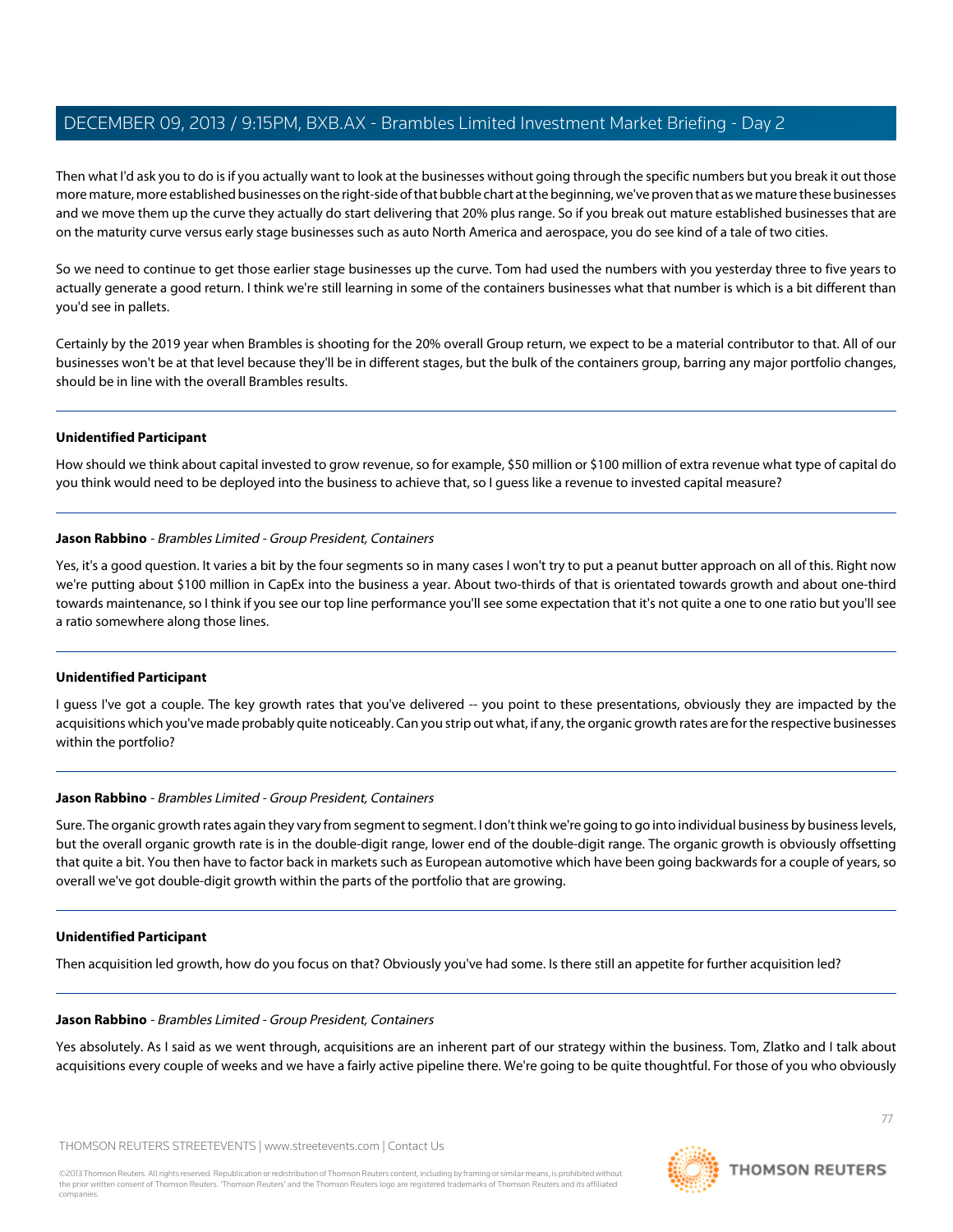Then what I'd ask you to do is if you actually want to look at the businesses without going through the specific numbers but you break it out those more mature, more established businesses on the right-side of that bubble chart at the beginning, we've proven that as we mature these businesses and we move them up the curve they actually do start delivering that 20% plus range. So if you break out mature established businesses that are on the maturity curve versus early stage businesses such as auto North America and aerospace, you do see kind of a tale of two cities.

So we need to continue to get those earlier stage businesses up the curve. Tom had used the numbers with you yesterday three to five years to actually generate a good return. I think we're still learning in some of the containers businesses what that number is which is a bit different than you'd see in pallets.

Certainly by the 2019 year when Brambles is shooting for the 20% overall Group return, we expect to be a material contributor to that. All of our businesses won't be at that level because they'll be in different stages, but the bulk of the containers group, barring any major portfolio changes, should be in line with the overall Brambles results.

---

**Unidentified Participant**

How should we think about capital invested to grow revenue, so for example, $50 million or $100 million of extra revenue what type of capital do you think would need to be deployed into the business to achieve that, so I guess like a revenue to invested capital measure?

---

**Jason Rabbino** - *Brambles Limited - Group President, Containers*

Yes, it's a good question. It varies a bit by the four segments so in many cases I won't try to put a peanut butter approach on all of this. Right now we're putting about $100 million in CapEx into the business a year. About two-thirds of that is orientated towards growth and about one-third towards maintenance, so I think if you see our top line performance you'll see some expectation that it's not quite a one to one ratio but you'll see a ratio somewhere along those lines.

---

**Unidentified Participant**

I guess I've got a couple. The key growth rates that you've delivered -- you point to these presentations, obviously they are impacted by the acquisitions which you've made probably quite noticeably. Can you strip out what, if any, the organic growth rates are for the respective businesses within the portfolio?

---

**Jason Rabbino** - *Brambles Limited - Group President, Containers*

Sure. The organic growth rates again they vary from segment to segment. I don't think we're going to go into individual business by business levels, but the overall organic growth rate is in the double-digit range, lower end of the double-digit range. The organic growth is obviously offsetting that quite a bit. You then have to factor back in markets such as European automotive which have been going backwards for a couple of years, so overall we've got double-digit growth within the parts of the portfolio that are growing.

---

**Unidentified Participant**

Then acquisition led growth, how do you focus on that? Obviously you've had some. Is there still an appetite for further acquisition led?

---

**Jason Rabbino** - *Brambles Limited - Group President, Containers*

Yes absolutely. As I said as we went through, acquisitions are an inherent part of our strategy within the business. Tom, Zlatko and I talk about acquisitions every couple of weeks and we have a fairly active pipeline there. We're going to be quite thoughtful. For those of you who obviously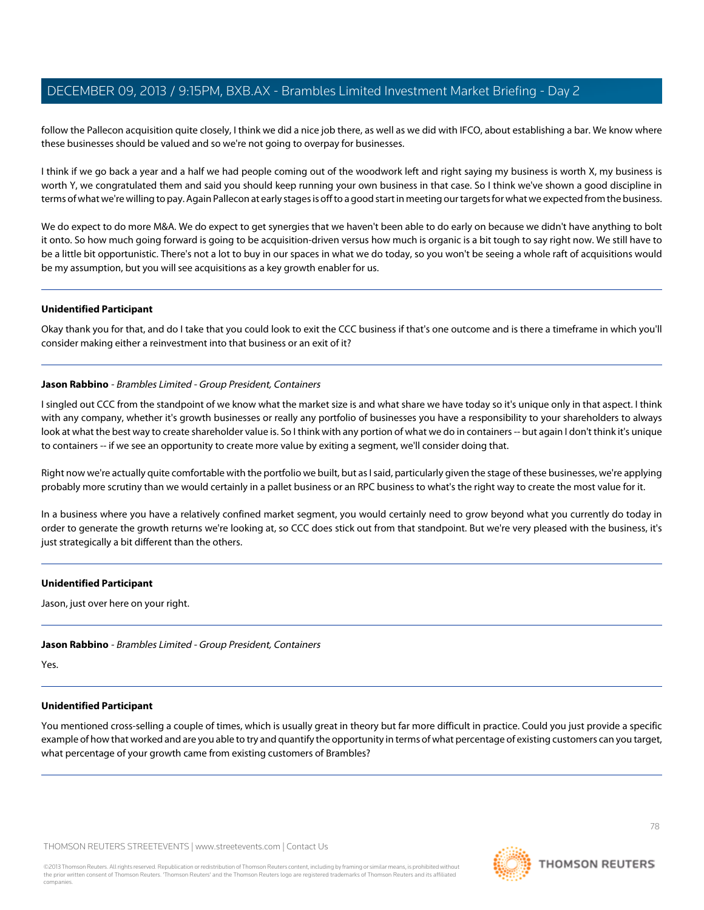follow the Pallecon acquisition quite closely, I think we did a nice job there, as well as we did with IFCO, about establishing a bar. We know where these businesses should be valued and so we're not going to overpay for businesses.

I think if we go back a year and a half we had people coming out of the woodwork left and right saying my business is worth X, my business is worth Y, we congratulated them and said you should keep running your own business in that case. So I think we've shown a good discipline in terms of what we're willing to pay. Again Pallecon at early stages is off to a good start in meeting our targets for what we expected from the business.

We do expect to do more M&A. We do expect to get synergies that we haven't been able to do early on because we didn't have anything to bolt it onto. So how much going forward is going to be acquisition-driven versus how much is organic is a bit tough to say right now. We still have to be a little bit opportunistic. There's not a lot to buy in our spaces in what we do today, so you won't be seeing a whole raft of acquisitions would be my assumption, but you will see acquisitions as a key growth enabler for us.

---

**Unidentified Participant**

Okay thank you for that, and do I take that you could look to exit the CCC business if that's one outcome and is there a timeframe in which you'll consider making either a reinvestment into that business or an exit of it?

---

**Jason Rabbino** - *Brambles Limited - Group President, Containers*

I singled out CCC from the standpoint of we know what the market size is and what share we have today so it's unique only in that aspect. I think with any company, whether it's growth businesses or really any portfolio of businesses you have a responsibility to your shareholders to always look at what the best way to create shareholder value is. So I think with any portion of what we do in containers -- but again I don't think it's unique to containers -- if we see an opportunity to create more value by exiting a segment, we'll consider doing that.

Right now we're actually quite comfortable with the portfolio we built, but as I said, particularly given the stage of these businesses, we're applying probably more scrutiny than we would certainly in a pallet business or an RPC business to what's the right way to create the most value for it.

In a business where you have a relatively confined market segment, you would certainly need to grow beyond what you currently do today in order to generate the growth returns we're looking at, so CCC does stick out from that standpoint. But we're very pleased with the business, it's just strategically a bit different than the others.

---

**Unidentified Participant**

Jason, just over here on your right.

---

**Jason Rabbino** - *Brambles Limited - Group President, Containers*

Yes.

---

**Unidentified Participant**

You mentioned cross-selling a couple of times, which is usually great in theory but far more difficult in practice. Could you just provide a specific example of how that worked and are you able to try and quantify the opportunity in terms of what percentage of existing customers can you target, what percentage of your growth came from existing customers of Brambles?

---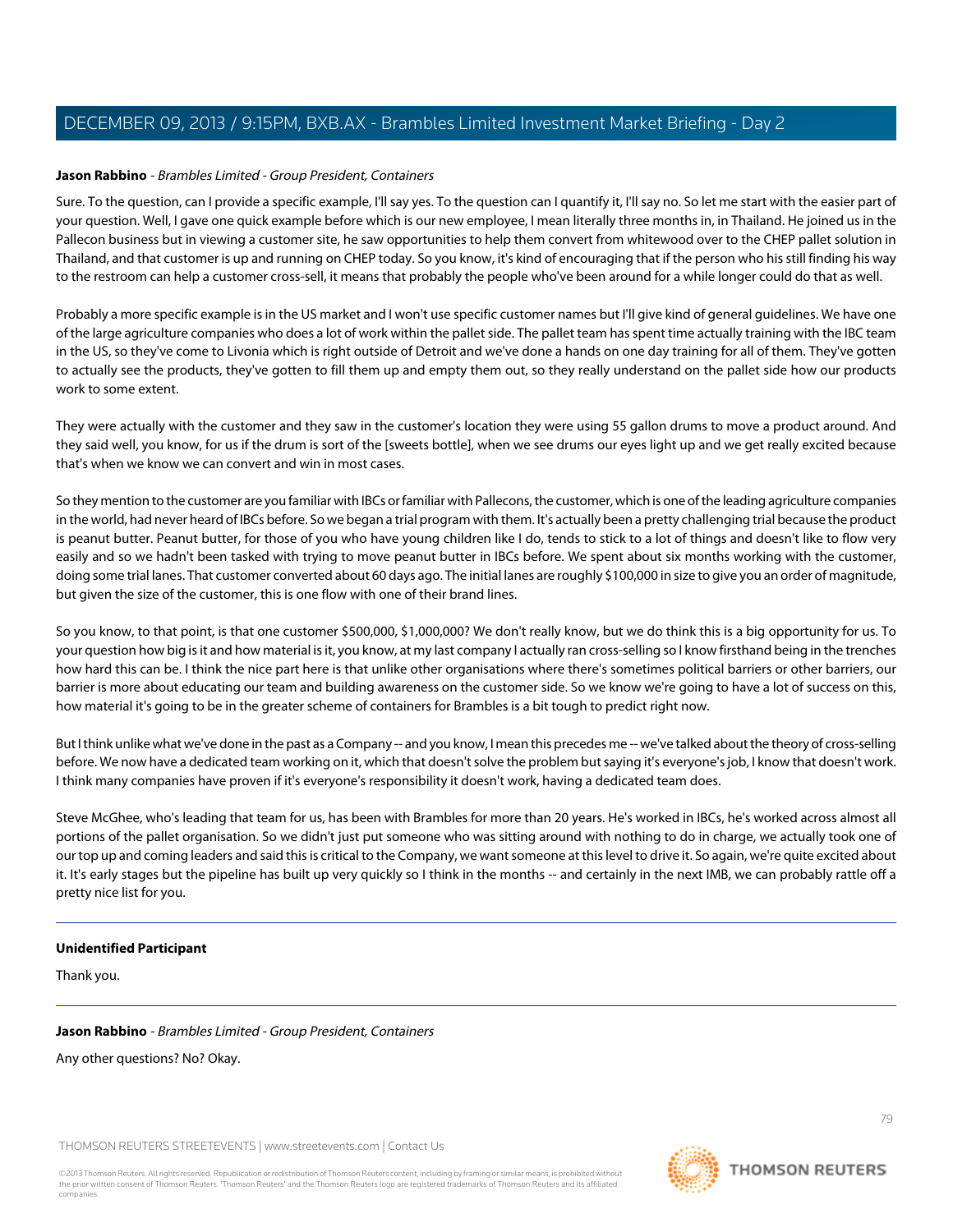**Jason Rabbino** - *Brambles Limited - Group President, Containers*

Sure. To the question, can I provide a specific example, I'll say yes. To the question can I quantify it, I'll say no. So let me start with the easier part of your question. Well, I gave one quick example before which is our new employee, I mean literally three months in, in Thailand. He joined us in the Pallecon business but in viewing a customer site, he saw opportunities to help them convert from whitewood over to the CHEP pallet solution in Thailand, and that customer is up and running on CHEP today. So you know, it's kind of encouraging that if the person who his still finding his way to the restroom can help a customer cross-sell, it means that probably the people who've been around for a while longer could do that as well.

Probably a more specific example is in the US market and I won't use specific customer names but I'll give kind of general guidelines. We have one of the large agriculture companies who does a lot of work within the pallet side. The pallet team has spent time actually training with the IBC team in the US, so they've come to Livonia which is right outside of Detroit and we've done a hands on one day training for all of them. They've gotten to actually see the products, they've gotten to fill them up and empty them out, so they really understand on the pallet side how our products work to some extent.

They were actually with the customer and they saw in the customer's location they were using 55 gallon drums to move a product around. And they said well, you know, for us if the drum is sort of the [sweets bottle], when we see drums our eyes light up and we get really excited because that's when we know we can convert and win in most cases.

So they mention to the customer are you familiar with IBCs or familiar with Pallecons, the customer, which is one of the leading agriculture companies in the world, had never heard of IBCs before. So we began a trial program with them. It's actually been a pretty challenging trial because the product is peanut butter. Peanut butter, for those of you who have young children like I do, tends to stick to a lot of things and doesn't like to flow very easily and so we hadn't been tasked with trying to move peanut butter in IBCs before. We spent about six months working with the customer, doing some trial lanes. That customer converted about 60 days ago. The initial lanes are roughly $100,000 in size to give you an order of magnitude, but given the size of the customer, this is one flow with one of their brand lines.

So you know, to that point, is that one customer $500,000, $1,000,000? We don't really know, but we do think this is a big opportunity for us. To your question how big is it and how material is it, you know, at my last company I actually ran cross-selling so I know firsthand being in the trenches how hard this can be. I think the nice part here is that unlike other organisations where there's sometimes political barriers or other barriers, our barrier is more about educating our team and building awareness on the customer side. So we know we're going to have a lot of success on this, how material it's going to be in the greater scheme of containers for Brambles is a bit tough to predict right now.

But I think unlike what we've done in the past as a Company -- and you know, I mean this precedes me -- we've talked about the theory of cross-selling before. We now have a dedicated team working on it, which that doesn't solve the problem but saying it's everyone's job, I know that doesn't work. I think many companies have proven if it's everyone's responsibility it doesn't work, having a dedicated team does.

Steve McGhee, who's leading that team for us, has been with Brambles for more than 20 years. He's worked in IBCs, he's worked across almost all portions of the pallet organisation. So we didn't just put someone who was sitting around with nothing to do in charge, we actually took one of our top up and coming leaders and said this is critical to the Company, we want someone at this level to drive it. So again, we're quite excited about it. It's early stages but the pipeline has built up very quickly so I think in the months -- and certainly in the next IMB, we can probably rattle off a pretty nice list for you.

---

**Unidentified Participant**

Thank you.

---

**Jason Rabbino** - *Brambles Limited - Group President, Containers*

Any other questions? No? Okay.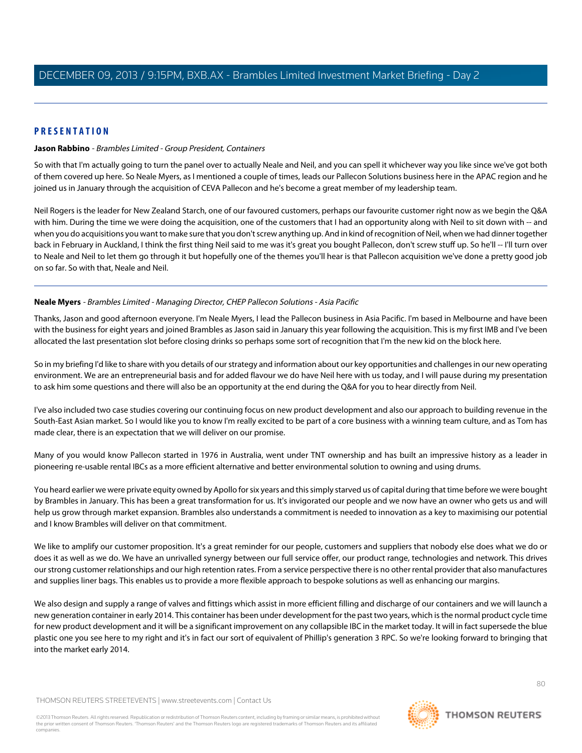## PRESENTATION

**Jason Rabbino** - *Brambles Limited - Group President, Containers*

So with that I'm actually going to turn the panel over to actually Neale and Neil, and you can spell it whichever way you like since we've got both of them covered up here. So Neale Myers, as I mentioned a couple of times, leads our Pallecon Solutions business here in the APAC region and he joined us in January through the acquisition of CEVA Pallecon and he's become a great member of my leadership team.

Neil Rogers is the leader for New Zealand Starch, one of our favoured customers, perhaps our favourite customer right now as we begin the Q&A with him. During the time we were doing the acquisition, one of the customers that I had an opportunity along with Neil to sit down with -- and when you do acquisitions you want to make sure that you don't screw anything up. And in kind of recognition of Neil, when we had dinner together back in February in Auckland, I think the first thing Neil said to me was it's great you bought Pallecon, don't screw stuff up. So he'll -- I'll turn over to Neale and Neil to let them go through it but hopefully one of the themes you'll hear is that Pallecon acquisition we've done a pretty good job on so far. So with that, Neale and Neil.

---

**Neale Myers** - *Brambles Limited - Managing Director, CHEP Pallecon Solutions - Asia Pacific*

Thanks, Jason and good afternoon everyone. I'm Neale Myers, I lead the Pallecon business in Asia Pacific. I'm based in Melbourne and have been with the business for eight years and joined Brambles as Jason said in January this year following the acquisition. This is my first IMB and I've been allocated the last presentation slot before closing drinks so perhaps some sort of recognition that I'm the new kid on the block here.

So in my briefing I'd like to share with you details of our strategy and information about our key opportunities and challenges in our new operating environment. We are an entrepreneurial basis and for added flavour we do have Neil here with us today, and I will pause during my presentation to ask him some questions and there will also be an opportunity at the end during the Q&A for you to hear directly from Neil.

I've also included two case studies covering our continuing focus on new product development and also our approach to building revenue in the South-East Asian market. So I would like you to know I'm really excited to be part of a core business with a winning team culture, and as Tom has made clear, there is an expectation that we will deliver on our promise.

Many of you would know Pallecon started in 1976 in Australia, went under TNT ownership and has built an impressive history as a leader in pioneering re-usable rental IBCs as a more efficient alternative and better environmental solution to owning and using drums.

You heard earlier we were private equity owned by Apollo for six years and this simply starved us of capital during that time before we were bought by Brambles in January. This has been a great transformation for us. It's invigorated our people and we now have an owner who gets us and will help us grow through market expansion. Brambles also understands a commitment is needed to innovation as a key to maximising our potential and I know Brambles will deliver on that commitment.

We like to amplify our customer proposition. It's a great reminder for our people, customers and suppliers that nobody else does what we do or does it as well as we do. We have an unrivalled synergy between our full service offer, our product range, technologies and network. This drives our strong customer relationships and our high retention rates. From a service perspective there is no other rental provider that also manufactures and supplies liner bags. This enables us to provide a more flexible approach to bespoke solutions as well as enhancing our margins.

We also design and supply a range of valves and fittings which assist in more efficient filling and discharge of our containers and we will launch a new generation container in early 2014. This container has been under development for the past two years, which is the normal product cycle time for new product development and it will be a significant improvement on any collapsible IBC in the market today. It will in fact supersede the blue plastic one you see here to my right and it's in fact our sort of equivalent of Phillip's generation 3 RPC. So we're looking forward to bringing that into the market early 2014.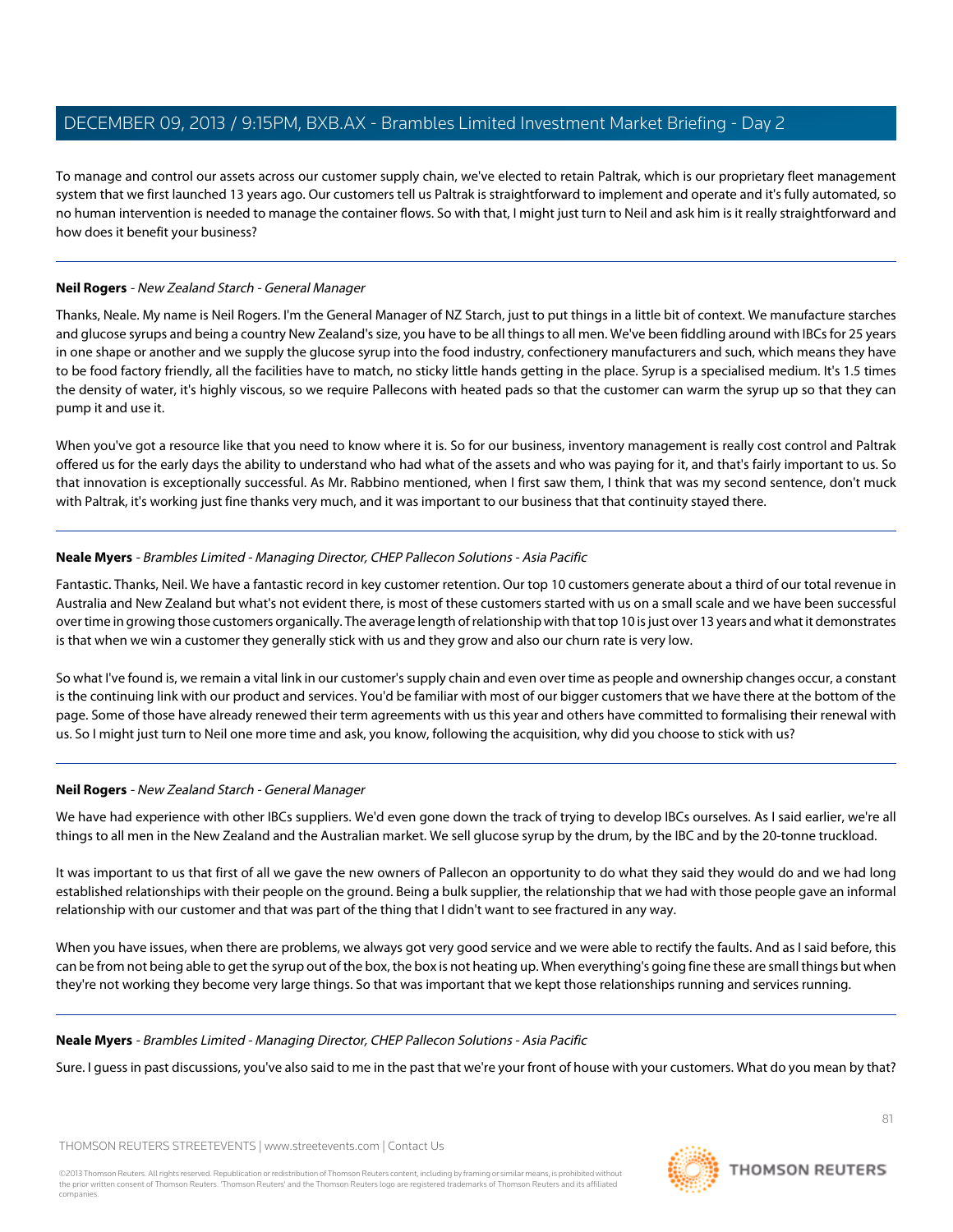To manage and control our assets across our customer supply chain, we've elected to retain Paltrak, which is our proprietary fleet management system that we first launched 13 years ago. Our customers tell us Paltrak is straightforward to implement and operate and it's fully automated, so no human intervention is needed to manage the container flows. So with that, I might just turn to Neil and ask him is it really straightforward and how does it benefit your business?

---

**Neil Rogers** - *New Zealand Starch - General Manager*

Thanks, Neale. My name is Neil Rogers. I'm the General Manager of NZ Starch, just to put things in a little bit of context. We manufacture starches and glucose syrups and being a country New Zealand's size, you have to be all things to all men. We've been fiddling around with IBCs for 25 years in one shape or another and we supply the glucose syrup into the food industry, confectionery manufacturers and such, which means they have to be food factory friendly, all the facilities have to match, no sticky little hands getting in the place. Syrup is a specialised medium. It's 1.5 times the density of water, it's highly viscous, so we require Pallecons with heated pads so that the customer can warm the syrup up so that they can pump it and use it.

When you've got a resource like that you need to know where it is. So for our business, inventory management is really cost control and Paltrak offered us for the early days the ability to understand who had what of the assets and who was paying for it, and that's fairly important to us. So that innovation is exceptionally successful. As Mr. Rabbino mentioned, when I first saw them, I think that was my second sentence, don't muck with Paltrak, it's working just fine thanks very much, and it was important to our business that that continuity stayed there.

---

**Neale Myers** - *Brambles Limited - Managing Director, CHEP Pallecon Solutions - Asia Pacific*

Fantastic. Thanks, Neil. We have a fantastic record in key customer retention. Our top 10 customers generate about a third of our total revenue in Australia and New Zealand but what's not evident there, is most of these customers started with us on a small scale and we have been successful over time in growing those customers organically. The average length of relationship with that top 10 is just over 13 years and what it demonstrates is that when we win a customer they generally stick with us and they grow and also our churn rate is very low.

So what I've found is, we remain a vital link in our customer's supply chain and even over time as people and ownership changes occur, a constant is the continuing link with our product and services. You'd be familiar with most of our bigger customers that we have there at the bottom of the page. Some of those have already renewed their term agreements with us this year and others have committed to formalising their renewal with us. So I might just turn to Neil one more time and ask, you know, following the acquisition, why did you choose to stick with us?

---

**Neil Rogers** - *New Zealand Starch - General Manager*

We have had experience with other IBCs suppliers. We'd even gone down the track of trying to develop IBCs ourselves. As I said earlier, we're all things to all men in the New Zealand and the Australian market. We sell glucose syrup by the drum, by the IBC and by the 20-tonne truckload.

It was important to us that first of all we gave the new owners of Pallecon an opportunity to do what they said they would do and we had long established relationships with their people on the ground. Being a bulk supplier, the relationship that we had with those people gave an informal relationship with our customer and that was part of the thing that I didn't want to see fractured in any way.

When you have issues, when there are problems, we always got very good service and we were able to rectify the faults. And as I said before, this can be from not being able to get the syrup out of the box, the box is not heating up. When everything's going fine these are small things but when they're not working they become very large things. So that was important that we kept those relationships running and services running.

---

**Neale Myers** - *Brambles Limited - Managing Director, CHEP Pallecon Solutions - Asia Pacific*

Sure. I guess in past discussions, you've also said to me in the past that we're your front of house with your customers. What do you mean by that?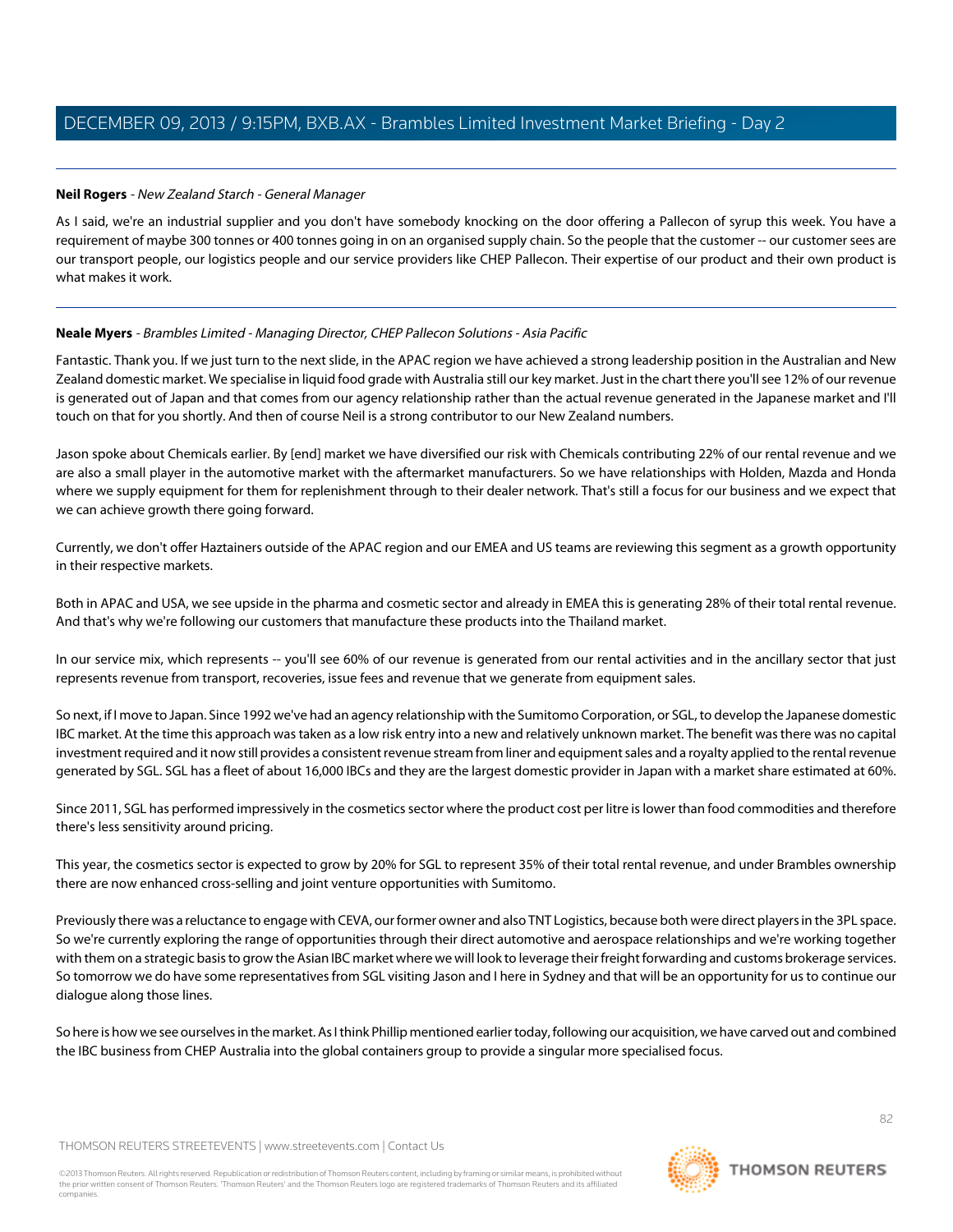**Neil Rogers** - *New Zealand Starch - General Manager*

As I said, we're an industrial supplier and you don't have somebody knocking on the door offering a Pallecon of syrup this week. You have a requirement of maybe 300 tonnes or 400 tonnes going in on an organised supply chain. So the people that the customer -- our customer sees are our transport people, our logistics people and our service providers like CHEP Pallecon. Their expertise of our product and their own product is what makes it work.

---

**Neale Myers** - *Brambles Limited - Managing Director, CHEP Pallecon Solutions - Asia Pacific*

Fantastic. Thank you. If we just turn to the next slide, in the APAC region we have achieved a strong leadership position in the Australian and New Zealand domestic market. We specialise in liquid food grade with Australia still our key market. Just in the chart there you'll see 12% of our revenue is generated out of Japan and that comes from our agency relationship rather than the actual revenue generated in the Japanese market and I'll touch on that for you shortly. And then of course Neil is a strong contributor to our New Zealand numbers.

Jason spoke about Chemicals earlier. By [end] market we have diversified our risk with Chemicals contributing 22% of our rental revenue and we are also a small player in the automotive market with the aftermarket manufacturers. So we have relationships with Holden, Mazda and Honda where we supply equipment for them for replenishment through to their dealer network. That's still a focus for our business and we expect that we can achieve growth there going forward.

Currently, we don't offer Haztainers outside of the APAC region and our EMEA and US teams are reviewing this segment as a growth opportunity in their respective markets.

Both in APAC and USA, we see upside in the pharma and cosmetic sector and already in EMEA this is generating 28% of their total rental revenue. And that's why we're following our customers that manufacture these products into the Thailand market.

In our service mix, which represents -- you'll see 60% of our revenue is generated from our rental activities and in the ancillary sector that just represents revenue from transport, recoveries, issue fees and revenue that we generate from equipment sales.

So next, if I move to Japan. Since 1992 we've had an agency relationship with the Sumitomo Corporation, or SGL, to develop the Japanese domestic IBC market. At the time this approach was taken as a low risk entry into a new and relatively unknown market. The benefit was there was no capital investment required and it now still provides a consistent revenue stream from liner and equipment sales and a royalty applied to the rental revenue generated by SGL. SGL has a fleet of about 16,000 IBCs and they are the largest domestic provider in Japan with a market share estimated at 60%.

Since 2011, SGL has performed impressively in the cosmetics sector where the product cost per litre is lower than food commodities and therefore there's less sensitivity around pricing.

This year, the cosmetics sector is expected to grow by 20% for SGL to represent 35% of their total rental revenue, and under Brambles ownership there are now enhanced cross-selling and joint venture opportunities with Sumitomo.

Previously there was a reluctance to engage with CEVA, our former owner and also TNT Logistics, because both were direct players in the 3PL space. So we're currently exploring the range of opportunities through their direct automotive and aerospace relationships and we're working together with them on a strategic basis to grow the Asian IBC market where we will look to leverage their freight forwarding and customs brokerage services. So tomorrow we do have some representatives from SGL visiting Jason and I here in Sydney and that will be an opportunity for us to continue our dialogue along those lines.

So here is how we see ourselves in the market. As I think Phillip mentioned earlier today, following our acquisition, we have carved out and combined the IBC business from CHEP Australia into the global containers group to provide a singular more specialised focus.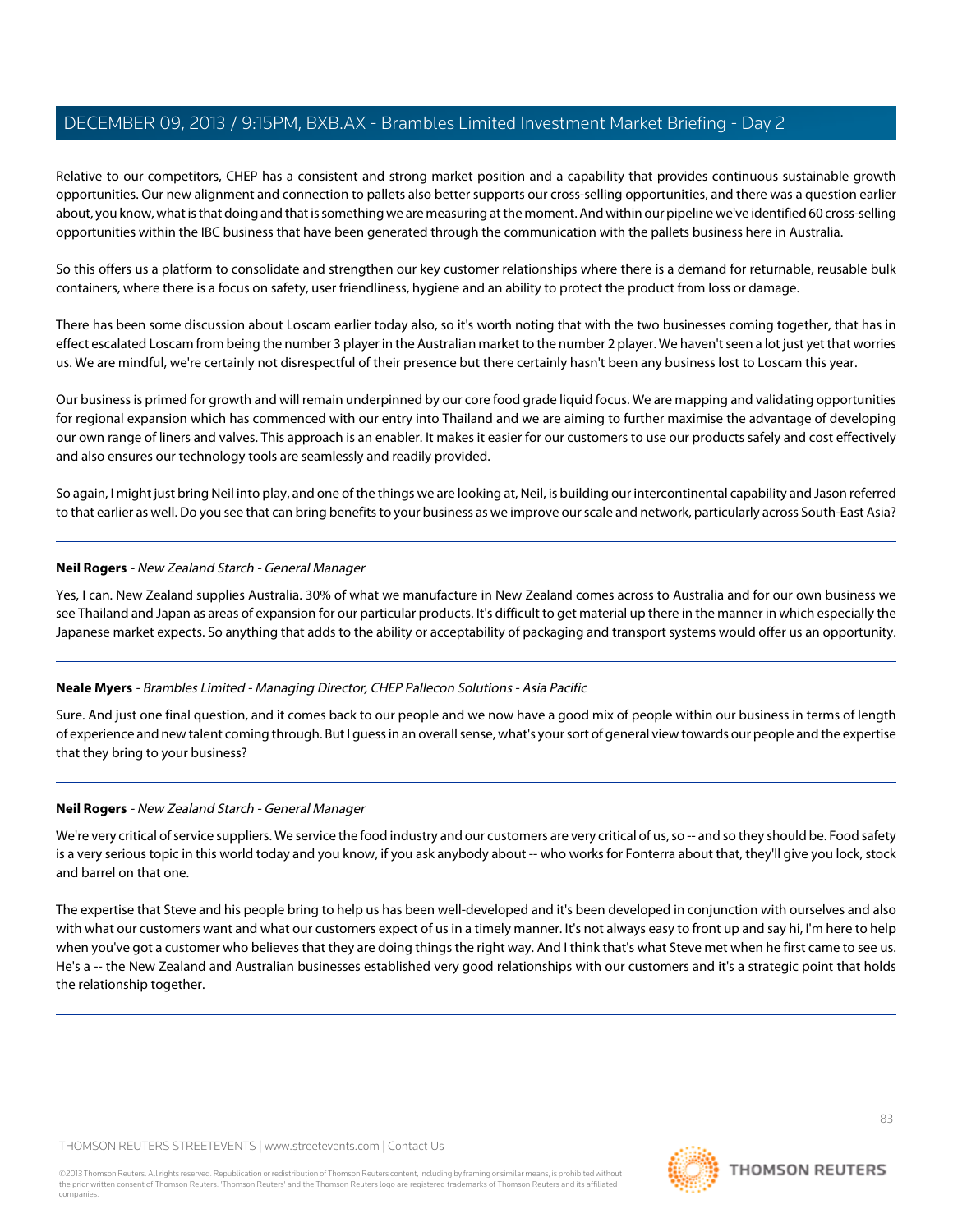Relative to our competitors, CHEP has a consistent and strong market position and a capability that provides continuous sustainable growth opportunities. Our new alignment and connection to pallets also better supports our cross-selling opportunities, and there was a question earlier about, you know, what is that doing and that is something we are measuring at the moment. And within our pipeline we've identified 60 cross-selling opportunities within the IBC business that have been generated through the communication with the pallets business here in Australia.

So this offers us a platform to consolidate and strengthen our key customer relationships where there is a demand for returnable, reusable bulk containers, where there is a focus on safety, user friendliness, hygiene and an ability to protect the product from loss or damage.

There has been some discussion about Loscam earlier today also, so it's worth noting that with the two businesses coming together, that has in effect escalated Loscam from being the number 3 player in the Australian market to the number 2 player. We haven't seen a lot just yet that worries us. We are mindful, we're certainly not disrespectful of their presence but there certainly hasn't been any business lost to Loscam this year.

Our business is primed for growth and will remain underpinned by our core food grade liquid focus. We are mapping and validating opportunities for regional expansion which has commenced with our entry into Thailand and we are aiming to further maximise the advantage of developing our own range of liners and valves. This approach is an enabler. It makes it easier for our customers to use our products safely and cost effectively and also ensures our technology tools are seamlessly and readily provided.

So again, I might just bring Neil into play, and one of the things we are looking at, Neil, is building our intercontinental capability and Jason referred to that earlier as well. Do you see that can bring benefits to your business as we improve our scale and network, particularly across South-East Asia?

---

**Neil Rogers** - *New Zealand Starch - General Manager*

Yes, I can. New Zealand supplies Australia. 30% of what we manufacture in New Zealand comes across to Australia and for our own business we see Thailand and Japan as areas of expansion for our particular products. It's difficult to get material up there in the manner in which especially the Japanese market expects. So anything that adds to the ability or acceptability of packaging and transport systems would offer us an opportunity.

---

**Neale Myers** - *Brambles Limited - Managing Director, CHEP Pallecon Solutions - Asia Pacific*

Sure. And just one final question, and it comes back to our people and we now have a good mix of people within our business in terms of length of experience and new talent coming through. But I guess in an overall sense, what's your sort of general view towards our people and the expertise that they bring to your business?

---

**Neil Rogers** - *New Zealand Starch - General Manager*

We're very critical of service suppliers. We service the food industry and our customers are very critical of us, so -- and so they should be. Food safety is a very serious topic in this world today and you know, if you ask anybody about -- who works for Fonterra about that, they'll give you lock, stock and barrel on that one.

The expertise that Steve and his people bring to help us has been well-developed and it's been developed in conjunction with ourselves and also with what our customers want and what our customers expect of us in a timely manner. It's not always easy to front up and say hi, I'm here to help when you've got a customer who believes that they are doing things the right way. And I think that's what Steve met when he first came to see us. He's a -- the New Zealand and Australian businesses established very good relationships with our customers and it's a strategic point that holds the relationship together.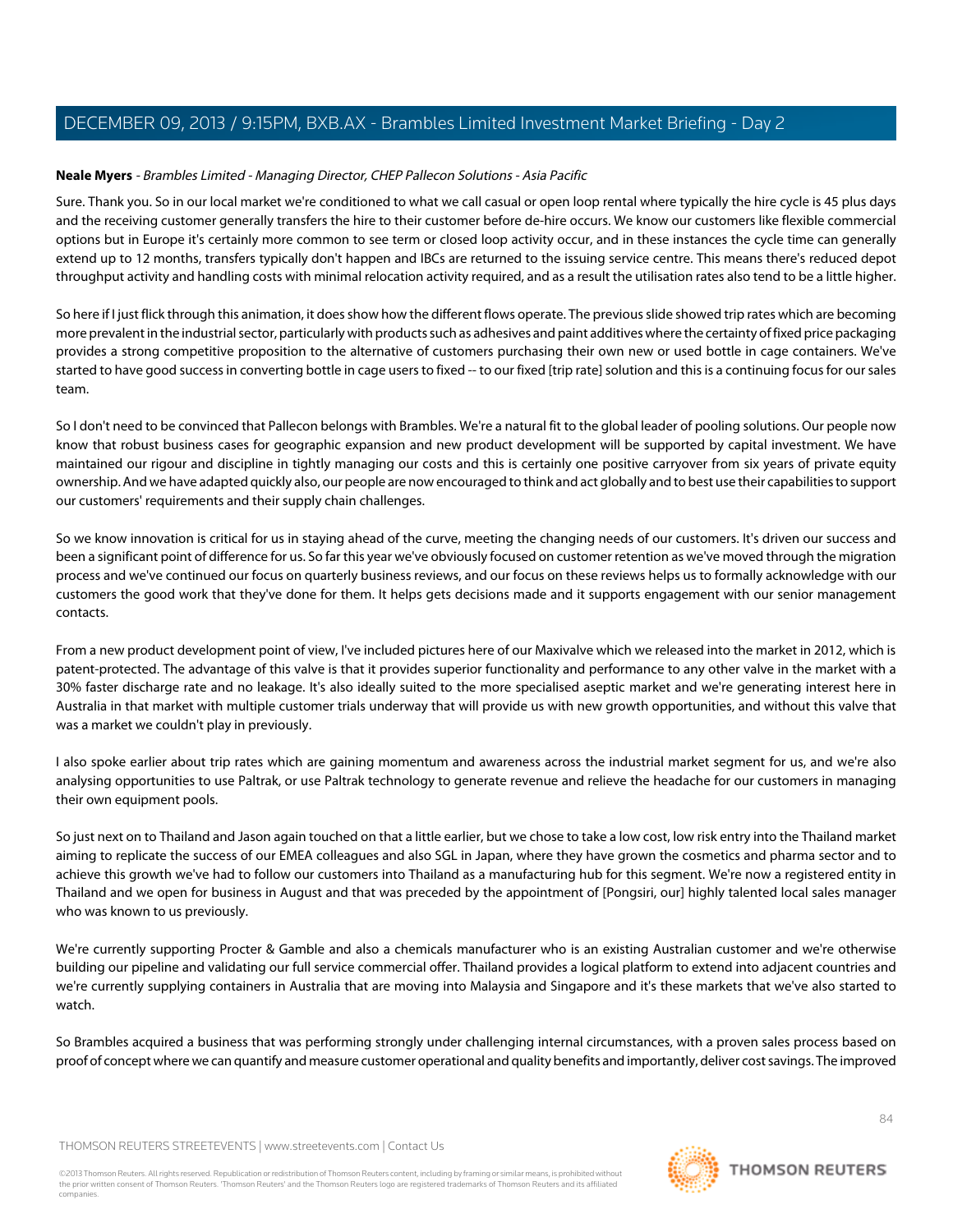**Neale Myers** - *Brambles Limited - Managing Director, CHEP Pallecon Solutions - Asia Pacific*

Sure. Thank you. So in our local market we're conditioned to what we call casual or open loop rental where typically the hire cycle is 45 plus days and the receiving customer generally transfers the hire to their customer before de-hire occurs. We know our customers like flexible commercial options but in Europe it's certainly more common to see term or closed loop activity occur, and in these instances the cycle time can generally extend up to 12 months, transfers typically don't happen and IBCs are returned to the issuing service centre. This means there's reduced depot throughput activity and handling costs with minimal relocation activity required, and as a result the utilisation rates also tend to be a little higher.

So here if I just flick through this animation, it does show how the different flows operate. The previous slide showed trip rates which are becoming more prevalent in the industrial sector, particularly with products such as adhesives and paint additives where the certainty of fixed price packaging provides a strong competitive proposition to the alternative of customers purchasing their own new or used bottle in cage containers. We've started to have good success in converting bottle in cage users to fixed -- to our fixed [trip rate] solution and this is a continuing focus for our sales team.

So I don't need to be convinced that Pallecon belongs with Brambles. We're a natural fit to the global leader of pooling solutions. Our people now know that robust business cases for geographic expansion and new product development will be supported by capital investment. We have maintained our rigour and discipline in tightly managing our costs and this is certainly one positive carryover from six years of private equity ownership. And we have adapted quickly also, our people are now encouraged to think and act globally and to best use their capabilities to support our customers' requirements and their supply chain challenges.

So we know innovation is critical for us in staying ahead of the curve, meeting the changing needs of our customers. It's driven our success and been a significant point of difference for us. So far this year we've obviously focused on customer retention as we've moved through the migration process and we've continued our focus on quarterly business reviews, and our focus on these reviews helps us to formally acknowledge with our customers the good work that they've done for them. It helps gets decisions made and it supports engagement with our senior management contacts.

From a new product development point of view, I've included pictures here of our Maxivalve which we released into the market in 2012, which is patent-protected. The advantage of this valve is that it provides superior functionality and performance to any other valve in the market with a 30% faster discharge rate and no leakage. It's also ideally suited to the more specialised aseptic market and we're generating interest here in Australia in that market with multiple customer trials underway that will provide us with new growth opportunities, and without this valve that was a market we couldn't play in previously.

I also spoke earlier about trip rates which are gaining momentum and awareness across the industrial market segment for us, and we're also analysing opportunities to use Paltrak, or use Paltrak technology to generate revenue and relieve the headache for our customers in managing their own equipment pools.

So just next on to Thailand and Jason again touched on that a little earlier, but we chose to take a low cost, low risk entry into the Thailand market aiming to replicate the success of our EMEA colleagues and also SGL in Japan, where they have grown the cosmetics and pharma sector and to achieve this growth we've had to follow our customers into Thailand as a manufacturing hub for this segment. We're now a registered entity in Thailand and we open for business in August and that was preceded by the appointment of [Pongsiri, our] highly talented local sales manager who was known to us previously.

We're currently supporting Procter & Gamble and also a chemicals manufacturer who is an existing Australian customer and we're otherwise building our pipeline and validating our full service commercial offer. Thailand provides a logical platform to extend into adjacent countries and we're currently supplying containers in Australia that are moving into Malaysia and Singapore and it's these markets that we've also started to watch.

So Brambles acquired a business that was performing strongly under challenging internal circumstances, with a proven sales process based on proof of concept where we can quantify and measure customer operational and quality benefits and importantly, deliver cost savings. The improved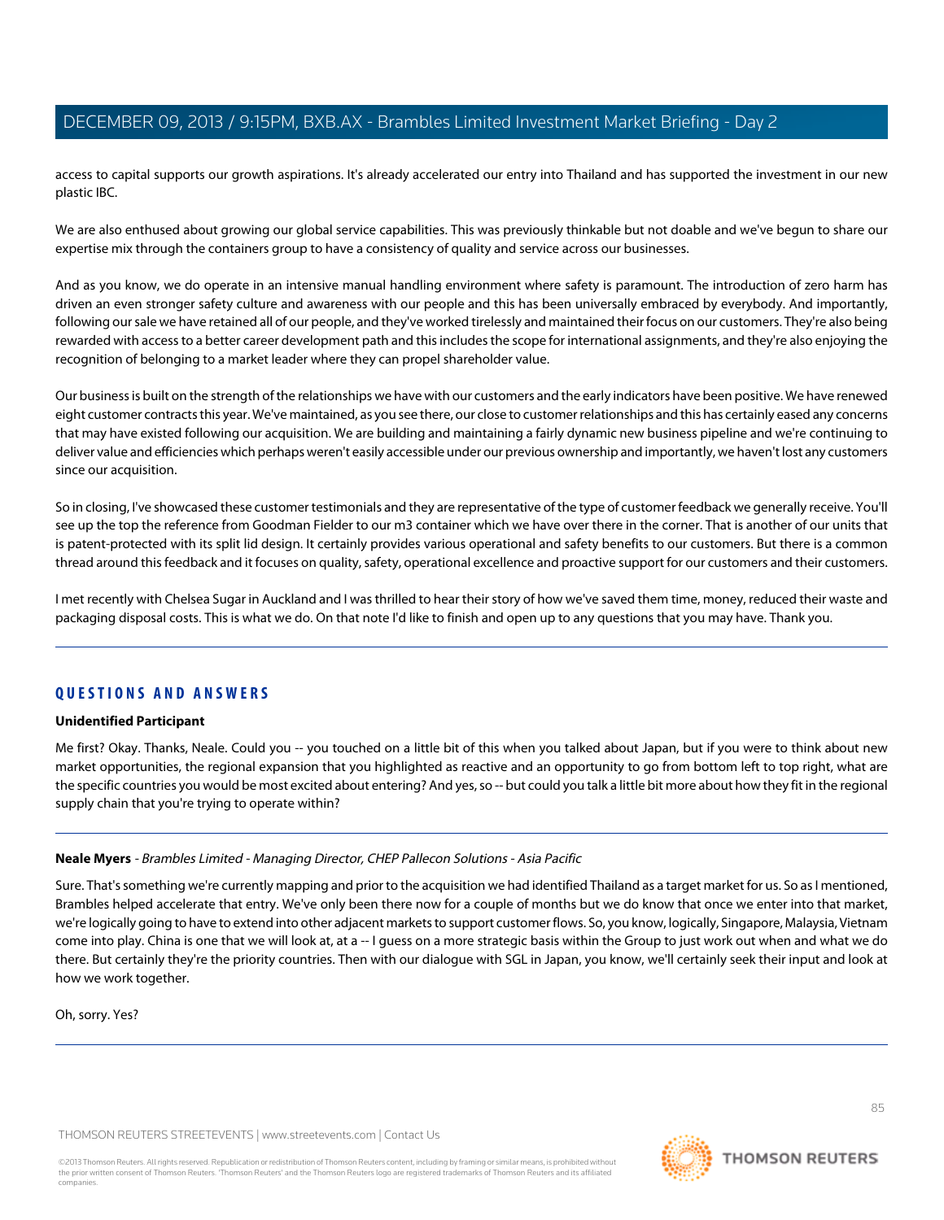access to capital supports our growth aspirations. It's already accelerated our entry into Thailand and has supported the investment in our new plastic IBC.

We are also enthused about growing our global service capabilities. This was previously thinkable but not doable and we've begun to share our expertise mix through the containers group to have a consistency of quality and service across our businesses.

And as you know, we do operate in an intensive manual handling environment where safety is paramount. The introduction of zero harm has driven an even stronger safety culture and awareness with our people and this has been universally embraced by everybody. And importantly, following our sale we have retained all of our people, and they've worked tirelessly and maintained their focus on our customers. They're also being rewarded with access to a better career development path and this includes the scope for international assignments, and they're also enjoying the recognition of belonging to a market leader where they can propel shareholder value.

Our business is built on the strength of the relationships we have with our customers and the early indicators have been positive. We have renewed eight customer contracts this year. We've maintained, as you see there, our close to customer relationships and this has certainly eased any concerns that may have existed following our acquisition. We are building and maintaining a fairly dynamic new business pipeline and we're continuing to deliver value and efficiencies which perhaps weren't easily accessible under our previous ownership and importantly, we haven't lost any customers since our acquisition.

So in closing, I've showcased these customer testimonials and they are representative of the type of customer feedback we generally receive. You'll see up the top the reference from Goodman Fielder to our m3 container which we have over there in the corner. That is another of our units that is patent-protected with its split lid design. It certainly provides various operational and safety benefits to our customers. But there is a common thread around this feedback and it focuses on quality, safety, operational excellence and proactive support for our customers and their customers.

I met recently with Chelsea Sugar in Auckland and I was thrilled to hear their story of how we've saved them time, money, reduced their waste and packaging disposal costs. This is what we do. On that note I'd like to finish and open up to any questions that you may have. Thank you.

## QUESTIONS AND ANSWERS

**Unidentified Participant**

Me first? Okay. Thanks, Neale. Could you -- you touched on a little bit of this when you talked about Japan, but if you were to think about new market opportunities, the regional expansion that you highlighted as reactive and an opportunity to go from bottom left to top right, what are the specific countries you would be most excited about entering? And yes, so -- but could you talk a little bit more about how they fit in the regional supply chain that you're trying to operate within?

**Neale Myers** - *Brambles Limited - Managing Director, CHEP Pallecon Solutions - Asia Pacific*

Sure. That's something we're currently mapping and prior to the acquisition we had identified Thailand as a target market for us. So as I mentioned, Brambles helped accelerate that entry. We've only been there now for a couple of months but we do know that once we enter into that market, we're logically going to have to extend into other adjacent markets to support customer flows. So, you know, logically, Singapore, Malaysia, Vietnam come into play. China is one that we will look at, at a -- I guess on a more strategic basis within the Group to just work out when and what we do there. But certainly they're the priority countries. Then with our dialogue with SGL in Japan, you know, we'll certainly seek their input and look at how we work together.

Oh, sorry. Yes?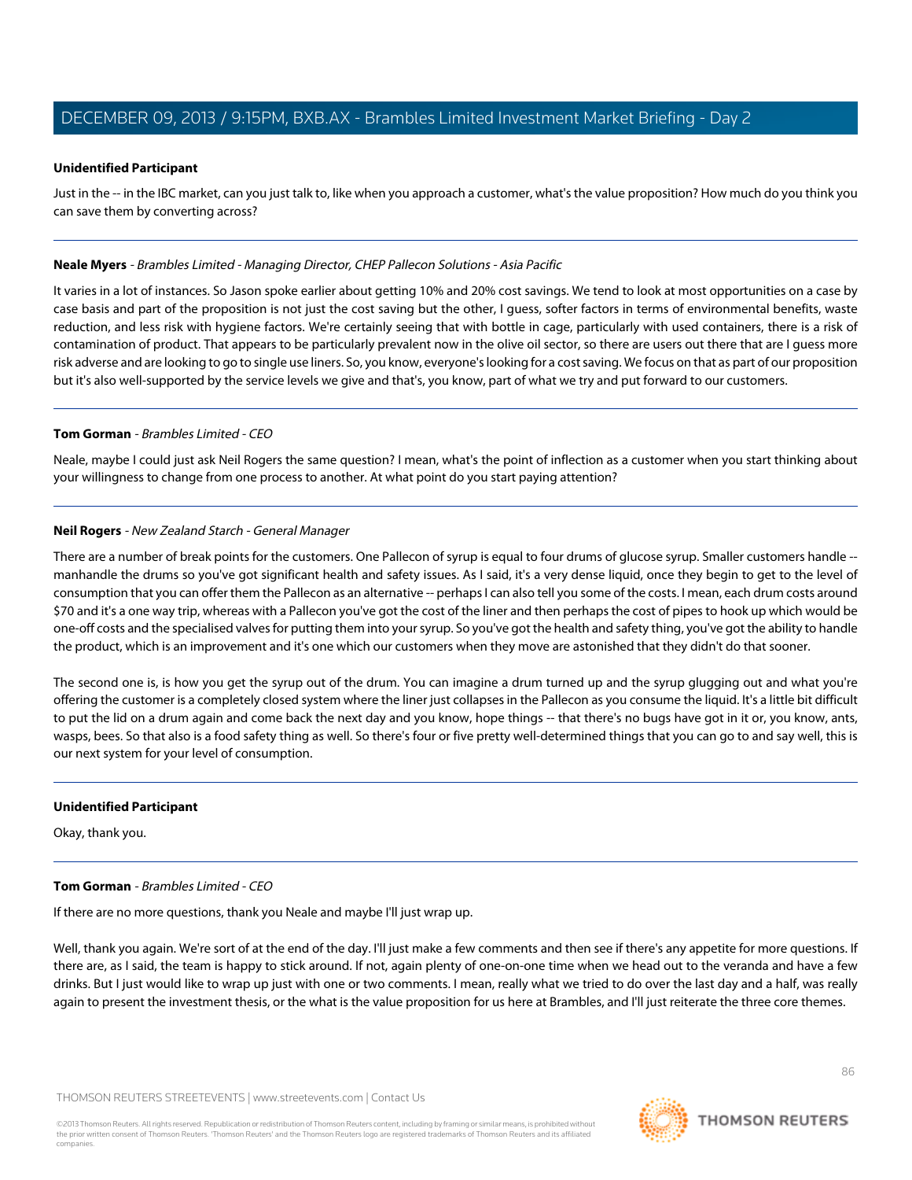**Unidentified Participant**

Just in the -- in the IBC market, can you just talk to, like when you approach a customer, what's the value proposition? How much do you think you can save them by converting across?

---

**Neale Myers** - *Brambles Limited - Managing Director, CHEP Pallecon Solutions - Asia Pacific*

It varies in a lot of instances. So Jason spoke earlier about getting 10% and 20% cost savings. We tend to look at most opportunities on a case by case basis and part of the proposition is not just the cost saving but the other, I guess, softer factors in terms of environmental benefits, waste reduction, and less risk with hygiene factors. We're certainly seeing that with bottle in cage, particularly with used containers, there is a risk of contamination of product. That appears to be particularly prevalent now in the olive oil sector, so there are users out there that are I guess more risk adverse and are looking to go to single use liners. So, you know, everyone's looking for a cost saving. We focus on that as part of our proposition but it's also well-supported by the service levels we give and that's, you know, part of what we try and put forward to our customers.

---

**Tom Gorman** - *Brambles Limited - CEO*

Neale, maybe I could just ask Neil Rogers the same question? I mean, what's the point of inflection as a customer when you start thinking about your willingness to change from one process to another. At what point do you start paying attention?

---

**Neil Rogers** - *New Zealand Starch - General Manager*

There are a number of break points for the customers. One Pallecon of syrup is equal to four drums of glucose syrup. Smaller customers handle -- manhandle the drums so you've got significant health and safety issues. As I said, it's a very dense liquid, once they begin to get to the level of consumption that you can offer them the Pallecon as an alternative -- perhaps I can also tell you some of the costs. I mean, each drum costs around $70 and it's a one way trip, whereas with a Pallecon you've got the cost of the liner and then perhaps the cost of pipes to hook up which would be one-off costs and the specialised valves for putting them into your syrup. So you've got the health and safety thing, you've got the ability to handle the product, which is an improvement and it's one which our customers when they move are astonished that they didn't do that sooner.

The second one is, is how you get the syrup out of the drum. You can imagine a drum turned up and the syrup glugging out and what you're offering the customer is a completely closed system where the liner just collapses in the Pallecon as you consume the liquid. It's a little bit difficult to put the lid on a drum again and come back the next day and you know, hope things -- that there's no bugs have got in it or, you know, ants, wasps, bees. So that also is a food safety thing as well. So there's four or five pretty well-determined things that you can go to and say well, this is our next system for your level of consumption.

---

**Unidentified Participant**

Okay, thank you.

---

**Tom Gorman** - *Brambles Limited - CEO*

If there are no more questions, thank you Neale and maybe I'll just wrap up.

Well, thank you again. We're sort of at the end of the day. I'll just make a few comments and then see if there's any appetite for more questions. If there are, as I said, the team is happy to stick around. If not, again plenty of one-on-one time when we head out to the veranda and have a few drinks. But I just would like to wrap up just with one or two comments. I mean, really what we tried to do over the last day and a half, was really again to present the investment thesis, or the what is the value proposition for us here at Brambles, and I'll just reiterate the three core themes.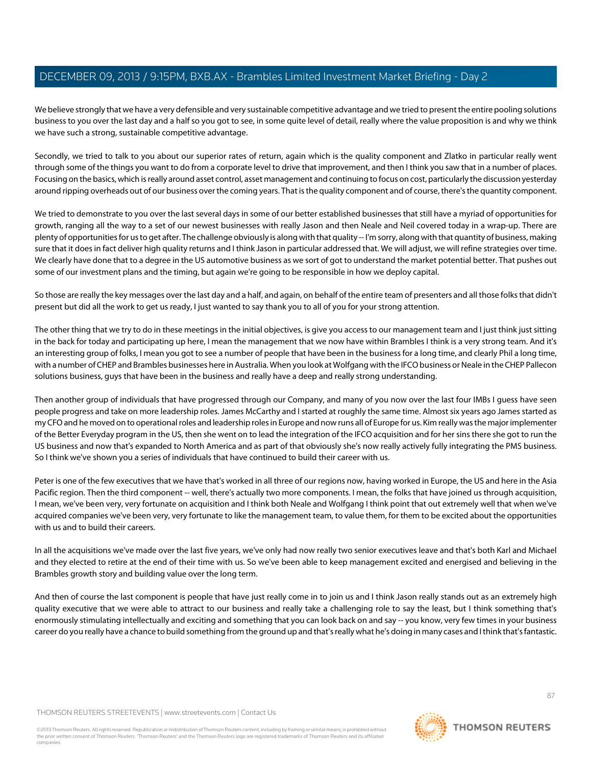We believe strongly that we have a very defensible and very sustainable competitive advantage and we tried to present the entire pooling solutions business to you over the last day and a half so you got to see, in some quite level of detail, really where the value proposition is and why we think we have such a strong, sustainable competitive advantage.

Secondly, we tried to talk to you about our superior rates of return, again which is the quality component and Zlatko in particular really went through some of the things you want to do from a corporate level to drive that improvement, and then I think you saw that in a number of places. Focusing on the basics, which is really around asset control, asset management and continuing to focus on cost, particularly the discussion yesterday around ripping overheads out of our business over the coming years. That is the quality component and of course, there's the quantity component.

We tried to demonstrate to you over the last several days in some of our better established businesses that still have a myriad of opportunities for growth, ranging all the way to a set of our newest businesses with really Jason and then Neale and Neil covered today in a wrap-up. There are plenty of opportunities for us to get after. The challenge obviously is along with that quality -- I'm sorry, along with that quantity of business, making sure that it does in fact deliver high quality returns and I think Jason in particular addressed that. We will adjust, we will refine strategies over time. We clearly have done that to a degree in the US automotive business as we sort of got to understand the market potential better. That pushes out some of our investment plans and the timing, but again we're going to be responsible in how we deploy capital.

So those are really the key messages over the last day and a half, and again, on behalf of the entire team of presenters and all those folks that didn't present but did all the work to get us ready, I just wanted to say thank you to all of you for your strong attention.

The other thing that we try to do in these meetings in the initial objectives, is give you access to our management team and I just think just sitting in the back for today and participating up here, I mean the management that we now have within Brambles I think is a very strong team. And it's an interesting group of folks, I mean you got to see a number of people that have been in the business for a long time, and clearly Phil a long time, with a number of CHEP and Brambles businesses here in Australia. When you look at Wolfgang with the IFCO business or Neale in the CHEP Pallecon solutions business, guys that have been in the business and really have a deep and really strong understanding.

Then another group of individuals that have progressed through our Company, and many of you now over the last four IMBs I guess have seen people progress and take on more leadership roles. James McCarthy and I started at roughly the same time. Almost six years ago James started as my CFO and he moved on to operational roles and leadership roles in Europe and now runs all of Europe for us. Kim really was the major implementer of the Better Everyday program in the US, then she went on to lead the integration of the IFCO acquisition and for her sins there she got to run the US business and now that's expanded to North America and as part of that obviously she's now really actively fully integrating the PMS business. So I think we've shown you a series of individuals that have continued to build their career with us.

Peter is one of the few executives that we have that's worked in all three of our regions now, having worked in Europe, the US and here in the Asia Pacific region. Then the third component -- well, there's actually two more components. I mean, the folks that have joined us through acquisition, I mean, we've been very, very fortunate on acquisition and I think both Neale and Wolfgang I think point that out extremely well that when we've acquired companies we've been very, very fortunate to like the management team, to value them, for them to be excited about the opportunities with us and to build their careers.

In all the acquisitions we've made over the last five years, we've only had now really two senior executives leave and that's both Karl and Michael and they elected to retire at the end of their time with us. So we've been able to keep management excited and energised and believing in the Brambles growth story and building value over the long term.

And then of course the last component is people that have just really come in to join us and I think Jason really stands out as an extremely high quality executive that we were able to attract to our business and really take a challenging role to say the least, but I think something that's enormously stimulating intellectually and exciting and something that you can look back on and say -- you know, very few times in your business career do you really have a chance to build something from the ground up and that's really what he's doing in many cases and I think that's fantastic.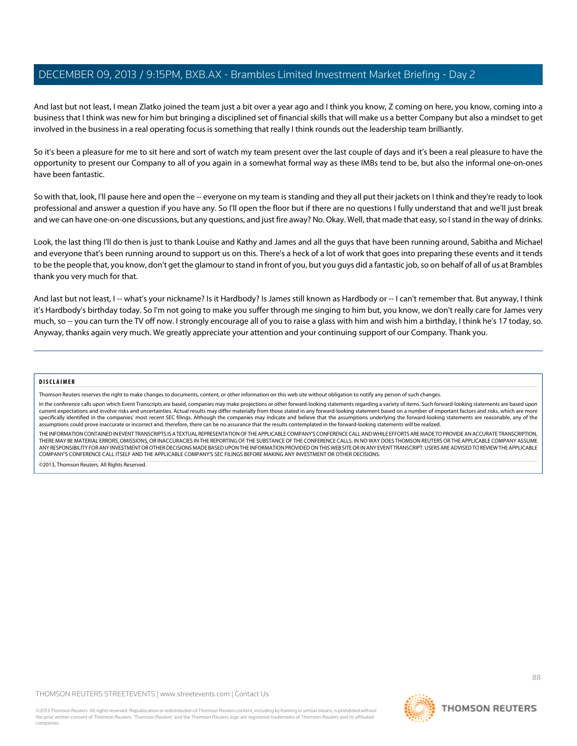And last but not least, I mean Zlatko joined the team just a bit over a year ago and I think you know, Z coming on here, you know, coming into a business that I think was new for him but bringing a disciplined set of financial skills that will make us a better Company but also a mindset to get involved in the business in a real operating focus is something that really I think rounds out the leadership team brilliantly.

So it's been a pleasure for me to sit here and sort of watch my team present over the last couple of days and it's been a real pleasure to have the opportunity to present our Company to all of you again in a somewhat formal way as these IMBs tend to be, but also the informal one-on-ones have been fantastic.

So with that, look, I'll pause here and open the -- everyone on my team is standing and they all put their jackets on I think and they're ready to look professional and answer a question if you have any. So I'll open the floor but if there are no questions I fully understand that and we'll just break and we can have one-on-one discussions, but any questions, and just fire away? No. Okay. Well, that made that easy, so I stand in the way of drinks.

Look, the last thing I'll do then is just to thank Louise and Kathy and James and all the guys that have been running around, Sabitha and Michael and everyone that's been running around to support us on this. There's a heck of a lot of work that goes into preparing these events and it tends to be the people that, you know, don't get the glamour to stand in front of you, but you guys did a fantastic job, so on behalf of all of us at Brambles thank you very much for that.

And last but not least, I -- what's your nickname? Is it Hardbody? Is James still known as Hardbody or -- I can't remember that. But anyway, I think it's Hardbody's birthday today. So I'm not going to make you suffer through me singing to him but, you know, we don't really care for James very much, so -- you can turn the TV off now. I strongly encourage all of you to raise a glass with him and wish him a birthday, I think he's 17 today, so. Anyway, thanks again very much. We greatly appreciate your attention and your continuing support of our Company. Thank you.

---

**DISCLAIMER**

Thomson Reuters reserves the right to make changes to documents, content, or other information on this web site without obligation to notify any person of such changes.

In the conference calls upon which Event Transcripts are based, companies may make projections or other forward-looking statements regarding a variety of items. Such forward-looking statements are based upon current expectations and involve risks and uncertainties. Actual results may differ materially from those stated in any forward-looking statement based on a number of important factors and risks, which are more specifically identified in the companies' most recent SEC filings. Although the companies may indicate and believe that the assumptions underlying the forward-looking statements are reasonable, any of the assumptions could prove inaccurate or incorrect and, therefore, there can be no assurance that the results contemplated in the forward-looking statements will be realized.

THE INFORMATION CONTAINED IN EVENT TRANSCRIPTS IS A TEXTUAL REPRESENTATION OF THE APPLICABLE COMPANY'S CONFERENCE CALL AND WHILE EFFORTS ARE MADE TO PROVIDE AN ACCURATE TRANSCRIPTION, THERE MAY BE MATERIAL ERRORS, OMISSIONS, OR INACCURACIES IN THE REPORTING OF THE SUBSTANCE OF THE CONFERENCE CALLS. IN NO WAY DOES THOMSON REUTERS OR THE APPLICABLE COMPANY ASSUME ANY RESPONSIBILITY FOR ANY INVESTMENT OR OTHER DECISIONS MADE BASED UPON THE INFORMATION PROVIDED ON THIS WEB SITE OR IN ANY EVENT TRANSCRIPT. USERS ARE ADVISED TO REVIEW THE APPLICABLE COMPANY'S CONFERENCE CALL ITSELF AND THE APPLICABLE COMPANY'S SEC FILINGS BEFORE MAKING ANY INVESTMENT OR OTHER DECISIONS.

©2013, Thomson Reuters. All Rights Reserved.